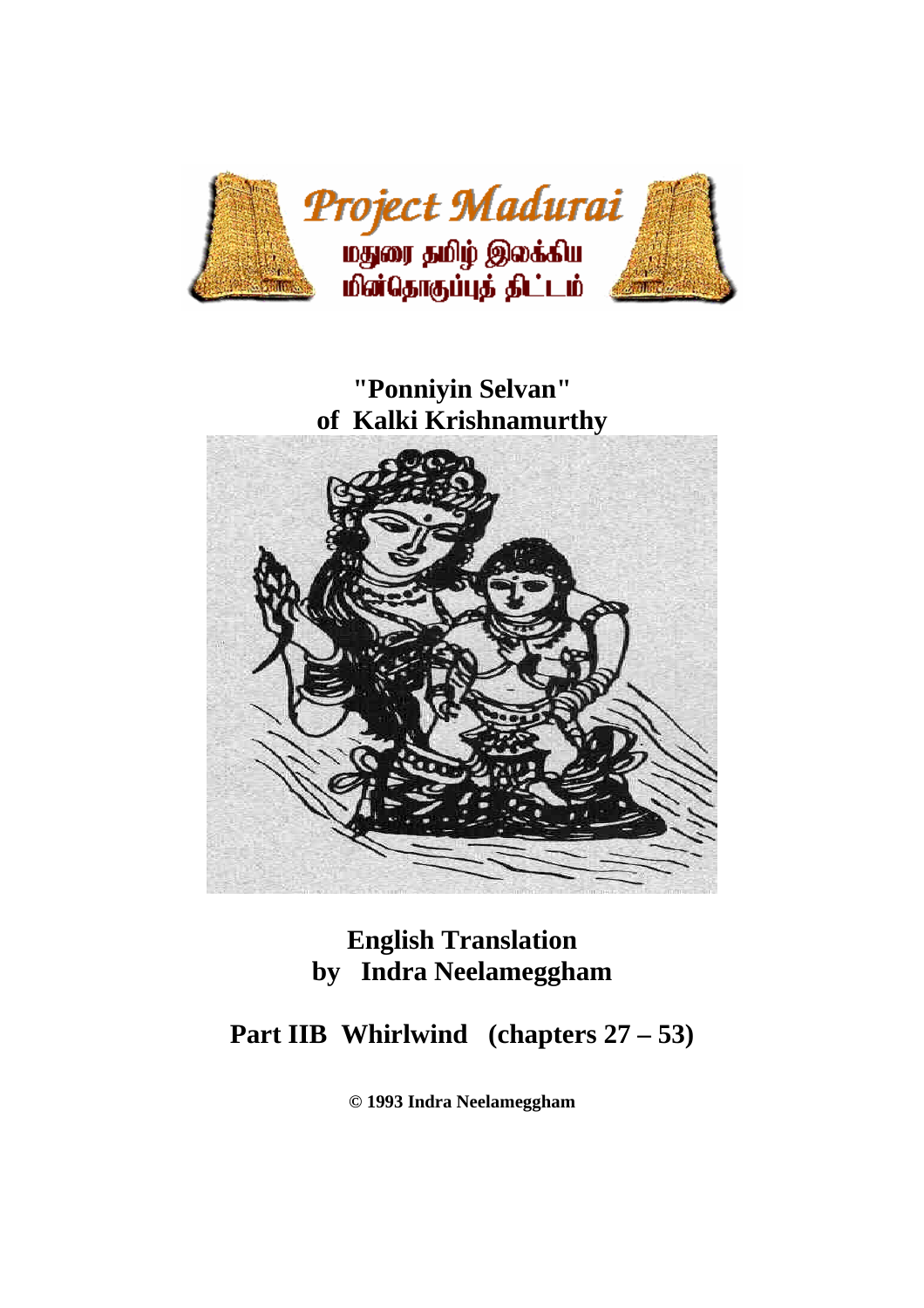Project Madurai

மதுரை தமிழ் இலக்கிய மின்தொகுப்புத் திட்டம்

# "Ponniyin Selvan" of Kalki Krishnamurthy

## English Translation by Indra Neelameggham

## Part IIB Whirlwind (chapters 27 – 53)

**© 1993 Indra Neelameggham**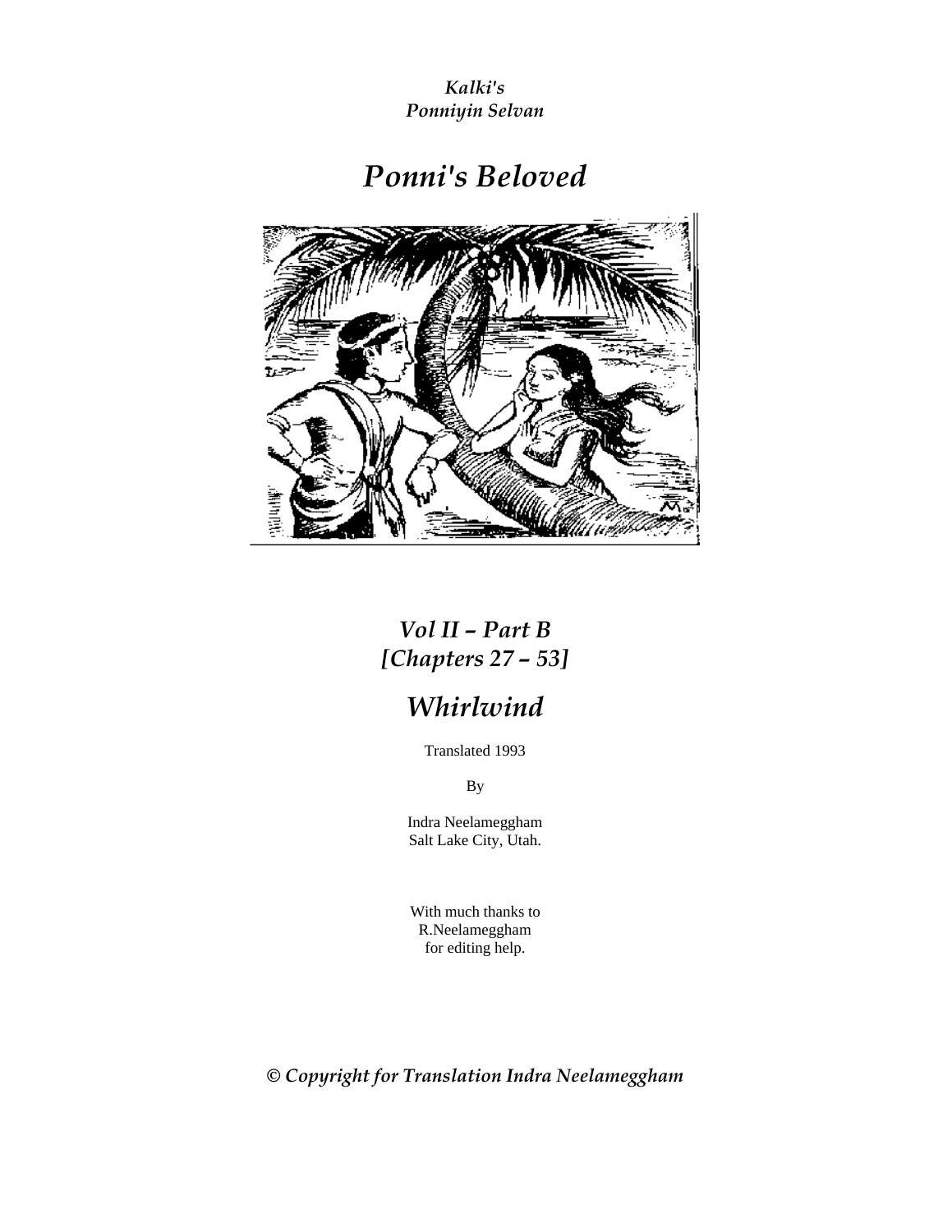*Kalki's*
*Ponniyin Selvan*

# *Ponni's Beloved*

## *Vol II – Part B*
## *[Chapters 27 – 53]*

# *Whirlwind*

Translated 1993

By

Indra Neelameggham
Salt Lake City, Utah.

With much thanks to
R.Neelameggham
for editing help.

***© Copyright for Translation Indra Neelameggham***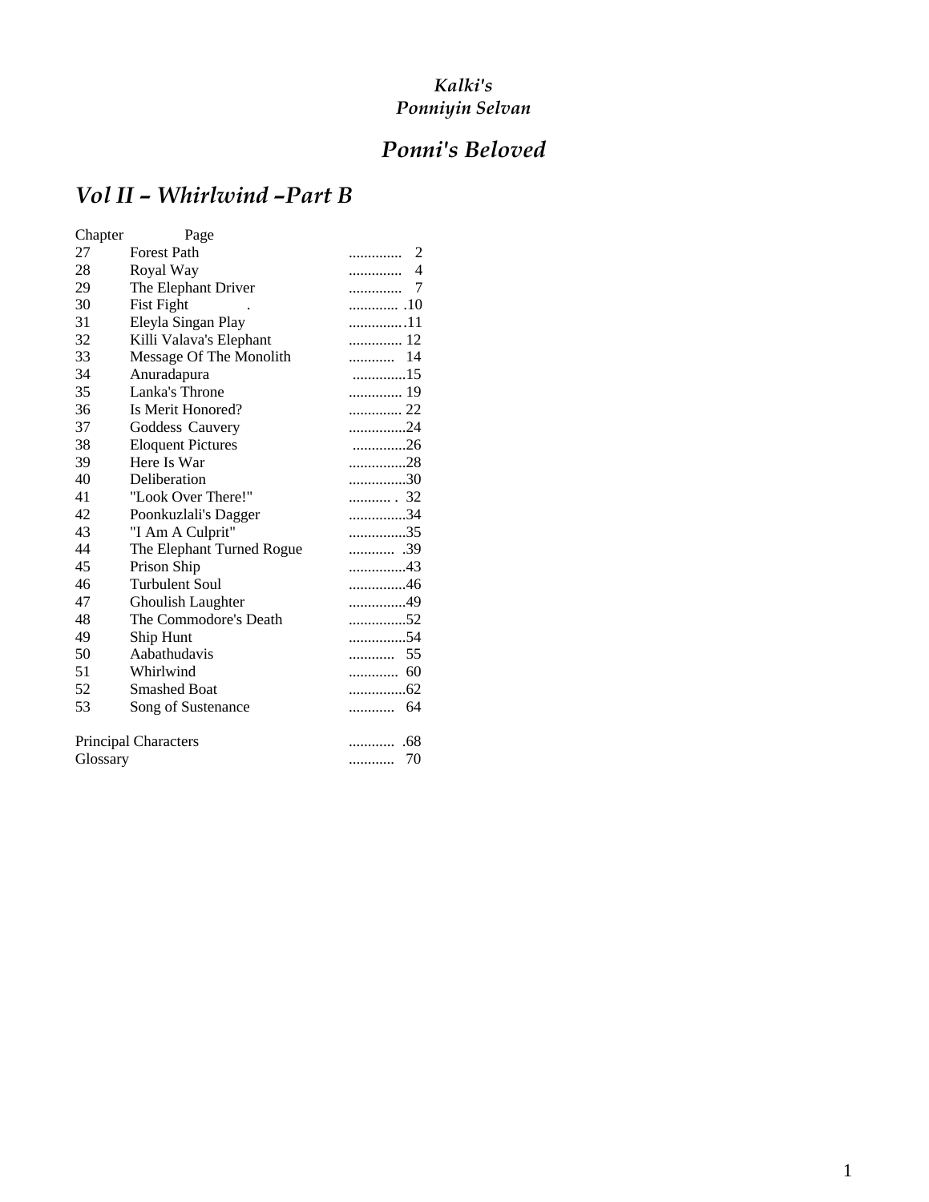*Kalki's*
*Ponniyin Selvan*

# *Ponni's Beloved*

## *Vol II – Whirlwind –Part B*

| Chapter | | Page |
|---|---|---|
| 27 | Forest Path | 2 |
| 28 | Royal Way | 4 |
| 29 | The Elephant Driver | 7 |
| 30 | Fist Fight | 10 |
| 31 | Eleyla Singan Play | 11 |
| 32 | Killi Valava's Elephant | 12 |
| 33 | Message Of The Monolith | 14 |
| 34 | Anuradapura | 15 |
| 35 | Lanka's Throne | 19 |
| 36 | Is Merit Honored? | 22 |
| 37 | Goddess Cauvery | 24 |
| 38 | Eloquent Pictures | 26 |
| 39 | Here Is War | 28 |
| 40 | Deliberation | 30 |
| 41 | "Look Over There!" | 32 |
| 42 | Poonkuzlali's Dagger | 34 |
| 43 | "I Am A Culprit" | 35 |
| 44 | The Elephant Turned Rogue | 39 |
| 45 | Prison Ship | 43 |
| 46 | Turbulent Soul | 46 |
| 47 | Ghoulish Laughter | 49 |
| 48 | The Commodore's Death | 52 |
| 49 | Ship Hunt | 54 |
| 50 | Aabathudavis | 55 |
| 51 | Whirlwind | 60 |
| 52 | Smashed Boat | 62 |
| 53 | Song of Sustenance | 64 |
| Principal Characters | | 68 |
| Glossary | | 70 |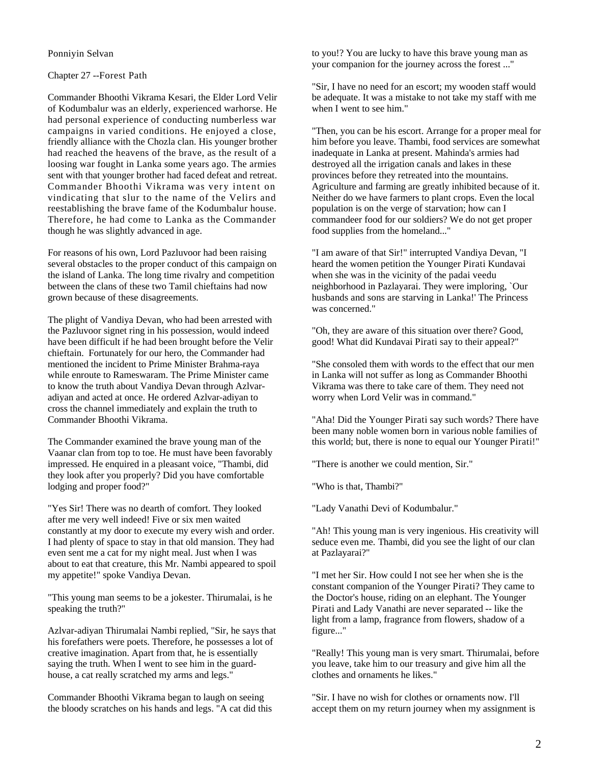Ponniyin Selvan

Chapter 27 --Forest Path

Commander Bhoothi Vikrama Kesari, the Elder Lord Velir of Kodumbalur was an elderly, experienced warhorse. He had personal experience of conducting numberless war campaigns in varied conditions. He enjoyed a close, friendly alliance with the Chozla clan. His younger brother had reached the heavens of the brave, as the result of a loosing war fought in Lanka some years ago. The armies sent with that younger brother had faced defeat and retreat. Commander Bhoothi Vikrama was very intent on vindicating that slur to the name of the Velirs and reestablishing the brave fame of the Kodumbalur house. Therefore, he had come to Lanka as the Commander though he was slightly advanced in age.

For reasons of his own, Lord Pazluvoor had been raising several obstacles to the proper conduct of this campaign on the island of Lanka. The long time rivalry and competition between the clans of these two Tamil chieftains had now grown because of these disagreements.

The plight of Vandiya Devan, who had been arrested with the Pazluvoor signet ring in his possession, would indeed have been difficult if he had been brought before the Velir chieftain. Fortunately for our hero, the Commander had mentioned the incident to Prime Minister Brahma-raya while enroute to Rameswaram. The Prime Minister came to know the truth about Vandiya Devan through Azlvar-adiyan and acted at once. He ordered Azlvar-adiyan to cross the channel immediately and explain the truth to Commander Bhoothi Vikrama.

The Commander examined the brave young man of the Vaanar clan from top to toe. He must have been favorably impressed. He enquired in a pleasant voice, "Thambi, did they look after you properly? Did you have comfortable lodging and proper food?"

"Yes Sir! There was no dearth of comfort. They looked after me very well indeed! Five or six men waited constantly at my door to execute my every wish and order. I had plenty of space to stay in that old mansion. They had even sent me a cat for my night meal. Just when I was about to eat that creature, this Mr. Nambi appeared to spoil my appetite!" spoke Vandiya Devan.

"This young man seems to be a jokester. Thirumalai, is he speaking the truth?"

Azlvar-adiyan Thirumalai Nambi replied, "Sir, he says that his forefathers were poets. Therefore, he possesses a lot of creative imagination. Apart from that, he is essentially saying the truth. When I went to see him in the guard-house, a cat really scratched my arms and legs."

Commander Bhoothi Vikrama began to laugh on seeing the bloody scratches on his hands and legs. "A cat did this to you!? You are lucky to have this brave young man as your companion for the journey across the forest ..."

"Sir, I have no need for an escort; my wooden staff would be adequate. It was a mistake to not take my staff with me when I went to see him."

"Then, you can be his escort. Arrange for a proper meal for him before you leave. Thambi, food services are somewhat inadequate in Lanka at present. Mahinda's armies had destroyed all the irrigation canals and lakes in these provinces before they retreated into the mountains. Agriculture and farming are greatly inhibited because of it. Neither do we have farmers to plant crops. Even the local population is on the verge of starvation; how can I commandeer food for our soldiers? We do not get proper food supplies from the homeland..."

"I am aware of that Sir!" interrupted Vandiya Devan, "I heard the women petition the Younger Pirati Kundavai when she was in the vicinity of the padai veedu neighborhood in Pazlayarai. They were imploring, `Our husbands and sons are starving in Lanka!' The Princess was concerned."

"Oh, they are aware of this situation over there? Good, good! What did Kundavai Pirati say to their appeal?"

"She consoled them with words to the effect that our men in Lanka will not suffer as long as Commander Bhoothi Vikrama was there to take care of them. They need not worry when Lord Velir was in command."

"Aha! Did the Younger Pirati say such words? There have been many noble women born in various noble families of this world; but, there is none to equal our Younger Pirati!"

"There is another we could mention, Sir."

"Who is that, Thambi?"

"Lady Vanathi Devi of Kodumbalur."

"Ah! This young man is very ingenious. His creativity will seduce even me. Thambi, did you see the light of our clan at Pazlayarai?"

"I met her Sir. How could I not see her when she is the constant companion of the Younger Pirati? They came to the Doctor's house, riding on an elephant. The Younger Pirati and Lady Vanathi are never separated -- like the light from a lamp, fragrance from flowers, shadow of a figure..."

"Really! This young man is very smart. Thirumalai, before you leave, take him to our treasury and give him all the clothes and ornaments he likes."

"Sir. I have no wish for clothes or ornaments now. I'll accept them on my return journey when my assignment is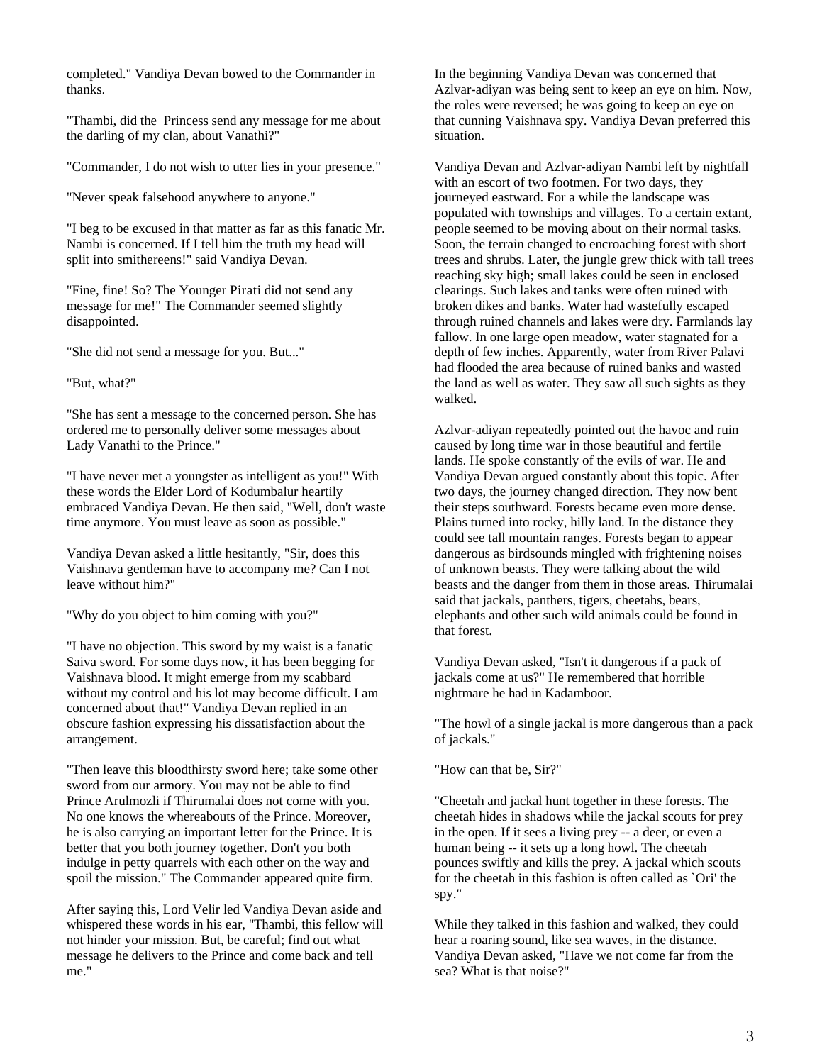completed." Vandiya Devan bowed to the Commander in thanks.

"Thambi, did the Princess send any message for me about the darling of my clan, about Vanathi?"

"Commander, I do not wish to utter lies in your presence."

"Never speak falsehood anywhere to anyone."

"I beg to be excused in that matter as far as this fanatic Mr. Nambi is concerned. If I tell him the truth my head will split into smithereens!" said Vandiya Devan.

"Fine, fine! So? The Younger Pirati did not send any message for me!" The Commander seemed slightly disappointed.

"She did not send a message for you. But..."

"But, what?"

"She has sent a message to the concerned person. She has ordered me to personally deliver some messages about Lady Vanathi to the Prince."

"I have never met a youngster as intelligent as you!" With these words the Elder Lord of Kodumbalur heartily embraced Vandiya Devan. He then said, "Well, don't waste time anymore. You must leave as soon as possible."

Vandiya Devan asked a little hesitantly, "Sir, does this Vaishnava gentleman have to accompany me? Can I not leave without him?"

"Why do you object to him coming with you?"

"I have no objection. This sword by my waist is a fanatic Saiva sword. For some days now, it has been begging for Vaishnava blood. It might emerge from my scabbard without my control and his lot may become difficult. I am concerned about that!" Vandiya Devan replied in an obscure fashion expressing his dissatisfaction about the arrangement.

"Then leave this bloodthirsty sword here; take some other sword from our armory. You may not be able to find Prince Arulmozli if Thirumalai does not come with you. No one knows the whereabouts of the Prince. Moreover, he is also carrying an important letter for the Prince. It is better that you both journey together. Don't you both indulge in petty quarrels with each other on the way and spoil the mission." The Commander appeared quite firm.

After saying this, Lord Velir led Vandiya Devan aside and whispered these words in his ear, "Thambi, this fellow will not hinder your mission. But, be careful; find out what message he delivers to the Prince and come back and tell me."

In the beginning Vandiya Devan was concerned that Azlvar-adiyan was being sent to keep an eye on him. Now, the roles were reversed; he was going to keep an eye on that cunning Vaishnava spy. Vandiya Devan preferred this situation.

Vandiya Devan and Azlvar-adiyan Nambi left by nightfall with an escort of two footmen. For two days, they journeyed eastward. For a while the landscape was populated with townships and villages. To a certain extant, people seemed to be moving about on their normal tasks. Soon, the terrain changed to encroaching forest with short trees and shrubs. Later, the jungle grew thick with tall trees reaching sky high; small lakes could be seen in enclosed clearings. Such lakes and tanks were often ruined with broken dikes and banks. Water had wastefully escaped through ruined channels and lakes were dry. Farmlands lay fallow. In one large open meadow, water stagnated for a depth of few inches. Apparently, water from River Palavi had flooded the area because of ruined banks and wasted the land as well as water. They saw all such sights as they walked.

Azlvar-adiyan repeatedly pointed out the havoc and ruin caused by long time war in those beautiful and fertile lands. He spoke constantly of the evils of war. He and Vandiya Devan argued constantly about this topic. After two days, the journey changed direction. They now bent their steps southward. Forests became even more dense. Plains turned into rocky, hilly land. In the distance they could see tall mountain ranges. Forests began to appear dangerous as birdsounds mingled with frightening noises of unknown beasts. They were talking about the wild beasts and the danger from them in those areas. Thirumalai said that jackals, panthers, tigers, cheetahs, bears, elephants and other such wild animals could be found in that forest.

Vandiya Devan asked, "Isn't it dangerous if a pack of jackals come at us?" He remembered that horrible nightmare he had in Kadamboor.

"The howl of a single jackal is more dangerous than a pack of jackals."

"How can that be, Sir?"

"Cheetah and jackal hunt together in these forests. The cheetah hides in shadows while the jackal scouts for prey in the open. If it sees a living prey -- a deer, or even a human being -- it sets up a long howl. The cheetah pounces swiftly and kills the prey. A jackal which scouts for the cheetah in this fashion is often called as `Ori' the spy."

While they talked in this fashion and walked, they could hear a roaring sound, like sea waves, in the distance. Vandiya Devan asked, "Have we not come far from the sea? What is that noise?"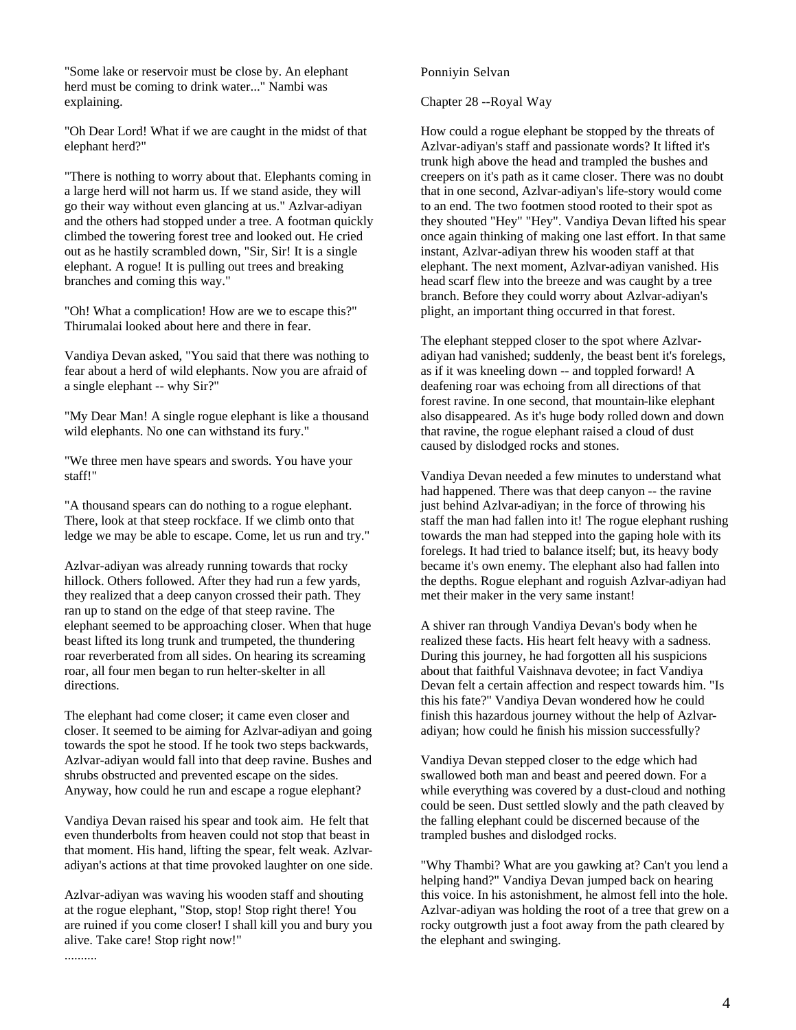"Some lake or reservoir must be close by. An elephant herd must be coming to drink water..." Nambi was explaining.

"Oh Dear Lord! What if we are caught in the midst of that elephant herd?"

"There is nothing to worry about that. Elephants coming in a large herd will not harm us. If we stand aside, they will go their way without even glancing at us." Azlvar-adiyan and the others had stopped under a tree. A footman quickly climbed the towering forest tree and looked out. He cried out as he hastily scrambled down, "Sir, Sir! It is a single elephant. A rogue! It is pulling out trees and breaking branches and coming this way."

"Oh! What a complication! How are we to escape this?" Thirumalai looked about here and there in fear.

Vandiya Devan asked, "You said that there was nothing to fear about a herd of wild elephants. Now you are afraid of a single elephant -- why Sir?"

"My Dear Man! A single rogue elephant is like a thousand wild elephants. No one can withstand its fury."

"We three men have spears and swords. You have your staff!"

"A thousand spears can do nothing to a rogue elephant. There, look at that steep rockface. If we climb onto that ledge we may be able to escape. Come, let us run and try."

Azlvar-adiyan was already running towards that rocky hillock. Others followed. After they had run a few yards, they realized that a deep canyon crossed their path. They ran up to stand on the edge of that steep ravine. The elephant seemed to be approaching closer. When that huge beast lifted its long trunk and trumpeted, the thundering roar reverberated from all sides. On hearing its screaming roar, all four men began to run helter-skelter in all directions.

The elephant had come closer; it came even closer and closer. It seemed to be aiming for Azlvar-adiyan and going towards the spot he stood. If he took two steps backwards, Azlvar-adiyan would fall into that deep ravine. Bushes and shrubs obstructed and prevented escape on the sides. Anyway, how could he run and escape a rogue elephant?

Vandiya Devan raised his spear and took aim. He felt that even thunderbolts from heaven could not stop that beast in that moment. His hand, lifting the spear, felt weak. Azlvar-adiyan's actions at that time provoked laughter on one side.

Azlvar-adiyan was waving his wooden staff and shouting at the rogue elephant, "Stop, stop! Stop right there! You are ruined if you come closer! I shall kill you and bury you alive. Take care! Stop right now!"

..........

Ponniyin Selvan

Chapter 28 --Royal Way

How could a rogue elephant be stopped by the threats of Azlvar-adiyan's staff and passionate words? It lifted it's trunk high above the head and trampled the bushes and creepers on it's path as it came closer. There was no doubt that in one second, Azlvar-adiyan's life-story would come to an end. The two footmen stood rooted to their spot as they shouted "Hey" "Hey". Vandiya Devan lifted his spear once again thinking of making one last effort. In that same instant, Azlvar-adiyan threw his wooden staff at that elephant. The next moment, Azlvar-adiyan vanished. His head scarf flew into the breeze and was caught by a tree branch. Before they could worry about Azlvar-adiyan's plight, an important thing occurred in that forest.

The elephant stepped closer to the spot where Azlvar-adiyan had vanished; suddenly, the beast bent it's forelegs, as if it was kneeling down -- and toppled forward! A deafening roar was echoing from all directions of that forest ravine. In one second, that mountain-like elephant also disappeared. As it's huge body rolled down and down that ravine, the rogue elephant raised a cloud of dust caused by dislodged rocks and stones.

Vandiya Devan needed a few minutes to understand what had happened. There was that deep canyon -- the ravine just behind Azlvar-adiyan; in the force of throwing his staff the man had fallen into it! The rogue elephant rushing towards the man had stepped into the gaping hole with its forelegs. It had tried to balance itself; but, its heavy body became it's own enemy. The elephant also had fallen into the depths. Rogue elephant and roguish Azlvar-adiyan had met their maker in the very same instant!

A shiver ran through Vandiya Devan's body when he realized these facts. His heart felt heavy with a sadness. During this journey, he had forgotten all his suspicions about that faithful Vaishnava devotee; in fact Vandiya Devan felt a certain affection and respect towards him. "Is this his fate?" Vandiya Devan wondered how he could finish this hazardous journey without the help of Azlvar-adiyan; how could he finish his mission successfully?

Vandiya Devan stepped closer to the edge which had swallowed both man and beast and peered down. For a while everything was covered by a dust-cloud and nothing could be seen. Dust settled slowly and the path cleaved by the falling elephant could be discerned because of the trampled bushes and dislodged rocks.

"Why Thambi? What are you gawking at? Can't you lend a helping hand?" Vandiya Devan jumped back on hearing this voice. In his astonishment, he almost fell into the hole. Azlvar-adiyan was holding the root of a tree that grew on a rocky outgrowth just a foot away from the path cleared by the elephant and swinging.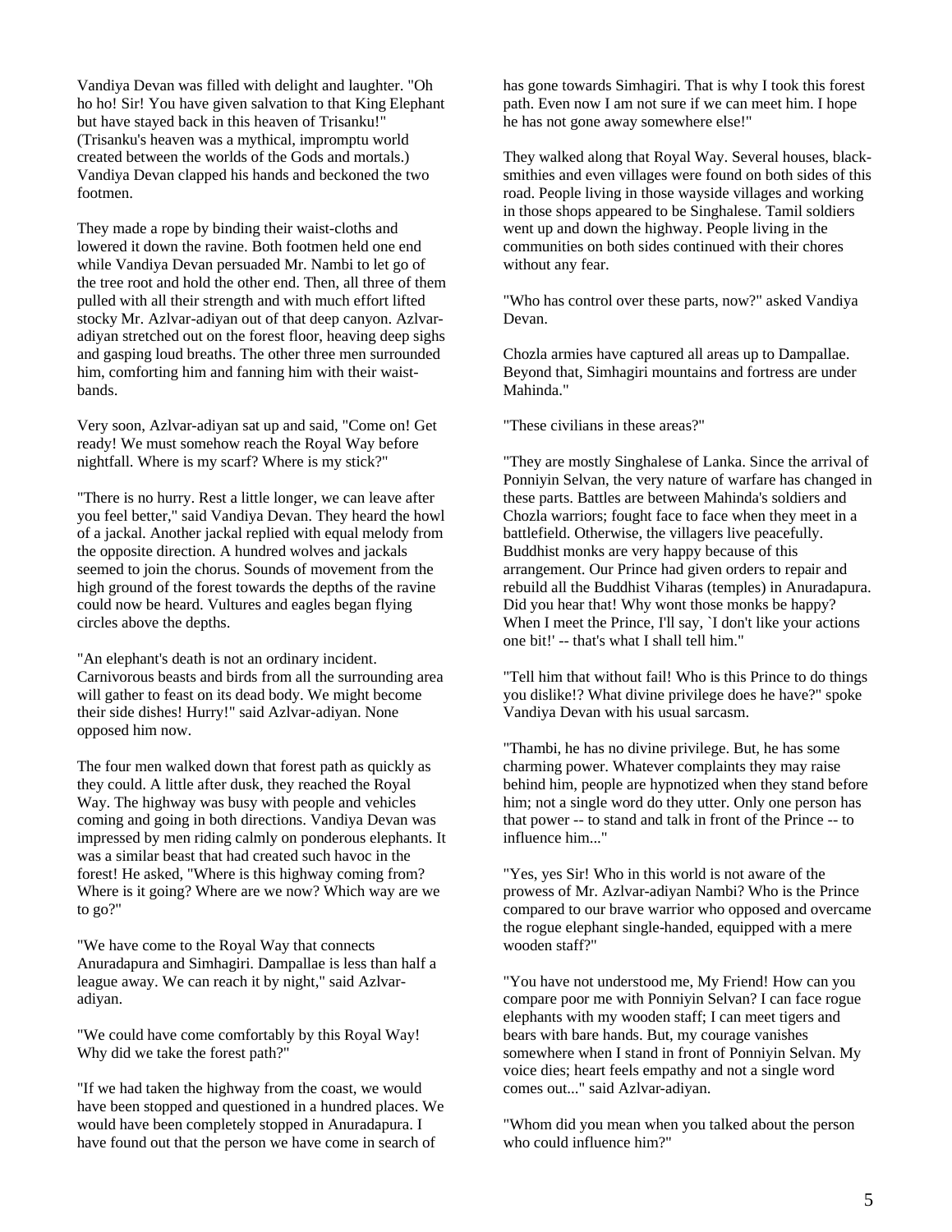Vandiya Devan was filled with delight and laughter. "Oh ho ho! Sir! You have given salvation to that King Elephant but have stayed back in this heaven of Trisanku!" (Trisanku's heaven was a mythical, impromptu world created between the worlds of the Gods and mortals.) Vandiya Devan clapped his hands and beckoned the two footmen.

They made a rope by binding their waist-cloths and lowered it down the ravine. Both footmen held one end while Vandiya Devan persuaded Mr. Nambi to let go of the tree root and hold the other end. Then, all three of them pulled with all their strength and with much effort lifted stocky Mr. Azlvar-adiyan out of that deep canyon. Azlvar-adiyan stretched out on the forest floor, heaving deep sighs and gasping loud breaths. The other three men surrounded him, comforting him and fanning him with their waist-bands.

Very soon, Azlvar-adiyan sat up and said, "Come on! Get ready! We must somehow reach the Royal Way before nightfall. Where is my scarf? Where is my stick?"

"There is no hurry. Rest a little longer, we can leave after you feel better," said Vandiya Devan. They heard the howl of a jackal. Another jackal replied with equal melody from the opposite direction. A hundred wolves and jackals seemed to join the chorus. Sounds of movement from the high ground of the forest towards the depths of the ravine could now be heard. Vultures and eagles began flying circles above the depths.

"An elephant's death is not an ordinary incident. Carnivorous beasts and birds from all the surrounding area will gather to feast on its dead body. We might become their side dishes! Hurry!" said Azlvar-adiyan. None opposed him now.

The four men walked down that forest path as quickly as they could. A little after dusk, they reached the Royal Way. The highway was busy with people and vehicles coming and going in both directions. Vandiya Devan was impressed by men riding calmly on ponderous elephants. It was a similar beast that had created such havoc in the forest! He asked, "Where is this highway coming from? Where is it going? Where are we now? Which way are we to go?"

"We have come to the Royal Way that connects Anuradapura and Simhagiri. Dampallae is less than half a league away. We can reach it by night," said Azlvar-adiyan.

"We could have come comfortably by this Royal Way! Why did we take the forest path?"

"If we had taken the highway from the coast, we would have been stopped and questioned in a hundred places. We would have been completely stopped in Anuradapura. I have found out that the person we have come in search of has gone towards Simhagiri. That is why I took this forest path. Even now I am not sure if we can meet him. I hope he has not gone away somewhere else!"

They walked along that Royal Way. Several houses, black-smithies and even villages were found on both sides of this road. People living in those wayside villages and working in those shops appeared to be Singhalese. Tamil soldiers went up and down the highway. People living in the communities on both sides continued with their chores without any fear.

"Who has control over these parts, now?" asked Vandiya Devan.

Chozla armies have captured all areas up to Dampallae. Beyond that, Simhagiri mountains and fortress are under Mahinda."

"These civilians in these areas?"

"They are mostly Singhalese of Lanka. Since the arrival of Ponniyin Selvan, the very nature of warfare has changed in these parts. Battles are between Mahinda's soldiers and Chozla warriors; fought face to face when they meet in a battlefield. Otherwise, the villagers live peacefully. Buddhist monks are very happy because of this arrangement. Our Prince had given orders to repair and rebuild all the Buddhist Viharas (temples) in Anuradapura. Did you hear that! Why wont those monks be happy? When I meet the Prince, I'll say, `I don't like your actions one bit!' -- that's what I shall tell him."

"Tell him that without fail! Who is this Prince to do things you dislike!? What divine privilege does he have?" spoke Vandiya Devan with his usual sarcasm.

"Thambi, he has no divine privilege. But, he has some charming power. Whatever complaints they may raise behind him, people are hypnotized when they stand before him; not a single word do they utter. Only one person has that power -- to stand and talk in front of the Prince -- to influence him..."

"Yes, yes Sir! Who in this world is not aware of the prowess of Mr. Azlvar-adiyan Nambi? Who is the Prince compared to our brave warrior who opposed and overcame the rogue elephant single-handed, equipped with a mere wooden staff?"

"You have not understood me, My Friend! How can you compare poor me with Ponniyin Selvan? I can face rogue elephants with my wooden staff; I can meet tigers and bears with bare hands. But, my courage vanishes somewhere when I stand in front of Ponniyin Selvan. My voice dies; heart feels empathy and not a single word comes out..." said Azlvar-adiyan.

"Whom did you mean when you talked about the person who could influence him?"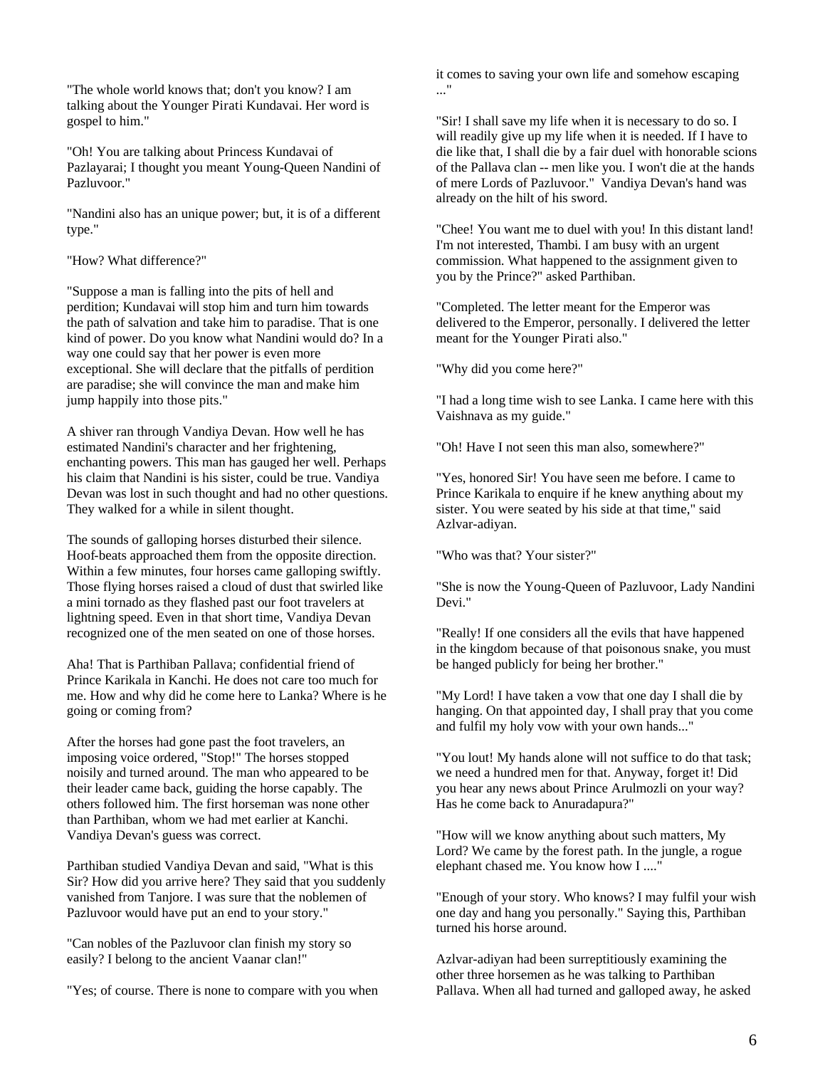"The whole world knows that; don't you know? I am talking about the Younger Pirati Kundavai. Her word is gospel to him."

"Oh! You are talking about Princess Kundavai of Pazlayarai; I thought you meant Young-Queen Nandini of Pazluvoor."

"Nandini also has an unique power; but, it is of a different type."

"How? What difference?"

"Suppose a man is falling into the pits of hell and perdition; Kundavai will stop him and turn him towards the path of salvation and take him to paradise. That is one kind of power. Do you know what Nandini would do? In a way one could say that her power is even more exceptional. She will declare that the pitfalls of perdition are paradise; she will convince the man and make him jump happily into those pits."

A shiver ran through Vandiya Devan. How well he has estimated Nandini's character and her frightening, enchanting powers. This man has gauged her well. Perhaps his claim that Nandini is his sister, could be true. Vandiya Devan was lost in such thought and had no other questions. They walked for a while in silent thought.

The sounds of galloping horses disturbed their silence. Hoof-beats approached them from the opposite direction. Within a few minutes, four horses came galloping swiftly. Those flying horses raised a cloud of dust that swirled like a mini tornado as they flashed past our foot travelers at lightning speed. Even in that short time, Vandiya Devan recognized one of the men seated on one of those horses.

Aha! That is Parthiban Pallava; confidential friend of Prince Karikala in Kanchi. He does not care too much for me. How and why did he come here to Lanka? Where is he going or coming from?

After the horses had gone past the foot travelers, an imposing voice ordered, "Stop!" The horses stopped noisily and turned around. The man who appeared to be their leader came back, guiding the horse capably. The others followed him. The first horseman was none other than Parthiban, whom we had met earlier at Kanchi. Vandiya Devan's guess was correct.

Parthiban studied Vandiya Devan and said, "What is this Sir? How did you arrive here? They said that you suddenly vanished from Tanjore. I was sure that the noblemen of Pazluvoor would have put an end to your story."

"Can nobles of the Pazluvoor clan finish my story so easily? I belong to the ancient Vaanar clan!"

"Yes; of course. There is none to compare with you when it comes to saving your own life and somehow escaping ..."

"Sir! I shall save my life when it is necessary to do so. I will readily give up my life when it is needed. If I have to die like that, I shall die by a fair duel with honorable scions of the Pallava clan -- men like you. I won't die at the hands of mere Lords of Pazluvoor." Vandiya Devan's hand was already on the hilt of his sword.

"Chee! You want me to duel with you! In this distant land! I'm not interested, Thambi. I am busy with an urgent commission. What happened to the assignment given to you by the Prince?" asked Parthiban.

"Completed. The letter meant for the Emperor was delivered to the Emperor, personally. I delivered the letter meant for the Younger Pirati also."

"Why did you come here?"

"I had a long time wish to see Lanka. I came here with this Vaishnava as my guide."

"Oh! Have I not seen this man also, somewhere?"

"Yes, honored Sir! You have seen me before. I came to Prince Karikala to enquire if he knew anything about my sister. You were seated by his side at that time," said Azlvar-adiyan.

"Who was that? Your sister?"

"She is now the Young-Queen of Pazluvoor, Lady Nandini Devi."

"Really! If one considers all the evils that have happened in the kingdom because of that poisonous snake, you must be hanged publicly for being her brother."

"My Lord! I have taken a vow that one day I shall die by hanging. On that appointed day, I shall pray that you come and fulfil my holy vow with your own hands..."

"You lout! My hands alone will not suffice to do that task; we need a hundred men for that. Anyway, forget it! Did you hear any news about Prince Arulmozli on your way? Has he come back to Anuradapura?"

"How will we know anything about such matters, My Lord? We came by the forest path. In the jungle, a rogue elephant chased me. You know how I ...."

"Enough of your story. Who knows? I may fulfil your wish one day and hang you personally." Saying this, Parthiban turned his horse around.

Azlvar-adiyan had been surreptitiously examining the other three horsemen as he was talking to Parthiban Pallava. When all had turned and galloped away, he asked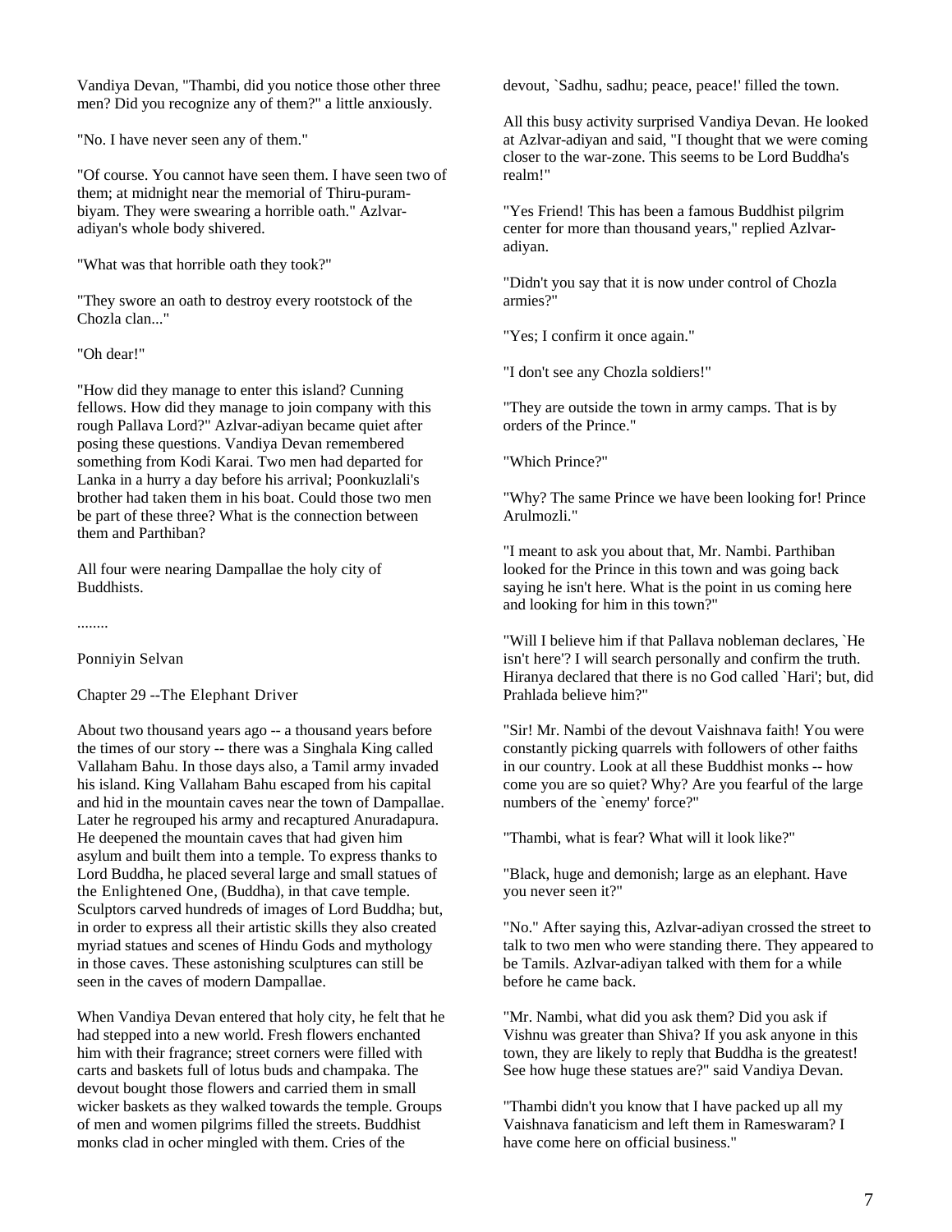Vandiya Devan, "Thambi, did you notice those other three men? Did you recognize any of them?" a little anxiously.

"No. I have never seen any of them."

"Of course. You cannot have seen them. I have seen two of them; at midnight near the memorial of Thiru-purambiyam. They were swearing a horrible oath." Azlvar-adiyan's whole body shivered.

"What was that horrible oath they took?"

"They swore an oath to destroy every rootstock of the Chozla clan..."

"Oh dear!"

"How did they manage to enter this island? Cunning fellows. How did they manage to join company with this rough Pallava Lord?" Azlvar-adiyan became quiet after posing these questions. Vandiya Devan remembered something from Kodi Karai. Two men had departed for Lanka in a hurry a day before his arrival; Poonkuzlali's brother had taken them in his boat. Could those two men be part of these three? What is the connection between them and Parthiban?

All four were nearing Dampallae the holy city of Buddhists.

........

Ponniyin Selvan

## Chapter 29 --The Elephant Driver

About two thousand years ago -- a thousand years before the times of our story -- there was a Singhala King called Vallaham Bahu. In those days also, a Tamil army invaded his island. King Vallaham Bahu escaped from his capital and hid in the mountain caves near the town of Dampallae. Later he regrouped his army and recaptured Anuradapura. He deepened the mountain caves that had given him asylum and built them into a temple. To express thanks to Lord Buddha, he placed several large and small statues of the Enlightened One, (Buddha), in that cave temple. Sculptors carved hundreds of images of Lord Buddha; but, in order to express all their artistic skills they also created myriad statues and scenes of Hindu Gods and mythology in those caves. These astonishing sculptures can still be seen in the caves of modern Dampallae.

When Vandiya Devan entered that holy city, he felt that he had stepped into a new world. Fresh flowers enchanted him with their fragrance; street corners were filled with carts and baskets full of lotus buds and champaka. The devout bought those flowers and carried them in small wicker baskets as they walked towards the temple. Groups of men and women pilgrims filled the streets. Buddhist monks clad in ocher mingled with them. Cries of the devout, `Sadhu, sadhu; peace, peace!' filled the town.

All this busy activity surprised Vandiya Devan. He looked at Azlvar-adiyan and said, "I thought that we were coming closer to the war-zone. This seems to be Lord Buddha's realm!"

"Yes Friend! This has been a famous Buddhist pilgrim center for more than thousand years," replied Azlvar-adiyan.

"Didn't you say that it is now under control of Chozla armies?"

"Yes; I confirm it once again."

"I don't see any Chozla soldiers!"

"They are outside the town in army camps. That is by orders of the Prince."

"Which Prince?"

"Why? The same Prince we have been looking for! Prince Arulmozli."

"I meant to ask you about that, Mr. Nambi. Parthiban looked for the Prince in this town and was going back saying he isn't here. What is the point in us coming here and looking for him in this town?"

"Will I believe him if that Pallava nobleman declares, `He isn't here'? I will search personally and confirm the truth. Hiranya declared that there is no God called `Hari'; but, did Prahlada believe him?"

"Sir! Mr. Nambi of the devout Vaishnava faith! You were constantly picking quarrels with followers of other faiths in our country. Look at all these Buddhist monks -- how come you are so quiet? Why? Are you fearful of the large numbers of the `enemy' force?"

"Thambi, what is fear? What will it look like?"

"Black, huge and demonish; large as an elephant. Have you never seen it?"

"No." After saying this, Azlvar-adiyan crossed the street to talk to two men who were standing there. They appeared to be Tamils. Azlvar-adiyan talked with them for a while before he came back.

"Mr. Nambi, what did you ask them? Did you ask if Vishnu was greater than Shiva? If you ask anyone in this town, they are likely to reply that Buddha is the greatest! See how huge these statues are?" said Vandiya Devan.

"Thambi didn't you know that I have packed up all my Vaishnava fanaticism and left them in Rameswaram? I have come here on official business."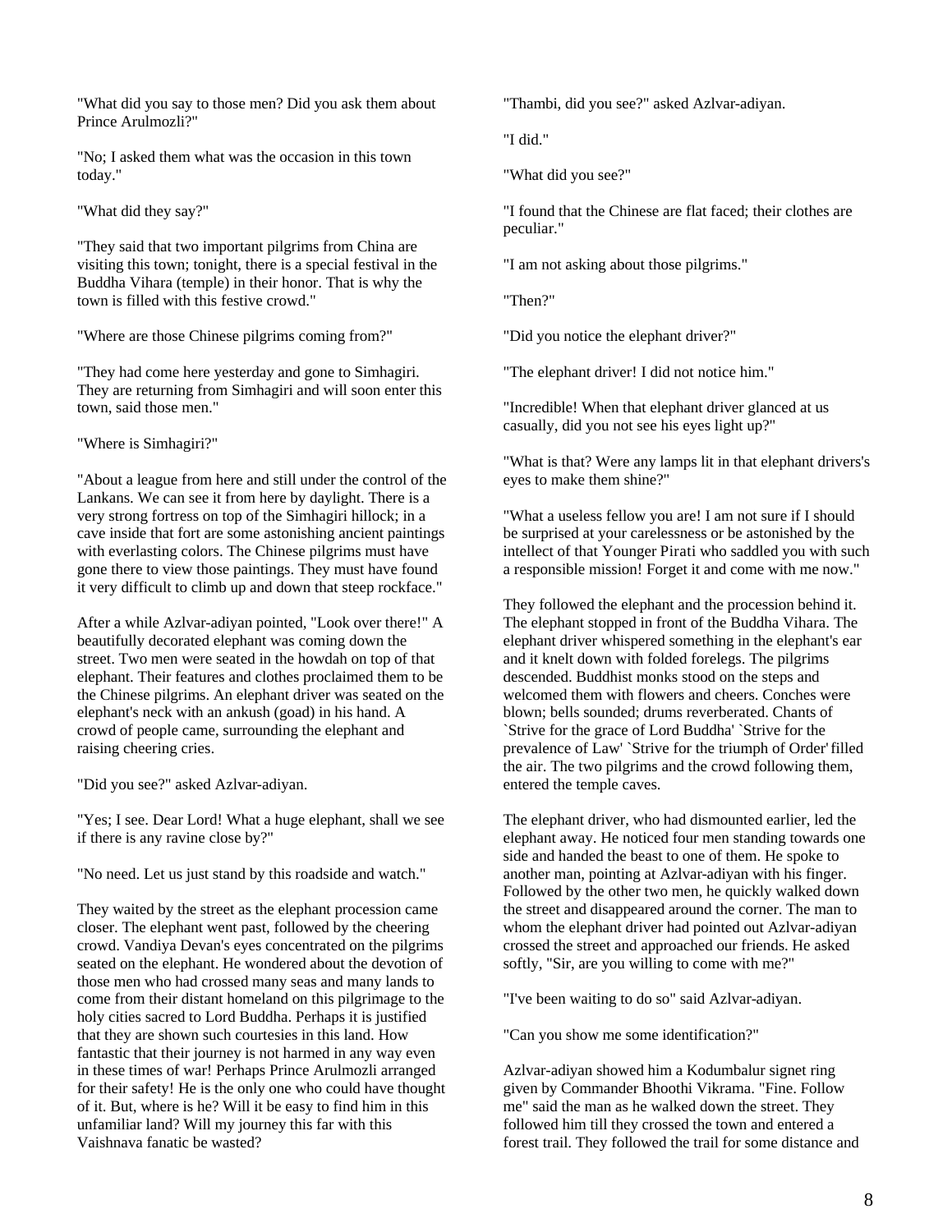"What did you say to those men? Did you ask them about Prince Arulmozli?"

"No; I asked them what was the occasion in this town today."

"What did they say?"

"They said that two important pilgrims from China are visiting this town; tonight, there is a special festival in the Buddha Vihara (temple) in their honor. That is why the town is filled with this festive crowd."

"Where are those Chinese pilgrims coming from?"

"They had come here yesterday and gone to Simhagiri. They are returning from Simhagiri and will soon enter this town, said those men."

"Where is Simhagiri?"

"About a league from here and still under the control of the Lankans. We can see it from here by daylight. There is a very strong fortress on top of the Simhagiri hillock; in a cave inside that fort are some astonishing ancient paintings with everlasting colors. The Chinese pilgrims must have gone there to view those paintings. They must have found it very difficult to climb up and down that steep rockface."

After a while Azlvar-adiyan pointed, "Look over there!" A beautifully decorated elephant was coming down the street. Two men were seated in the howdah on top of that elephant. Their features and clothes proclaimed them to be the Chinese pilgrims. An elephant driver was seated on the elephant's neck with an ankush (goad) in his hand. A crowd of people came, surrounding the elephant and raising cheering cries.

"Did you see?" asked Azlvar-adiyan.

"Yes; I see. Dear Lord! What a huge elephant, shall we see if there is any ravine close by?"

"No need. Let us just stand by this roadside and watch."

They waited by the street as the elephant procession came closer. The elephant went past, followed by the cheering crowd. Vandiya Devan's eyes concentrated on the pilgrims seated on the elephant. He wondered about the devotion of those men who had crossed many seas and many lands to come from their distant homeland on this pilgrimage to the holy cities sacred to Lord Buddha. Perhaps it is justified that they are shown such courtesies in this land. How fantastic that their journey is not harmed in any way even in these times of war! Perhaps Prince Arulmozli arranged for their safety! He is the only one who could have thought of it. But, where is he? Will it be easy to find him in this unfamiliar land? Will my journey this far with this Vaishnava fanatic be wasted?

"Thambi, did you see?" asked Azlvar-adiyan.

"I did."

"What did you see?"

"I found that the Chinese are flat faced; their clothes are peculiar."

"I am not asking about those pilgrims."

"Then?"

"Did you notice the elephant driver?"

"The elephant driver! I did not notice him."

"Incredible! When that elephant driver glanced at us casually, did you not see his eyes light up?"

"What is that? Were any lamps lit in that elephant drivers's eyes to make them shine?"

"What a useless fellow you are! I am not sure if I should be surprised at your carelessness or be astonished by the intellect of that Younger Pirati who saddled you with such a responsible mission! Forget it and come with me now."

They followed the elephant and the procession behind it. The elephant stopped in front of the Buddha Vihara. The elephant driver whispered something in the elephant's ear and it knelt down with folded forelegs. The pilgrims descended. Buddhist monks stood on the steps and welcomed them with flowers and cheers. Conches were blown; bells sounded; drums reverberated. Chants of `Strive for the grace of Lord Buddha' `Strive for the prevalence of Law' `Strive for the triumph of Order' filled the air. The two pilgrims and the crowd following them, entered the temple caves.

The elephant driver, who had dismounted earlier, led the elephant away. He noticed four men standing towards one side and handed the beast to one of them. He spoke to another man, pointing at Azlvar-adiyan with his finger. Followed by the other two men, he quickly walked down the street and disappeared around the corner. The man to whom the elephant driver had pointed out Azlvar-adiyan crossed the street and approached our friends. He asked softly, "Sir, are you willing to come with me?"

"I've been waiting to do so" said Azlvar-adiyan.

"Can you show me some identification?"

Azlvar-adiyan showed him a Kodumbalur signet ring given by Commander Bhoothi Vikrama. "Fine. Follow me" said the man as he walked down the street. They followed him till they crossed the town and entered a forest trail. They followed the trail for some distance and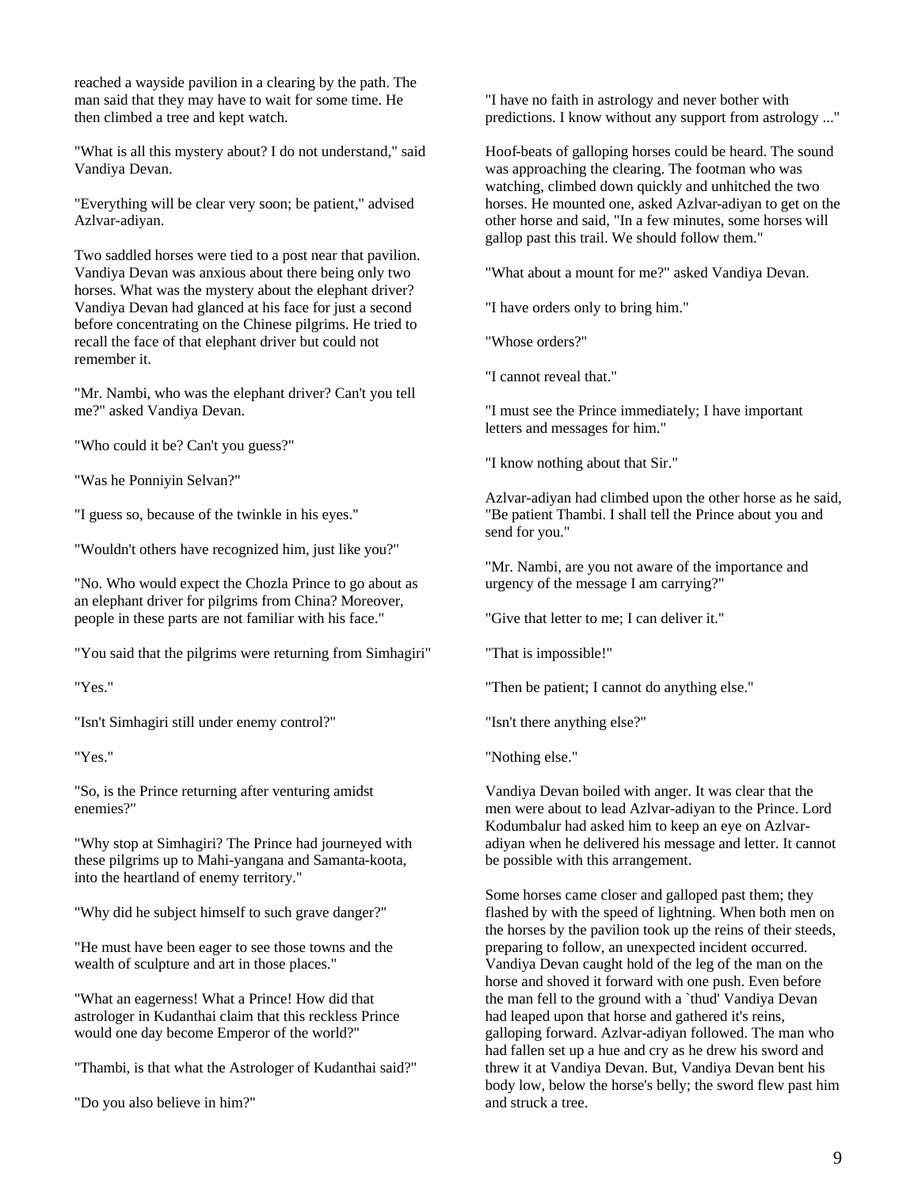reached a wayside pavilion in a clearing by the path. The man said that they may have to wait for some time. He then climbed a tree and kept watch.

"What is all this mystery about? I do not understand," said Vandiya Devan.

"Everything will be clear very soon; be patient," advised Azlvar-adiyan.

Two saddled horses were tied to a post near that pavilion. Vandiya Devan was anxious about there being only two horses. What was the mystery about the elephant driver? Vandiya Devan had glanced at his face for just a second before concentrating on the Chinese pilgrims. He tried to recall the face of that elephant driver but could not remember it.

"Mr. Nambi, who was the elephant driver? Can't you tell me?" asked Vandiya Devan.

"Who could it be? Can't you guess?"

"Was he Ponniyin Selvan?"

"I guess so, because of the twinkle in his eyes."

"Wouldn't others have recognized him, just like you?"

"No. Who would expect the Chozla Prince to go about as an elephant driver for pilgrims from China? Moreover, people in these parts are not familiar with his face."

"You said that the pilgrims were returning from Simhagiri"

"Yes."

"Isn't Simhagiri still under enemy control?"

"Yes."

"So, is the Prince returning after venturing amidst enemies?"

"Why stop at Simhagiri? The Prince had journeyed with these pilgrims up to Mahi-yangana and Samanta-koota, into the heartland of enemy territory."

"Why did he subject himself to such grave danger?"

"He must have been eager to see those towns and the wealth of sculpture and art in those places."

"What an eagerness! What a Prince! How did that astrologer in Kudanthai claim that this reckless Prince would one day become Emperor of the world?"

"Thambi, is that what the Astrologer of Kudanthai said?"

"Do you also believe in him?"

"I have no faith in astrology and never bother with predictions. I know without any support from astrology ..."

Hoof-beats of galloping horses could be heard. The sound was approaching the clearing. The footman who was watching, climbed down quickly and unhitched the two horses. He mounted one, asked Azlvar-adiyan to get on the other horse and said, "In a few minutes, some horses will gallop past this trail. We should follow them."

"What about a mount for me?" asked Vandiya Devan.

"I have orders only to bring him."

"Whose orders?"

"I cannot reveal that."

"I must see the Prince immediately; I have important letters and messages for him."

"I know nothing about that Sir."

Azlvar-adiyan had climbed upon the other horse as he said, "Be patient Thambi. I shall tell the Prince about you and send for you."

"Mr. Nambi, are you not aware of the importance and urgency of the message I am carrying?"

"Give that letter to me; I can deliver it."

"That is impossible!"

"Then be patient; I cannot do anything else."

"Isn't there anything else?"

"Nothing else."

Vandiya Devan boiled with anger. It was clear that the men were about to lead Azlvar-adiyan to the Prince. Lord Kodumbalur had asked him to keep an eye on Azlvar-adiyan when he delivered his message and letter. It cannot be possible with this arrangement.

Some horses came closer and galloped past them; they flashed by with the speed of lightning. When both men on the horses by the pavilion took up the reins of their steeds, preparing to follow, an unexpected incident occurred. Vandiya Devan caught hold of the leg of the man on the horse and shoved it forward with one push. Even before the man fell to the ground with a `thud' Vandiya Devan had leaped upon that horse and gathered it's reins, galloping forward. Azlvar-adiyan followed. The man who had fallen set up a hue and cry as he drew his sword and threw it at Vandiya Devan. But, Vandiya Devan bent his body low, below the horse's belly; the sword flew past him and struck a tree.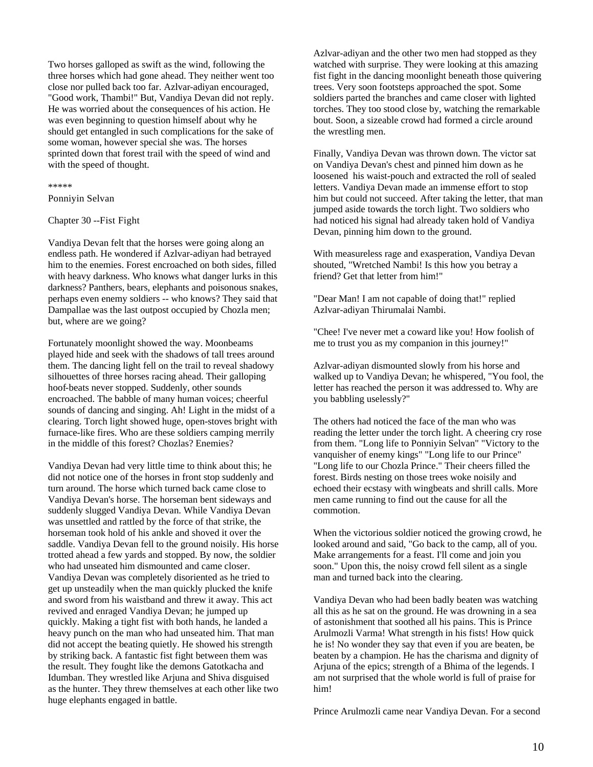Two horses galloped as swift as the wind, following the three horses which had gone ahead. They neither went too close nor pulled back too far. Azlvar-adiyan encouraged, "Good work, Thambi!" But, Vandiya Devan did not reply. He was worried about the consequences of his action. He was even beginning to question himself about why he should get entangled in such complications for the sake of some woman, however special she was. The horses sprinted down that forest trail with the speed of wind and with the speed of thought.

*****

Ponniyin Selvan

## Chapter 30 --Fist Fight

Vandiya Devan felt that the horses were going along an endless path. He wondered if Azlvar-adiyan had betrayed him to the enemies. Forest encroached on both sides, filled with heavy darkness. Who knows what danger lurks in this darkness? Panthers, bears, elephants and poisonous snakes, perhaps even enemy soldiers -- who knows? They said that Dampallae was the last outpost occupied by Chozla men; but, where are we going?

Fortunately moonlight showed the way. Moonbeams played hide and seek with the shadows of tall trees around them. The dancing light fell on the trail to reveal shadowy silhouettes of three horses racing ahead. Their galloping hoof-beats never stopped. Suddenly, other sounds encroached. The babble of many human voices; cheerful sounds of dancing and singing. Ah! Light in the midst of a clearing. Torch light showed huge, open-stoves bright with furnace-like fires. Who are these soldiers camping merrily in the middle of this forest? Chozlas? Enemies?

Vandiya Devan had very little time to think about this; he did not notice one of the horses in front stop suddenly and turn around. The horse which turned back came close to Vandiya Devan's horse. The horseman bent sideways and suddenly slugged Vandiya Devan. While Vandiya Devan was unsettled and rattled by the force of that strike, the horseman took hold of his ankle and shoved it over the saddle. Vandiya Devan fell to the ground noisily. His horse trotted ahead a few yards and stopped. By now, the soldier who had unseated him dismounted and came closer. Vandiya Devan was completely disoriented as he tried to get up unsteadily when the man quickly plucked the knife and sword from his waistband and threw it away. This act revived and enraged Vandiya Devan; he jumped up quickly. Making a tight fist with both hands, he landed a heavy punch on the man who had unseated him. That man did not accept the beating quietly. He showed his strength by striking back. A fantastic fist fight between them was the result. They fought like the demons Gatotkacha and Idumban. They wrestled like Arjuna and Shiva disguised as the hunter. They threw themselves at each other like two huge elephants engaged in battle.

Azlvar-adiyan and the other two men had stopped as they watched with surprise. They were looking at this amazing fist fight in the dancing moonlight beneath those quivering trees. Very soon footsteps approached the spot. Some soldiers parted the branches and came closer with lighted torches. They too stood close by, watching the remarkable bout. Soon, a sizeable crowd had formed a circle around the wrestling men.

Finally, Vandiya Devan was thrown down. The victor sat on Vandiya Devan's chest and pinned him down as he loosened his waist-pouch and extracted the roll of sealed letters. Vandiya Devan made an immense effort to stop him but could not succeed. After taking the letter, that man jumped aside towards the torch light. Two soldiers who had noticed his signal had already taken hold of Vandiya Devan, pinning him down to the ground.

With measureless rage and exasperation, Vandiya Devan shouted, "Wretched Nambi! Is this how you betray a friend? Get that letter from him!"

"Dear Man! I am not capable of doing that!" replied Azlvar-adiyan Thirumalai Nambi.

"Chee! I've never met a coward like you! How foolish of me to trust you as my companion in this journey!"

Azlvar-adiyan dismounted slowly from his horse and walked up to Vandiya Devan; he whispered, "You fool, the letter has reached the person it was addressed to. Why are you babbling uselessly?"

The others had noticed the face of the man who was reading the letter under the torch light. A cheering cry rose from them. "Long life to Ponniyin Selvan" "Victory to the vanquisher of enemy kings" "Long life to our Prince" "Long life to our Chozla Prince." Their cheers filled the forest. Birds nesting on those trees woke noisily and echoed their ecstasy with wingbeats and shrill calls. More men came running to find out the cause for all the commotion.

When the victorious soldier noticed the growing crowd, he looked around and said, "Go back to the camp, all of you. Make arrangements for a feast. I'll come and join you soon." Upon this, the noisy crowd fell silent as a single man and turned back into the clearing.

Vandiya Devan who had been badly beaten was watching all this as he sat on the ground. He was drowning in a sea of astonishment that soothed all his pains. This is Prince Arulmozli Varma! What strength in his fists! How quick he is! No wonder they say that even if you are beaten, be beaten by a champion. He has the charisma and dignity of Arjuna of the epics; strength of a Bhima of the legends. I am not surprised that the whole world is full of praise for him!

Prince Arulmozli came near Vandiya Devan. For a second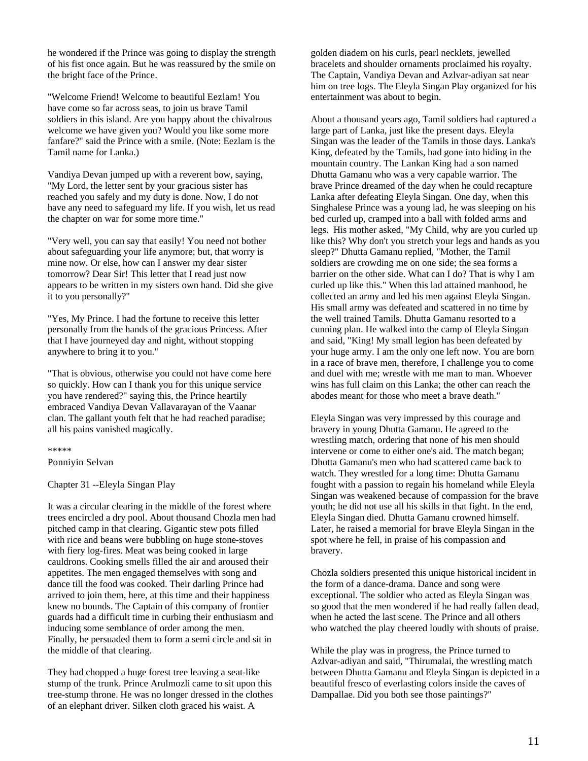he wondered if the Prince was going to display the strength of his fist once again. But he was reassured by the smile on the bright face of the Prince.

"Welcome Friend! Welcome to beautiful Eezlam! You have come so far across seas, to join us brave Tamil soldiers in this island. Are you happy about the chivalrous welcome we have given you? Would you like some more fanfare?" said the Prince with a smile. (Note: Eezlam is the Tamil name for Lanka.)

Vandiya Devan jumped up with a reverent bow, saying, "My Lord, the letter sent by your gracious sister has reached you safely and my duty is done. Now, I do not have any need to safeguard my life. If you wish, let us read the chapter on war for some more time."

"Very well, you can say that easily! You need not bother about safeguarding your life anymore; but, that worry is mine now. Or else, how can I answer my dear sister tomorrow? Dear Sir! This letter that I read just now appears to be written in my sisters own hand. Did she give it to you personally?"

"Yes, My Prince. I had the fortune to receive this letter personally from the hands of the gracious Princess. After that I have journeyed day and night, without stopping anywhere to bring it to you."

"That is obvious, otherwise you could not have come here so quickly. How can I thank you for this unique service you have rendered?" saying this, the Prince heartily embraced Vandiya Devan Vallavarayan of the Vaanar clan. The gallant youth felt that he had reached paradise; all his pains vanished magically.

*****

Ponniyin Selvan

## Chapter 31 --Eleyla Singan Play

It was a circular clearing in the middle of the forest where trees encircled a dry pool. About thousand Chozla men had pitched camp in that clearing. Gigantic stew pots filled with rice and beans were bubbling on huge stone-stoves with fiery log-fires. Meat was being cooked in large cauldrons. Cooking smells filled the air and aroused their appetites. The men engaged themselves with song and dance till the food was cooked. Their darling Prince had arrived to join them, here, at this time and their happiness knew no bounds. The Captain of this company of frontier guards had a difficult time in curbing their enthusiasm and inducing some semblance of order among the men. Finally, he persuaded them to form a semi circle and sit in the middle of that clearing.

They had chopped a huge forest tree leaving a seat-like stump of the trunk. Prince Arulmozli came to sit upon this tree-stump throne. He was no longer dressed in the clothes of an elephant driver. Silken cloth graced his waist. A golden diadem on his curls, pearl necklets, jewelled bracelets and shoulder ornaments proclaimed his royalty. The Captain, Vandiya Devan and Azlvar-adiyan sat near him on tree logs. The Eleyla Singan Play organized for his entertainment was about to begin.

About a thousand years ago, Tamil soldiers had captured a large part of Lanka, just like the present days. Eleyla Singan was the leader of the Tamils in those days. Lanka's King, defeated by the Tamils, had gone into hiding in the mountain country. The Lankan King had a son named Dhutta Gamanu who was a very capable warrior. The brave Prince dreamed of the day when he could recapture Lanka after defeating Eleyla Singan. One day, when this Singhalese Prince was a young lad, he was sleeping on his bed curled up, cramped into a ball with folded arms and legs. His mother asked, "My Child, why are you curled up like this? Why don't you stretch your legs and hands as you sleep?" Dhutta Gamanu replied, "Mother, the Tamil soldiers are crowding me on one side; the sea forms a barrier on the other side. What can I do? That is why I am curled up like this." When this lad attained manhood, he collected an army and led his men against Eleyla Singan. His small army was defeated and scattered in no time by the well trained Tamils. Dhutta Gamanu resorted to a cunning plan. He walked into the camp of Eleyla Singan and said, "King! My small legion has been defeated by your huge army. I am the only one left now. You are born in a race of brave men, therefore, I challenge you to come and duel with me; wrestle with me man to man. Whoever wins has full claim on this Lanka; the other can reach the abodes meant for those who meet a brave death."

Eleyla Singan was very impressed by this courage and bravery in young Dhutta Gamanu. He agreed to the wrestling match, ordering that none of his men should intervene or come to either one's aid. The match began; Dhutta Gamanu's men who had scattered came back to watch. They wrestled for a long time: Dhutta Gamanu fought with a passion to regain his homeland while Eleyla Singan was weakened because of compassion for the brave youth; he did not use all his skills in that fight. In the end, Eleyla Singan died. Dhutta Gamanu crowned himself. Later, he raised a memorial for brave Eleyla Singan in the spot where he fell, in praise of his compassion and bravery.

Chozla soldiers presented this unique historical incident in the form of a dance-drama. Dance and song were exceptional. The soldier who acted as Eleyla Singan was so good that the men wondered if he had really fallen dead, when he acted the last scene. The Prince and all others who watched the play cheered loudly with shouts of praise.

While the play was in progress, the Prince turned to Azlvar-adiyan and said, "Thirumalai, the wrestling match between Dhutta Gamanu and Eleyla Singan is depicted in a beautiful fresco of everlasting colors inside the caves of Dampallae. Did you both see those paintings?"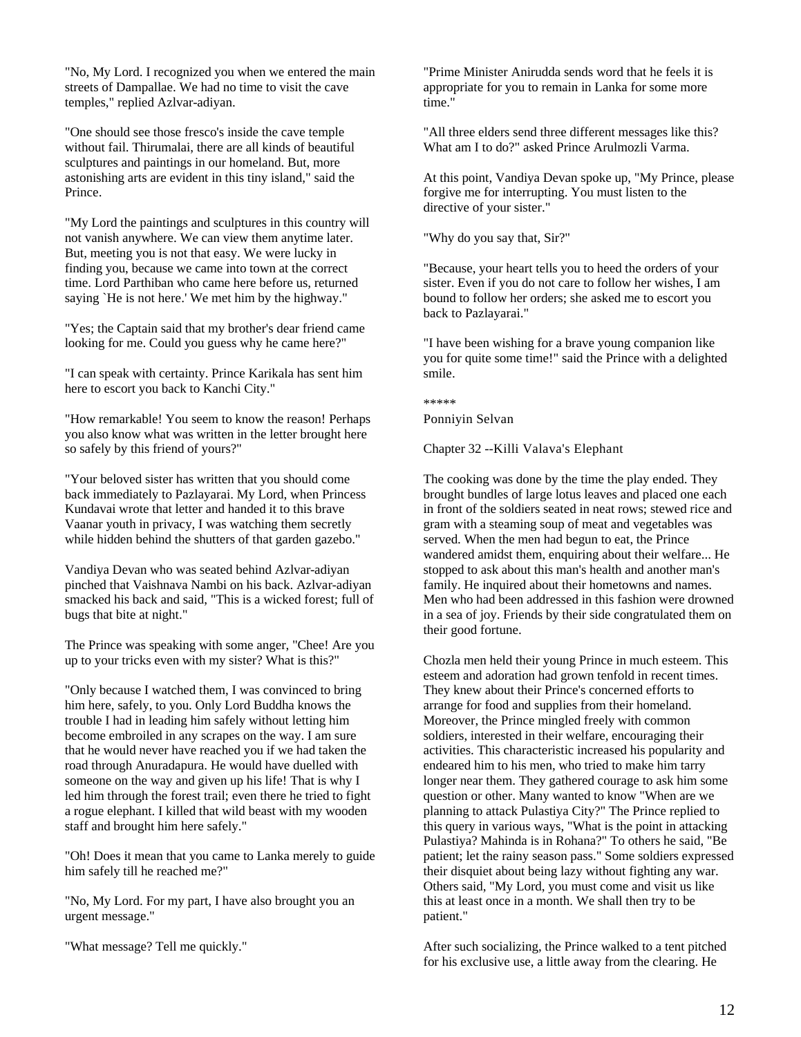"No, My Lord. I recognized you when we entered the main streets of Dampallae. We had no time to visit the cave temples," replied Azlvar-adiyan.

"One should see those fresco's inside the cave temple without fail. Thirumalai, there are all kinds of beautiful sculptures and paintings in our homeland. But, more astonishing arts are evident in this tiny island," said the Prince.

"My Lord the paintings and sculptures in this country will not vanish anywhere. We can view them anytime later. But, meeting you is not that easy. We were lucky in finding you, because we came into town at the correct time. Lord Parthiban who came here before us, returned saying `He is not here.' We met him by the highway."

"Yes; the Captain said that my brother's dear friend came looking for me. Could you guess why he came here?"

"I can speak with certainty. Prince Karikala has sent him here to escort you back to Kanchi City."

"How remarkable! You seem to know the reason! Perhaps you also know what was written in the letter brought here so safely by this friend of yours?"

"Your beloved sister has written that you should come back immediately to Pazlayarai. My Lord, when Princess Kundavai wrote that letter and handed it to this brave Vaanar youth in privacy, I was watching them secretly while hidden behind the shutters of that garden gazebo."

Vandiya Devan who was seated behind Azlvar-adiyan pinched that Vaishnava Nambi on his back. Azlvar-adiyan smacked his back and said, "This is a wicked forest; full of bugs that bite at night."

The Prince was speaking with some anger, "Chee! Are you up to your tricks even with my sister? What is this?"

"Only because I watched them, I was convinced to bring him here, safely, to you. Only Lord Buddha knows the trouble I had in leading him safely without letting him become embroiled in any scrapes on the way. I am sure that he would never have reached you if we had taken the road through Anuradapura. He would have duelled with someone on the way and given up his life! That is why I led him through the forest trail; even there he tried to fight a rogue elephant. I killed that wild beast with my wooden staff and brought him here safely."

"Oh! Does it mean that you came to Lanka merely to guide him safely till he reached me?"

"No, My Lord. For my part, I have also brought you an urgent message."

"What message? Tell me quickly."

"Prime Minister Anirudda sends word that he feels it is appropriate for you to remain in Lanka for some more time."

"All three elders send three different messages like this? What am I to do?" asked Prince Arulmozli Varma.

At this point, Vandiya Devan spoke up, "My Prince, please forgive me for interrupting. You must listen to the directive of your sister."

"Why do you say that, Sir?"

"Because, your heart tells you to heed the orders of your sister. Even if you do not care to follow her wishes, I am bound to follow her orders; she asked me to escort you back to Pazlayarai."

"I have been wishing for a brave young companion like you for quite some time!" said the Prince with a delighted smile.

*****

Ponniyin Selvan

## Chapter 32 --Killi Valava's Elephant

The cooking was done by the time the play ended. They brought bundles of large lotus leaves and placed one each in front of the soldiers seated in neat rows; stewed rice and gram with a steaming soup of meat and vegetables was served. When the men had begun to eat, the Prince wandered amidst them, enquiring about their welfare... He stopped to ask about this man's health and another man's family. He inquired about their hometowns and names. Men who had been addressed in this fashion were drowned in a sea of joy. Friends by their side congratulated them on their good fortune.

Chozla men held their young Prince in much esteem. This esteem and adoration had grown tenfold in recent times. They knew about their Prince's concerned efforts to arrange for food and supplies from their homeland. Moreover, the Prince mingled freely with common soldiers, interested in their welfare, encouraging their activities. This characteristic increased his popularity and endeared him to his men, who tried to make him tarry longer near them. They gathered courage to ask him some question or other. Many wanted to know "When are we planning to attack Pulastiya City?" The Prince replied to this query in various ways, "What is the point in attacking Pulastiya? Mahinda is in Rohana?" To others he said, "Be patient; let the rainy season pass." Some soldiers expressed their disquiet about being lazy without fighting any war. Others said, "My Lord, you must come and visit us like this at least once in a month. We shall then try to be patient."

After such socializing, the Prince walked to a tent pitched for his exclusive use, a little away from the clearing. He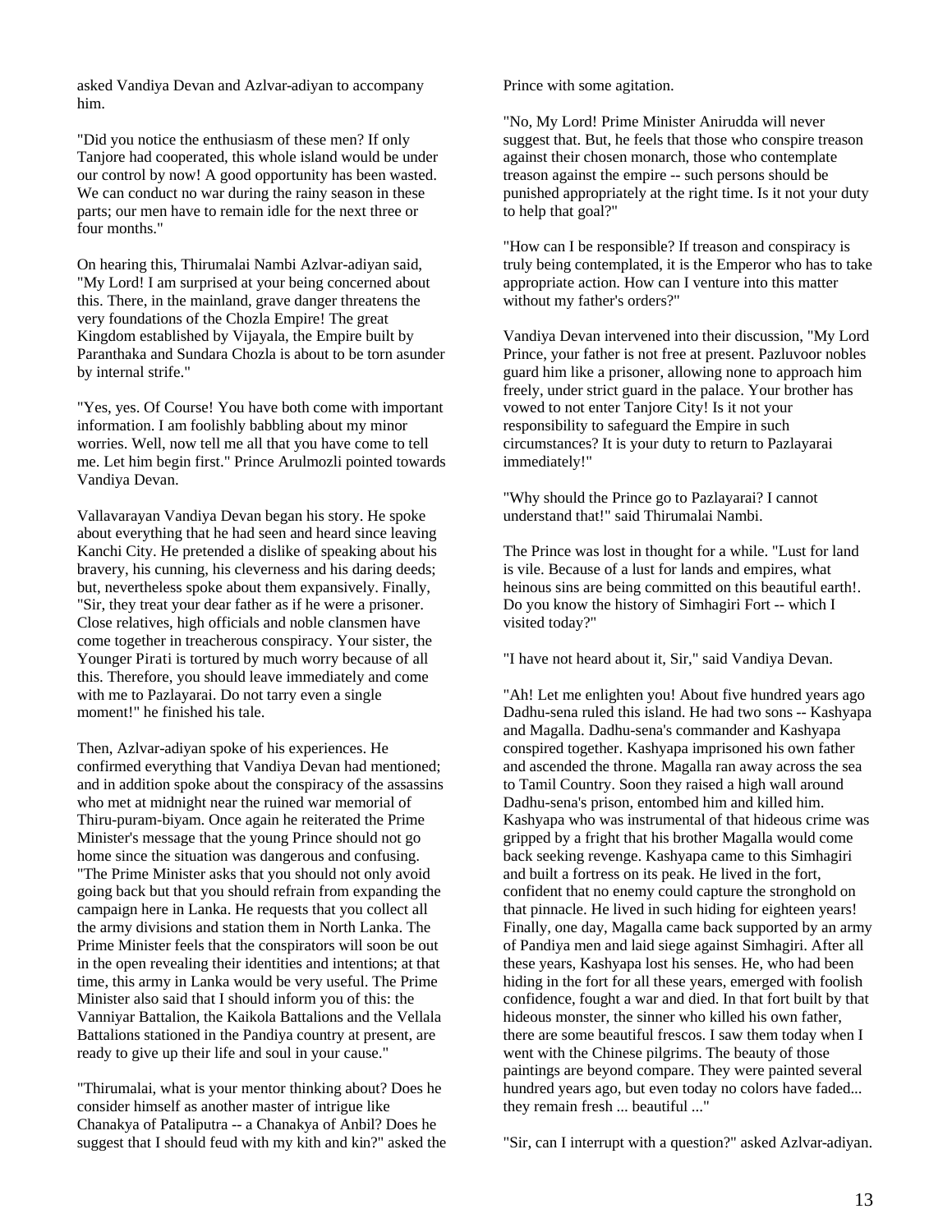asked Vandiya Devan and Azlvar-adiyan to accompany him.

"Did you notice the enthusiasm of these men? If only Tanjore had cooperated, this whole island would be under our control by now! A good opportunity has been wasted. We can conduct no war during the rainy season in these parts; our men have to remain idle for the next three or four months."

On hearing this, Thirumalai Nambi Azlvar-adiyan said, "My Lord! I am surprised at your being concerned about this. There, in the mainland, grave danger threatens the very foundations of the Chozla Empire! The great Kingdom established by Vijayala, the Empire built by Paranthaka and Sundara Chozla is about to be torn asunder by internal strife."

"Yes, yes. Of Course! You have both come with important information. I am foolishly babbling about my minor worries. Well, now tell me all that you have come to tell me. Let him begin first." Prince Arulmozli pointed towards Vandiya Devan.

Vallavarayan Vandiya Devan began his story. He spoke about everything that he had seen and heard since leaving Kanchi City. He pretended a dislike of speaking about his bravery, his cunning, his cleverness and his daring deeds; but, nevertheless spoke about them expansively. Finally, "Sir, they treat your dear father as if he were a prisoner. Close relatives, high officials and noble clansmen have come together in treacherous conspiracy. Your sister, the Younger Pirati is tortured by much worry because of all this. Therefore, you should leave immediately and come with me to Pazlayarai. Do not tarry even a single moment!" he finished his tale.

Then, Azlvar-adiyan spoke of his experiences. He confirmed everything that Vandiya Devan had mentioned; and in addition spoke about the conspiracy of the assassins who met at midnight near the ruined war memorial of Thiru-puram-biyam. Once again he reiterated the Prime Minister's message that the young Prince should not go home since the situation was dangerous and confusing. "The Prime Minister asks that you should not only avoid going back but that you should refrain from expanding the campaign here in Lanka. He requests that you collect all the army divisions and station them in North Lanka. The Prime Minister feels that the conspirators will soon be out in the open revealing their identities and intentions; at that time, this army in Lanka would be very useful. The Prime Minister also said that I should inform you of this: the Vanniyar Battalion, the Kaikola Battalions and the Vellala Battalions stationed in the Pandiya country at present, are ready to give up their life and soul in your cause."

"Thirumalai, what is your mentor thinking about? Does he consider himself as another master of intrigue like Chanakya of Pataliputra -- a Chanakya of Anbil? Does he suggest that I should feud with my kith and kin?" asked the Prince with some agitation.

"No, My Lord! Prime Minister Anirudda will never suggest that. But, he feels that those who conspire treason against their chosen monarch, those who contemplate treason against the empire -- such persons should be punished appropriately at the right time. Is it not your duty to help that goal?"

"How can I be responsible? If treason and conspiracy is truly being contemplated, it is the Emperor who has to take appropriate action. How can I venture into this matter without my father's orders?"

Vandiya Devan intervened into their discussion, "My Lord Prince, your father is not free at present. Pazluvoor nobles guard him like a prisoner, allowing none to approach him freely, under strict guard in the palace. Your brother has vowed to not enter Tanjore City! Is it not your responsibility to safeguard the Empire in such circumstances? It is your duty to return to Pazlayarai immediately!"

"Why should the Prince go to Pazlayarai? I cannot understand that!" said Thirumalai Nambi.

The Prince was lost in thought for a while. "Lust for land is vile. Because of a lust for lands and empires, what heinous sins are being committed on this beautiful earth!. Do you know the history of Simhagiri Fort -- which I visited today?"

"I have not heard about it, Sir," said Vandiya Devan.

"Ah! Let me enlighten you! About five hundred years ago Dadhu-sena ruled this island. He had two sons -- Kashyapa and Magalla. Dadhu-sena's commander and Kashyapa conspired together. Kashyapa imprisoned his own father and ascended the throne. Magalla ran away across the sea to Tamil Country. Soon they raised a high wall around Dadhu-sena's prison, entombed him and killed him. Kashyapa who was instrumental of that hideous crime was gripped by a fright that his brother Magalla would come back seeking revenge. Kashyapa came to this Simhagiri and built a fortress on its peak. He lived in the fort, confident that no enemy could capture the stronghold on that pinnacle. He lived in such hiding for eighteen years! Finally, one day, Magalla came back supported by an army of Pandiya men and laid siege against Simhagiri. After all these years, Kashyapa lost his senses. He, who had been hiding in the fort for all these years, emerged with foolish confidence, fought a war and died. In that fort built by that hideous monster, the sinner who killed his own father, there are some beautiful frescos. I saw them today when I went with the Chinese pilgrims. The beauty of those paintings are beyond compare. They were painted several hundred years ago, but even today no colors have faded... they remain fresh ... beautiful ..."

"Sir, can I interrupt with a question?" asked Azlvar-adiyan.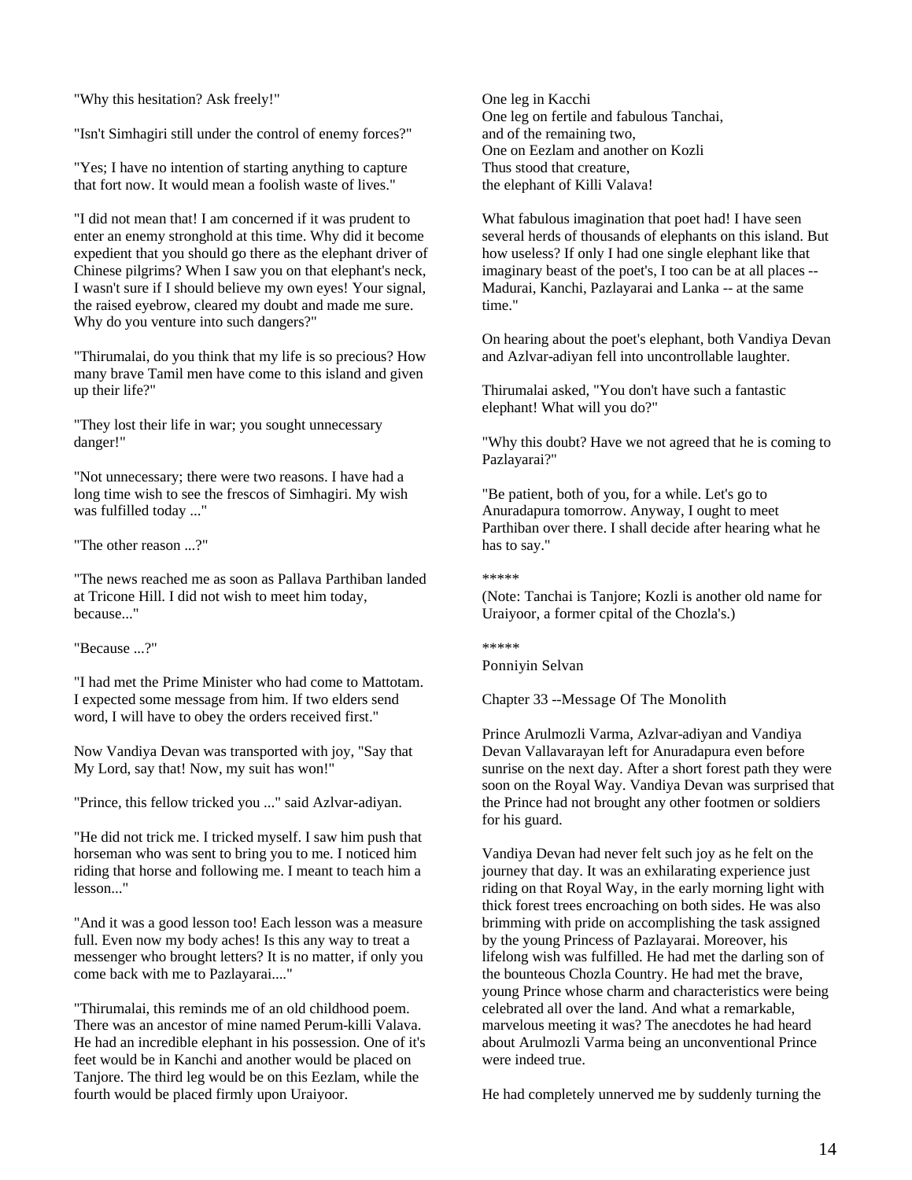"Why this hesitation? Ask freely!"

"Isn't Simhagiri still under the control of enemy forces?"

"Yes; I have no intention of starting anything to capture that fort now. It would mean a foolish waste of lives."

"I did not mean that! I am concerned if it was prudent to enter an enemy stronghold at this time. Why did it become expedient that you should go there as the elephant driver of Chinese pilgrims? When I saw you on that elephant's neck, I wasn't sure if I should believe my own eyes! Your signal, the raised eyebrow, cleared my doubt and made me sure. Why do you venture into such dangers?"

"Thirumalai, do you think that my life is so precious? How many brave Tamil men have come to this island and given up their life?"

"They lost their life in war; you sought unnecessary danger!"

"Not unnecessary; there were two reasons. I have had a long time wish to see the frescos of Simhagiri. My wish was fulfilled today ..."

"The other reason ...?"

"The news reached me as soon as Pallava Parthiban landed at Tricone Hill. I did not wish to meet him today, because..."

"Because ...?"

"I had met the Prime Minister who had come to Mattotam. I expected some message from him. If two elders send word, I will have to obey the orders received first."

Now Vandiya Devan was transported with joy, "Say that My Lord, say that! Now, my suit has won!"

"Prince, this fellow tricked you ..." said Azlvar-adiyan.

"He did not trick me. I tricked myself. I saw him push that horseman who was sent to bring you to me. I noticed him riding that horse and following me. I meant to teach him a lesson..."

"And it was a good lesson too! Each lesson was a measure full. Even now my body aches! Is this any way to treat a messenger who brought letters? It is no matter, if only you come back with me to Pazlayarai...."

"Thirumalai, this reminds me of an old childhood poem. There was an ancestor of mine named Perum-killi Valava. He had an incredible elephant in his possession. One of it's feet would be in Kanchi and another would be placed on Tanjore. The third leg would be on this Eezlam, while the fourth would be placed firmly upon Uraiyoor.

One leg in Kacchi  
One leg on fertile and fabulous Tanchai,  
and of the remaining two,  
One on Eezlam and another on Kozli  
Thus stood that creature,  
the elephant of Killi Valava!

What fabulous imagination that poet had! I have seen several herds of thousands of elephants on this island. But how useless? If only I had one single elephant like that imaginary beast of the poet's, I too can be at all places -- Madurai, Kanchi, Pazlayarai and Lanka -- at the same time."

On hearing about the poet's elephant, both Vandiya Devan and Azlvar-adiyan fell into uncontrollable laughter.

Thirumalai asked, "You don't have such a fantastic elephant! What will you do?"

"Why this doubt? Have we not agreed that he is coming to Pazlayarai?"

"Be patient, both of you, for a while. Let's go to Anuradapura tomorrow. Anyway, I ought to meet Parthiban over there. I shall decide after hearing what he has to say."

*****

(Note: Tanchai is Tanjore; Kozli is another old name for Uraiyoor, a former cpital of the Chozla's.)

*****

Ponniyin Selvan

## Chapter 33 --Message Of The Monolith

Prince Arulmozli Varma, Azlvar-adiyan and Vandiya Devan Vallavarayan left for Anuradapura even before sunrise on the next day. After a short forest path they were soon on the Royal Way. Vandiya Devan was surprised that the Prince had not brought any other footmen or soldiers for his guard.

Vandiya Devan had never felt such joy as he felt on the journey that day. It was an exhilarating experience just riding on that Royal Way, in the early morning light with thick forest trees encroaching on both sides. He was also brimming with pride on accomplishing the task assigned by the young Princess of Pazlayarai. Moreover, his lifelong wish was fulfilled. He had met the darling son of the bounteous Chozla Country. He had met the brave, young Prince whose charm and characteristics were being celebrated all over the land. And what a remarkable, marvelous meeting it was? The anecdotes he had heard about Arulmozli Varma being an unconventional Prince were indeed true.

He had completely unnerved me by suddenly turning the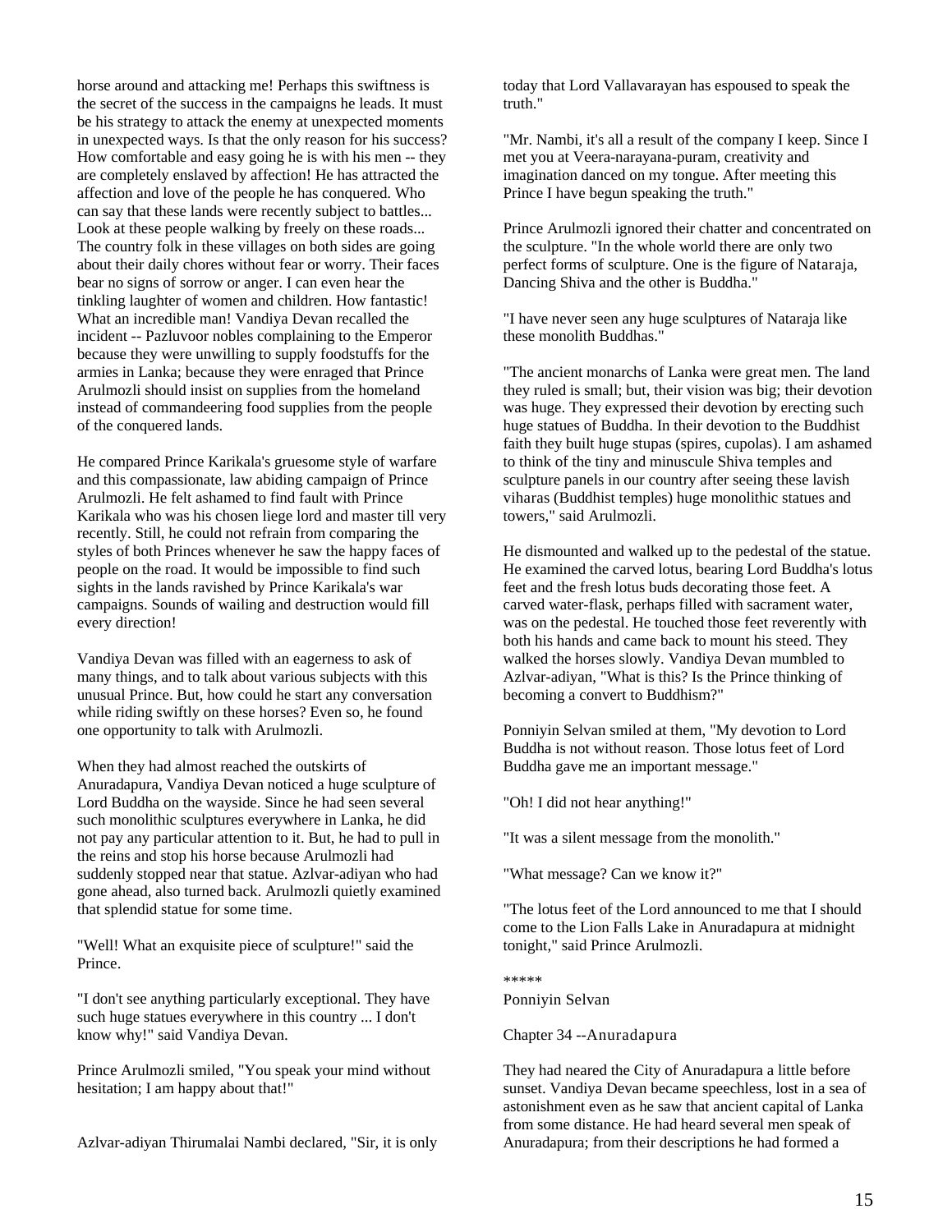horse around and attacking me! Perhaps this swiftness is the secret of the success in the campaigns he leads. It must be his strategy to attack the enemy at unexpected moments in unexpected ways. Is that the only reason for his success? How comfortable and easy going he is with his men -- they are completely enslaved by affection! He has attracted the affection and love of the people he has conquered. Who can say that these lands were recently subject to battles... Look at these people walking by freely on these roads... The country folk in these villages on both sides are going about their daily chores without fear or worry. Their faces bear no signs of sorrow or anger. I can even hear the tinkling laughter of women and children. How fantastic! What an incredible man! Vandiya Devan recalled the incident -- Pazluvoor nobles complaining to the Emperor because they were unwilling to supply foodstuffs for the armies in Lanka; because they were enraged that Prince Arulmozli should insist on supplies from the homeland instead of commandeering food supplies from the people of the conquered lands.

He compared Prince Karikala's gruesome style of warfare and this compassionate, law abiding campaign of Prince Arulmozli. He felt ashamed to find fault with Prince Karikala who was his chosen liege lord and master till very recently. Still, he could not refrain from comparing the styles of both Princes whenever he saw the happy faces of people on the road. It would be impossible to find such sights in the lands ravished by Prince Karikala's war campaigns. Sounds of wailing and destruction would fill every direction!

Vandiya Devan was filled with an eagerness to ask of many things, and to talk about various subjects with this unusual Prince. But, how could he start any conversation while riding swiftly on these horses? Even so, he found one opportunity to talk with Arulmozli.

When they had almost reached the outskirts of Anuradapura, Vandiya Devan noticed a huge sculpture of Lord Buddha on the wayside. Since he had seen several such monolithic sculptures everywhere in Lanka, he did not pay any particular attention to it. But, he had to pull in the reins and stop his horse because Arulmozli had suddenly stopped near that statue. Azlvar-adiyan who had gone ahead, also turned back. Arulmozli quietly examined that splendid statue for some time.

"Well! What an exquisite piece of sculpture!" said the Prince.

"I don't see anything particularly exceptional. They have such huge statues everywhere in this country ... I don't know why!" said Vandiya Devan.

Prince Arulmozli smiled, "You speak your mind without hesitation; I am happy about that!"

Azlvar-adiyan Thirumalai Nambi declared, "Sir, it is only today that Lord Vallavarayan has espoused to speak the truth."

"Mr. Nambi, it's all a result of the company I keep. Since I met you at Veera-narayana-puram, creativity and imagination danced on my tongue. After meeting this Prince I have begun speaking the truth."

Prince Arulmozli ignored their chatter and concentrated on the sculpture. "In the whole world there are only two perfect forms of sculpture. One is the figure of Nataraja, Dancing Shiva and the other is Buddha."

"I have never seen any huge sculptures of Nataraja like these monolith Buddhas."

"The ancient monarchs of Lanka were great men. The land they ruled is small; but, their vision was big; their devotion was huge. They expressed their devotion by erecting such huge statues of Buddha. In their devotion to the Buddhist faith they built huge stupas (spires, cupolas). I am ashamed to think of the tiny and minuscule Shiva temples and sculpture panels in our country after seeing these lavish viharas (Buddhist temples) huge monolithic statues and towers," said Arulmozli.

He dismounted and walked up to the pedestal of the statue. He examined the carved lotus, bearing Lord Buddha's lotus feet and the fresh lotus buds decorating those feet. A carved water-flask, perhaps filled with sacrament water, was on the pedestal. He touched those feet reverently with both his hands and came back to mount his steed. They walked the horses slowly. Vandiya Devan mumbled to Azlvar-adiyan, "What is this? Is the Prince thinking of becoming a convert to Buddhism?"

Ponniyin Selvan smiled at them, "My devotion to Lord Buddha is not without reason. Those lotus feet of Lord Buddha gave me an important message."

"Oh! I did not hear anything!"

"It was a silent message from the monolith."

"What message? Can we know it?"

"The lotus feet of the Lord announced to me that I should come to the Lion Falls Lake in Anuradapura at midnight tonight," said Prince Arulmozli.

*****

Ponniyin Selvan

## Chapter 34 --Anuradapura

They had neared the City of Anuradapura a little before sunset. Vandiya Devan became speechless, lost in a sea of astonishment even as he saw that ancient capital of Lanka from some distance. He had heard several men speak of Anuradapura; from their descriptions he had formed a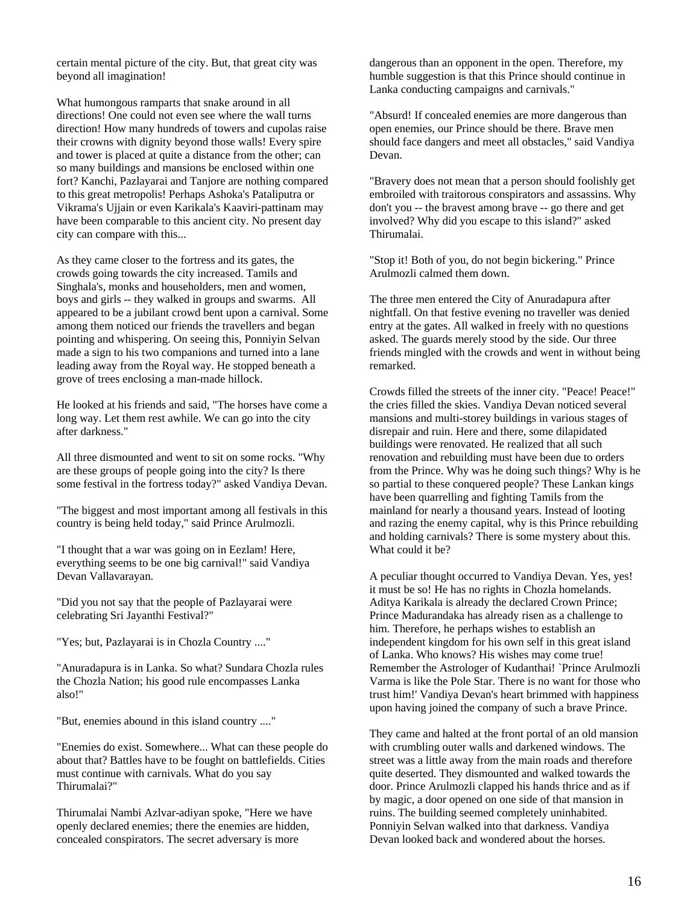certain mental picture of the city. But, that great city was beyond all imagination!

What humongous ramparts that snake around in all directions! One could not even see where the wall turns direction! How many hundreds of towers and cupolas raise their crowns with dignity beyond those walls! Every spire and tower is placed at quite a distance from the other; can so many buildings and mansions be enclosed within one fort? Kanchi, Pazlayarai and Tanjore are nothing compared to this great metropolis! Perhaps Ashoka's Pataliputra or Vikrama's Ujjain or even Karikala's Kaaviri-pattinam may have been comparable to this ancient city. No present day city can compare with this...

As they came closer to the fortress and its gates, the crowds going towards the city increased. Tamils and Singhala's, monks and householders, men and women, boys and girls -- they walked in groups and swarms. All appeared to be a jubilant crowd bent upon a carnival. Some among them noticed our friends the travellers and began pointing and whispering. On seeing this, Ponniyin Selvan made a sign to his two companions and turned into a lane leading away from the Royal way. He stopped beneath a grove of trees enclosing a man-made hillock.

He looked at his friends and said, "The horses have come a long way. Let them rest awhile. We can go into the city after darkness."

All three dismounted and went to sit on some rocks. "Why are these groups of people going into the city? Is there some festival in the fortress today?" asked Vandiya Devan.

"The biggest and most important among all festivals in this country is being held today," said Prince Arulmozli.

"I thought that a war was going on in Eezlam! Here, everything seems to be one big carnival!" said Vandiya Devan Vallavarayan.

"Did you not say that the people of Pazlayarai were celebrating Sri Jayanthi Festival?"

"Yes; but, Pazlayarai is in Chozla Country ...."

"Anuradapura is in Lanka. So what? Sundara Chozla rules the Chozla Nation; his good rule encompasses Lanka also!"

"But, enemies abound in this island country ...."

"Enemies do exist. Somewhere... What can these people do about that? Battles have to be fought on battlefields. Cities must continue with carnivals. What do you say Thirumalai?"

Thirumalai Nambi Azlvar-adiyan spoke, "Here we have openly declared enemies; there the enemies are hidden, concealed conspirators. The secret adversary is more dangerous than an opponent in the open. Therefore, my humble suggestion is that this Prince should continue in Lanka conducting campaigns and carnivals."

"Absurd! If concealed enemies are more dangerous than open enemies, our Prince should be there. Brave men should face dangers and meet all obstacles," said Vandiya Devan.

"Bravery does not mean that a person should foolishly get embroiled with traitorous conspirators and assassins. Why don't you -- the bravest among brave -- go there and get involved? Why did you escape to this island?" asked Thirumalai.

"Stop it! Both of you, do not begin bickering." Prince Arulmozli calmed them down.

The three men entered the City of Anuradapura after nightfall. On that festive evening no traveller was denied entry at the gates. All walked in freely with no questions asked. The guards merely stood by the side. Our three friends mingled with the crowds and went in without being remarked.

Crowds filled the streets of the inner city. "Peace! Peace!" the cries filled the skies. Vandiya Devan noticed several mansions and multi-storey buildings in various stages of disrepair and ruin. Here and there, some dilapidated buildings were renovated. He realized that all such renovation and rebuilding must have been due to orders from the Prince. Why was he doing such things? Why is he so partial to these conquered people? These Lankan kings have been quarrelling and fighting Tamils from the mainland for nearly a thousand years. Instead of looting and razing the enemy capital, why is this Prince rebuilding and holding carnivals? There is some mystery about this. What could it be?

A peculiar thought occurred to Vandiya Devan. Yes, yes! it must be so! He has no rights in Chozla homelands. Aditya Karikala is already the declared Crown Prince; Prince Madurandaka has already risen as a challenge to him. Therefore, he perhaps wishes to establish an independent kingdom for his own self in this great island of Lanka. Who knows? His wishes may come true! Remember the Astrologer of Kudanthai! `Prince Arulmozli Varma is like the Pole Star. There is no want for those who trust him!' Vandiya Devan's heart brimmed with happiness upon having joined the company of such a brave Prince.

They came and halted at the front portal of an old mansion with crumbling outer walls and darkened windows. The street was a little away from the main roads and therefore quite deserted. They dismounted and walked towards the door. Prince Arulmozli clapped his hands thrice and as if by magic, a door opened on one side of that mansion in ruins. The building seemed completely uninhabited. Ponniyin Selvan walked into that darkness. Vandiya Devan looked back and wondered about the horses.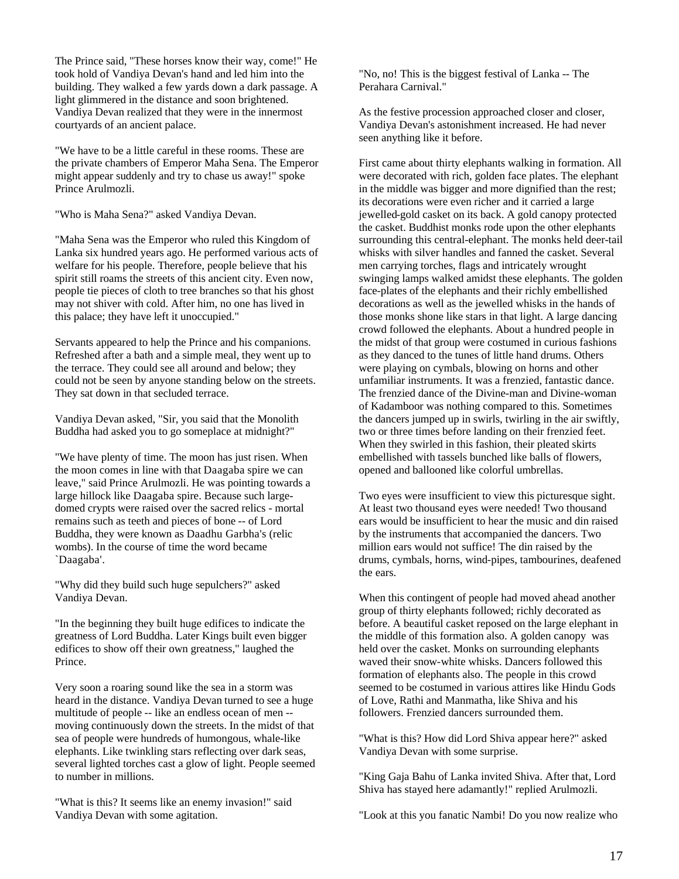The Prince said, "These horses know their way, come!" He took hold of Vandiya Devan's hand and led him into the building. They walked a few yards down a dark passage. A light glimmered in the distance and soon brightened. Vandiya Devan realized that they were in the innermost courtyards of an ancient palace.

"We have to be a little careful in these rooms. These are the private chambers of Emperor Maha Sena. The Emperor might appear suddenly and try to chase us away!" spoke Prince Arulmozli.

"Who is Maha Sena?" asked Vandiya Devan.

"Maha Sena was the Emperor who ruled this Kingdom of Lanka six hundred years ago. He performed various acts of welfare for his people. Therefore, people believe that his spirit still roams the streets of this ancient city. Even now, people tie pieces of cloth to tree branches so that his ghost may not shiver with cold. After him, no one has lived in this palace; they have left it unoccupied."

Servants appeared to help the Prince and his companions. Refreshed after a bath and a simple meal, they went up to the terrace. They could see all around and below; they could not be seen by anyone standing below on the streets. They sat down in that secluded terrace.

Vandiya Devan asked, "Sir, you said that the Monolith Buddha had asked you to go someplace at midnight?"

"We have plenty of time. The moon has just risen. When the moon comes in line with that Daagaba spire we can leave," said Prince Arulmozli. He was pointing towards a large hillock like Daagaba spire. Because such large-domed crypts were raised over the sacred relics - mortal remains such as teeth and pieces of bone -- of Lord Buddha, they were known as Daadhu Garbha's (relic wombs). In the course of time the word became `Daagaba'.

"Why did they build such huge sepulchers?" asked Vandiya Devan.

"In the beginning they built huge edifices to indicate the greatness of Lord Buddha. Later Kings built even bigger edifices to show off their own greatness," laughed the Prince.

Very soon a roaring sound like the sea in a storm was heard in the distance. Vandiya Devan turned to see a huge multitude of people -- like an endless ocean of men -- moving continuously down the streets. In the midst of that sea of people were hundreds of humongous, whale-like elephants. Like twinkling stars reflecting over dark seas, several lighted torches cast a glow of light. People seemed to number in millions.

"What is this? It seems like an enemy invasion!" said Vandiya Devan with some agitation.

"No, no! This is the biggest festival of Lanka -- The Perahara Carnival."

As the festive procession approached closer and closer, Vandiya Devan's astonishment increased. He had never seen anything like it before.

First came about thirty elephants walking in formation. All were decorated with rich, golden face plates. The elephant in the middle was bigger and more dignified than the rest; its decorations were even richer and it carried a large jewelled-gold casket on its back. A gold canopy protected the casket. Buddhist monks rode upon the other elephants surrounding this central-elephant. The monks held deer-tail whisks with silver handles and fanned the casket. Several men carrying torches, flags and intricately wrought swinging lamps walked amidst these elephants. The golden face-plates of the elephants and their richly embellished decorations as well as the jewelled whisks in the hands of those monks shone like stars in that light. A large dancing crowd followed the elephants. About a hundred people in the midst of that group were costumed in curious fashions as they danced to the tunes of little hand drums. Others were playing on cymbals, blowing on horns and other unfamiliar instruments. It was a frenzied, fantastic dance. The frenzied dance of the Divine-man and Divine-woman of Kadamboor was nothing compared to this. Sometimes the dancers jumped up in swirls, twirling in the air swiftly, two or three times before landing on their frenzied feet. When they swirled in this fashion, their pleated skirts embellished with tassels bunched like balls of flowers, opened and ballooned like colorful umbrellas.

Two eyes were insufficient to view this picturesque sight. At least two thousand eyes were needed! Two thousand ears would be insufficient to hear the music and din raised by the instruments that accompanied the dancers. Two million ears would not suffice! The din raised by the drums, cymbals, horns, wind-pipes, tambourines, deafened the ears.

When this contingent of people had moved ahead another group of thirty elephants followed; richly decorated as before. A beautiful casket reposed on the large elephant in the middle of this formation also. A golden canopy was held over the casket. Monks on surrounding elephants waved their snow-white whisks. Dancers followed this formation of elephants also. The people in this crowd seemed to be costumed in various attires like Hindu Gods of Love, Rathi and Manmatha, like Shiva and his followers. Frenzied dancers surrounded them.

"What is this? How did Lord Shiva appear here?" asked Vandiya Devan with some surprise.

"King Gaja Bahu of Lanka invited Shiva. After that, Lord Shiva has stayed here adamantly!" replied Arulmozli.

"Look at this you fanatic Nambi! Do you now realize who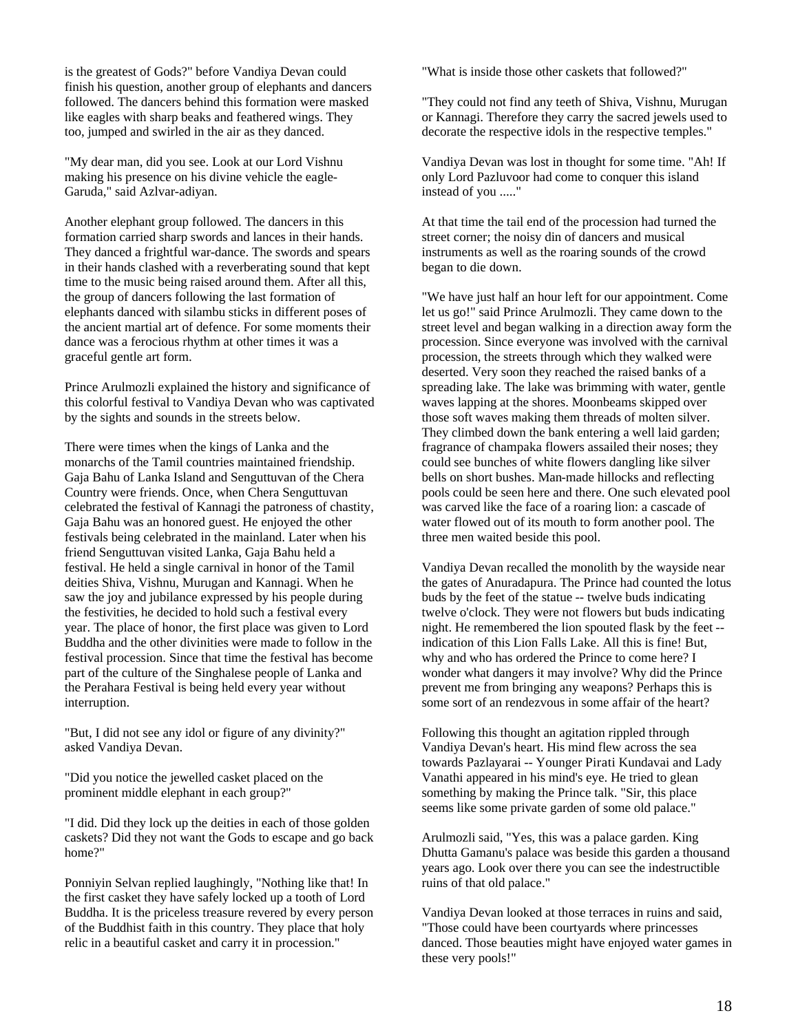is the greatest of Gods?" before Vandiya Devan could finish his question, another group of elephants and dancers followed. The dancers behind this formation were masked like eagles with sharp beaks and feathered wings. They too, jumped and swirled in the air as they danced.

"My dear man, did you see. Look at our Lord Vishnu making his presence on his divine vehicle the eagle-Garuda," said Azlvar-adiyan.

Another elephant group followed. The dancers in this formation carried sharp swords and lances in their hands. They danced a frightful war-dance. The swords and spears in their hands clashed with a reverberating sound that kept time to the music being raised around them. After all this, the group of dancers following the last formation of elephants danced with silambu sticks in different poses of the ancient martial art of defence. For some moments their dance was a ferocious rhythm at other times it was a graceful gentle art form.

Prince Arulmozli explained the history and significance of this colorful festival to Vandiya Devan who was captivated by the sights and sounds in the streets below.

There were times when the kings of Lanka and the monarchs of the Tamil countries maintained friendship. Gaja Bahu of Lanka Island and Senguttuvan of the Chera Country were friends. Once, when Chera Senguttuvan celebrated the festival of Kannagi the patroness of chastity, Gaja Bahu was an honored guest. He enjoyed the other festivals being celebrated in the mainland. Later when his friend Senguttuvan visited Lanka, Gaja Bahu held a festival. He held a single carnival in honor of the Tamil deities Shiva, Vishnu, Murugan and Kannagi. When he saw the joy and jubilance expressed by his people during the festivities, he decided to hold such a festival every year. The place of honor, the first place was given to Lord Buddha and the other divinities were made to follow in the festival procession. Since that time the festival has become part of the culture of the Singhalese people of Lanka and the Perahara Festival is being held every year without interruption.

"But, I did not see any idol or figure of any divinity?" asked Vandiya Devan.

"Did you notice the jewelled casket placed on the prominent middle elephant in each group?"

"I did. Did they lock up the deities in each of those golden caskets? Did they not want the Gods to escape and go back home?"

Ponniyin Selvan replied laughingly, "Nothing like that! In the first casket they have safely locked up a tooth of Lord Buddha. It is the priceless treasure revered by every person of the Buddhist faith in this country. They place that holy relic in a beautiful casket and carry it in procession."

"What is inside those other caskets that followed?"

"They could not find any teeth of Shiva, Vishnu, Murugan or Kannagi. Therefore they carry the sacred jewels used to decorate the respective idols in the respective temples."

Vandiya Devan was lost in thought for some time. "Ah! If only Lord Pazluvoor had come to conquer this island instead of you ....."

At that time the tail end of the procession had turned the street corner; the noisy din of dancers and musical instruments as well as the roaring sounds of the crowd began to die down.

"We have just half an hour left for our appointment. Come let us go!" said Prince Arulmozli. They came down to the street level and began walking in a direction away form the procession. Since everyone was involved with the carnival procession, the streets through which they walked were deserted. Very soon they reached the raised banks of a spreading lake. The lake was brimming with water, gentle waves lapping at the shores. Moonbeams skipped over those soft waves making them threads of molten silver. They climbed down the bank entering a well laid garden; fragrance of champaka flowers assailed their noses; they could see bunches of white flowers dangling like silver bells on short bushes. Man-made hillocks and reflecting pools could be seen here and there. One such elevated pool was carved like the face of a roaring lion: a cascade of water flowed out of its mouth to form another pool. The three men waited beside this pool.

Vandiya Devan recalled the monolith by the wayside near the gates of Anuradapura. The Prince had counted the lotus buds by the feet of the statue -- twelve buds indicating twelve o'clock. They were not flowers but buds indicating night. He remembered the lion spouted flask by the feet -- indication of this Lion Falls Lake. All this is fine! But, why and who has ordered the Prince to come here? I wonder what dangers it may involve? Why did the Prince prevent me from bringing any weapons? Perhaps this is some sort of an rendezvous in some affair of the heart?

Following this thought an agitation rippled through Vandiya Devan's heart. His mind flew across the sea towards Pazlayarai -- Younger Pirati Kundavai and Lady Vanathi appeared in his mind's eye. He tried to glean something by making the Prince talk. "Sir, this place seems like some private garden of some old palace."

Arulmozli said, "Yes, this was a palace garden. King Dhutta Gamanu's palace was beside this garden a thousand years ago. Look over there you can see the indestructible ruins of that old palace."

Vandiya Devan looked at those terraces in ruins and said, "Those could have been courtyards where princesses danced. Those beauties might have enjoyed water games in these very pools!"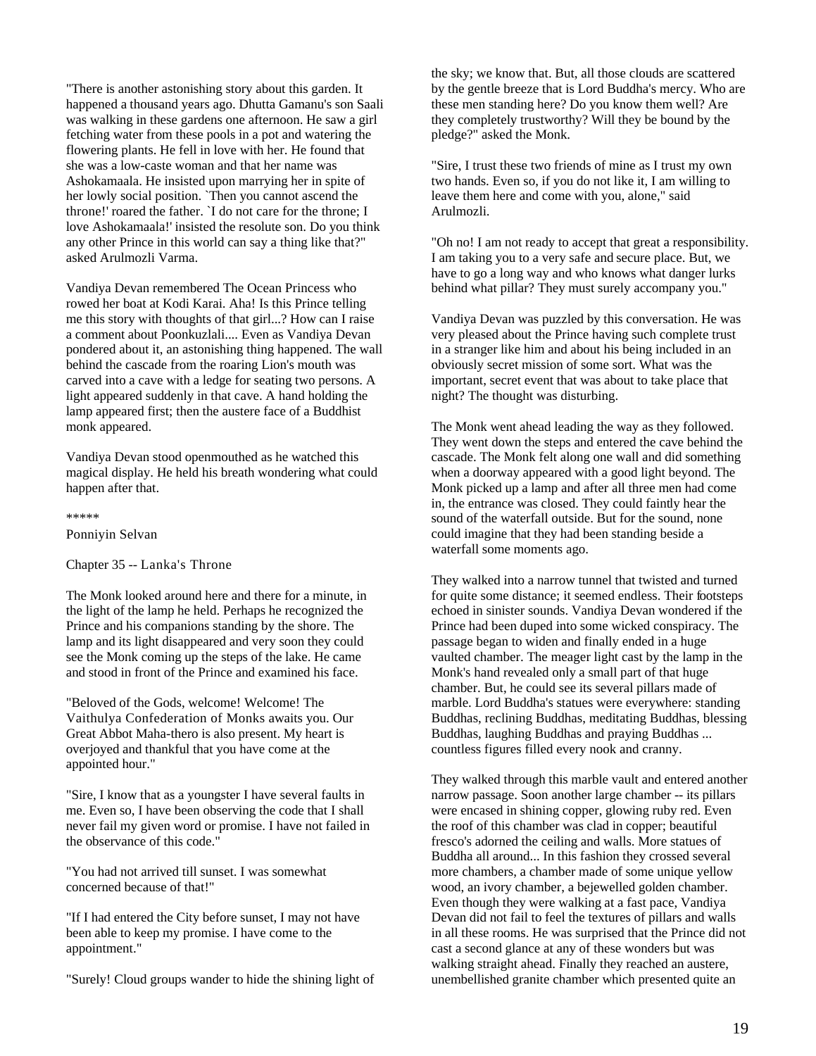"There is another astonishing story about this garden. It happened a thousand years ago. Dhutta Gamanu's son Saali was walking in these gardens one afternoon. He saw a girl fetching water from these pools in a pot and watering the flowering plants. He fell in love with her. He found that she was a low-caste woman and that her name was Ashokamaala. He insisted upon marrying her in spite of her lowly social position. `Then you cannot ascend the throne!' roared the father. `I do not care for the throne; I love Ashokamaala!' insisted the resolute son. Do you think any other Prince in this world can say a thing like that?" asked Arulmozli Varma.

Vandiya Devan remembered The Ocean Princess who rowed her boat at Kodi Karai. Aha! Is this Prince telling me this story with thoughts of that girl...? How can I raise a comment about Poonkuzlali.... Even as Vandiya Devan pondered about it, an astonishing thing happened. The wall behind the cascade from the roaring Lion's mouth was carved into a cave with a ledge for seating two persons. A light appeared suddenly in that cave. A hand holding the lamp appeared first; then the austere face of a Buddhist monk appeared.

Vandiya Devan stood openmouthed as he watched this magical display. He held his breath wondering what could happen after that.

*****

Ponniyin Selvan

## Chapter 35 -- Lanka's Throne

The Monk looked around here and there for a minute, in the light of the lamp he held. Perhaps he recognized the Prince and his companions standing by the shore. The lamp and its light disappeared and very soon they could see the Monk coming up the steps of the lake. He came and stood in front of the Prince and examined his face.

"Beloved of the Gods, welcome! Welcome! The Vaithulya Confederation of Monks awaits you. Our Great Abbot Maha-thero is also present. My heart is overjoyed and thankful that you have come at the appointed hour."

"Sire, I know that as a youngster I have several faults in me. Even so, I have been observing the code that I shall never fail my given word or promise. I have not failed in the observance of this code."

"You had not arrived till sunset. I was somewhat concerned because of that!"

"If I had entered the City before sunset, I may not have been able to keep my promise. I have come to the appointment."

"Surely! Cloud groups wander to hide the shining light of the sky; we know that. But, all those clouds are scattered by the gentle breeze that is Lord Buddha's mercy. Who are these men standing here? Do you know them well? Are they completely trustworthy? Will they be bound by the pledge?" asked the Monk.

"Sire, I trust these two friends of mine as I trust my own two hands. Even so, if you do not like it, I am willing to leave them here and come with you, alone," said Arulmozli.

"Oh no! I am not ready to accept that great a responsibility. I am taking you to a very safe and secure place. But, we have to go a long way and who knows what danger lurks behind what pillar? They must surely accompany you."

Vandiya Devan was puzzled by this conversation. He was very pleased about the Prince having such complete trust in a stranger like him and about his being included in an obviously secret mission of some sort. What was the important, secret event that was about to take place that night? The thought was disturbing.

The Monk went ahead leading the way as they followed. They went down the steps and entered the cave behind the cascade. The Monk felt along one wall and did something when a doorway appeared with a good light beyond. The Monk picked up a lamp and after all three men had come in, the entrance was closed. They could faintly hear the sound of the waterfall outside. But for the sound, none could imagine that they had been standing beside a waterfall some moments ago.

They walked into a narrow tunnel that twisted and turned for quite some distance; it seemed endless. Their footsteps echoed in sinister sounds. Vandiya Devan wondered if the Prince had been duped into some wicked conspiracy. The passage began to widen and finally ended in a huge vaulted chamber. The meager light cast by the lamp in the Monk's hand revealed only a small part of that huge chamber. But, he could see its several pillars made of marble. Lord Buddha's statues were everywhere: standing Buddhas, reclining Buddhas, meditating Buddhas, blessing Buddhas, laughing Buddhas and praying Buddhas ... countless figures filled every nook and cranny.

They walked through this marble vault and entered another narrow passage. Soon another large chamber -- its pillars were encased in shining copper, glowing ruby red. Even the roof of this chamber was clad in copper; beautiful fresco's adorned the ceiling and walls. More statues of Buddha all around... In this fashion they crossed several more chambers, a chamber made of some unique yellow wood, an ivory chamber, a bejewelled golden chamber. Even though they were walking at a fast pace, Vandiya Devan did not fail to feel the textures of pillars and walls in all these rooms. He was surprised that the Prince did not cast a second glance at any of these wonders but was walking straight ahead. Finally they reached an austere, unembellished granite chamber which presented quite an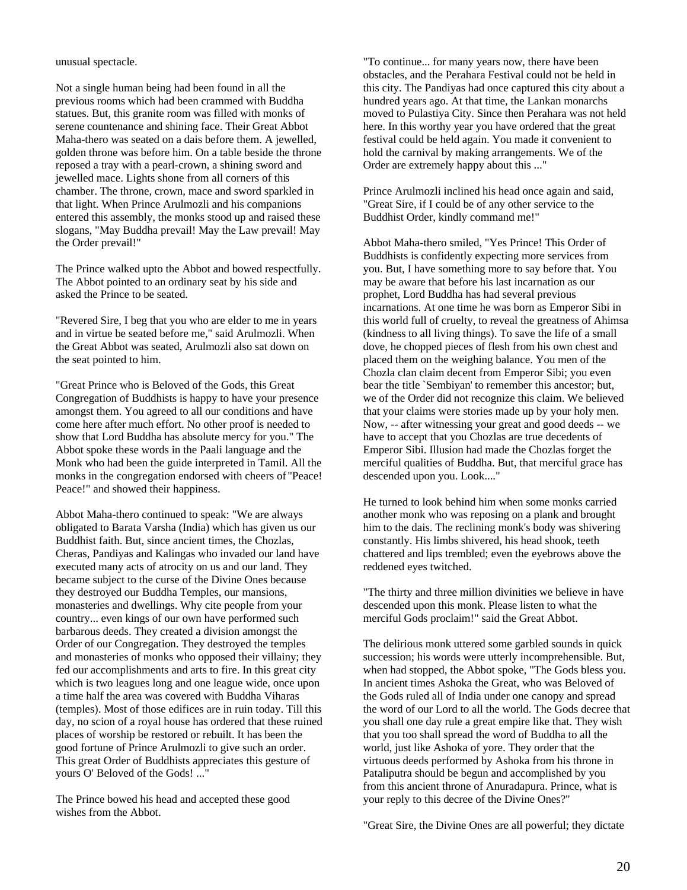unusual spectacle.

Not a single human being had been found in all the previous rooms which had been crammed with Buddha statues. But, this granite room was filled with monks of serene countenance and shining face. Their Great Abbot Maha-thero was seated on a dais before them. A jewelled, golden throne was before him. On a table beside the throne reposed a tray with a pearl-crown, a shining sword and jewelled mace. Lights shone from all corners of this chamber. The throne, crown, mace and sword sparkled in that light. When Prince Arulmozli and his companions entered this assembly, the monks stood up and raised these slogans, "May Buddha prevail! May the Law prevail! May the Order prevail!"

The Prince walked upto the Abbot and bowed respectfully. The Abbot pointed to an ordinary seat by his side and asked the Prince to be seated.

"Revered Sire, I beg that you who are elder to me in years and in virtue be seated before me," said Arulmozli. When the Great Abbot was seated, Arulmozli also sat down on the seat pointed to him.

"Great Prince who is Beloved of the Gods, this Great Congregation of Buddhists is happy to have your presence amongst them. You agreed to all our conditions and have come here after much effort. No other proof is needed to show that Lord Buddha has absolute mercy for you." The Abbot spoke these words in the Paali language and the Monk who had been the guide interpreted in Tamil. All the monks in the congregation endorsed with cheers of "Peace! Peace!" and showed their happiness.

Abbot Maha-thero continued to speak: "We are always obligated to Barata Varsha (India) which has given us our Buddhist faith. But, since ancient times, the Chozlas, Cheras, Pandiyas and Kalingas who invaded our land have executed many acts of atrocity on us and our land. They became subject to the curse of the Divine Ones because they destroyed our Buddha Temples, our mansions, monasteries and dwellings. Why cite people from your country... even kings of our own have performed such barbarous deeds. They created a division amongst the Order of our Congregation. They destroyed the temples and monasteries of monks who opposed their villainy; they fed our accomplishments and arts to fire. In this great city which is two leagues long and one league wide, once upon a time half the area was covered with Buddha Viharas (temples). Most of those edifices are in ruin today. Till this day, no scion of a royal house has ordered that these ruined places of worship be restored or rebuilt. It has been the good fortune of Prince Arulmozli to give such an order. This great Order of Buddhists appreciates this gesture of yours O' Beloved of the Gods! ..."

The Prince bowed his head and accepted these good wishes from the Abbot.

"To continue... for many years now, there have been obstacles, and the Perahara Festival could not be held in this city. The Pandiyas had once captured this city about a hundred years ago. At that time, the Lankan monarchs moved to Pulastiya City. Since then Perahara was not held here. In this worthy year you have ordered that the great festival could be held again. You made it convenient to hold the carnival by making arrangements. We of the Order are extremely happy about this ..."

Prince Arulmozli inclined his head once again and said, "Great Sire, if I could be of any other service to the Buddhist Order, kindly command me!"

Abbot Maha-thero smiled, "Yes Prince! This Order of Buddhists is confidently expecting more services from you. But, I have something more to say before that. You may be aware that before his last incarnation as our prophet, Lord Buddha has had several previous incarnations. At one time he was born as Emperor Sibi in this world full of cruelty, to reveal the greatness of Ahimsa (kindness to all living things). To save the life of a small dove, he chopped pieces of flesh from his own chest and placed them on the weighing balance. You men of the Chozla clan claim decent from Emperor Sibi; you even bear the title `Sembiyan' to remember this ancestor; but, we of the Order did not recognize this claim. We believed that your claims were stories made up by your holy men. Now, -- after witnessing your great and good deeds -- we have to accept that you Chozlas are true decedents of Emperor Sibi. Illusion had made the Chozlas forget the merciful qualities of Buddha. But, that merciful grace has descended upon you. Look...."

He turned to look behind him when some monks carried another monk who was reposing on a plank and brought him to the dais. The reclining monk's body was shivering constantly. His limbs shivered, his head shook, teeth chattered and lips trembled; even the eyebrows above the reddened eyes twitched.

"The thirty and three million divinities we believe in have descended upon this monk. Please listen to what the merciful Gods proclaim!" said the Great Abbot.

The delirious monk uttered some garbled sounds in quick succession; his words were utterly incomprehensible. But, when had stopped, the Abbot spoke, "The Gods bless you. In ancient times Ashoka the Great, who was Beloved of the Gods ruled all of India under one canopy and spread the word of our Lord to all the world. The Gods decree that you shall one day rule a great empire like that. They wish that you too shall spread the word of Buddha to all the world, just like Ashoka of yore. They order that the virtuous deeds performed by Ashoka from his throne in Pataliputra should be begun and accomplished by you from this ancient throne of Anuradapura. Prince, what is your reply to this decree of the Divine Ones?"

"Great Sire, the Divine Ones are all powerful; they dictate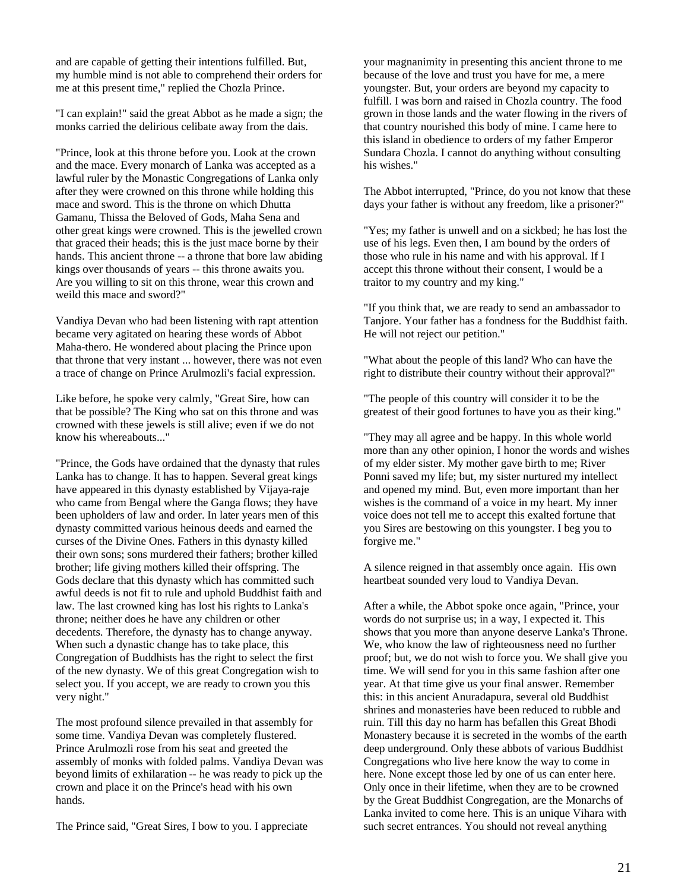and are capable of getting their intentions fulfilled. But, my humble mind is not able to comprehend their orders for me at this present time," replied the Chozla Prince.

"I can explain!" said the great Abbot as he made a sign; the monks carried the delirious celibate away from the dais.

"Prince, look at this throne before you. Look at the crown and the mace. Every monarch of Lanka was accepted as a lawful ruler by the Monastic Congregations of Lanka only after they were crowned on this throne while holding this mace and sword. This is the throne on which Dhutta Gamanu, Thissa the Beloved of Gods, Maha Sena and other great kings were crowned. This is the jewelled crown that graced their heads; this is the just mace borne by their hands. This ancient throne -- a throne that bore law abiding kings over thousands of years -- this throne awaits you. Are you willing to sit on this throne, wear this crown and weild this mace and sword?"

Vandiya Devan who had been listening with rapt attention became very agitated on hearing these words of Abbot Maha-thero. He wondered about placing the Prince upon that throne that very instant ... however, there was not even a trace of change on Prince Arulmozli's facial expression.

Like before, he spoke very calmly, "Great Sire, how can that be possible? The King who sat on this throne and was crowned with these jewels is still alive; even if we do not know his whereabouts..."

"Prince, the Gods have ordained that the dynasty that rules Lanka has to change. It has to happen. Several great kings have appeared in this dynasty established by Vijaya-raje who came from Bengal where the Ganga flows; they have been upholders of law and order. In later years men of this dynasty committed various heinous deeds and earned the curses of the Divine Ones. Fathers in this dynasty killed their own sons; sons murdered their fathers; brother killed brother; life giving mothers killed their offspring. The Gods declare that this dynasty which has committed such awful deeds is not fit to rule and uphold Buddhist faith and law. The last crowned king has lost his rights to Lanka's throne; neither does he have any children or other decedents. Therefore, the dynasty has to change anyway. When such a dynastic change has to take place, this Congregation of Buddhists has the right to select the first of the new dynasty. We of this great Congregation wish to select you. If you accept, we are ready to crown you this very night."

The most profound silence prevailed in that assembly for some time. Vandiya Devan was completely flustered. Prince Arulmozli rose from his seat and greeted the assembly of monks with folded palms. Vandiya Devan was beyond limits of exhilaration -- he was ready to pick up the crown and place it on the Prince's head with his own hands.

The Prince said, "Great Sires, I bow to you. I appreciate your magnanimity in presenting this ancient throne to me because of the love and trust you have for me, a mere youngster. But, your orders are beyond my capacity to fulfill. I was born and raised in Chozla country. The food grown in those lands and the water flowing in the rivers of that country nourished this body of mine. I came here to this island in obedience to orders of my father Emperor Sundara Chozla. I cannot do anything without consulting his wishes."

The Abbot interrupted, "Prince, do you not know that these days your father is without any freedom, like a prisoner?"

"Yes; my father is unwell and on a sickbed; he has lost the use of his legs. Even then, I am bound by the orders of those who rule in his name and with his approval. If I accept this throne without their consent, I would be a traitor to my country and my king."

"If you think that, we are ready to send an ambassador to Tanjore. Your father has a fondness for the Buddhist faith. He will not reject our petition."

"What about the people of this land? Who can have the right to distribute their country without their approval?"

"The people of this country will consider it to be the greatest of their good fortunes to have you as their king."

"They may all agree and be happy. In this whole world more than any other opinion, I honor the words and wishes of my elder sister. My mother gave birth to me; River Ponni saved my life; but, my sister nurtured my intellect and opened my mind. But, even more important than her wishes is the command of a voice in my heart. My inner voice does not tell me to accept this exalted fortune that you Sires are bestowing on this youngster. I beg you to forgive me."

A silence reigned in that assembly once again. His own heartbeat sounded very loud to Vandiya Devan.

After a while, the Abbot spoke once again, "Prince, your words do not surprise us; in a way, I expected it. This shows that you more than anyone deserve Lanka's Throne. We, who know the law of righteousness need no further proof; but, we do not wish to force you. We shall give you time. We will send for you in this same fashion after one year. At that time give us your final answer. Remember this: in this ancient Anuradapura, several old Buddhist shrines and monasteries have been reduced to rubble and ruin. Till this day no harm has befallen this Great Bhodi Monastery because it is secreted in the wombs of the earth deep underground. Only these abbots of various Buddhist Congregations who live here know the way to come in here. None except those led by one of us can enter here. Only once in their lifetime, when they are to be crowned by the Great Buddhist Congregation, are the Monarchs of Lanka invited to come here. This is an unique Vihara with such secret entrances. You should not reveal anything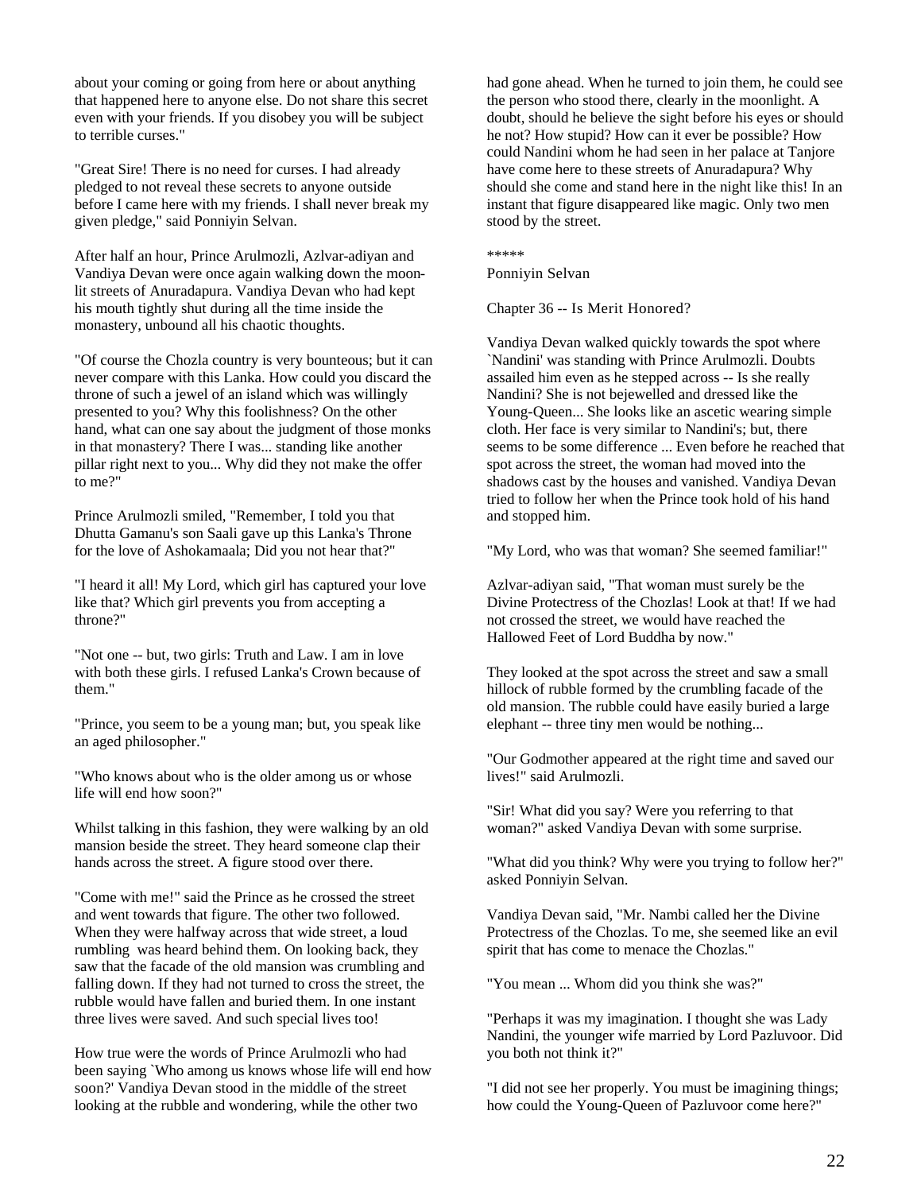about your coming or going from here or about anything that happened here to anyone else. Do not share this secret even with your friends. If you disobey you will be subject to terrible curses."

"Great Sire! There is no need for curses. I had already pledged to not reveal these secrets to anyone outside before I came here with my friends. I shall never break my given pledge," said Ponniyin Selvan.

After half an hour, Prince Arulmozli, Azlvar-adiyan and Vandiya Devan were once again walking down the moon-lit streets of Anuradapura. Vandiya Devan who had kept his mouth tightly shut during all the time inside the monastery, unbound all his chaotic thoughts.

"Of course the Chozla country is very bounteous; but it can never compare with this Lanka. How could you discard the throne of such a jewel of an island which was willingly presented to you? Why this foolishness? On the other hand, what can one say about the judgment of those monks in that monastery? There I was... standing like another pillar right next to you... Why did they not make the offer to me?"

Prince Arulmozli smiled, "Remember, I told you that Dhutta Gamanu's son Saali gave up this Lanka's Throne for the love of Ashokamaala; Did you not hear that?"

"I heard it all! My Lord, which girl has captured your love like that? Which girl prevents you from accepting a throne?"

"Not one -- but, two girls: Truth and Law. I am in love with both these girls. I refused Lanka's Crown because of them."

"Prince, you seem to be a young man; but, you speak like an aged philosopher."

"Who knows about who is the older among us or whose life will end how soon?"

Whilst talking in this fashion, they were walking by an old mansion beside the street. They heard someone clap their hands across the street. A figure stood over there.

"Come with me!" said the Prince as he crossed the street and went towards that figure. The other two followed. When they were halfway across that wide street, a loud rumbling was heard behind them. On looking back, they saw that the facade of the old mansion was crumbling and falling down. If they had not turned to cross the street, the rubble would have fallen and buried them. In one instant three lives were saved. And such special lives too!

How true were the words of Prince Arulmozli who had been saying `Who among us knows whose life will end how soon?' Vandiya Devan stood in the middle of the street looking at the rubble and wondering, while the other two had gone ahead. When he turned to join them, he could see the person who stood there, clearly in the moonlight. A doubt, should he believe the sight before his eyes or should he not? How stupid? How can it ever be possible? How could Nandini whom he had seen in her palace at Tanjore have come here to these streets of Anuradapura? Why should she come and stand here in the night like this! In an instant that figure disappeared like magic. Only two men stood by the street.

\*\*\*\*\*

Ponniyin Selvan

## Chapter 36 -- Is Merit Honored?

Vandiya Devan walked quickly towards the spot where `Nandini' was standing with Prince Arulmozli. Doubts assailed him even as he stepped across -- Is she really Nandini? She is not bejewelled and dressed like the Young-Queen... She looks like an ascetic wearing simple cloth. Her face is very similar to Nandini's; but, there seems to be some difference ... Even before he reached that spot across the street, the woman had moved into the shadows cast by the houses and vanished. Vandiya Devan tried to follow her when the Prince took hold of his hand and stopped him.

"My Lord, who was that woman? She seemed familiar!"

Azlvar-adiyan said, "That woman must surely be the Divine Protectress of the Chozlas! Look at that! If we had not crossed the street, we would have reached the Hallowed Feet of Lord Buddha by now."

They looked at the spot across the street and saw a small hillock of rubble formed by the crumbling facade of the old mansion. The rubble could have easily buried a large elephant -- three tiny men would be nothing...

"Our Godmother appeared at the right time and saved our lives!" said Arulmozli.

"Sir! What did you say? Were you referring to that woman?" asked Vandiya Devan with some surprise.

"What did you think? Why were you trying to follow her?" asked Ponniyin Selvan.

Vandiya Devan said, "Mr. Nambi called her the Divine Protectress of the Chozlas. To me, she seemed like an evil spirit that has come to menace the Chozlas."

"You mean ... Whom did you think she was?"

"Perhaps it was my imagination. I thought she was Lady Nandini, the younger wife married by Lord Pazluvoor. Did you both not think it?"

"I did not see her properly. You must be imagining things; how could the Young-Queen of Pazluvoor come here?"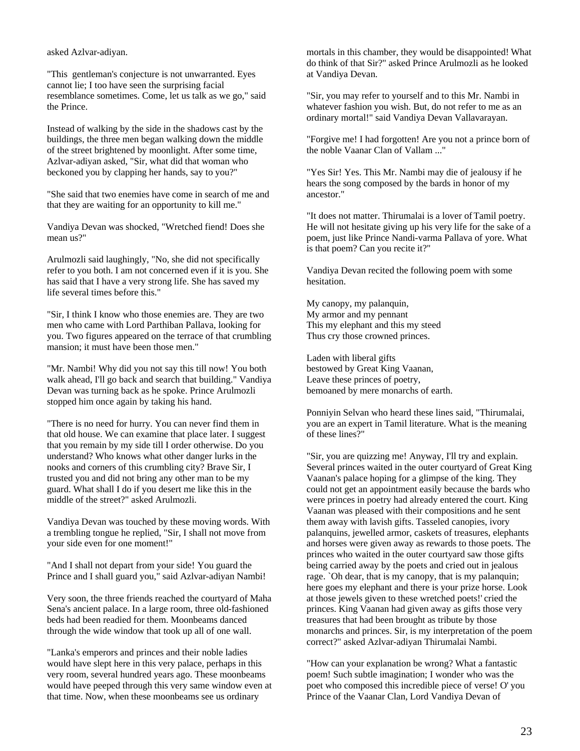asked Azlvar-adiyan.

"This  gentleman's conjecture is not unwarranted. Eyes cannot lie; I too have seen the surprising facial resemblance sometimes. Come, let us talk as we go," said the Prince.

Instead of walking by the side in the shadows cast by the buildings, the three men began walking down the middle of the street brightened by moonlight. After some time, Azlvar-adiyan asked, "Sir, what did that woman who beckoned you by clapping her hands, say to you?"

"She said that two enemies have come in search of me and that they are waiting for an opportunity to kill me."

Vandiya Devan was shocked, "Wretched fiend! Does she mean us?"

Arulmozli said laughingly, "No, she did not specifically refer to you both. I am not concerned even if it is you. She has said that I have a very strong life. She has saved my life several times before this."

"Sir, I think I know who those enemies are. They are two men who came with Lord Parthiban Pallava, looking for you. Two figures appeared on the terrace of that crumbling mansion; it must have been those men."

"Mr. Nambi! Why did you not say this till now! You both walk ahead, I'll go back and search that building." Vandiya Devan was turning back as he spoke. Prince Arulmozli stopped him once again by taking his hand.

"There is no need for hurry. You can never find them in that old house. We can examine that place later. I suggest that you remain by my side till I order otherwise. Do you understand? Who knows what other danger lurks in the nooks and corners of this crumbling city? Brave Sir, I trusted you and did not bring any other man to be my guard. What shall I do if you desert me like this in the middle of the street?" asked Arulmozli.

Vandiya Devan was touched by these moving words. With a trembling tongue he replied, "Sir, I shall not move from your side even for one moment!"

"And I shall not depart from your side! You guard the Prince and I shall guard you," said Azlvar-adiyan Nambi!

Very soon, the three friends reached the courtyard of Maha Sena's ancient palace. In a large room, three old-fashioned beds had been readied for them. Moonbeams danced through the wide window that took up all of one wall.

"Lanka's emperors and princes and their noble ladies would have slept here in this very palace, perhaps in this very room, several hundred years ago. These moonbeams would have peeped through this very same window even at that time. Now, when these moonbeams see us ordinary mortals in this chamber, they would be disappointed! What do think of that Sir?" asked Prince Arulmozli as he looked at Vandiya Devan.

"Sir, you may refer to yourself and to this Mr. Nambi in whatever fashion you wish. But, do not refer to me as an ordinary mortal!" said Vandiya Devan Vallavarayan.

"Forgive me! I had forgotten! Are you not a prince born of the noble Vaanar Clan of Vallam ..."

"Yes Sir! Yes. This Mr. Nambi may die of jealousy if he hears the song composed by the bards in honor of my ancestor."

"It does not matter. Thirumalai is a lover of Tamil poetry. He will not hesitate giving up his very life for the sake of a poem, just like Prince Nandi-varma Pallava of yore. What is that poem? Can you recite it?"

Vandiya Devan recited the following poem with some hesitation.

My canopy, my palanquin,  
My armor and my pennant  
This my elephant and this my steed  
Thus cry those crowned princes.

Laden with liberal gifts  
bestowed by Great King Vaanan,  
Leave these princes of poetry,  
bemoaned by mere monarchs of earth.

Ponniyin Selvan who heard these lines said, "Thirumalai, you are an expert in Tamil literature. What is the meaning of these lines?"

"Sir, you are quizzing me! Anyway, I'll try and explain. Several princes waited in the outer courtyard of Great King Vaanan's palace hoping for a glimpse of the king. They could not get an appointment easily because the bards who were princes in poetry had already entered the court. King Vaanan was pleased with their compositions and he sent them away with lavish gifts. Tasseled canopies, ivory palanquins, jewelled armor, caskets of treasures, elephants and horses were given away as rewards to those poets. The princes who waited in the outer courtyard saw those gifts being carried away by the poets and cried out in jealous rage. `Oh dear, that is my canopy, that is my palanquin; here goes my elephant and there is your prize horse. Look at those jewels given to these wretched poets!' cried the princes. King Vaanan had given away as gifts those very treasures that had been brought as tribute by those monarchs and princes. Sir, is my interpretation of the poem correct?" asked Azlvar-adiyan Thirumalai Nambi.

"How can your explanation be wrong? What a fantastic poem! Such subtle imagination; I wonder who was the poet who composed this incredible piece of verse! O' you Prince of the Vaanar Clan, Lord Vandiya Devan of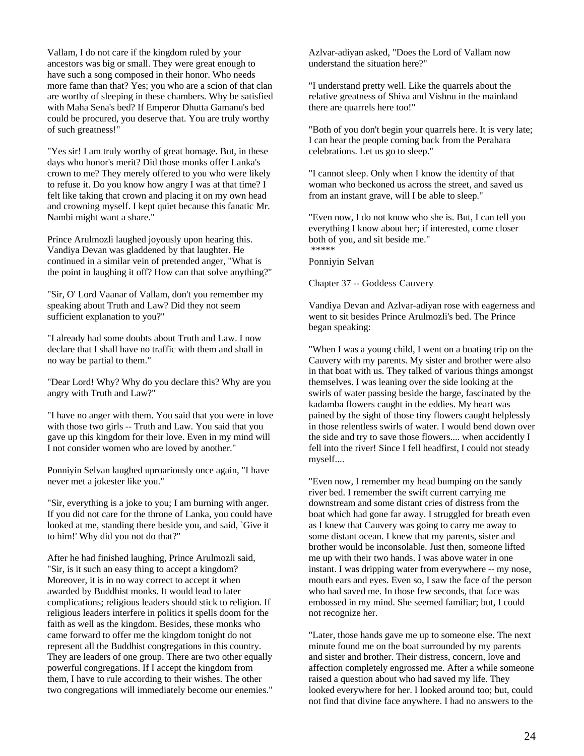Vallam, I do not care if the kingdom ruled by your ancestors was big or small. They were great enough to have such a song composed in their honor. Who needs more fame than that? Yes; you who are a scion of that clan are worthy of sleeping in these chambers. Why be satisfied with Maha Sena's bed? If Emperor Dhutta Gamanu's bed could be procured, you deserve that. You are truly worthy of such greatness!"

"Yes sir! I am truly worthy of great homage. But, in these days who honor's merit? Did those monks offer Lanka's crown to me? They merely offered to you who were likely to refuse it. Do you know how angry I was at that time? I felt like taking that crown and placing it on my own head and crowning myself. I kept quiet because this fanatic Mr. Nambi might want a share."

Prince Arulmozli laughed joyously upon hearing this. Vandiya Devan was gladdened by that laughter. He continued in a similar vein of pretended anger, "What is the point in laughing it off? How can that solve anything?"

"Sir, O' Lord Vaanar of Vallam, don't you remember my speaking about Truth and Law? Did they not seem sufficient explanation to you?"

"I already had some doubts about Truth and Law. I now declare that I shall have no traffic with them and shall in no way be partial to them."

"Dear Lord! Why? Why do you declare this? Why are you angry with Truth and Law?"

"I have no anger with them. You said that you were in love with those two girls -- Truth and Law. You said that you gave up this kingdom for their love. Even in my mind will I not consider women who are loved by another."

Ponniyin Selvan laughed uproariously once again, "I have never met a jokester like you."

"Sir, everything is a joke to you; I am burning with anger. If you did not care for the throne of Lanka, you could have looked at me, standing there beside you, and said, `Give it to him!' Why did you not do that?"

After he had finished laughing, Prince Arulmozli said, "Sir, is it such an easy thing to accept a kingdom? Moreover, it is in no way correct to accept it when awarded by Buddhist monks. It would lead to later complications; religious leaders should stick to religion. If religious leaders interfere in politics it spells doom for the faith as well as the kingdom. Besides, these monks who came forward to offer me the kingdom tonight do not represent all the Buddhist congregations in this country. They are leaders of one group. There are two other equally powerful congregations. If I accept the kingdom from them, I have to rule according to their wishes. The other two congregations will immediately become our enemies."

Azlvar-adiyan asked, "Does the Lord of Vallam now understand the situation here?"

"I understand pretty well. Like the quarrels about the relative greatness of Shiva and Vishnu in the mainland there are quarrels here too!"

"Both of you don't begin your quarrels here. It is very late; I can hear the people coming back from the Perahara celebrations. Let us go to sleep."

"I cannot sleep. Only when I know the identity of that woman who beckoned us across the street, and saved us from an instant grave, will I be able to sleep."

"Even now, I do not know who she is. But, I can tell you everything I know about her; if interested, come closer both of you, and sit beside me."

*****

Ponniyin Selvan

## Chapter 37 -- Goddess Cauvery

Vandiya Devan and Azlvar-adiyan rose with eagerness and went to sit besides Prince Arulmozli's bed. The Prince began speaking:

"When I was a young child, I went on a boating trip on the Cauvery with my parents. My sister and brother were also in that boat with us. They talked of various things amongst themselves. I was leaning over the side looking at the swirls of water passing beside the barge, fascinated by the kadamba flowers caught in the eddies. My heart was pained by the sight of those tiny flowers caught helplessly in those relentless swirls of water. I would bend down over the side and try to save those flowers.... when accidently I fell into the river! Since I fell headfirst, I could not steady myself....

"Even now, I remember my head bumping on the sandy river bed. I remember the swift current carrying me downstream and some distant cries of distress from the boat which had gone far away. I struggled for breath even as I knew that Cauvery was going to carry me away to some distant ocean. I knew that my parents, sister and brother would be inconsolable. Just then, someone lifted me up with their two hands. I was above water in one instant. I was dripping water from everywhere -- my nose, mouth ears and eyes. Even so, I saw the face of the person who had saved me. In those few seconds, that face was embossed in my mind. She seemed familiar; but, I could not recognize her.

"Later, those hands gave me up to someone else. The next minute found me on the boat surrounded by my parents and sister and brother. Their distress, concern, love and affection completely engrossed me. After a while someone raised a question about who had saved my life. They looked everywhere for her. I looked around too; but, could not find that divine face anywhere. I had no answers to the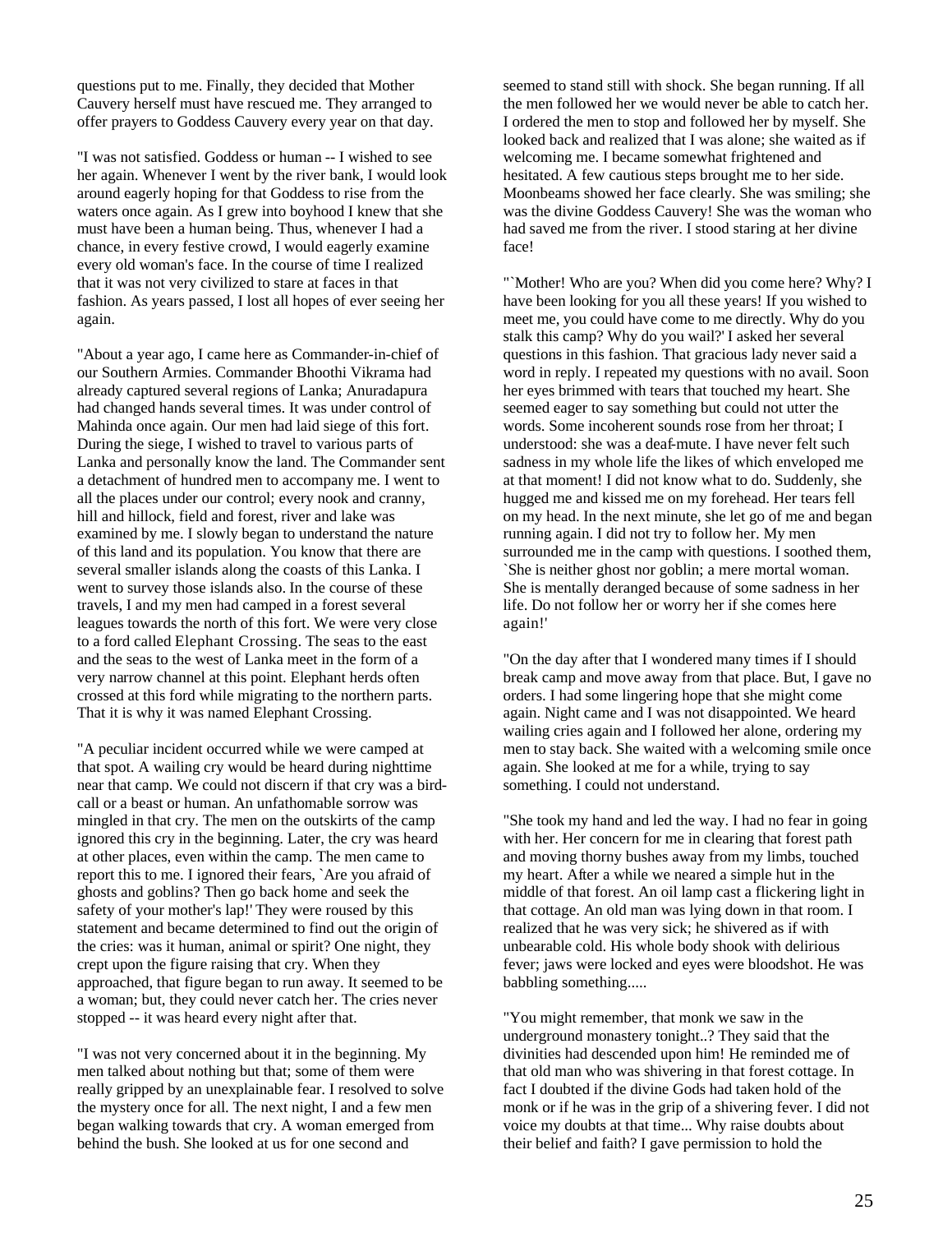questions put to me. Finally, they decided that Mother Cauvery herself must have rescued me. They arranged to offer prayers to Goddess Cauvery every year on that day.

"I was not satisfied. Goddess or human -- I wished to see her again. Whenever I went by the river bank, I would look around eagerly hoping for that Goddess to rise from the waters once again. As I grew into boyhood I knew that she must have been a human being. Thus, whenever I had a chance, in every festive crowd, I would eagerly examine every old woman's face. In the course of time I realized that it was not very civilized to stare at faces in that fashion. As years passed, I lost all hopes of ever seeing her again.

"About a year ago, I came here as Commander-in-chief of our Southern Armies. Commander Bhoothi Vikrama had already captured several regions of Lanka; Anuradapura had changed hands several times. It was under control of Mahinda once again. Our men had laid siege of this fort. During the siege, I wished to travel to various parts of Lanka and personally know the land. The Commander sent a detachment of hundred men to accompany me. I went to all the places under our control; every nook and cranny, hill and hillock, field and forest, river and lake was examined by me. I slowly began to understand the nature of this land and its population. You know that there are several smaller islands along the coasts of this Lanka. I went to survey those islands also. In the course of these travels, I and my men had camped in a forest several leagues towards the north of this fort. We were very close to a ford called Elephant Crossing. The seas to the east and the seas to the west of Lanka meet in the form of a very narrow channel at this point. Elephant herds often crossed at this ford while migrating to the northern parts. That it is why it was named Elephant Crossing.

"A peculiar incident occurred while we were camped at that spot. A wailing cry would be heard during nighttime near that camp. We could not discern if that cry was a bird-call or a beast or human. An unfathomable sorrow was mingled in that cry. The men on the outskirts of the camp ignored this cry in the beginning. Later, the cry was heard at other places, even within the camp. The men came to report this to me. I ignored their fears, `Are you afraid of ghosts and goblins? Then go back home and seek the safety of your mother's lap!' They were roused by this statement and became determined to find out the origin of the cries: was it human, animal or spirit? One night, they crept upon the figure raising that cry. When they approached, that figure began to run away. It seemed to be a woman; but, they could never catch her. The cries never stopped -- it was heard every night after that.

"I was not very concerned about it in the beginning. My men talked about nothing but that; some of them were really gripped by an unexplainable fear. I resolved to solve the mystery once for all. The next night, I and a few men began walking towards that cry. A woman emerged from behind the bush. She looked at us for one second and seemed to stand still with shock. She began running. If all the men followed her we would never be able to catch her. I ordered the men to stop and followed her by myself. She looked back and realized that I was alone; she waited as if welcoming me. I became somewhat frightened and hesitated. A few cautious steps brought me to her side. Moonbeams showed her face clearly. She was smiling; she was the divine Goddess Cauvery! She was the woman who had saved me from the river. I stood staring at her divine face!

"`Mother! Who are you? When did you come here? Why? I have been looking for you all these years! If you wished to meet me, you could have come to me directly. Why do you stalk this camp? Why do you wail?' I asked her several questions in this fashion. That gracious lady never said a word in reply. I repeated my questions with no avail. Soon her eyes brimmed with tears that touched my heart. She seemed eager to say something but could not utter the words. Some incoherent sounds rose from her throat; I understood: she was a deaf-mute. I have never felt such sadness in my whole life the likes of which enveloped me at that moment! I did not know what to do. Suddenly, she hugged me and kissed me on my forehead. Her tears fell on my head. In the next minute, she let go of me and began running again. I did not try to follow her. My men surrounded me in the camp with questions. I soothed them, `She is neither ghost nor goblin; a mere mortal woman. She is mentally deranged because of some sadness in her life. Do not follow her or worry her if she comes here again!'

"On the day after that I wondered many times if I should break camp and move away from that place. But, I gave no orders. I had some lingering hope that she might come again. Night came and I was not disappointed. We heard wailing cries again and I followed her alone, ordering my men to stay back. She waited with a welcoming smile once again. She looked at me for a while, trying to say something. I could not understand.

"She took my hand and led the way. I had no fear in going with her. Her concern for me in clearing that forest path and moving thorny bushes away from my limbs, touched my heart. After a while we neared a simple hut in the middle of that forest. An oil lamp cast a flickering light in that cottage. An old man was lying down in that room. I realized that he was very sick; he shivered as if with unbearable cold. His whole body shook with delirious fever; jaws were locked and eyes were bloodshot. He was babbling something.....

"You might remember, that monk we saw in the underground monastery tonight..? They said that the divinities had descended upon him! He reminded me of that old man who was shivering in that forest cottage. In fact I doubted if the divine Gods had taken hold of the monk or if he was in the grip of a shivering fever. I did not voice my doubts at that time... Why raise doubts about their belief and faith? I gave permission to hold the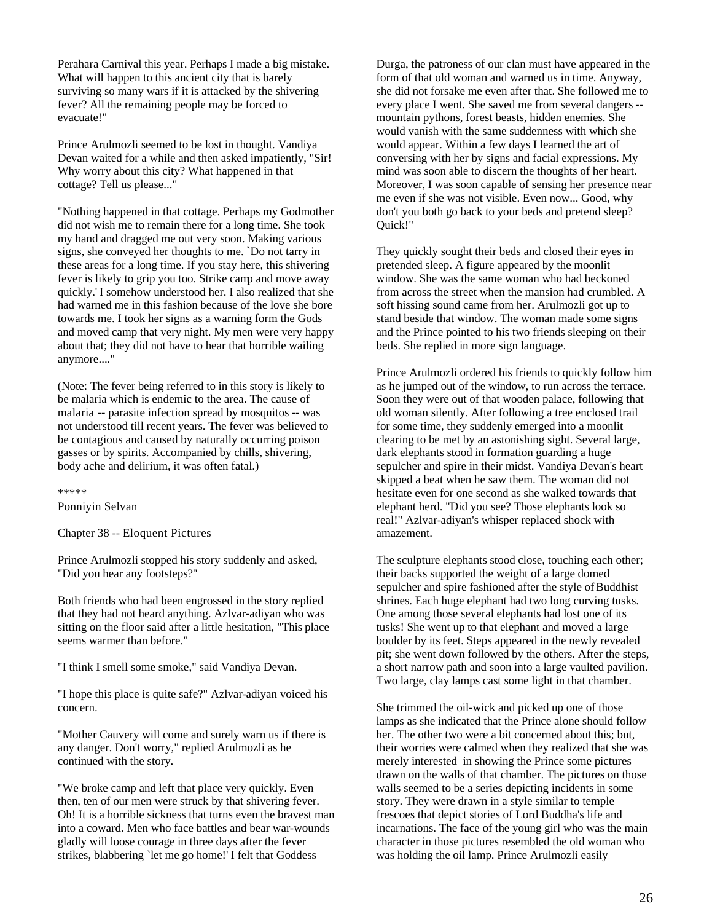Perahara Carnival this year. Perhaps I made a big mistake. What will happen to this ancient city that is barely surviving so many wars if it is attacked by the shivering fever? All the remaining people may be forced to evacuate!"

Prince Arulmozli seemed to be lost in thought. Vandiya Devan waited for a while and then asked impatiently, "Sir! Why worry about this city? What happened in that cottage? Tell us please..."

"Nothing happened in that cottage. Perhaps my Godmother did not wish me to remain there for a long time. She took my hand and dragged me out very soon. Making various signs, she conveyed her thoughts to me. `Do not tarry in these areas for a long time. If you stay here, this shivering fever is likely to grip you too. Strike camp and move away quickly.' I somehow understood her. I also realized that she had warned me in this fashion because of the love she bore towards me. I took her signs as a warning form the Gods and moved camp that very night. My men were very happy about that; they did not have to hear that horrible wailing anymore...."

(Note: The fever being referred to in this story is likely to be malaria which is endemic to the area. The cause of malaria -- parasite infection spread by mosquitos -- was not understood till recent years. The fever was believed to be contagious and caused by naturally occurring poison gasses or by spirits. Accompanied by chills, shivering, body ache and delirium, it was often fatal.)

*****

Ponniyin Selvan

## Chapter 38 -- Eloquent Pictures

Prince Arulmozli stopped his story suddenly and asked, "Did you hear any footsteps?"

Both friends who had been engrossed in the story replied that they had not heard anything. Azlvar-adiyan who was sitting on the floor said after a little hesitation, "This place seems warmer than before."

"I think I smell some smoke," said Vandiya Devan.

"I hope this place is quite safe?" Azlvar-adiyan voiced his concern.

"Mother Cauvery will come and surely warn us if there is any danger. Don't worry," replied Arulmozli as he continued with the story.

"We broke camp and left that place very quickly. Even then, ten of our men were struck by that shivering fever. Oh! It is a horrible sickness that turns even the bravest man into a coward. Men who face battles and bear war-wounds gladly will loose courage in three days after the fever strikes, blabbering `let me go home!' I felt that Goddess Durga, the patroness of our clan must have appeared in the form of that old woman and warned us in time. Anyway, she did not forsake me even after that. She followed me to every place I went. She saved me from several dangers -- mountain pythons, forest beasts, hidden enemies. She would vanish with the same suddenness with which she would appear. Within a few days I learned the art of conversing with her by signs and facial expressions. My mind was soon able to discern the thoughts of her heart. Moreover, I was soon capable of sensing her presence near me even if she was not visible. Even now... Good, why don't you both go back to your beds and pretend sleep? Quick!"

They quickly sought their beds and closed their eyes in pretended sleep. A figure appeared by the moonlit window. She was the same woman who had beckoned from across the street when the mansion had crumbled. A soft hissing sound came from her. Arulmozli got up to stand beside that window. The woman made some signs and the Prince pointed to his two friends sleeping on their beds. She replied in more sign language.

Prince Arulmozli ordered his friends to quickly follow him as he jumped out of the window, to run across the terrace. Soon they were out of that wooden palace, following that old woman silently. After following a tree enclosed trail for some time, they suddenly emerged into a moonlit clearing to be met by an astonishing sight. Several large, dark elephants stood in formation guarding a huge sepulcher and spire in their midst. Vandiya Devan's heart skipped a beat when he saw them. The woman did not hesitate even for one second as she walked towards that elephant herd. "Did you see? Those elephants look so real!" Azlvar-adiyan's whisper replaced shock with amazement.

The sculpture elephants stood close, touching each other; their backs supported the weight of a large domed sepulcher and spire fashioned after the style of Buddhist shrines. Each huge elephant had two long curving tusks. One among those several elephants had lost one of its tusks! She went up to that elephant and moved a large boulder by its feet. Steps appeared in the newly revealed pit; she went down followed by the others. After the steps, a short narrow path and soon into a large vaulted pavilion. Two large, clay lamps cast some light in that chamber.

She trimmed the oil-wick and picked up one of those lamps as she indicated that the Prince alone should follow her. The other two were a bit concerned about this; but, their worries were calmed when they realized that she was merely interested in showing the Prince some pictures drawn on the walls of that chamber. The pictures on those walls seemed to be a series depicting incidents in some story. They were drawn in a style similar to temple frescoes that depict stories of Lord Buddha's life and incarnations. The face of the young girl who was the main character in those pictures resembled the old woman who was holding the oil lamp. Prince Arulmozli easily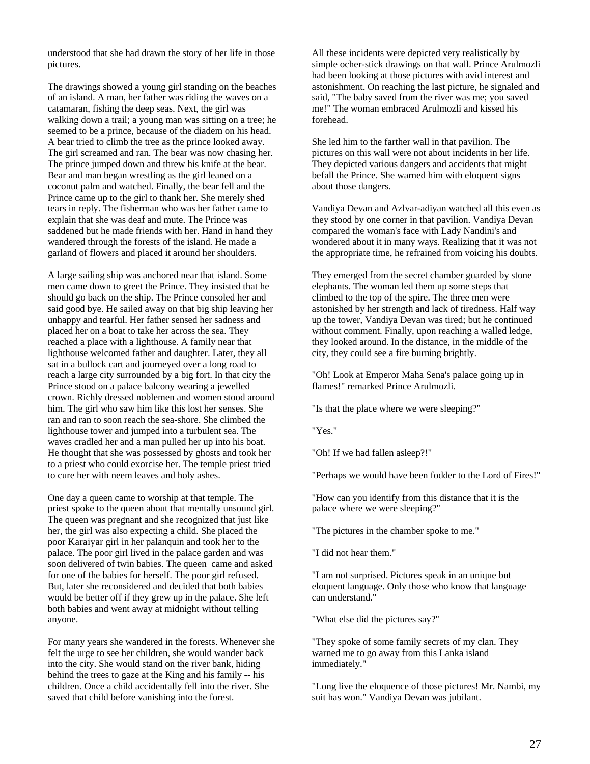understood that she had drawn the story of her life in those pictures.

The drawings showed a young girl standing on the beaches of an island. A man, her father was riding the waves on a catamaran, fishing the deep seas. Next, the girl was walking down a trail; a young man was sitting on a tree; he seemed to be a prince, because of the diadem on his head. A bear tried to climb the tree as the prince looked away. The girl screamed and ran. The bear was now chasing her. The prince jumped down and threw his knife at the bear. Bear and man began wrestling as the girl leaned on a coconut palm and watched. Finally, the bear fell and the Prince came up to the girl to thank her. She merely shed tears in reply. The fisherman who was her father came to explain that she was deaf and mute. The Prince was saddened but he made friends with her. Hand in hand they wandered through the forests of the island. He made a garland of flowers and placed it around her shoulders.

A large sailing ship was anchored near that island. Some men came down to greet the Prince. They insisted that he should go back on the ship. The Prince consoled her and said good bye. He sailed away on that big ship leaving her unhappy and tearful. Her father sensed her sadness and placed her on a boat to take her across the sea. They reached a place with a lighthouse. A family near that lighthouse welcomed father and daughter. Later, they all sat in a bullock cart and journeyed over a long road to reach a large city surrounded by a big fort. In that city the Prince stood on a palace balcony wearing a jewelled crown. Richly dressed noblemen and women stood around him. The girl who saw him like this lost her senses. She ran and ran to soon reach the sea-shore. She climbed the lighthouse tower and jumped into a turbulent sea. The waves cradled her and a man pulled her up into his boat. He thought that she was possessed by ghosts and took her to a priest who could exorcise her. The temple priest tried to cure her with neem leaves and holy ashes.

One day a queen came to worship at that temple. The priest spoke to the queen about that mentally unsound girl. The queen was pregnant and she recognized that just like her, the girl was also expecting a child. She placed the poor Karaiyar girl in her palanquin and took her to the palace. The poor girl lived in the palace garden and was soon delivered of twin babies. The queen came and asked for one of the babies for herself. The poor girl refused. But, later she reconsidered and decided that both babies would be better off if they grew up in the palace. She left both babies and went away at midnight without telling anyone.

For many years she wandered in the forests. Whenever she felt the urge to see her children, she would wander back into the city. She would stand on the river bank, hiding behind the trees to gaze at the King and his family -- his children. Once a child accidentally fell into the river. She saved that child before vanishing into the forest.

All these incidents were depicted very realistically by simple ocher-stick drawings on that wall. Prince Arulmozli had been looking at those pictures with avid interest and astonishment. On reaching the last picture, he signaled and said, "The baby saved from the river was me; you saved me!" The woman embraced Arulmozli and kissed his forehead.

She led him to the farther wall in that pavilion. The pictures on this wall were not about incidents in her life. They depicted various dangers and accidents that might befall the Prince. She warned him with eloquent signs about those dangers.

Vandiya Devan and Azlvar-adiyan watched all this even as they stood by one corner in that pavilion. Vandiya Devan compared the woman's face with Lady Nandini's and wondered about it in many ways. Realizing that it was not the appropriate time, he refrained from voicing his doubts.

They emerged from the secret chamber guarded by stone elephants. The woman led them up some steps that climbed to the top of the spire. The three men were astonished by her strength and lack of tiredness. Half way up the tower, Vandiya Devan was tired; but he continued without comment. Finally, upon reaching a walled ledge, they looked around. In the distance, in the middle of the city, they could see a fire burning brightly.

"Oh! Look at Emperor Maha Sena's palace going up in flames!" remarked Prince Arulmozli.

"Is that the place where we were sleeping?"

"Yes."

"Oh! If we had fallen asleep?!"

"Perhaps we would have been fodder to the Lord of Fires!"

"How can you identify from this distance that it is the palace where we were sleeping?"

"The pictures in the chamber spoke to me."

"I did not hear them."

"I am not surprised. Pictures speak in an unique but eloquent language. Only those who know that language can understand."

"What else did the pictures say?"

"They spoke of some family secrets of my clan. They warned me to go away from this Lanka island immediately."

"Long live the eloquence of those pictures! Mr. Nambi, my suit has won." Vandiya Devan was jubilant.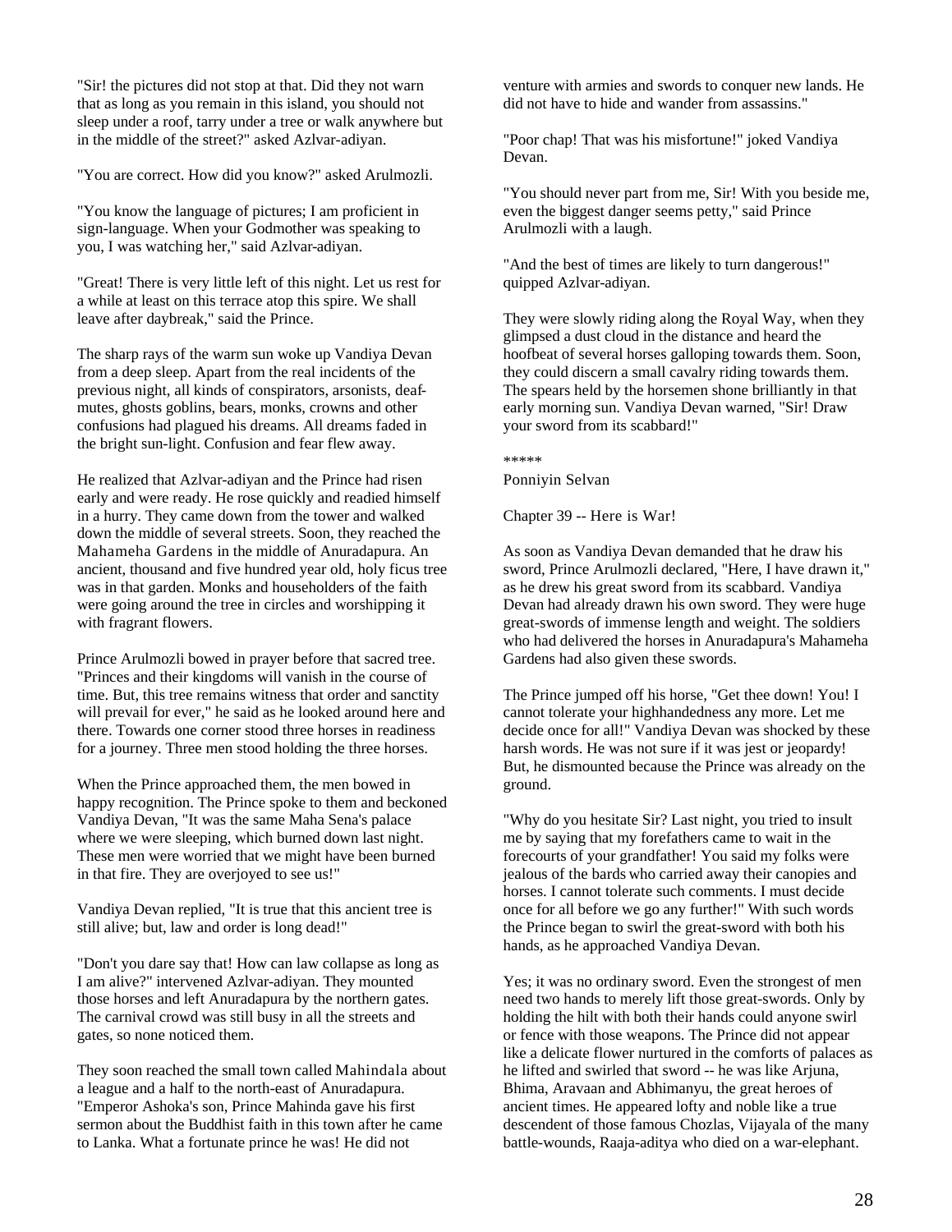"Sir! the pictures did not stop at that. Did they not warn that as long as you remain in this island, you should not sleep under a roof, tarry under a tree or walk anywhere but in the middle of the street?" asked Azlvar-adiyan.

"You are correct. How did you know?" asked Arulmozli.

"You know the language of pictures; I am proficient in sign-language. When your Godmother was speaking to you, I was watching her," said Azlvar-adiyan.

"Great! There is very little left of this night. Let us rest for a while at least on this terrace atop this spire. We shall leave after daybreak," said the Prince.

The sharp rays of the warm sun woke up Vandiya Devan from a deep sleep. Apart from the real incidents of the previous night, all kinds of conspirators, arsonists, deaf-mutes, ghosts goblins, bears, monks, crowns and other confusions had plagued his dreams. All dreams faded in the bright sun-light. Confusion and fear flew away.

He realized that Azlvar-adiyan and the Prince had risen early and were ready. He rose quickly and readied himself in a hurry. They came down from the tower and walked down the middle of several streets. Soon, they reached the Mahameha Gardens in the middle of Anuradapura. An ancient, thousand and five hundred year old, holy ficus tree was in that garden. Monks and householders of the faith were going around the tree in circles and worshipping it with fragrant flowers.

Prince Arulmozli bowed in prayer before that sacred tree. "Princes and their kingdoms will vanish in the course of time. But, this tree remains witness that order and sanctity will prevail for ever," he said as he looked around here and there. Towards one corner stood three horses in readiness for a journey. Three men stood holding the three horses.

When the Prince approached them, the men bowed in happy recognition. The Prince spoke to them and beckoned Vandiya Devan, "It was the same Maha Sena's palace where we were sleeping, which burned down last night. These men were worried that we might have been burned in that fire. They are overjoyed to see us!"

Vandiya Devan replied, "It is true that this ancient tree is still alive; but, law and order is long dead!"

"Don't you dare say that! How can law collapse as long as I am alive?" intervened Azlvar-adiyan. They mounted those horses and left Anuradapura by the northern gates. The carnival crowd was still busy in all the streets and gates, so none noticed them.

They soon reached the small town called Mahindala about a league and a half to the north-east of Anuradapura. "Emperor Ashoka's son, Prince Mahinda gave his first sermon about the Buddhist faith in this town after he came to Lanka. What a fortunate prince he was! He did not venture with armies and swords to conquer new lands. He did not have to hide and wander from assassins."

"Poor chap! That was his misfortune!" joked Vandiya Devan.

"You should never part from me, Sir! With you beside me, even the biggest danger seems petty," said Prince Arulmozli with a laugh.

"And the best of times are likely to turn dangerous!" quipped Azlvar-adiyan.

They were slowly riding along the Royal Way, when they glimpsed a dust cloud in the distance and heard the hoofbeat of several horses galloping towards them. Soon, they could discern a small cavalry riding towards them. The spears held by the horsemen shone brilliantly in that early morning sun. Vandiya Devan warned, "Sir! Draw your sword from its scabbard!"

*****

Ponniyin Selvan

## Chapter 39 -- Here is War!

As soon as Vandiya Devan demanded that he draw his sword, Prince Arulmozli declared, "Here, I have drawn it," as he drew his great sword from its scabbard. Vandiya Devan had already drawn his own sword. They were huge great-swords of immense length and weight. The soldiers who had delivered the horses in Anuradapura's Mahameha Gardens had also given these swords.

The Prince jumped off his horse, "Get thee down! You! I cannot tolerate your highhandedness any more. Let me decide once for all!" Vandiya Devan was shocked by these harsh words. He was not sure if it was jest or jeopardy! But, he dismounted because the Prince was already on the ground.

"Why do you hesitate Sir? Last night, you tried to insult me by saying that my forefathers came to wait in the forecourts of your grandfather! You said my folks were jealous of the bards who carried away their canopies and horses. I cannot tolerate such comments. I must decide once for all before we go any further!" With such words the Prince began to swirl the great-sword with both his hands, as he approached Vandiya Devan.

Yes; it was no ordinary sword. Even the strongest of men need two hands to merely lift those great-swords. Only by holding the hilt with both their hands could anyone swirl or fence with those weapons. The Prince did not appear like a delicate flower nurtured in the comforts of palaces as he lifted and swirled that sword -- he was like Arjuna, Bhima, Aravaan and Abhimanyu, the great heroes of ancient times. He appeared lofty and noble like a true descendent of those famous Chozlas, Vijayala of the many battle-wounds, Raaja-aditya who died on a war-elephant.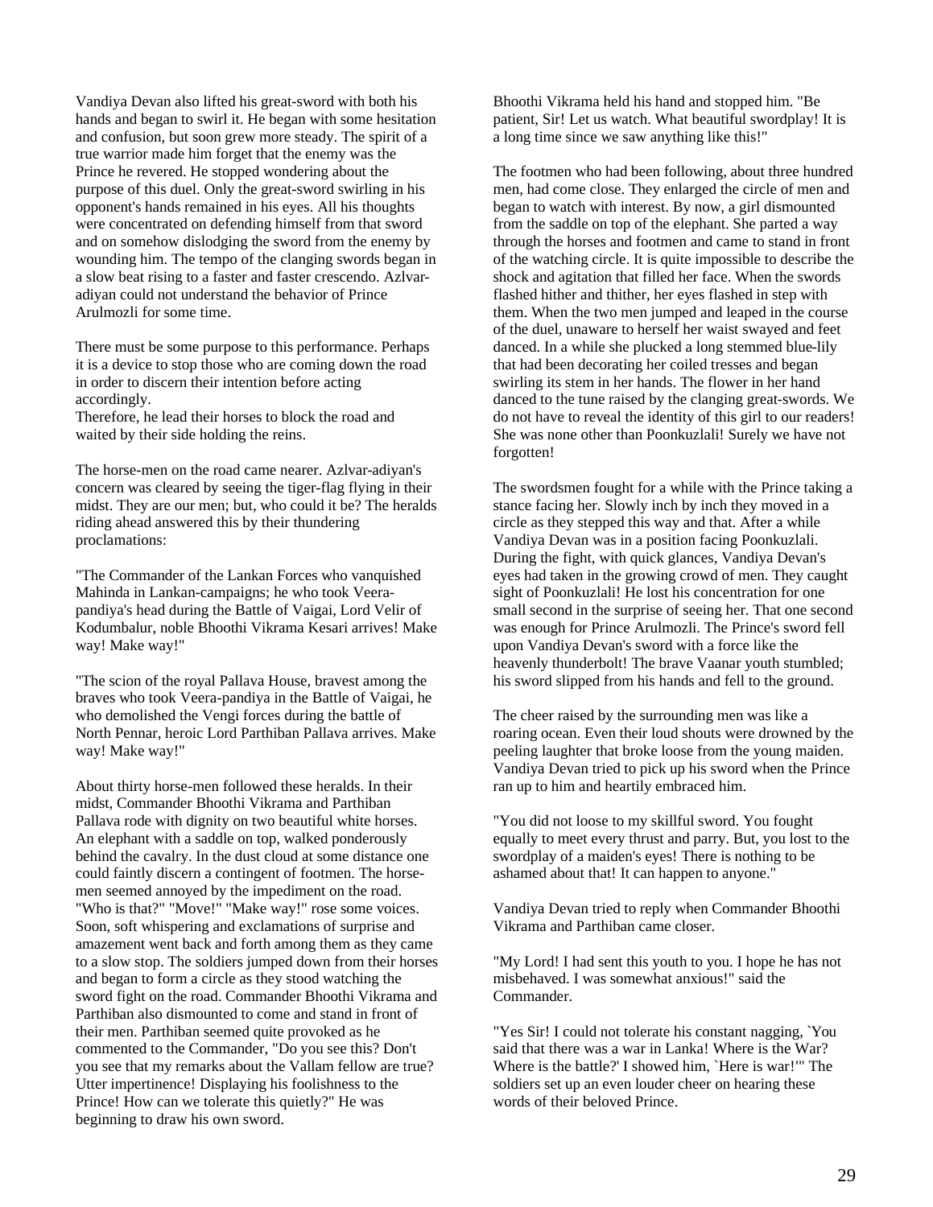Vandiya Devan also lifted his great-sword with both his hands and began to swirl it. He began with some hesitation and confusion, but soon grew more steady. The spirit of a true warrior made him forget that the enemy was the Prince he revered. He stopped wondering about the purpose of this duel. Only the great-sword swirling in his opponent's hands remained in his eyes. All his thoughts were concentrated on defending himself from that sword and on somehow dislodging the sword from the enemy by wounding him. The tempo of the clanging swords began in a slow beat rising to a faster and faster crescendo. Azlvar-adiyan could not understand the behavior of Prince Arulmozli for some time.

There must be some purpose to this performance. Perhaps it is a device to stop those who are coming down the road in order to discern their intention before acting accordingly.
Therefore, he lead their horses to block the road and waited by their side holding the reins.

The horse-men on the road came nearer. Azlvar-adiyan's concern was cleared by seeing the tiger-flag flying in their midst. They are our men; but, who could it be? The heralds riding ahead answered this by their thundering proclamations:

"The Commander of the Lankan Forces who vanquished Mahinda in Lankan-campaigns; he who took Veera-pandiya's head during the Battle of Vaigai, Lord Velir of Kodumbalur, noble Bhoothi Vikrama Kesari arrives! Make way! Make way!"

"The scion of the royal Pallava House, bravest among the braves who took Veera-pandiya in the Battle of Vaigai, he who demolished the Vengi forces during the battle of North Pennar, heroic Lord Parthiban Pallava arrives. Make way! Make way!"

About thirty horse-men followed these heralds. In their midst, Commander Bhoothi Vikrama and Parthiban Pallava rode with dignity on two beautiful white horses. An elephant with a saddle on top, walked ponderously behind the cavalry. In the dust cloud at some distance one could faintly discern a contingent of footmen. The horse-men seemed annoyed by the impediment on the road. "Who is that?" "Move!" "Make way!" rose some voices. Soon, soft whispering and exclamations of surprise and amazement went back and forth among them as they came to a slow stop. The soldiers jumped down from their horses and began to form a circle as they stood watching the sword fight on the road. Commander Bhoothi Vikrama and Parthiban also dismounted to come and stand in front of their men. Parthiban seemed quite provoked as he commented to the Commander, "Do you see this? Don't you see that my remarks about the Vallam fellow are true? Utter impertinence! Displaying his foolishness to the Prince! How can we tolerate this quietly?" He was beginning to draw his own sword.

Bhoothi Vikrama held his hand and stopped him. "Be patient, Sir! Let us watch. What beautiful swordplay! It is a long time since we saw anything like this!"

The footmen who had been following, about three hundred men, had come close. They enlarged the circle of men and began to watch with interest. By now, a girl dismounted from the saddle on top of the elephant. She parted a way through the horses and footmen and came to stand in front of the watching circle. It is quite impossible to describe the shock and agitation that filled her face. When the swords flashed hither and thither, her eyes flashed in step with them. When the two men jumped and leaped in the course of the duel, unaware to herself her waist swayed and feet danced. In a while she plucked a long stemmed blue-lily that had been decorating her coiled tresses and began swirling its stem in her hands. The flower in her hand danced to the tune raised by the clanging great-swords. We do not have to reveal the identity of this girl to our readers! She was none other than Poonkuzlali! Surely we have not forgotten!

The swordsmen fought for a while with the Prince taking a stance facing her. Slowly inch by inch they moved in a circle as they stepped this way and that. After a while Vandiya Devan was in a position facing Poonkuzlali. During the fight, with quick glances, Vandiya Devan's eyes had taken in the growing crowd of men. They caught sight of Poonkuzlali! He lost his concentration for one small second in the surprise of seeing her. That one second was enough for Prince Arulmozli. The Prince's sword fell upon Vandiya Devan's sword with a force like the heavenly thunderbolt! The brave Vaanar youth stumbled; his sword slipped from his hands and fell to the ground.

The cheer raised by the surrounding men was like a roaring ocean. Even their loud shouts were drowned by the peeling laughter that broke loose from the young maiden. Vandiya Devan tried to pick up his sword when the Prince ran up to him and heartily embraced him.

"You did not loose to my skillful sword. You fought equally to meet every thrust and parry. But, you lost to the swordplay of a maiden's eyes! There is nothing to be ashamed about that! It can happen to anyone."

Vandiya Devan tried to reply when Commander Bhoothi Vikrama and Parthiban came closer.

"My Lord! I had sent this youth to you. I hope he has not misbehaved. I was somewhat anxious!" said the Commander.

"Yes Sir! I could not tolerate his constant nagging, `You said that there was a war in Lanka! Where is the War? Where is the battle?' I showed him, `Here is war!'" The soldiers set up an even louder cheer on hearing these words of their beloved Prince.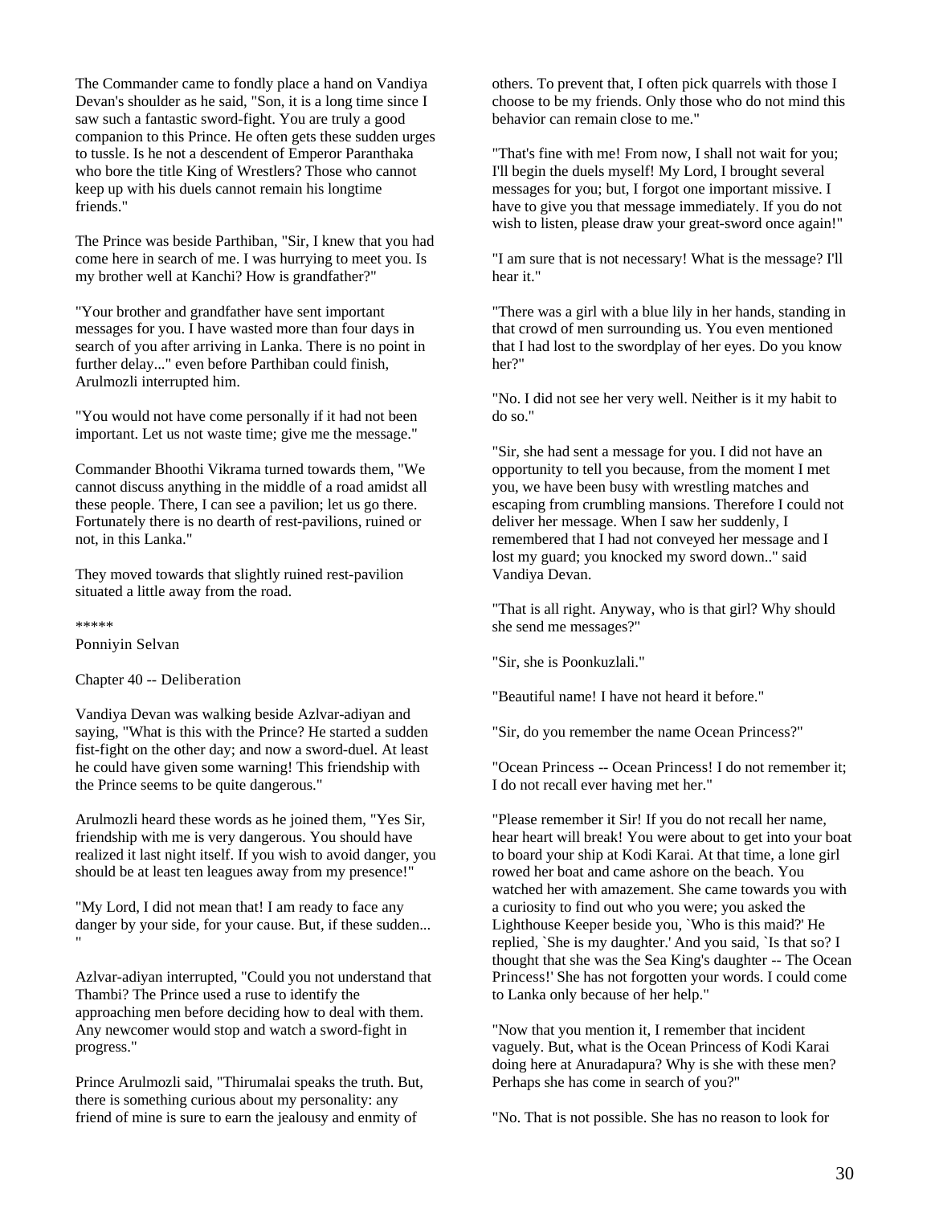The Commander came to fondly place a hand on Vandiya Devan's shoulder as he said, "Son, it is a long time since I saw such a fantastic sword-fight. You are truly a good companion to this Prince. He often gets these sudden urges to tussle. Is he not a descendent of Emperor Paranthaka who bore the title King of Wrestlers? Those who cannot keep up with his duels cannot remain his longtime friends."

The Prince was beside Parthiban, "Sir, I knew that you had come here in search of me. I was hurrying to meet you. Is my brother well at Kanchi? How is grandfather?"

"Your brother and grandfather have sent important messages for you. I have wasted more than four days in search of you after arriving in Lanka. There is no point in further delay..." even before Parthiban could finish, Arulmozli interrupted him.

"You would not have come personally if it had not been important. Let us not waste time; give me the message."

Commander Bhoothi Vikrama turned towards them, "We cannot discuss anything in the middle of a road amidst all these people. There, I can see a pavilion; let us go there. Fortunately there is no dearth of rest-pavilions, ruined or not, in this Lanka."

They moved towards that slightly ruined rest-pavilion situated a little away from the road.

*****

Ponniyin Selvan

## Chapter 40 -- Deliberation

Vandiya Devan was walking beside Azlvar-adiyan and saying, "What is this with the Prince? He started a sudden fist-fight on the other day; and now a sword-duel. At least he could have given some warning! This friendship with the Prince seems to be quite dangerous."

Arulmozli heard these words as he joined them, "Yes Sir, friendship with me is very dangerous. You should have realized it last night itself. If you wish to avoid danger, you should be at least ten leagues away from my presence!"

"My Lord, I did not mean that! I am ready to face any danger by your side, for your cause. But, if these sudden... "

Azlvar-adiyan interrupted, "Could you not understand that Thambi? The Prince used a ruse to identify the approaching men before deciding how to deal with them. Any newcomer would stop and watch a sword-fight in progress."

Prince Arulmozli said, "Thirumalai speaks the truth. But, there is something curious about my personality: any friend of mine is sure to earn the jealousy and enmity of others. To prevent that, I often pick quarrels with those I choose to be my friends. Only those who do not mind this behavior can remain close to me."

"That's fine with me! From now, I shall not wait for you; I'll begin the duels myself! My Lord, I brought several messages for you; but, I forgot one important missive. I have to give you that message immediately. If you do not wish to listen, please draw your great-sword once again!"

"I am sure that is not necessary! What is the message? I'll hear it."

"There was a girl with a blue lily in her hands, standing in that crowd of men surrounding us. You even mentioned that I had lost to the swordplay of her eyes. Do you know her?"

"No. I did not see her very well. Neither is it my habit to do so."

"Sir, she had sent a message for you. I did not have an opportunity to tell you because, from the moment I met you, we have been busy with wrestling matches and escaping from crumbling mansions. Therefore I could not deliver her message. When I saw her suddenly, I remembered that I had not conveyed her message and I lost my guard; you knocked my sword down.." said Vandiya Devan.

"That is all right. Anyway, who is that girl? Why should she send me messages?"

"Sir, she is Poonkuzlali."

"Beautiful name! I have not heard it before."

"Sir, do you remember the name Ocean Princess?"

"Ocean Princess -- Ocean Princess! I do not remember it; I do not recall ever having met her."

"Please remember it Sir! If you do not recall her name, hear heart will break! You were about to get into your boat to board your ship at Kodi Karai. At that time, a lone girl rowed her boat and came ashore on the beach. You watched her with amazement. She came towards you with a curiosity to find out who you were; you asked the Lighthouse Keeper beside you, `Who is this maid?' He replied, `She is my daughter.' And you said, `Is that so? I thought that she was the Sea King's daughter -- The Ocean Princess!' She has not forgotten your words. I could come to Lanka only because of her help."

"Now that you mention it, I remember that incident vaguely. But, what is the Ocean Princess of Kodi Karai doing here at Anuradapura? Why is she with these men? Perhaps she has come in search of you?"

"No. That is not possible. She has no reason to look for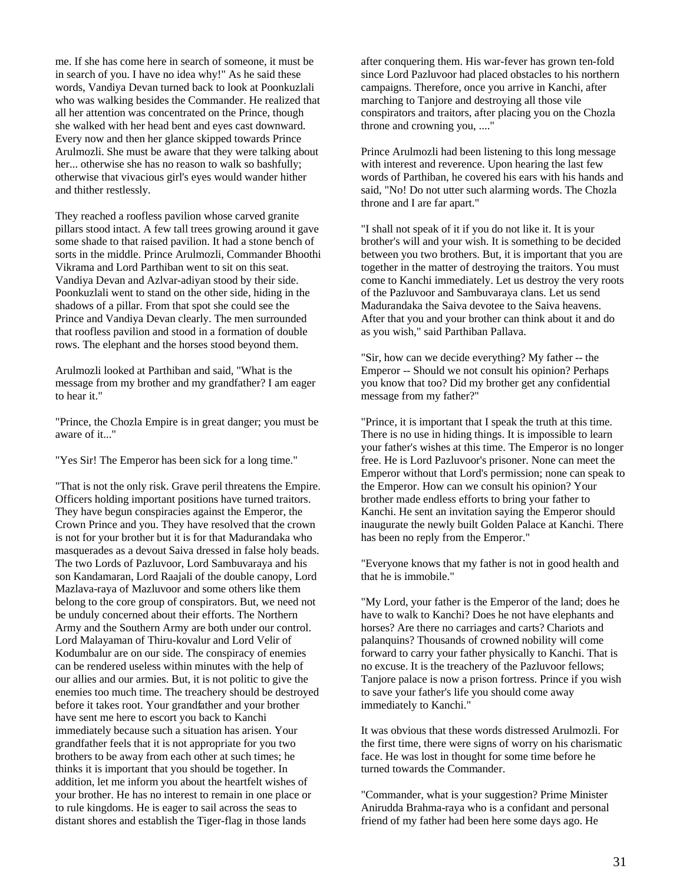me. If she has come here in search of someone, it must be in search of you. I have no idea why!" As he said these words, Vandiya Devan turned back to look at Poonkuzlali who was walking besides the Commander. He realized that all her attention was concentrated on the Prince, though she walked with her head bent and eyes cast downward. Every now and then her glance skipped towards Prince Arulmozli. She must be aware that they were talking about her... otherwise she has no reason to walk so bashfully; otherwise that vivacious girl's eyes would wander hither and thither restlessly.

They reached a roofless pavilion whose carved granite pillars stood intact. A few tall trees growing around it gave some shade to that raised pavilion. It had a stone bench of sorts in the middle. Prince Arulmozli, Commander Bhoothi Vikrama and Lord Parthiban went to sit on this seat. Vandiya Devan and Azlvar-adiyan stood by their side. Poonkuzlali went to stand on the other side, hiding in the shadows of a pillar. From that spot she could see the Prince and Vandiya Devan clearly. The men surrounded that roofless pavilion and stood in a formation of double rows. The elephant and the horses stood beyond them.

Arulmozli looked at Parthiban and said, "What is the message from my brother and my grandfather? I am eager to hear it."

"Prince, the Chozla Empire is in great danger; you must be aware of it..."

"Yes Sir! The Emperor has been sick for a long time."

"That is not the only risk. Grave peril threatens the Empire. Officers holding important positions have turned traitors. They have begun conspiracies against the Emperor, the Crown Prince and you. They have resolved that the crown is not for your brother but it is for that Madurandaka who masquerades as a devout Saiva dressed in false holy beads. The two Lords of Pazluvoor, Lord Sambuvaraya and his son Kandamaran, Lord Raajali of the double canopy, Lord Mazlava-raya of Mazluvoor and some others like them belong to the core group of conspirators. But, we need not be unduly concerned about their efforts. The Northern Army and the Southern Army are both under our control. Lord Malayaman of Thiru-kovalur and Lord Velir of Kodumbalur are on our side. The conspiracy of enemies can be rendered useless within minutes with the help of our allies and our armies. But, it is not politic to give the enemies too much time. The treachery should be destroyed before it takes root. Your grandfather and your brother have sent me here to escort you back to Kanchi immediately because such a situation has arisen. Your grandfather feels that it is not appropriate for you two brothers to be away from each other at such times; he thinks it is important that you should be together. In addition, let me inform you about the heartfelt wishes of your brother. He has no interest to remain in one place or to rule kingdoms. He is eager to sail across the seas to distant shores and establish the Tiger-flag in those lands after conquering them. His war-fever has grown ten-fold since Lord Pazluvoor had placed obstacles to his northern campaigns. Therefore, once you arrive in Kanchi, after marching to Tanjore and destroying all those vile conspirators and traitors, after placing you on the Chozla throne and crowning you, ...."

Prince Arulmozli had been listening to this long message with interest and reverence. Upon hearing the last few words of Parthiban, he covered his ears with his hands and said, "No! Do not utter such alarming words. The Chozla throne and I are far apart."

"I shall not speak of it if you do not like it. It is your brother's will and your wish. It is something to be decided between you two brothers. But, it is important that you are together in the matter of destroying the traitors. You must come to Kanchi immediately. Let us destroy the very roots of the Pazluvoor and Sambuvaraya clans. Let us send Madurandaka the Saiva devotee to the Saiva heavens. After that you and your brother can think about it and do as you wish," said Parthiban Pallava.

"Sir, how can we decide everything? My father -- the Emperor -- Should we not consult his opinion? Perhaps you know that too? Did my brother get any confidential message from my father?"

"Prince, it is important that I speak the truth at this time. There is no use in hiding things. It is impossible to learn your father's wishes at this time. The Emperor is no longer free. He is Lord Pazluvoor's prisoner. None can meet the Emperor without that Lord's permission; none can speak to the Emperor. How can we consult his opinion? Your brother made endless efforts to bring your father to Kanchi. He sent an invitation saying the Emperor should inaugurate the newly built Golden Palace at Kanchi. There has been no reply from the Emperor."

"Everyone knows that my father is not in good health and that he is immobile."

"My Lord, your father is the Emperor of the land; does he have to walk to Kanchi? Does he not have elephants and horses? Are there no carriages and carts? Chariots and palanquins? Thousands of crowned nobility will come forward to carry your father physically to Kanchi. That is no excuse. It is the treachery of the Pazluvoor fellows; Tanjore palace is now a prison fortress. Prince if you wish to save your father's life you should come away immediately to Kanchi."

It was obvious that these words distressed Arulmozli. For the first time, there were signs of worry on his charismatic face. He was lost in thought for some time before he turned towards the Commander.

"Commander, what is your suggestion? Prime Minister Anirudda Brahma-raya who is a confidant and personal friend of my father had been here some days ago. He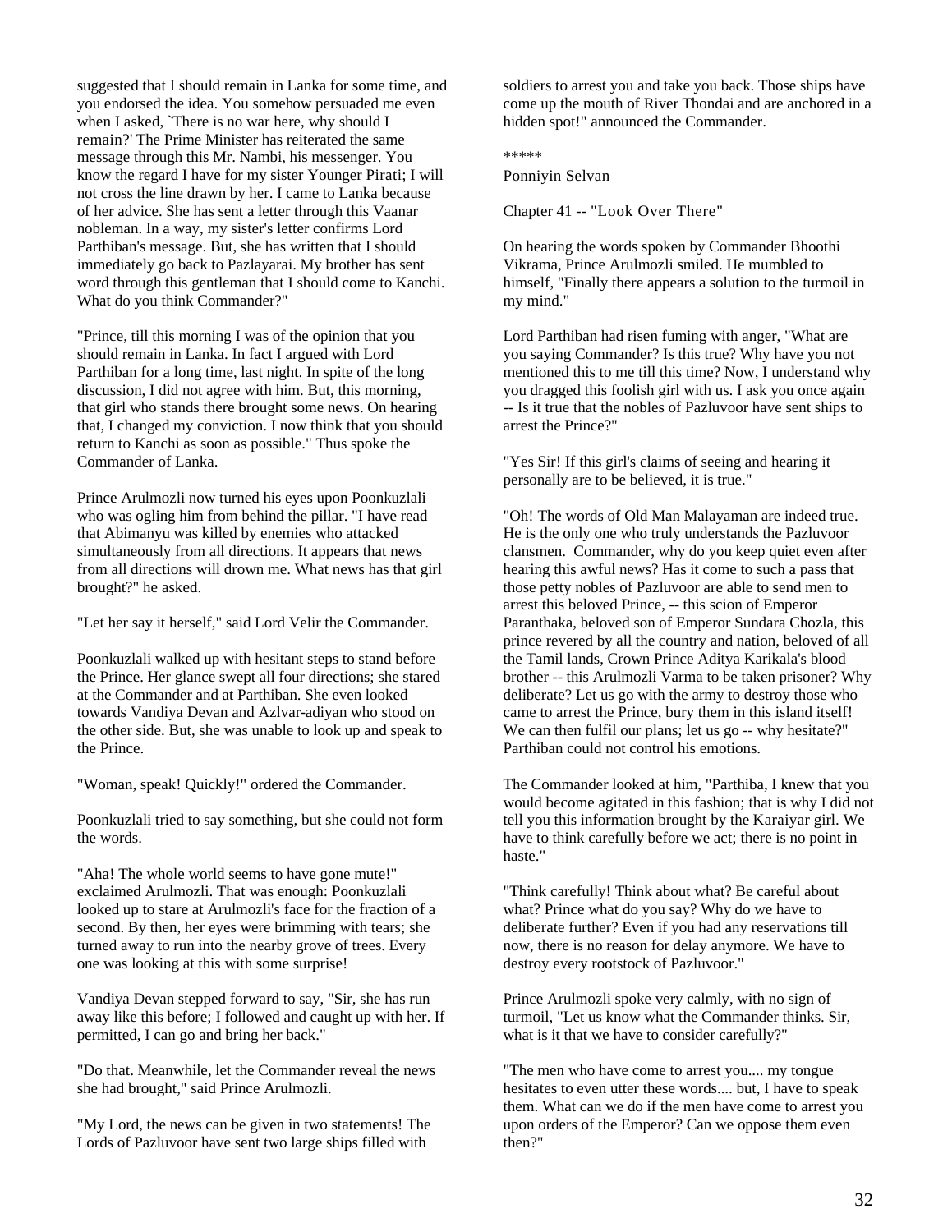suggested that I should remain in Lanka for some time, and you endorsed the idea. You somehow persuaded me even when I asked, `There is no war here, why should I remain?' The Prime Minister has reiterated the same message through this Mr. Nambi, his messenger. You know the regard I have for my sister Younger Pirati; I will not cross the line drawn by her. I came to Lanka because of her advice. She has sent a letter through this Vaanar nobleman. In a way, my sister's letter confirms Lord Parthiban's message. But, she has written that I should immediately go back to Pazlayarai. My brother has sent word through this gentleman that I should come to Kanchi. What do you think Commander?"

"Prince, till this morning I was of the opinion that you should remain in Lanka. In fact I argued with Lord Parthiban for a long time, last night. In spite of the long discussion, I did not agree with him. But, this morning, that girl who stands there brought some news. On hearing that, I changed my conviction. I now think that you should return to Kanchi as soon as possible." Thus spoke the Commander of Lanka.

Prince Arulmozli now turned his eyes upon Poonkuzlali who was ogling him from behind the pillar. "I have read that Abimanyu was killed by enemies who attacked simultaneously from all directions. It appears that news from all directions will drown me. What news has that girl brought?" he asked.

"Let her say it herself," said Lord Velir the Commander.

Poonkuzlali walked up with hesitant steps to stand before the Prince. Her glance swept all four directions; she stared at the Commander and at Parthiban. She even looked towards Vandiya Devan and Azlvar-adiyan who stood on the other side. But, she was unable to look up and speak to the Prince.

"Woman, speak! Quickly!" ordered the Commander.

Poonkuzlali tried to say something, but she could not form the words.

"Aha! The whole world seems to have gone mute!" exclaimed Arulmozli. That was enough: Poonkuzlali looked up to stare at Arulmozli's face for the fraction of a second. By then, her eyes were brimming with tears; she turned away to run into the nearby grove of trees. Every one was looking at this with some surprise!

Vandiya Devan stepped forward to say, "Sir, she has run away like this before; I followed and caught up with her. If permitted, I can go and bring her back."

"Do that. Meanwhile, let the Commander reveal the news she had brought," said Prince Arulmozli.

"My Lord, the news can be given in two statements! The Lords of Pazluvoor have sent two large ships filled with soldiers to arrest you and take you back. Those ships have come up the mouth of River Thondai and are anchored in a hidden spot!" announced the Commander.

*****

Ponniyin Selvan

## Chapter 41 -- "Look Over There"

On hearing the words spoken by Commander Bhoothi Vikrama, Prince Arulmozli smiled. He mumbled to himself, "Finally there appears a solution to the turmoil in my mind."

Lord Parthiban had risen fuming with anger, "What are you saying Commander? Is this true? Why have you not mentioned this to me till this time? Now, I understand why you dragged this foolish girl with us. I ask you once again -- Is it true that the nobles of Pazluvoor have sent ships to arrest the Prince?"

"Yes Sir! If this girl's claims of seeing and hearing it personally are to be believed, it is true."

"Oh! The words of Old Man Malayaman are indeed true. He is the only one who truly understands the Pazluvoor clansmen. Commander, why do you keep quiet even after hearing this awful news? Has it come to such a pass that those petty nobles of Pazluvoor are able to send men to arrest this beloved Prince, -- this scion of Emperor Paranthaka, beloved son of Emperor Sundara Chozla, this prince revered by all the country and nation, beloved of all the Tamil lands, Crown Prince Aditya Karikala's blood brother -- this Arulmozli Varma to be taken prisoner? Why deliberate? Let us go with the army to destroy those who came to arrest the Prince, bury them in this island itself! We can then fulfil our plans; let us go -- why hesitate?" Parthiban could not control his emotions.

The Commander looked at him, "Parthiba, I knew that you would become agitated in this fashion; that is why I did not tell you this information brought by the Karaiyar girl. We have to think carefully before we act; there is no point in haste."

"Think carefully! Think about what? Be careful about what? Prince what do you say? Why do we have to deliberate further? Even if you had any reservations till now, there is no reason for delay anymore. We have to destroy every rootstock of Pazluvoor."

Prince Arulmozli spoke very calmly, with no sign of turmoil, "Let us know what the Commander thinks. Sir, what is it that we have to consider carefully?"

"The men who have come to arrest you.... my tongue hesitates to even utter these words.... but, I have to speak them. What can we do if the men have come to arrest you upon orders of the Emperor? Can we oppose them even then?"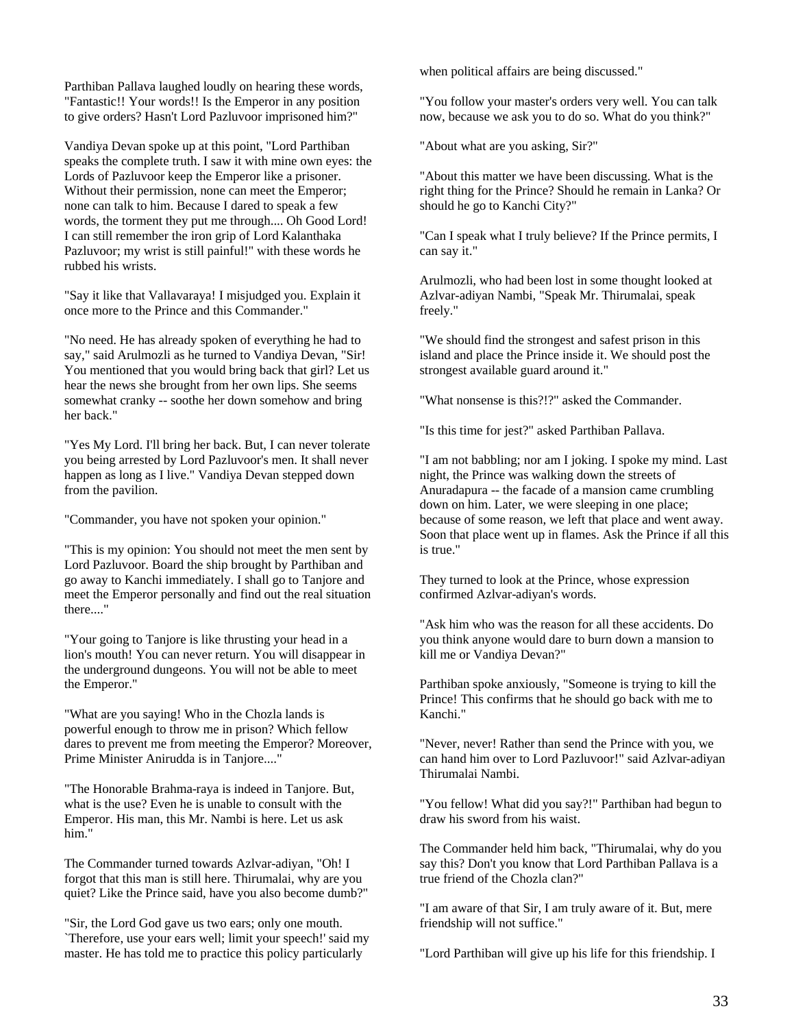Parthiban Pallava laughed loudly on hearing these words, "Fantastic!! Your words!! Is the Emperor in any position to give orders? Hasn't Lord Pazluvoor imprisoned him?"

Vandiya Devan spoke up at this point, "Lord Parthiban speaks the complete truth. I saw it with mine own eyes: the Lords of Pazluvoor keep the Emperor like a prisoner. Without their permission, none can meet the Emperor; none can talk to him. Because I dared to speak a few words, the torment they put me through.... Oh Good Lord! I can still remember the iron grip of Lord Kalanthaka Pazluvoor; my wrist is still painful!" with these words he rubbed his wrists.

"Say it like that Vallavaraya! I misjudged you. Explain it once more to the Prince and this Commander."

"No need. He has already spoken of everything he had to say," said Arulmozli as he turned to Vandiya Devan, "Sir! You mentioned that you would bring back that girl? Let us hear the news she brought from her own lips. She seems somewhat cranky -- soothe her down somehow and bring her back."

"Yes My Lord. I'll bring her back. But, I can never tolerate you being arrested by Lord Pazluvoor's men. It shall never happen as long as I live." Vandiya Devan stepped down from the pavilion.

"Commander, you have not spoken your opinion."

"This is my opinion: You should not meet the men sent by Lord Pazluvoor. Board the ship brought by Parthiban and go away to Kanchi immediately. I shall go to Tanjore and meet the Emperor personally and find out the real situation there...."

"Your going to Tanjore is like thrusting your head in a lion's mouth! You can never return. You will disappear in the underground dungeons. You will not be able to meet the Emperor."

"What are you saying! Who in the Chozla lands is powerful enough to throw me in prison? Which fellow dares to prevent me from meeting the Emperor? Moreover, Prime Minister Anirudda is in Tanjore...."

"The Honorable Brahma-raya is indeed in Tanjore. But, what is the use? Even he is unable to consult with the Emperor. His man, this Mr. Nambi is here. Let us ask him."

The Commander turned towards Azlvar-adiyan, "Oh! I forgot that this man is still here. Thirumalai, why are you quiet? Like the Prince said, have you also become dumb?"

"Sir, the Lord God gave us two ears; only one mouth. `Therefore, use your ears well; limit your speech!' said my master. He has told me to practice this policy particularly when political affairs are being discussed."

"You follow your master's orders very well. You can talk now, because we ask you to do so. What do you think?"

"About what are you asking, Sir?"

"About this matter we have been discussing. What is the right thing for the Prince? Should he remain in Lanka? Or should he go to Kanchi City?"

"Can I speak what I truly believe? If the Prince permits, I can say it."

Arulmozli, who had been lost in some thought looked at Azlvar-adiyan Nambi, "Speak Mr. Thirumalai, speak freely."

"We should find the strongest and safest prison in this island and place the Prince inside it. We should post the strongest available guard around it."

"What nonsense is this?!?" asked the Commander.

"Is this time for jest?" asked Parthiban Pallava.

"I am not babbling; nor am I joking. I spoke my mind. Last night, the Prince was walking down the streets of Anuradapura -- the facade of a mansion came crumbling down on him. Later, we were sleeping in one place; because of some reason, we left that place and went away. Soon that place went up in flames. Ask the Prince if all this is true."

They turned to look at the Prince, whose expression confirmed Azlvar-adiyan's words.

"Ask him who was the reason for all these accidents. Do you think anyone would dare to burn down a mansion to kill me or Vandiya Devan?"

Parthiban spoke anxiously, "Someone is trying to kill the Prince! This confirms that he should go back with me to Kanchi."

"Never, never! Rather than send the Prince with you, we can hand him over to Lord Pazluvoor!" said Azlvar-adiyan Thirumalai Nambi.

"You fellow! What did you say?!" Parthiban had begun to draw his sword from his waist.

The Commander held him back, "Thirumalai, why do you say this? Don't you know that Lord Parthiban Pallava is a true friend of the Chozla clan?"

"I am aware of that Sir, I am truly aware of it. But, mere friendship will not suffice."

"Lord Parthiban will give up his life for this friendship. I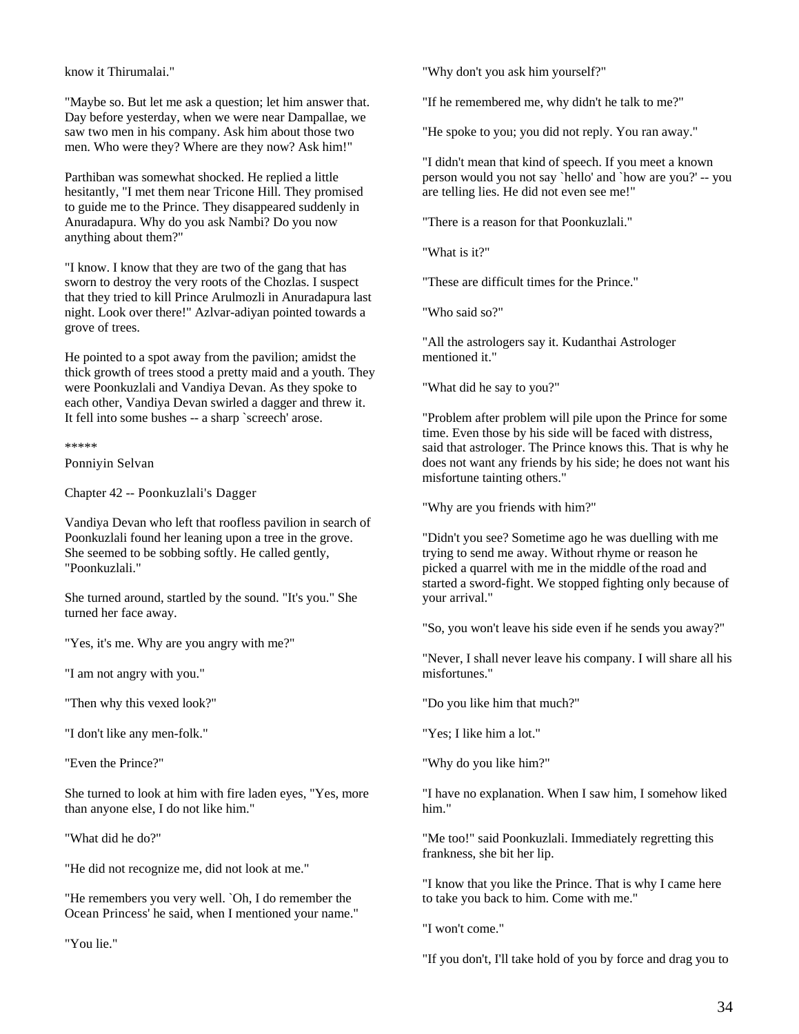know it Thirumalai."

"Maybe so. But let me ask a question; let him answer that. Day before yesterday, when we were near Dampallae, we saw two men in his company. Ask him about those two men. Who were they? Where are they now? Ask him!"

Parthiban was somewhat shocked. He replied a little hesitantly, "I met them near Tricone Hill. They promised to guide me to the Prince. They disappeared suddenly in Anuradapura. Why do you ask Nambi? Do you now anything about them?"

"I know. I know that they are two of the gang that has sworn to destroy the very roots of the Chozlas. I suspect that they tried to kill Prince Arulmozli in Anuradapura last night. Look over there!" Azlvar-adiyan pointed towards a grove of trees.

He pointed to a spot away from the pavilion; amidst the thick growth of trees stood a pretty maid and a youth. They were Poonkuzlali and Vandiya Devan. As they spoke to each other, Vandiya Devan swirled a dagger and threw it. It fell into some bushes -- a sharp `screech' arose.

*****

Ponniyin Selvan

## Chapter 42 -- Poonkuzlali's Dagger

Vandiya Devan who left that roofless pavilion in search of Poonkuzlali found her leaning upon a tree in the grove. She seemed to be sobbing softly. He called gently, "Poonkuzlali."

She turned around, startled by the sound. "It's you." She turned her face away.

"Yes, it's me. Why are you angry with me?"

"I am not angry with you."

"Then why this vexed look?"

"I don't like any men-folk."

"Even the Prince?"

She turned to look at him with fire laden eyes, "Yes, more than anyone else, I do not like him."

"What did he do?"

"He did not recognize me, did not look at me."

"He remembers you very well. `Oh, I do remember the Ocean Princess' he said, when I mentioned your name."

"You lie."

"Why don't you ask him yourself?"

"If he remembered me, why didn't he talk to me?"

"He spoke to you; you did not reply. You ran away."

"I didn't mean that kind of speech. If you meet a known person would you not say `hello' and `how are you?' -- you are telling lies. He did not even see me!"

"There is a reason for that Poonkuzlali."

"What is it?"

"These are difficult times for the Prince."

"Who said so?"

"All the astrologers say it. Kudanthai Astrologer mentioned it."

"What did he say to you?"

"Problem after problem will pile upon the Prince for some time. Even those by his side will be faced with distress, said that astrologer. The Prince knows this. That is why he does not want any friends by his side; he does not want his misfortune tainting others."

"Why are you friends with him?"

"Didn't you see? Sometime ago he was duelling with me trying to send me away. Without rhyme or reason he picked a quarrel with me in the middle of the road and started a sword-fight. We stopped fighting only because of your arrival."

"So, you won't leave his side even if he sends you away?"

"Never, I shall never leave his company. I will share all his misfortunes."

"Do you like him that much?"

"Yes; I like him a lot."

"Why do you like him?"

"I have no explanation. When I saw him, I somehow liked him."

"Me too!" said Poonkuzlali. Immediately regretting this frankness, she bit her lip.

"I know that you like the Prince. That is why I came here to take you back to him. Come with me."

"I won't come."

"If you don't, I'll take hold of you by force and drag you to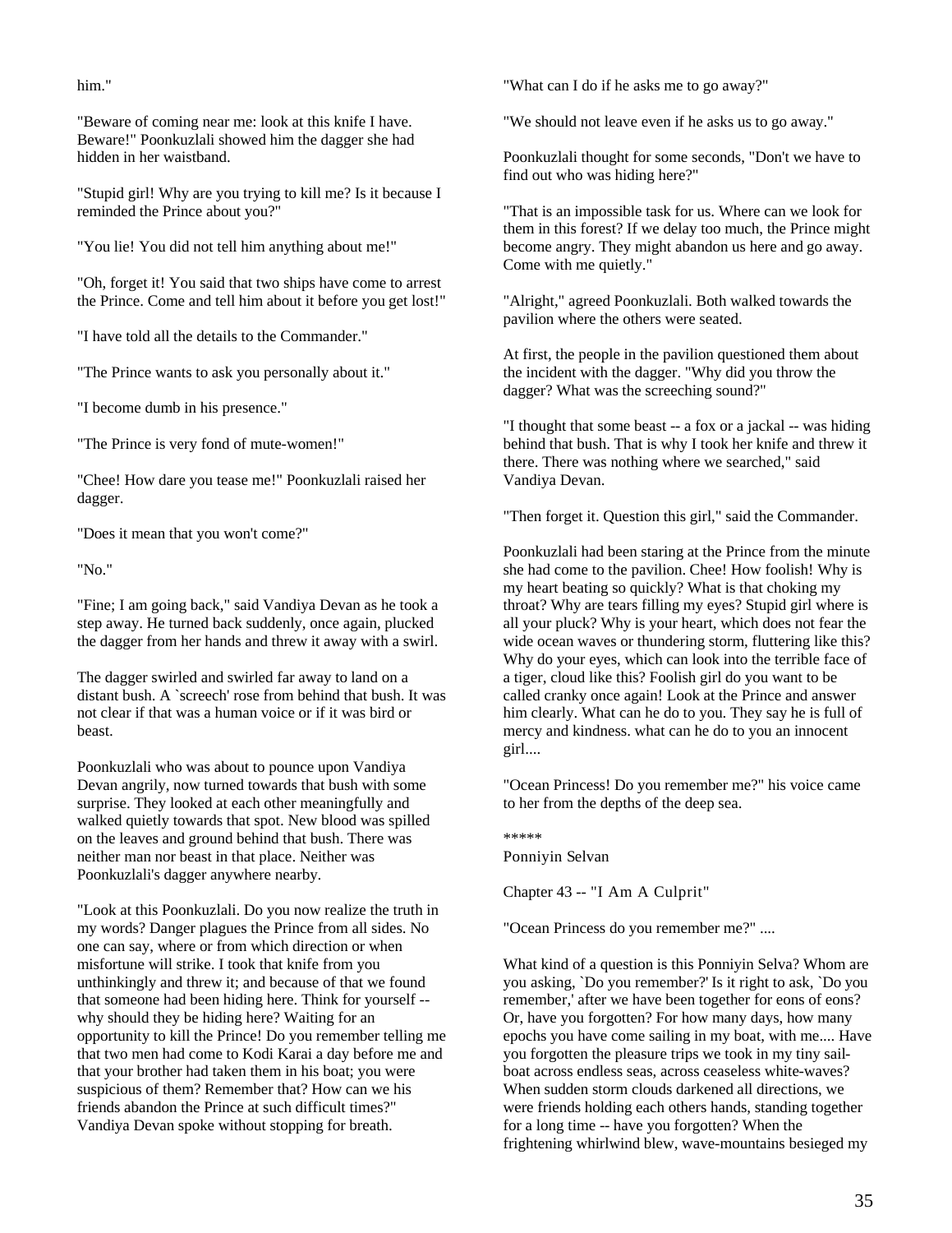him."

"Beware of coming near me: look at this knife I have. Beware!" Poonkuzlali showed him the dagger she had hidden in her waistband.

"Stupid girl! Why are you trying to kill me? Is it because I reminded the Prince about you?"

"You lie! You did not tell him anything about me!"

"Oh, forget it! You said that two ships have come to arrest the Prince. Come and tell him about it before you get lost!"

"I have told all the details to the Commander."

"The Prince wants to ask you personally about it."

"I become dumb in his presence."

"The Prince is very fond of mute-women!"

"Chee! How dare you tease me!" Poonkuzlali raised her dagger.

"Does it mean that you won't come?"

"No."

"Fine; I am going back," said Vandiya Devan as he took a step away. He turned back suddenly, once again, plucked the dagger from her hands and threw it away with a swirl.

The dagger swirled and swirled far away to land on a distant bush. A `screech' rose from behind that bush. It was not clear if that was a human voice or if it was bird or beast.

Poonkuzlali who was about to pounce upon Vandiya Devan angrily, now turned towards that bush with some surprise. They looked at each other meaningfully and walked quietly towards that spot. New blood was spilled on the leaves and ground behind that bush. There was neither man nor beast in that place. Neither was Poonkuzlali's dagger anywhere nearby.

"Look at this Poonkuzlali. Do you now realize the truth in my words? Danger plagues the Prince from all sides. No one can say, where or from which direction or when misfortune will strike. I took that knife from you unthinkingly and threw it; and because of that we found that someone had been hiding here. Think for yourself -- why should they be hiding here? Waiting for an opportunity to kill the Prince! Do you remember telling me that two men had come to Kodi Karai a day before me and that your brother had taken them in his boat; you were suspicious of them? Remember that? How can we his friends abandon the Prince at such difficult times?" Vandiya Devan spoke without stopping for breath.

"What can I do if he asks me to go away?"

"We should not leave even if he asks us to go away."

Poonkuzlali thought for some seconds, "Don't we have to find out who was hiding here?"

"That is an impossible task for us. Where can we look for them in this forest? If we delay too much, the Prince might become angry. They might abandon us here and go away. Come with me quietly."

"Alright," agreed Poonkuzlali. Both walked towards the pavilion where the others were seated.

At first, the people in the pavilion questioned them about the incident with the dagger. "Why did you throw the dagger? What was the screeching sound?"

"I thought that some beast -- a fox or a jackal -- was hiding behind that bush. That is why I took her knife and threw it there. There was nothing where we searched," said Vandiya Devan.

"Then forget it. Question this girl," said the Commander.

Poonkuzlali had been staring at the Prince from the minute she had come to the pavilion. Chee! How foolish! Why is my heart beating so quickly? What is that choking my throat? Why are tears filling my eyes? Stupid girl where is all your pluck? Why is your heart, which does not fear the wide ocean waves or thundering storm, fluttering like this? Why do your eyes, which can look into the terrible face of a tiger, cloud like this? Foolish girl do you want to be called cranky once again! Look at the Prince and answer him clearly. What can he do to you. They say he is full of mercy and kindness. what can he do to you an innocent girl....

"Ocean Princess! Do you remember me?" his voice came to her from the depths of the deep sea.

*****

Ponniyin Selvan

## Chapter 43 -- "I Am A Culprit"

"Ocean Princess do you remember me?" ....

What kind of a question is this Ponniyin Selva? Whom are you asking, `Do you remember?' Is it right to ask, `Do you remember,' after we have been together for eons of eons? Or, have you forgotten? For how many days, how many epochs you have come sailing in my boat, with me.... Have you forgotten the pleasure trips we took in my tiny sail-boat across endless seas, across ceaseless white-waves? When sudden storm clouds darkened all directions, we were friends holding each others hands, standing together for a long time -- have you forgotten? When the frightening whirlwind blew, wave-mountains besieged my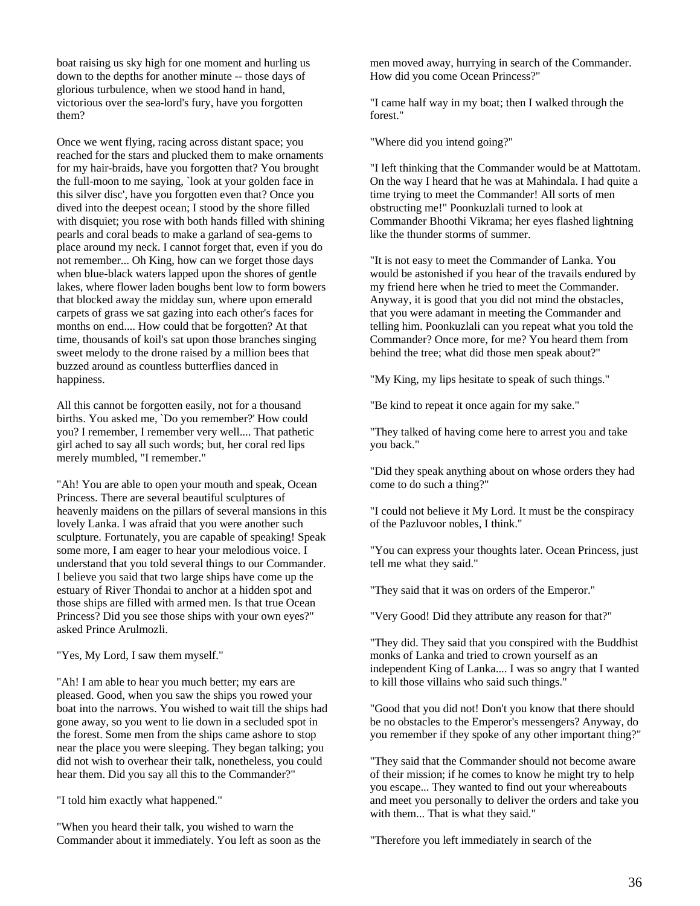boat raising us sky high for one moment and hurling us down to the depths for another minute -- those days of glorious turbulence, when we stood hand in hand, victorious over the sea-lord's fury, have you forgotten them?

Once we went flying, racing across distant space; you reached for the stars and plucked them to make ornaments for my hair-braids, have you forgotten that? You brought the full-moon to me saying, `look at your golden face in this silver disc', have you forgotten even that? Once you dived into the deepest ocean; I stood by the shore filled with disquiet; you rose with both hands filled with shining pearls and coral beads to make a garland of sea-gems to place around my neck. I cannot forget that, even if you do not remember... Oh King, how can we forget those days when blue-black waters lapped upon the shores of gentle lakes, where flower laden boughs bent low to form bowers that blocked away the midday sun, where upon emerald carpets of grass we sat gazing into each other's faces for months on end.... How could that be forgotten? At that time, thousands of koil's sat upon those branches singing sweet melody to the drone raised by a million bees that buzzed around as countless butterflies danced in happiness.

All this cannot be forgotten easily, not for a thousand births. You asked me, `Do you remember?' How could you? I remember, I remember very well.... That pathetic girl ached to say all such words; but, her coral red lips merely mumbled, "I remember."

"Ah! You are able to open your mouth and speak, Ocean Princess. There are several beautiful sculptures of heavenly maidens on the pillars of several mansions in this lovely Lanka. I was afraid that you were another such sculpture. Fortunately, you are capable of speaking! Speak some more, I am eager to hear your melodious voice. I understand that you told several things to our Commander. I believe you said that two large ships have come up the estuary of River Thondai to anchor at a hidden spot and those ships are filled with armed men. Is that true Ocean Princess? Did you see those ships with your own eyes?" asked Prince Arulmozli.

"Yes, My Lord, I saw them myself."

"Ah! I am able to hear you much better; my ears are pleased. Good, when you saw the ships you rowed your boat into the narrows. You wished to wait till the ships had gone away, so you went to lie down in a secluded spot in the forest. Some men from the ships came ashore to stop near the place you were sleeping. They began talking; you did not wish to overhear their talk, nonetheless, you could hear them. Did you say all this to the Commander?"

"I told him exactly what happened."

"When you heard their talk, you wished to warn the Commander about it immediately. You left as soon as the men moved away, hurrying in search of the Commander. How did you come Ocean Princess?"

"I came half way in my boat; then I walked through the forest."

"Where did you intend going?"

"I left thinking that the Commander would be at Mattotam. On the way I heard that he was at Mahindala. I had quite a time trying to meet the Commander! All sorts of men obstructing me!" Poonkuzlali turned to look at Commander Bhoothi Vikrama; her eyes flashed lightning like the thunder storms of summer.

"It is not easy to meet the Commander of Lanka. You would be astonished if you hear of the travails endured by my friend here when he tried to meet the Commander. Anyway, it is good that you did not mind the obstacles, that you were adamant in meeting the Commander and telling him. Poonkuzlali can you repeat what you told the Commander? Once more, for me? You heard them from behind the tree; what did those men speak about?"

"My King, my lips hesitate to speak of such things."

"Be kind to repeat it once again for my sake."

"They talked of having come here to arrest you and take you back."

"Did they speak anything about on whose orders they had come to do such a thing?"

"I could not believe it My Lord. It must be the conspiracy of the Pazluvoor nobles, I think."

"You can express your thoughts later. Ocean Princess, just tell me what they said."

"They said that it was on orders of the Emperor."

"Very Good! Did they attribute any reason for that?"

"They did. They said that you conspired with the Buddhist monks of Lanka and tried to crown yourself as an independent King of Lanka.... I was so angry that I wanted to kill those villains who said such things."

"Good that you did not! Don't you know that there should be no obstacles to the Emperor's messengers? Anyway, do you remember if they spoke of any other important thing?"

"They said that the Commander should not become aware of their mission; if he comes to know he might try to help you escape... They wanted to find out your whereabouts and meet you personally to deliver the orders and take you with them... That is what they said."

"Therefore you left immediately in search of the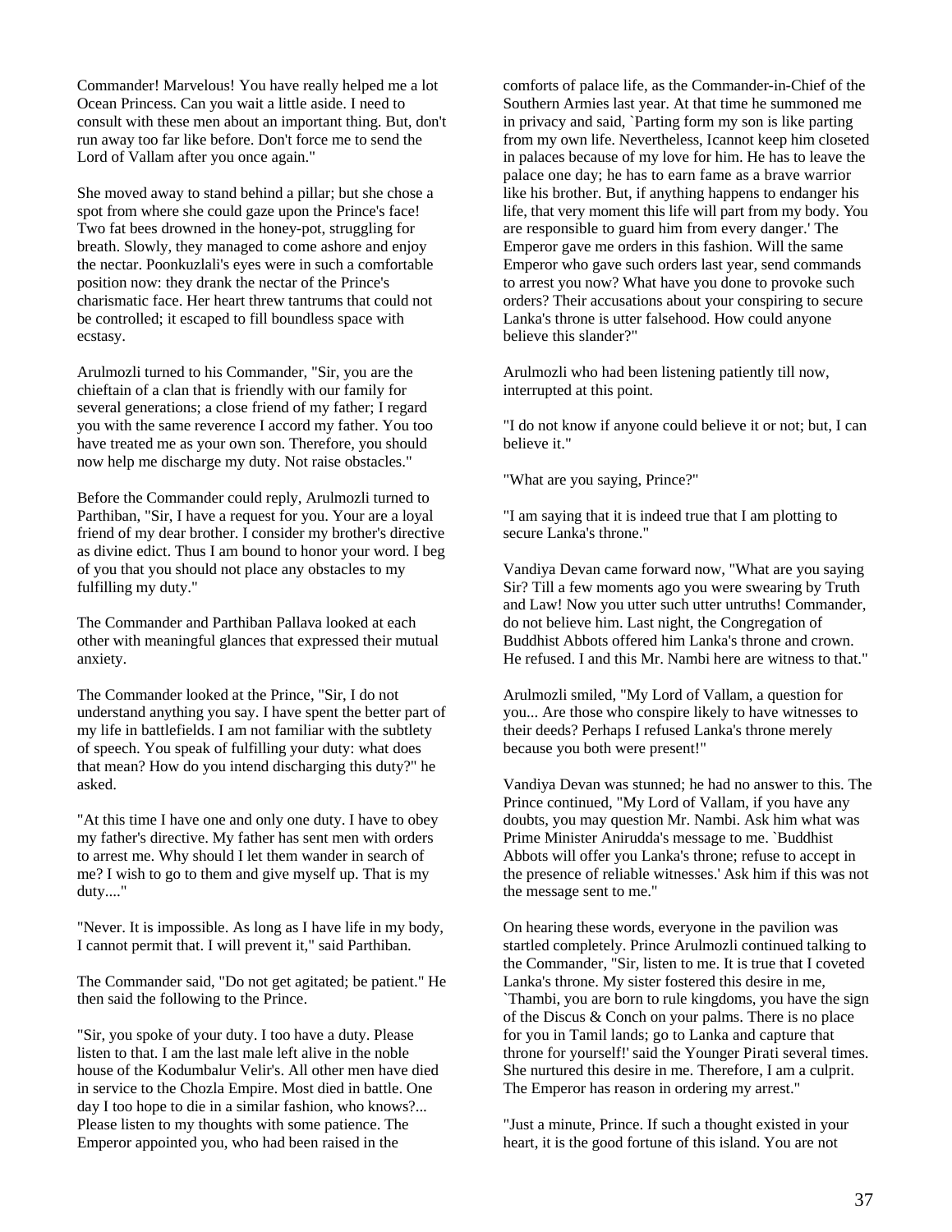Commander! Marvelous! You have really helped me a lot Ocean Princess. Can you wait a little aside. I need to consult with these men about an important thing. But, don't run away too far like before. Don't force me to send the Lord of Vallam after you once again."

She moved away to stand behind a pillar; but she chose a spot from where she could gaze upon the Prince's face! Two fat bees drowned in the honey-pot, struggling for breath. Slowly, they managed to come ashore and enjoy the nectar. Poonkuzlali's eyes were in such a comfortable position now: they drank the nectar of the Prince's charismatic face. Her heart threw tantrums that could not be controlled; it escaped to fill boundless space with ecstasy.

Arulmozli turned to his Commander, "Sir, you are the chieftain of a clan that is friendly with our family for several generations; a close friend of my father; I regard you with the same reverence I accord my father. You too have treated me as your own son. Therefore, you should now help me discharge my duty. Not raise obstacles."

Before the Commander could reply, Arulmozli turned to Parthiban, "Sir, I have a request for you. Your are a loyal friend of my dear brother. I consider my brother's directive as divine edict. Thus I am bound to honor your word. I beg of you that you should not place any obstacles to my fulfilling my duty."

The Commander and Parthiban Pallava looked at each other with meaningful glances that expressed their mutual anxiety.

The Commander looked at the Prince, "Sir, I do not understand anything you say. I have spent the better part of my life in battlefields. I am not familiar with the subtlety of speech. You speak of fulfilling your duty: what does that mean? How do you intend discharging this duty?" he asked.

"At this time I have one and only one duty. I have to obey my father's directive. My father has sent men with orders to arrest me. Why should I let them wander in search of me? I wish to go to them and give myself up. That is my duty...."

"Never. It is impossible. As long as I have life in my body, I cannot permit that. I will prevent it," said Parthiban.

The Commander said, "Do not get agitated; be patient." He then said the following to the Prince.

"Sir, you spoke of your duty. I too have a duty. Please listen to that. I am the last male left alive in the noble house of the Kodumbalur Velir's. All other men have died in service to the Chozla Empire. Most died in battle. One day I too hope to die in a similar fashion, who knows?... Please listen to my thoughts with some patience. The Emperor appointed you, who had been raised in the comforts of palace life, as the Commander-in-Chief of the Southern Armies last year. At that time he summoned me in privacy and said, `Parting form my son is like parting from my own life. Nevertheless, Icannot keep him closeted in palaces because of my love for him. He has to leave the palace one day; he has to earn fame as a brave warrior like his brother. But, if anything happens to endanger his life, that very moment this life will part from my body. You are responsible to guard him from every danger.' The Emperor gave me orders in this fashion. Will the same Emperor who gave such orders last year, send commands to arrest you now? What have you done to provoke such orders? Their accusations about your conspiring to secure Lanka's throne is utter falsehood. How could anyone believe this slander?"

Arulmozli who had been listening patiently till now, interrupted at this point.

"I do not know if anyone could believe it or not; but, I can believe it."

"What are you saying, Prince?"

"I am saying that it is indeed true that I am plotting to secure Lanka's throne."

Vandiya Devan came forward now, "What are you saying Sir? Till a few moments ago you were swearing by Truth and Law! Now you utter such utter untruths! Commander, do not believe him. Last night, the Congregation of Buddhist Abbots offered him Lanka's throne and crown. He refused. I and this Mr. Nambi here are witness to that."

Arulmozli smiled, "My Lord of Vallam, a question for you... Are those who conspire likely to have witnesses to their deeds? Perhaps I refused Lanka's throne merely because you both were present!"

Vandiya Devan was stunned; he had no answer to this. The Prince continued, "My Lord of Vallam, if you have any doubts, you may question Mr. Nambi. Ask him what was Prime Minister Anirudda's message to me. `Buddhist Abbots will offer you Lanka's throne; refuse to accept in the presence of reliable witnesses.' Ask him if this was not the message sent to me."

On hearing these words, everyone in the pavilion was startled completely. Prince Arulmozli continued talking to the Commander, "Sir, listen to me. It is true that I coveted Lanka's throne. My sister fostered this desire in me, `Thambi, you are born to rule kingdoms, you have the sign of the Discus & Conch on your palms. There is no place for you in Tamil lands; go to Lanka and capture that throne for yourself!' said the Younger Pirati several times. She nurtured this desire in me. Therefore, I am a culprit. The Emperor has reason in ordering my arrest."

"Just a minute, Prince. If such a thought existed in your heart, it is the good fortune of this island. You are not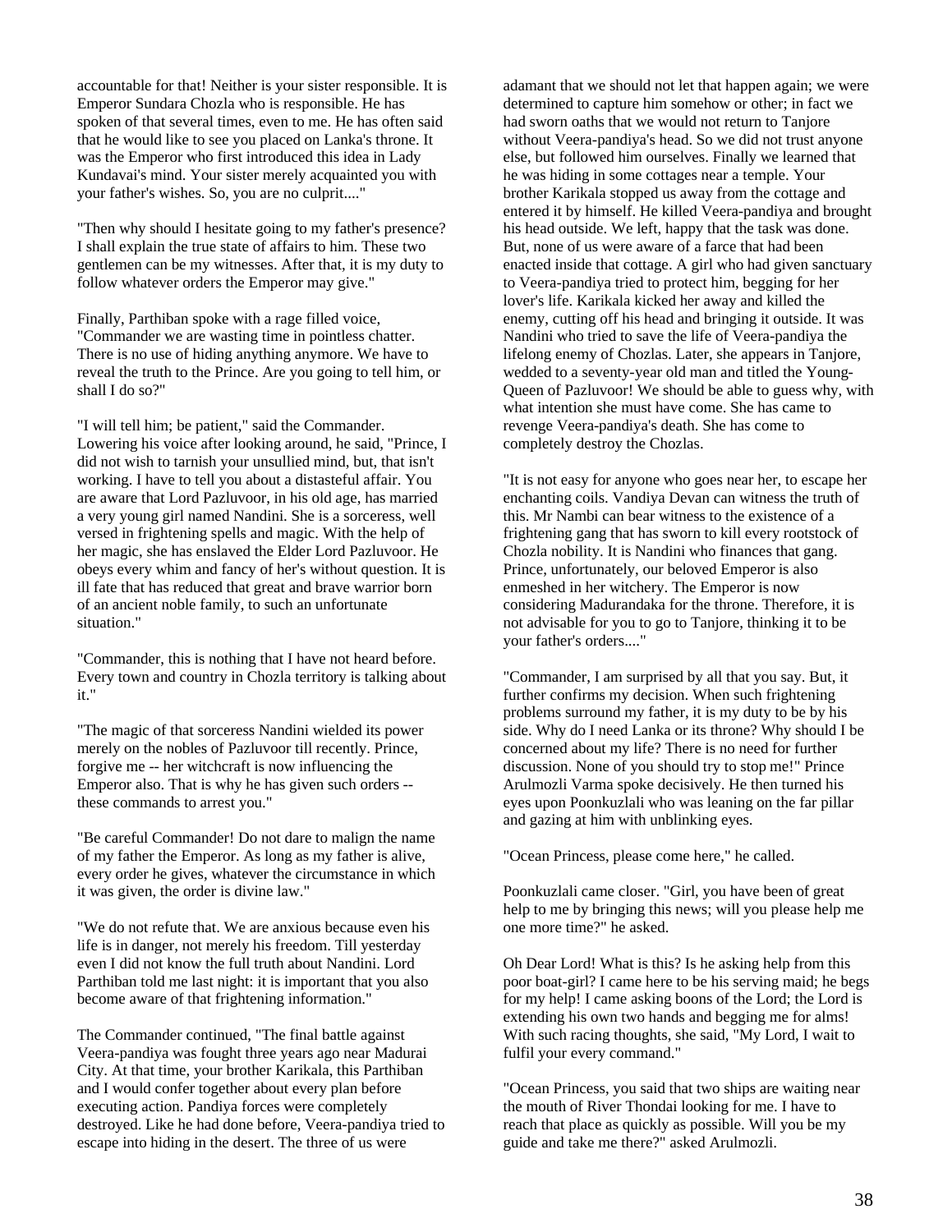accountable for that! Neither is your sister responsible. It is Emperor Sundara Chozla who is responsible. He has spoken of that several times, even to me. He has often said that he would like to see you placed on Lanka's throne. It was the Emperor who first introduced this idea in Lady Kundavai's mind. Your sister merely acquainted you with your father's wishes. So, you are no culprit...."

"Then why should I hesitate going to my father's presence? I shall explain the true state of affairs to him. These two gentlemen can be my witnesses. After that, it is my duty to follow whatever orders the Emperor may give."

Finally, Parthiban spoke with a rage filled voice, "Commander we are wasting time in pointless chatter. There is no use of hiding anything anymore. We have to reveal the truth to the Prince. Are you going to tell him, or shall I do so?"

"I will tell him; be patient," said the Commander. Lowering his voice after looking around, he said, "Prince, I did not wish to tarnish your unsullied mind, but, that isn't working. I have to tell you about a distasteful affair. You are aware that Lord Pazluvoor, in his old age, has married a very young girl named Nandini. She is a sorceress, well versed in frightening spells and magic. With the help of her magic, she has enslaved the Elder Lord Pazluvoor. He obeys every whim and fancy of her's without question. It is ill fate that has reduced that great and brave warrior born of an ancient noble family, to such an unfortunate situation."

"Commander, this is nothing that I have not heard before. Every town and country in Chozla territory is talking about it."

"The magic of that sorceress Nandini wielded its power merely on the nobles of Pazluvoor till recently. Prince, forgive me -- her witchcraft is now influencing the Emperor also. That is why he has given such orders -- these commands to arrest you."

"Be careful Commander! Do not dare to malign the name of my father the Emperor. As long as my father is alive, every order he gives, whatever the circumstance in which it was given, the order is divine law."

"We do not refute that. We are anxious because even his life is in danger, not merely his freedom. Till yesterday even I did not know the full truth about Nandini. Lord Parthiban told me last night: it is important that you also become aware of that frightening information."

The Commander continued, "The final battle against Veera-pandiya was fought three years ago near Madurai City. At that time, your brother Karikala, this Parthiban and I would confer together about every plan before executing action. Pandiya forces were completely destroyed. Like he had done before, Veera-pandiya tried to escape into hiding in the desert. The three of us were adamant that we should not let that happen again; we were determined to capture him somehow or other; in fact we had sworn oaths that we would not return to Tanjore without Veera-pandiya's head. So we did not trust anyone else, but followed him ourselves. Finally we learned that he was hiding in some cottages near a temple. Your brother Karikala stopped us away from the cottage and entered it by himself. He killed Veera-pandiya and brought his head outside. We left, happy that the task was done. But, none of us were aware of a farce that had been enacted inside that cottage. A girl who had given sanctuary to Veera-pandiya tried to protect him, begging for her lover's life. Karikala kicked her away and killed the enemy, cutting off his head and bringing it outside. It was Nandini who tried to save the life of Veera-pandiya the lifelong enemy of Chozlas. Later, she appears in Tanjore, wedded to a seventy-year old man and titled the Young-Queen of Pazluvoor! We should be able to guess why, with what intention she must have come. She has came to revenge Veera-pandiya's death. She has come to completely destroy the Chozlas.

"It is not easy for anyone who goes near her, to escape her enchanting coils. Vandiya Devan can witness the truth of this. Mr Nambi can bear witness to the existence of a frightening gang that has sworn to kill every rootstock of Chozla nobility. It is Nandini who finances that gang. Prince, unfortunately, our beloved Emperor is also enmeshed in her witchery. The Emperor is now considering Madurandaka for the throne. Therefore, it is not advisable for you to go to Tanjore, thinking it to be your father's orders...."

"Commander, I am surprised by all that you say. But, it further confirms my decision. When such frightening problems surround my father, it is my duty to be by his side. Why do I need Lanka or its throne? Why should I be concerned about my life? There is no need for further discussion. None of you should try to stop me!" Prince Arulmozli Varma spoke decisively. He then turned his eyes upon Poonkuzlali who was leaning on the far pillar and gazing at him with unblinking eyes.

"Ocean Princess, please come here," he called.

Poonkuzlali came closer. "Girl, you have been of great help to me by bringing this news; will you please help me one more time?" he asked.

Oh Dear Lord! What is this? Is he asking help from this poor boat-girl? I came here to be his serving maid; he begs for my help! I came asking boons of the Lord; the Lord is extending his own two hands and begging me for alms! With such racing thoughts, she said, "My Lord, I wait to fulfil your every command."

"Ocean Princess, you said that two ships are waiting near the mouth of River Thondai looking for me. I have to reach that place as quickly as possible. Will you be my guide and take me there?" asked Arulmozli.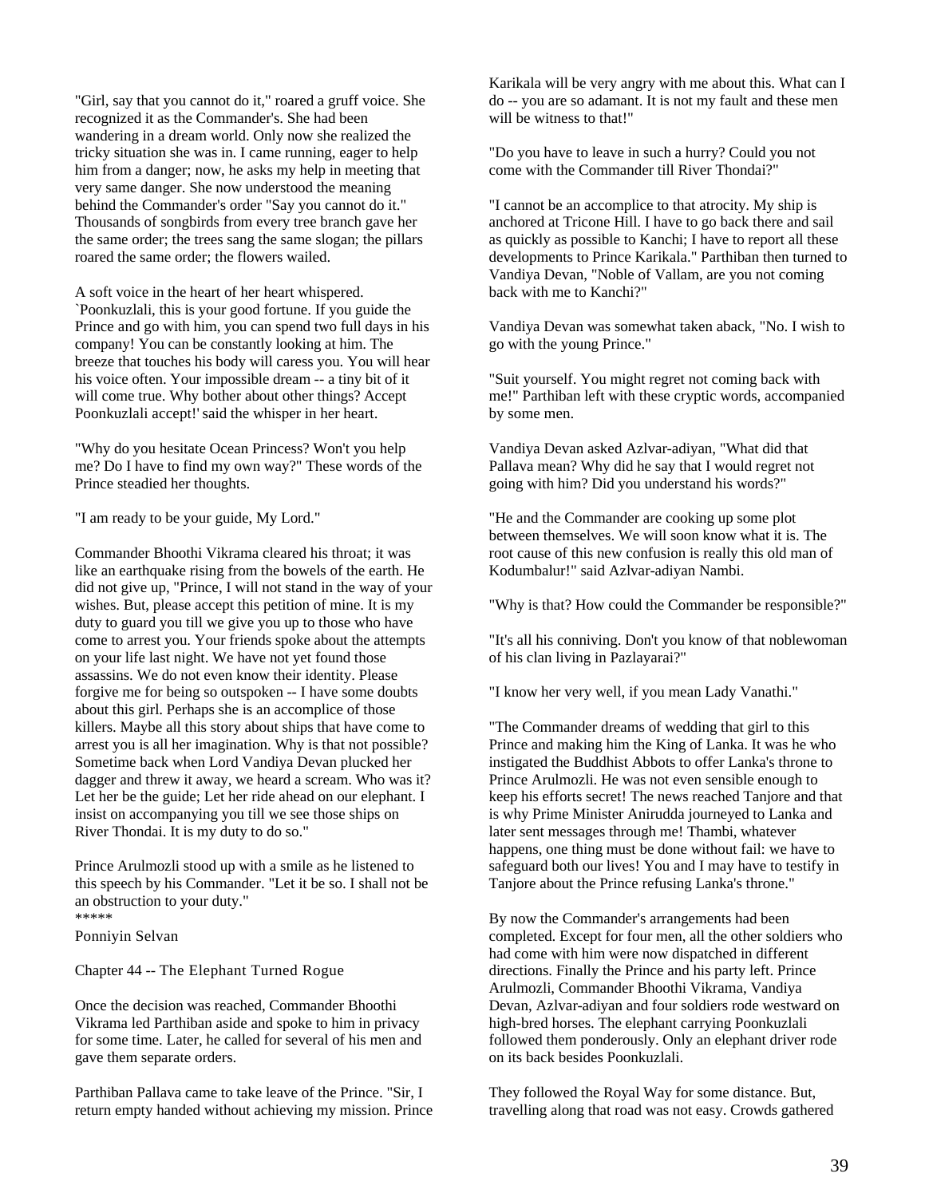"Girl, say that you cannot do it," roared a gruff voice. She recognized it as the Commander's. She had been wandering in a dream world. Only now she realized the tricky situation she was in. I came running, eager to help him from a danger; now, he asks my help in meeting that very same danger. She now understood the meaning behind the Commander's order "Say you cannot do it." Thousands of songbirds from every tree branch gave her the same order; the trees sang the same slogan; the pillars roared the same order; the flowers wailed.

A soft voice in the heart of her heart whispered. `Poonkuzlali, this is your good fortune. If you guide the Prince and go with him, you can spend two full days in his company! You can be constantly looking at him. The breeze that touches his body will caress you. You will hear his voice often. Your impossible dream -- a tiny bit of it will come true. Why bother about other things? Accept Poonkuzlali accept!' said the whisper in her heart.

"Why do you hesitate Ocean Princess? Won't you help me? Do I have to find my own way?" These words of the Prince steadied her thoughts.

"I am ready to be your guide, My Lord."

Commander Bhoothi Vikrama cleared his throat; it was like an earthquake rising from the bowels of the earth. He did not give up, "Prince, I will not stand in the way of your wishes. But, please accept this petition of mine. It is my duty to guard you till we give you up to those who have come to arrest you. Your friends spoke about the attempts on your life last night. We have not yet found those assassins. We do not even know their identity. Please forgive me for being so outspoken -- I have some doubts about this girl. Perhaps she is an accomplice of those killers. Maybe all this story about ships that have come to arrest you is all her imagination. Why is that not possible? Sometime back when Lord Vandiya Devan plucked her dagger and threw it away, we heard a scream. Who was it? Let her be the guide; Let her ride ahead on our elephant. I insist on accompanying you till we see those ships on River Thondai. It is my duty to do so."

Prince Arulmozli stood up with a smile as he listened to this speech by his Commander. "Let it be so. I shall not be an obstruction to your duty."

*****

Ponniyin Selvan

## Chapter 44 -- The Elephant Turned Rogue

Once the decision was reached, Commander Bhoothi Vikrama led Parthiban aside and spoke to him in privacy for some time. Later, he called for several of his men and gave them separate orders.

Parthiban Pallava came to take leave of the Prince. "Sir, I return empty handed without achieving my mission. Prince Karikala will be very angry with me about this. What can I do -- you are so adamant. It is not my fault and these men will be witness to that!"

"Do you have to leave in such a hurry? Could you not come with the Commander till River Thondai?"

"I cannot be an accomplice to that atrocity. My ship is anchored at Tricone Hill. I have to go back there and sail as quickly as possible to Kanchi; I have to report all these developments to Prince Karikala." Parthiban then turned to Vandiya Devan, "Noble of Vallam, are you not coming back with me to Kanchi?"

Vandiya Devan was somewhat taken aback, "No. I wish to go with the young Prince."

"Suit yourself. You might regret not coming back with me!" Parthiban left with these cryptic words, accompanied by some men.

Vandiya Devan asked Azlvar-adiyan, "What did that Pallava mean? Why did he say that I would regret not going with him? Did you understand his words?"

"He and the Commander are cooking up some plot between themselves. We will soon know what it is. The root cause of this new confusion is really this old man of Kodumbalur!" said Azlvar-adiyan Nambi.

"Why is that? How could the Commander be responsible?"

"It's all his conniving. Don't you know of that noblewoman of his clan living in Pazlayarai?"

"I know her very well, if you mean Lady Vanathi."

"The Commander dreams of wedding that girl to this Prince and making him the King of Lanka. It was he who instigated the Buddhist Abbots to offer Lanka's throne to Prince Arulmozli. He was not even sensible enough to keep his efforts secret! The news reached Tanjore and that is why Prime Minister Anirudda journeyed to Lanka and later sent messages through me! Thambi, whatever happens, one thing must be done without fail: we have to safeguard both our lives! You and I may have to testify in Tanjore about the Prince refusing Lanka's throne."

By now the Commander's arrangements had been completed. Except for four men, all the other soldiers who had come with him were now dispatched in different directions. Finally the Prince and his party left. Prince Arulmozli, Commander Bhoothi Vikrama, Vandiya Devan, Azlvar-adiyan and four soldiers rode westward on high-bred horses. The elephant carrying Poonkuzlali followed them ponderously. Only an elephant driver rode on its back besides Poonkuzlali.

They followed the Royal Way for some distance. But, travelling along that road was not easy. Crowds gathered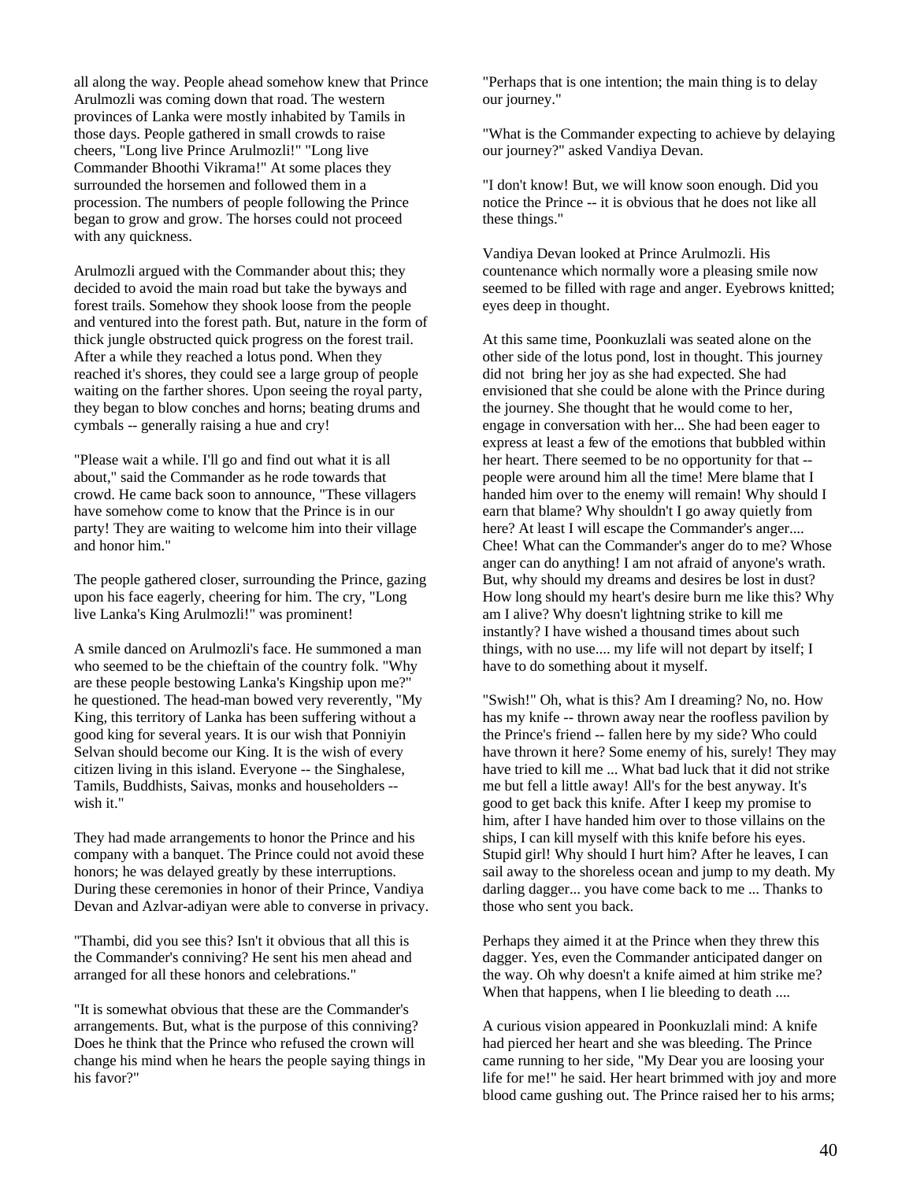all along the way. People ahead somehow knew that Prince Arulmozli was coming down that road. The western provinces of Lanka were mostly inhabited by Tamils in those days. People gathered in small crowds to raise cheers, "Long live Prince Arulmozli!" "Long live Commander Bhoothi Vikrama!" At some places they surrounded the horsemen and followed them in a procession. The numbers of people following the Prince began to grow and grow. The horses could not proceed with any quickness.

Arulmozli argued with the Commander about this; they decided to avoid the main road but take the byways and forest trails. Somehow they shook loose from the people and ventured into the forest path. But, nature in the form of thick jungle obstructed quick progress on the forest trail. After a while they reached a lotus pond. When they reached it's shores, they could see a large group of people waiting on the farther shores. Upon seeing the royal party, they began to blow conches and horns; beating drums and cymbals -- generally raising a hue and cry!

"Please wait a while. I'll go and find out what it is all about," said the Commander as he rode towards that crowd. He came back soon to announce, "These villagers have somehow come to know that the Prince is in our party! They are waiting to welcome him into their village and honor him."

The people gathered closer, surrounding the Prince, gazing upon his face eagerly, cheering for him. The cry, "Long live Lanka's King Arulmozli!" was prominent!

A smile danced on Arulmozli's face. He summoned a man who seemed to be the chieftain of the country folk. "Why are these people bestowing Lanka's Kingship upon me?" he questioned. The head-man bowed very reverently, "My King, this territory of Lanka has been suffering without a good king for several years. It is our wish that Ponniyin Selvan should become our King. It is the wish of every citizen living in this island. Everyone -- the Singhalese, Tamils, Buddhists, Saivas, monks and householders -- wish it."

They had made arrangements to honor the Prince and his company with a banquet. The Prince could not avoid these honors; he was delayed greatly by these interruptions. During these ceremonies in honor of their Prince, Vandiya Devan and Azlvar-adiyan were able to converse in privacy.

"Thambi, did you see this? Isn't it obvious that all this is the Commander's conniving? He sent his men ahead and arranged for all these honors and celebrations."

"It is somewhat obvious that these are the Commander's arrangements. But, what is the purpose of this conniving? Does he think that the Prince who refused the crown will change his mind when he hears the people saying things in his favor?"

"Perhaps that is one intention; the main thing is to delay our journey."

"What is the Commander expecting to achieve by delaying our journey?" asked Vandiya Devan.

"I don't know! But, we will know soon enough. Did you notice the Prince -- it is obvious that he does not like all these things."

Vandiya Devan looked at Prince Arulmozli. His countenance which normally wore a pleasing smile now seemed to be filled with rage and anger. Eyebrows knitted; eyes deep in thought.

At this same time, Poonkuzlali was seated alone on the other side of the lotus pond, lost in thought. This journey did not bring her joy as she had expected. She had envisioned that she could be alone with the Prince during the journey. She thought that he would come to her, engage in conversation with her... She had been eager to express at least a few of the emotions that bubbled within her heart. There seemed to be no opportunity for that -- people were around him all the time! Mere blame that I handed him over to the enemy will remain! Why should I earn that blame? Why shouldn't I go away quietly from here? At least I will escape the Commander's anger.... Chee! What can the Commander's anger do to me? Whose anger can do anything! I am not afraid of anyone's wrath. But, why should my dreams and desires be lost in dust? How long should my heart's desire burn me like this? Why am I alive? Why doesn't lightning strike to kill me instantly? I have wished a thousand times about such things, with no use.... my life will not depart by itself; I have to do something about it myself.

"Swish!" Oh, what is this? Am I dreaming? No, no. How has my knife -- thrown away near the roofless pavilion by the Prince's friend -- fallen here by my side? Who could have thrown it here? Some enemy of his, surely! They may have tried to kill me ... What bad luck that it did not strike me but fell a little away! All's for the best anyway. It's good to get back this knife. After I keep my promise to him, after I have handed him over to those villains on the ships, I can kill myself with this knife before his eyes. Stupid girl! Why should I hurt him? After he leaves, I can sail away to the shoreless ocean and jump to my death. My darling dagger... you have come back to me ... Thanks to those who sent you back.

Perhaps they aimed it at the Prince when they threw this dagger. Yes, even the Commander anticipated danger on the way. Oh why doesn't a knife aimed at him strike me? When that happens, when I lie bleeding to death ....

A curious vision appeared in Poonkuzlali mind: A knife had pierced her heart and she was bleeding. The Prince came running to her side, "My Dear you are loosing your life for me!" he said. Her heart brimmed with joy and more blood came gushing out. The Prince raised her to his arms;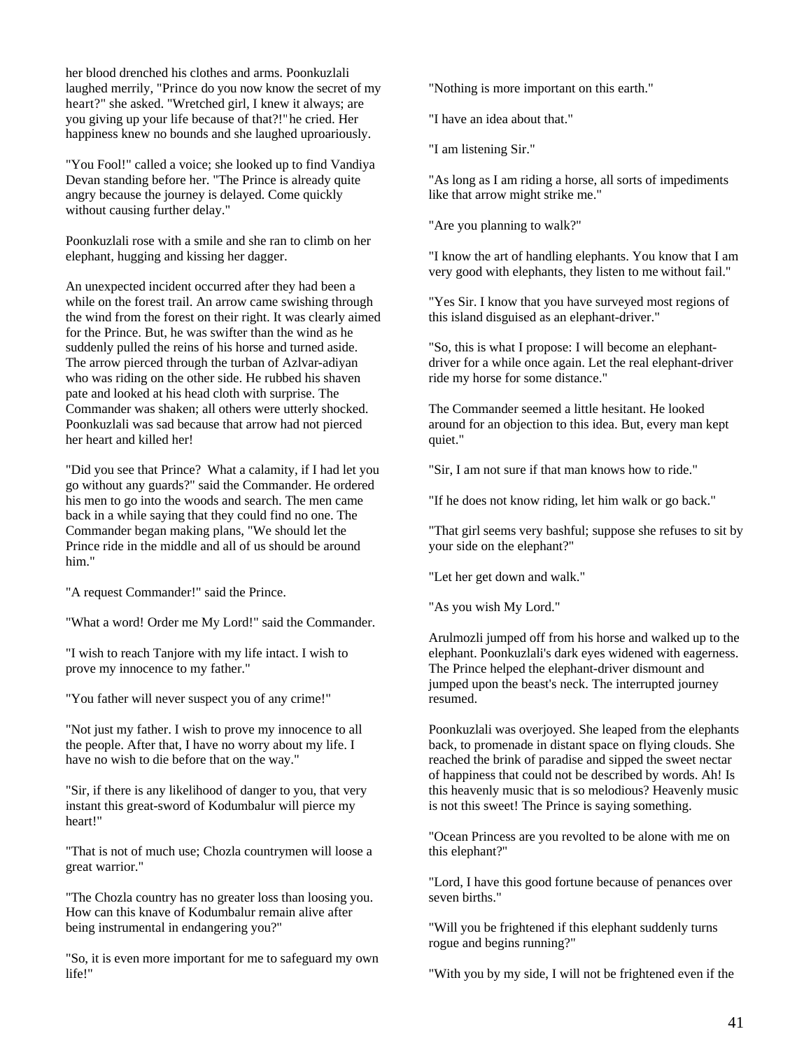her blood drenched his clothes and arms. Poonkuzlali laughed merrily, "Prince do you now know the secret of my heart?" she asked. "Wretched girl, I knew it always; are you giving up your life because of that?!" he cried. Her happiness knew no bounds and she laughed uproariously.

"You Fool!" called a voice; she looked up to find Vandiya Devan standing before her. "The Prince is already quite angry because the journey is delayed. Come quickly without causing further delay."

Poonkuzlali rose with a smile and she ran to climb on her elephant, hugging and kissing her dagger.

An unexpected incident occurred after they had been a while on the forest trail. An arrow came swishing through the wind from the forest on their right. It was clearly aimed for the Prince. But, he was swifter than the wind as he suddenly pulled the reins of his horse and turned aside. The arrow pierced through the turban of Azlvar-adiyan who was riding on the other side. He rubbed his shaven pate and looked at his head cloth with surprise. The Commander was shaken; all others were utterly shocked. Poonkuzlali was sad because that arrow had not pierced her heart and killed her!

"Did you see that Prince? What a calamity, if I had let you go without any guards?" said the Commander. He ordered his men to go into the woods and search. The men came back in a while saying that they could find no one. The Commander began making plans, "We should let the Prince ride in the middle and all of us should be around him."

"A request Commander!" said the Prince.

"What a word! Order me My Lord!" said the Commander.

"I wish to reach Tanjore with my life intact. I wish to prove my innocence to my father."

"You father will never suspect you of any crime!"

"Not just my father. I wish to prove my innocence to all the people. After that, I have no worry about my life. I have no wish to die before that on the way."

"Sir, if there is any likelihood of danger to you, that very instant this great-sword of Kodumbalur will pierce my heart!"

"That is not of much use; Chozla countrymen will loose a great warrior."

"The Chozla country has no greater loss than loosing you. How can this knave of Kodumbalur remain alive after being instrumental in endangering you?"

"So, it is even more important for me to safeguard my own life!"

"Nothing is more important on this earth."

"I have an idea about that."

"I am listening Sir."

"As long as I am riding a horse, all sorts of impediments like that arrow might strike me."

"Are you planning to walk?"

"I know the art of handling elephants. You know that I am very good with elephants, they listen to me without fail."

"Yes Sir. I know that you have surveyed most regions of this island disguised as an elephant-driver."

"So, this is what I propose: I will become an elephant-driver for a while once again. Let the real elephant-driver ride my horse for some distance."

The Commander seemed a little hesitant. He looked around for an objection to this idea. But, every man kept quiet."

"Sir, I am not sure if that man knows how to ride."

"If he does not know riding, let him walk or go back."

"That girl seems very bashful; suppose she refuses to sit by your side on the elephant?"

"Let her get down and walk."

"As you wish My Lord."

Arulmozli jumped off from his horse and walked up to the elephant. Poonkuzlali's dark eyes widened with eagerness. The Prince helped the elephant-driver dismount and jumped upon the beast's neck. The interrupted journey resumed.

Poonkuzlali was overjoyed. She leaped from the elephants back, to promenade in distant space on flying clouds. She reached the brink of paradise and sipped the sweet nectar of happiness that could not be described by words. Ah! Is this heavenly music that is so melodious? Heavenly music is not this sweet! The Prince is saying something.

"Ocean Princess are you revolted to be alone with me on this elephant?"

"Lord, I have this good fortune because of penances over seven births."

"Will you be frightened if this elephant suddenly turns rogue and begins running?"

"With you by my side, I will not be frightened even if the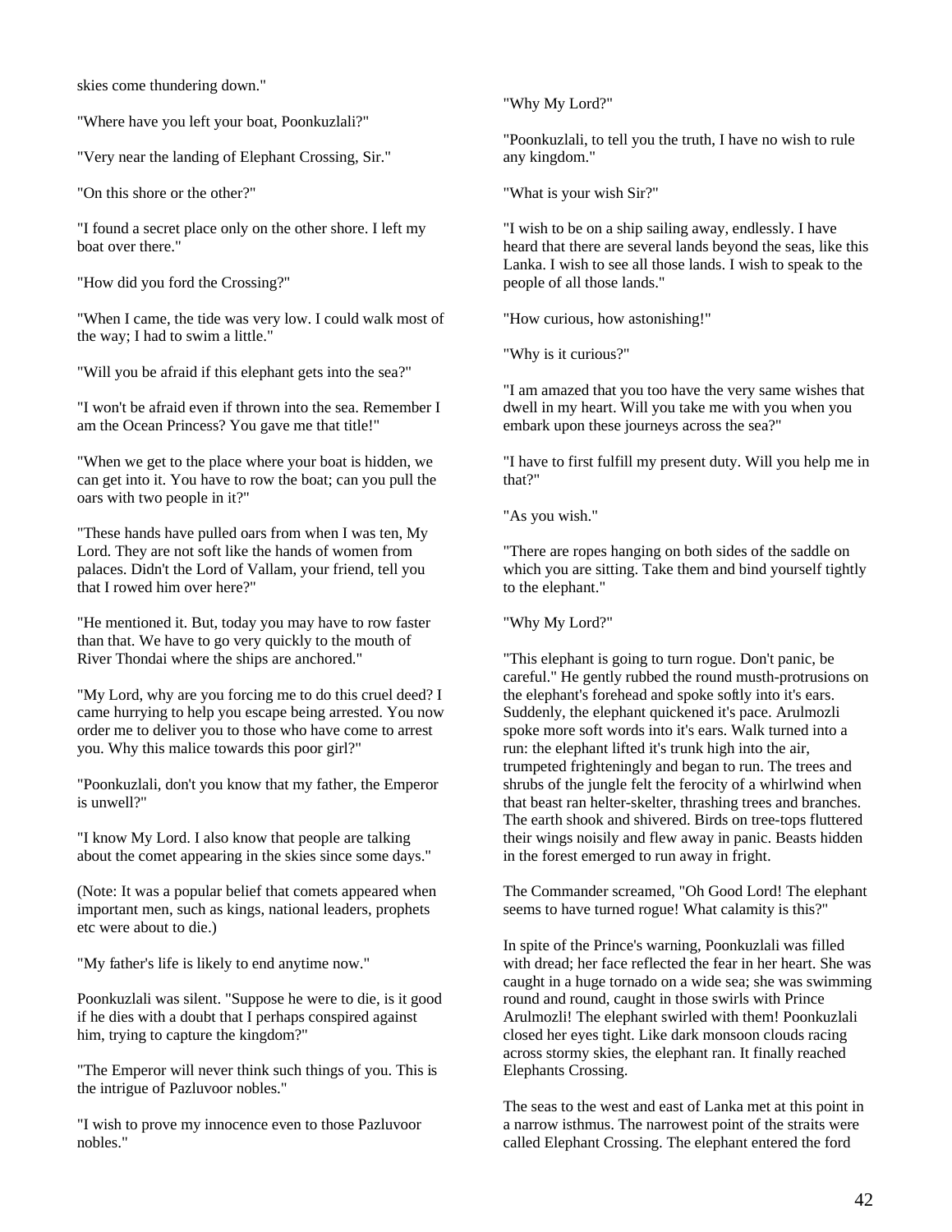skies come thundering down."

"Where have you left your boat, Poonkuzlali?"

"Very near the landing of Elephant Crossing, Sir."

"On this shore or the other?"

"I found a secret place only on the other shore. I left my boat over there."

"How did you ford the Crossing?"

"When I came, the tide was very low. I could walk most of the way; I had to swim a little."

"Will you be afraid if this elephant gets into the sea?"

"I won't be afraid even if thrown into the sea. Remember I am the Ocean Princess? You gave me that title!"

"When we get to the place where your boat is hidden, we can get into it. You have to row the boat; can you pull the oars with two people in it?"

"These hands have pulled oars from when I was ten, My Lord. They are not soft like the hands of women from palaces. Didn't the Lord of Vallam, your friend, tell you that I rowed him over here?"

"He mentioned it. But, today you may have to row faster than that. We have to go very quickly to the mouth of River Thondai where the ships are anchored."

"My Lord, why are you forcing me to do this cruel deed? I came hurrying to help you escape being arrested. You now order me to deliver you to those who have come to arrest you. Why this malice towards this poor girl?"

"Poonkuzlali, don't you know that my father, the Emperor is unwell?"

"I know My Lord. I also know that people are talking about the comet appearing in the skies since some days."

(Note: It was a popular belief that comets appeared when important men, such as kings, national leaders, prophets etc were about to die.)

"My father's life is likely to end anytime now."

Poonkuzlali was silent. "Suppose he were to die, is it good if he dies with a doubt that I perhaps conspired against him, trying to capture the kingdom?"

"The Emperor will never think such things of you. This is the intrigue of Pazluvoor nobles."

"I wish to prove my innocence even to those Pazluvoor nobles."

"Why My Lord?"

"Poonkuzlali, to tell you the truth, I have no wish to rule any kingdom."

"What is your wish Sir?"

"I wish to be on a ship sailing away, endlessly. I have heard that there are several lands beyond the seas, like this Lanka. I wish to see all those lands. I wish to speak to the people of all those lands."

"How curious, how astonishing!"

"Why is it curious?"

"I am amazed that you too have the very same wishes that dwell in my heart. Will you take me with you when you embark upon these journeys across the sea?"

"I have to first fulfill my present duty. Will you help me in that?"

"As you wish."

"There are ropes hanging on both sides of the saddle on which you are sitting. Take them and bind yourself tightly to the elephant."

"Why My Lord?"

"This elephant is going to turn rogue. Don't panic, be careful." He gently rubbed the round musth-protrusions on the elephant's forehead and spoke softly into it's ears. Suddenly, the elephant quickened it's pace. Arulmozli spoke more soft words into it's ears. Walk turned into a run: the elephant lifted it's trunk high into the air, trumpeted frighteningly and began to run. The trees and shrubs of the jungle felt the ferocity of a whirlwind when that beast ran helter-skelter, thrashing trees and branches. The earth shook and shivered. Birds on tree-tops fluttered their wings noisily and flew away in panic. Beasts hidden in the forest emerged to run away in fright.

The Commander screamed, "Oh Good Lord! The elephant seems to have turned rogue! What calamity is this?"

In spite of the Prince's warning, Poonkuzlali was filled with dread; her face reflected the fear in her heart. She was caught in a huge tornado on a wide sea; she was swimming round and round, caught in those swirls with Prince Arulmozli! The elephant swirled with them! Poonkuzlali closed her eyes tight. Like dark monsoon clouds racing across stormy skies, the elephant ran. It finally reached Elephants Crossing.

The seas to the west and east of Lanka met at this point in a narrow isthmus. The narrowest point of the straits were called Elephant Crossing. The elephant entered the ford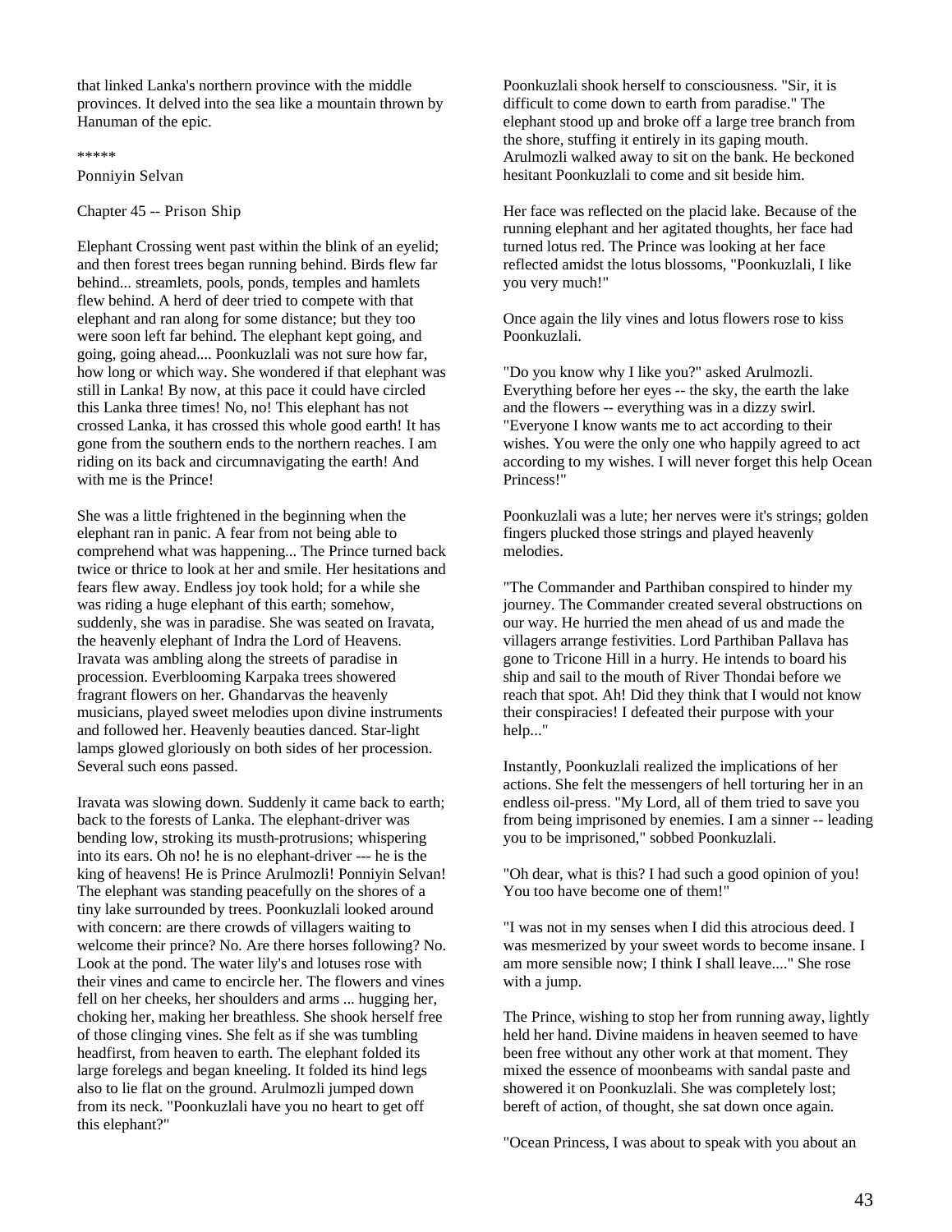that linked Lanka's northern province with the middle provinces. It delved into the sea like a mountain thrown by Hanuman of the epic.

*****

Ponniyin Selvan

## Chapter 45 -- Prison Ship

Elephant Crossing went past within the blink of an eyelid; and then forest trees began running behind. Birds flew far behind... streamlets, pools, ponds, temples and hamlets flew behind. A herd of deer tried to compete with that elephant and ran along for some distance; but they too were soon left far behind. The elephant kept going, and going, going ahead.... Poonkuzlali was not sure how far, how long or which way. She wondered if that elephant was still in Lanka! By now, at this pace it could have circled this Lanka three times! No, no! This elephant has not crossed Lanka, it has crossed this whole good earth! It has gone from the southern ends to the northern reaches. I am riding on its back and circumnavigating the earth! And with me is the Prince!

She was a little frightened in the beginning when the elephant ran in panic. A fear from not being able to comprehend what was happening... The Prince turned back twice or thrice to look at her and smile. Her hesitations and fears flew away. Endless joy took hold; for a while she was riding a huge elephant of this earth; somehow, suddenly, she was in paradise. She was seated on Iravata, the heavenly elephant of Indra the Lord of Heavens. Iravata was ambling along the streets of paradise in procession. Everblooming Karpaka trees showered fragrant flowers on her. Ghandarvas the heavenly musicians, played sweet melodies upon divine instruments and followed her. Heavenly beauties danced. Star-light lamps glowed gloriously on both sides of her procession. Several such eons passed.

Iravata was slowing down. Suddenly it came back to earth; back to the forests of Lanka. The elephant-driver was bending low, stroking its musth-protrusions; whispering into its ears. Oh no! he is no elephant-driver --- he is the king of heavens! He is Prince Arulmozli! Ponniyin Selvan! The elephant was standing peacefully on the shores of a tiny lake surrounded by trees. Poonkuzlali looked around with concern: are there crowds of villagers waiting to welcome their prince? No. Are there horses following? No. Look at the pond. The water lily's and lotuses rose with their vines and came to encircle her. The flowers and vines fell on her cheeks, her shoulders and arms ... hugging her, choking her, making her breathless. She shook herself free of those clinging vines. She felt as if she was tumbling headfirst, from heaven to earth. The elephant folded its large forelegs and began kneeling. It folded its hind legs also to lie flat on the ground. Arulmozli jumped down from its neck. "Poonkuzlali have you no heart to get off this elephant?"

Poonkuzlali shook herself to consciousness. "Sir, it is difficult to come down to earth from paradise." The elephant stood up and broke off a large tree branch from the shore, stuffing it entirely in its gaping mouth. Arulmozli walked away to sit on the bank. He beckoned hesitant Poonkuzlali to come and sit beside him.

Her face was reflected on the placid lake. Because of the running elephant and her agitated thoughts, her face had turned lotus red. The Prince was looking at her face reflected amidst the lotus blossoms, "Poonkuzlali, I like you very much!"

Once again the lily vines and lotus flowers rose to kiss Poonkuzlali.

"Do you know why I like you?" asked Arulmozli. Everything before her eyes -- the sky, the earth the lake and the flowers -- everything was in a dizzy swirl. "Everyone I know wants me to act according to their wishes. You were the only one who happily agreed to act according to my wishes. I will never forget this help Ocean Princess!"

Poonkuzlali was a lute; her nerves were it's strings; golden fingers plucked those strings and played heavenly melodies.

"The Commander and Parthiban conspired to hinder my journey. The Commander created several obstructions on our way. He hurried the men ahead of us and made the villagers arrange festivities. Lord Parthiban Pallava has gone to Tricone Hill in a hurry. He intends to board his ship and sail to the mouth of River Thondai before we reach that spot. Ah! Did they think that I would not know their conspiracies! I defeated their purpose with your help..."

Instantly, Poonkuzlali realized the implications of her actions. She felt the messengers of hell torturing her in an endless oil-press. "My Lord, all of them tried to save you from being imprisoned by enemies. I am a sinner -- leading you to be imprisoned," sobbed Poonkuzlali.

"Oh dear, what is this? I had such a good opinion of you! You too have become one of them!"

"I was not in my senses when I did this atrocious deed. I was mesmerized by your sweet words to become insane. I am more sensible now; I think I shall leave...." She rose with a jump.

The Prince, wishing to stop her from running away, lightly held her hand. Divine maidens in heaven seemed to have been free without any other work at that moment. They mixed the essence of moonbeams with sandal paste and showered it on Poonkuzlali. She was completely lost; bereft of action, of thought, she sat down once again.

"Ocean Princess, I was about to speak with you about an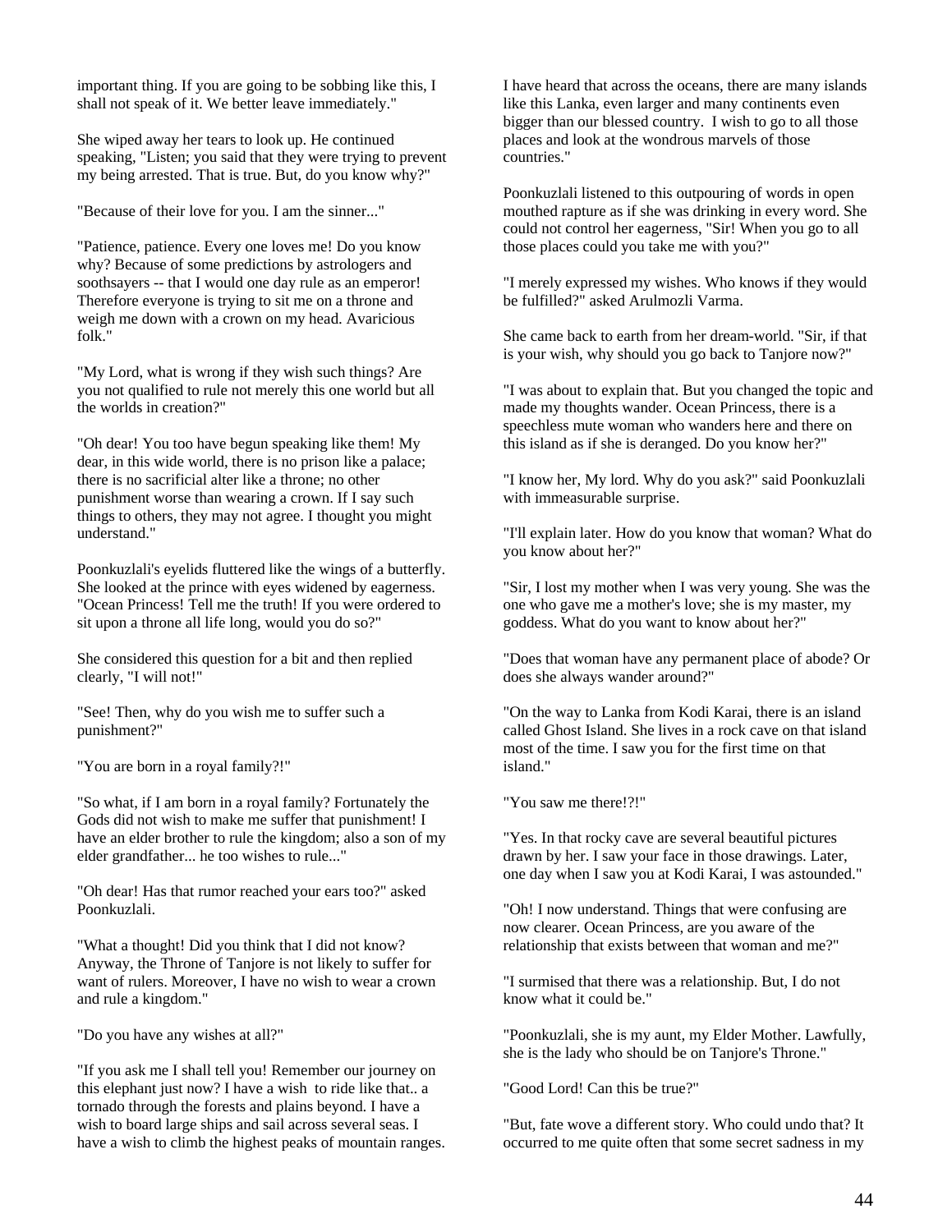important thing. If you are going to be sobbing like this, I shall not speak of it. We better leave immediately."

She wiped away her tears to look up. He continued speaking, "Listen; you said that they were trying to prevent my being arrested. That is true. But, do you know why?"

"Because of their love for you. I am the sinner..."

"Patience, patience. Every one loves me! Do you know why? Because of some predictions by astrologers and soothsayers -- that I would one day rule as an emperor! Therefore everyone is trying to sit me on a throne and weigh me down with a crown on my head. Avaricious folk."

"My Lord, what is wrong if they wish such things? Are you not qualified to rule not merely this one world but all the worlds in creation?"

"Oh dear! You too have begun speaking like them! My dear, in this wide world, there is no prison like a palace; there is no sacrificial alter like a throne; no other punishment worse than wearing a crown. If I say such things to others, they may not agree. I thought you might understand."

Poonkuzlali's eyelids fluttered like the wings of a butterfly. She looked at the prince with eyes widened by eagerness. "Ocean Princess! Tell me the truth! If you were ordered to sit upon a throne all life long, would you do so?"

She considered this question for a bit and then replied clearly, "I will not!"

"See! Then, why do you wish me to suffer such a punishment?"

"You are born in a royal family?!"

"So what, if I am born in a royal family? Fortunately the Gods did not wish to make me suffer that punishment! I have an elder brother to rule the kingdom; also a son of my elder grandfather... he too wishes to rule..."

"Oh dear! Has that rumor reached your ears too?" asked Poonkuzlali.

"What a thought! Did you think that I did not know? Anyway, the Throne of Tanjore is not likely to suffer for want of rulers. Moreover, I have no wish to wear a crown and rule a kingdom."

"Do you have any wishes at all?"

"If you ask me I shall tell you! Remember our journey on this elephant just now? I have a wish to ride like that.. a tornado through the forests and plains beyond. I have a wish to board large ships and sail across several seas. I have a wish to climb the highest peaks of mountain ranges. I have heard that across the oceans, there are many islands like this Lanka, even larger and many continents even bigger than our blessed country. I wish to go to all those places and look at the wondrous marvels of those countries."

Poonkuzlali listened to this outpouring of words in open mouthed rapture as if she was drinking in every word. She could not control her eagerness, "Sir! When you go to all those places could you take me with you?"

"I merely expressed my wishes. Who knows if they would be fulfilled?" asked Arulmozli Varma.

She came back to earth from her dream-world. "Sir, if that is your wish, why should you go back to Tanjore now?"

"I was about to explain that. But you changed the topic and made my thoughts wander. Ocean Princess, there is a speechless mute woman who wanders here and there on this island as if she is deranged. Do you know her?"

"I know her, My lord. Why do you ask?" said Poonkuzlali with immeasurable surprise.

"I'll explain later. How do you know that woman? What do you know about her?"

"Sir, I lost my mother when I was very young. She was the one who gave me a mother's love; she is my master, my goddess. What do you want to know about her?"

"Does that woman have any permanent place of abode? Or does she always wander around?"

"On the way to Lanka from Kodi Karai, there is an island called Ghost Island. She lives in a rock cave on that island most of the time. I saw you for the first time on that island."

"You saw me there!?!"

"Yes. In that rocky cave are several beautiful pictures drawn by her. I saw your face in those drawings. Later, one day when I saw you at Kodi Karai, I was astounded."

"Oh! I now understand. Things that were confusing are now clearer. Ocean Princess, are you aware of the relationship that exists between that woman and me?"

"I surmised that there was a relationship. But, I do not know what it could be."

"Poonkuzlali, she is my aunt, my Elder Mother. Lawfully, she is the lady who should be on Tanjore's Throne."

"Good Lord! Can this be true?"

"But, fate wove a different story. Who could undo that? It occurred to me quite often that some secret sadness in my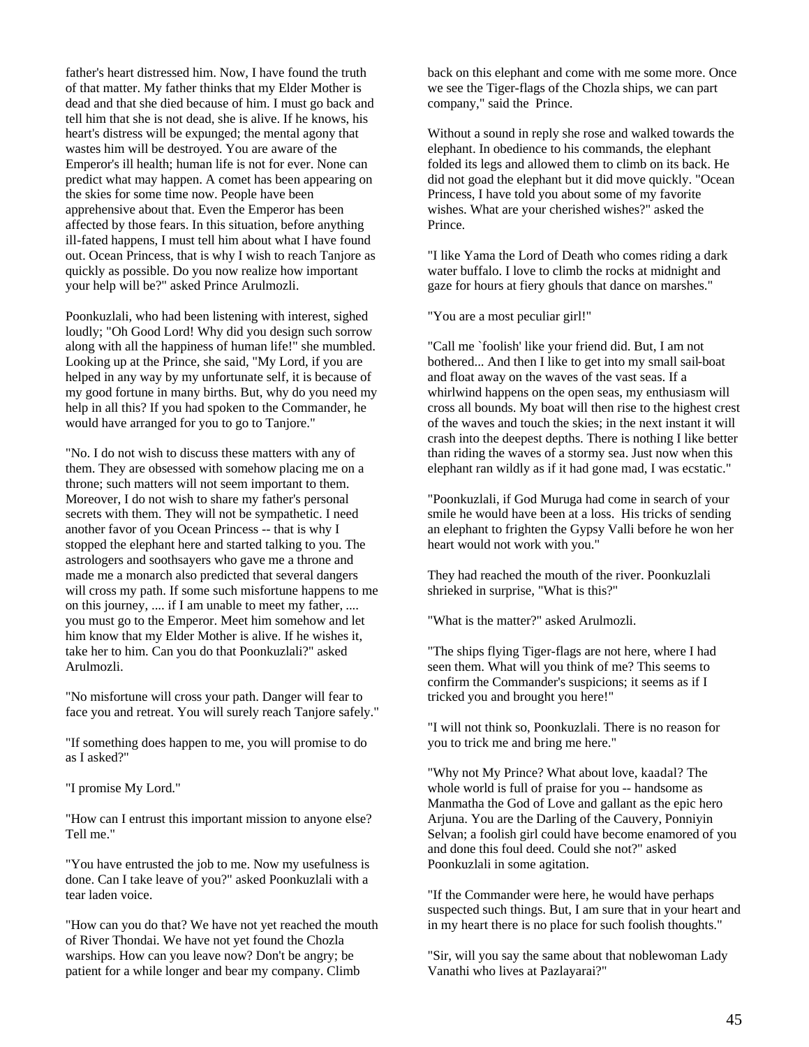father's heart distressed him. Now, I have found the truth of that matter. My father thinks that my Elder Mother is dead and that she died because of him. I must go back and tell him that she is not dead, she is alive. If he knows, his heart's distress will be expunged; the mental agony that wastes him will be destroyed. You are aware of the Emperor's ill health; human life is not for ever. None can predict what may happen. A comet has been appearing on the skies for some time now. People have been apprehensive about that. Even the Emperor has been affected by those fears. In this situation, before anything ill-fated happens, I must tell him about what I have found out. Ocean Princess, that is why I wish to reach Tanjore as quickly as possible. Do you now realize how important your help will be?" asked Prince Arulmozli.

Poonkuzlali, who had been listening with interest, sighed loudly; "Oh Good Lord! Why did you design such sorrow along with all the happiness of human life!" she mumbled. Looking up at the Prince, she said, "My Lord, if you are helped in any way by my unfortunate self, it is because of my good fortune in many births. But, why do you need my help in all this? If you had spoken to the Commander, he would have arranged for you to go to Tanjore."

"No. I do not wish to discuss these matters with any of them. They are obsessed with somehow placing me on a throne; such matters will not seem important to them. Moreover, I do not wish to share my father's personal secrets with them. They will not be sympathetic. I need another favor of you Ocean Princess -- that is why I stopped the elephant here and started talking to you. The astrologers and soothsayers who gave me a throne and made me a monarch also predicted that several dangers will cross my path. If some such misfortune happens to me on this journey, .... if I am unable to meet my father, .... you must go to the Emperor. Meet him somehow and let him know that my Elder Mother is alive. If he wishes it, take her to him. Can you do that Poonkuzlali?" asked Arulmozli.

"No misfortune will cross your path. Danger will fear to face you and retreat. You will surely reach Tanjore safely."

"If something does happen to me, you will promise to do as I asked?"

"I promise My Lord."

"How can I entrust this important mission to anyone else? Tell me."

"You have entrusted the job to me. Now my usefulness is done. Can I take leave of you?" asked Poonkuzlali with a tear laden voice.

"How can you do that? We have not yet reached the mouth of River Thondai. We have not yet found the Chozla warships. How can you leave now? Don't be angry; be patient for a while longer and bear my company. Climb back on this elephant and come with me some more. Once we see the Tiger-flags of the Chozla ships, we can part company," said the Prince.

Without a sound in reply she rose and walked towards the elephant. In obedience to his commands, the elephant folded its legs and allowed them to climb on its back. He did not goad the elephant but it did move quickly. "Ocean Princess, I have told you about some of my favorite wishes. What are your cherished wishes?" asked the Prince.

"I like Yama the Lord of Death who comes riding a dark water buffalo. I love to climb the rocks at midnight and gaze for hours at fiery ghouls that dance on marshes."

"You are a most peculiar girl!"

"Call me `foolish' like your friend did. But, I am not bothered... And then I like to get into my small sail-boat and float away on the waves of the vast seas. If a whirlwind happens on the open seas, my enthusiasm will cross all bounds. My boat will then rise to the highest crest of the waves and touch the skies; in the next instant it will crash into the deepest depths. There is nothing I like better than riding the waves of a stormy sea. Just now when this elephant ran wildly as if it had gone mad, I was ecstatic."

"Poonkuzlali, if God Muruga had come in search of your smile he would have been at a loss. His tricks of sending an elephant to frighten the Gypsy Valli before he won her heart would not work with you."

They had reached the mouth of the river. Poonkuzlali shrieked in surprise, "What is this?"

"What is the matter?" asked Arulmozli.

"The ships flying Tiger-flags are not here, where I had seen them. What will you think of me? This seems to confirm the Commander's suspicions; it seems as if I tricked you and brought you here!"

"I will not think so, Poonkuzlali. There is no reason for you to trick me and bring me here."

"Why not My Prince? What about love, kaadal? The whole world is full of praise for you -- handsome as Manmatha the God of Love and gallant as the epic hero Arjuna. You are the Darling of the Cauvery, Ponniyin Selvan; a foolish girl could have become enamored of you and done this foul deed. Could she not?" asked Poonkuzlali in some agitation.

"If the Commander were here, he would have perhaps suspected such things. But, I am sure that in your heart and in my heart there is no place for such foolish thoughts."

"Sir, will you say the same about that noblewoman Lady Vanathi who lives at Pazlayarai?"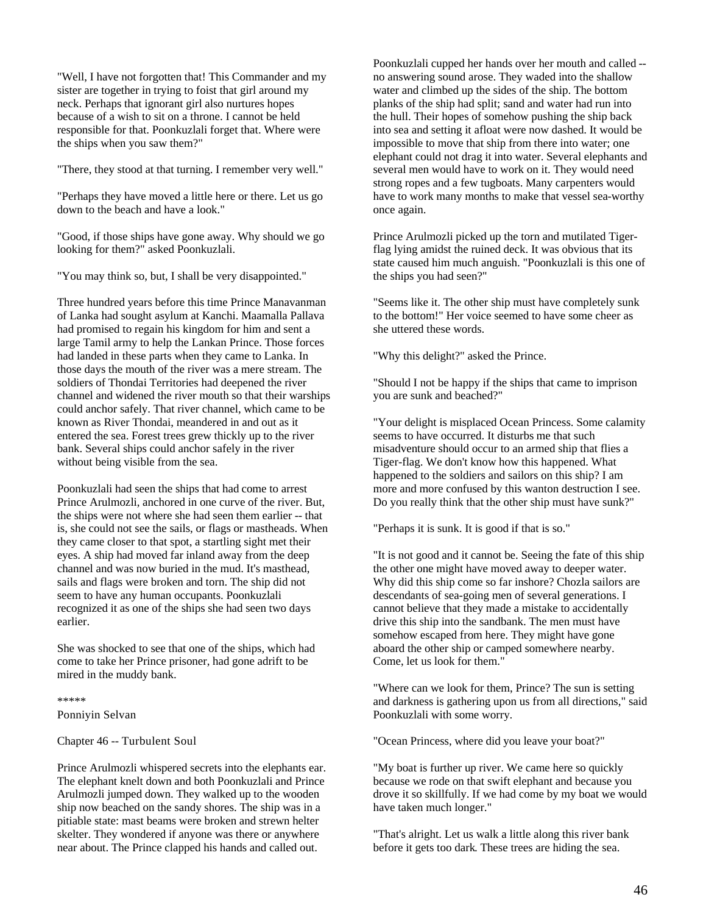"Well, I have not forgotten that! This Commander and my sister are together in trying to foist that girl around my neck. Perhaps that ignorant girl also nurtures hopes because of a wish to sit on a throne. I cannot be held responsible for that. Poonkuzlali forget that. Where were the ships when you saw them?"

"There, they stood at that turning. I remember very well."

"Perhaps they have moved a little here or there. Let us go down to the beach and have a look."

"Good, if those ships have gone away. Why should we go looking for them?" asked Poonkuzlali.

"You may think so, but, I shall be very disappointed."

Three hundred years before this time Prince Manavanman of Lanka had sought asylum at Kanchi. Maamalla Pallava had promised to regain his kingdom for him and sent a large Tamil army to help the Lankan Prince. Those forces had landed in these parts when they came to Lanka. In those days the mouth of the river was a mere stream. The soldiers of Thondai Territories had deepened the river channel and widened the river mouth so that their warships could anchor safely. That river channel, which came to be known as River Thondai, meandered in and out as it entered the sea. Forest trees grew thickly up to the river bank. Several ships could anchor safely in the river without being visible from the sea.

Poonkuzlali had seen the ships that had come to arrest Prince Arulmozli, anchored in one curve of the river. But, the ships were not where she had seen them earlier -- that is, she could not see the sails, or flags or mastheads. When they came closer to that spot, a startling sight met their eyes. A ship had moved far inland away from the deep channel and was now buried in the mud. It's masthead, sails and flags were broken and torn. The ship did not seem to have any human occupants. Poonkuzlali recognized it as one of the ships she had seen two days earlier.

She was shocked to see that one of the ships, which had come to take her Prince prisoner, had gone adrift to be mired in the muddy bank.

*****

Ponniyin Selvan

## Chapter 46 -- Turbulent Soul

Prince Arulmozli whispered secrets into the elephants ear. The elephant knelt down and both Poonkuzlali and Prince Arulmozli jumped down. They walked up to the wooden ship now beached on the sandy shores. The ship was in a pitiable state: mast beams were broken and strewn helter skelter. They wondered if anyone was there or anywhere near about. The Prince clapped his hands and called out. Poonkuzlali cupped her hands over her mouth and called -- no answering sound arose. They waded into the shallow water and climbed up the sides of the ship. The bottom planks of the ship had split; sand and water had run into the hull. Their hopes of somehow pushing the ship back into sea and setting it afloat were now dashed. It would be impossible to move that ship from there into water; one elephant could not drag it into water. Several elephants and several men would have to work on it. They would need strong ropes and a few tugboats. Many carpenters would have to work many months to make that vessel sea-worthy once again.

Prince Arulmozli picked up the torn and mutilated Tiger-flag lying amidst the ruined deck. It was obvious that its state caused him much anguish. "Poonkuzlali is this one of the ships you had seen?"

"Seems like it. The other ship must have completely sunk to the bottom!" Her voice seemed to have some cheer as she uttered these words.

"Why this delight?" asked the Prince.

"Should I not be happy if the ships that came to imprison you are sunk and beached?"

"Your delight is misplaced Ocean Princess. Some calamity seems to have occurred. It disturbs me that such misadventure should occur to an armed ship that flies a Tiger-flag. We don't know how this happened. What happened to the soldiers and sailors on this ship? I am more and more confused by this wanton destruction I see. Do you really think that the other ship must have sunk?"

"Perhaps it is sunk. It is good if that is so."

"It is not good and it cannot be. Seeing the fate of this ship the other one might have moved away to deeper water. Why did this ship come so far inshore? Chozla sailors are descendants of sea-going men of several generations. I cannot believe that they made a mistake to accidentally drive this ship into the sandbank. The men must have somehow escaped from here. They might have gone aboard the other ship or camped somewhere nearby. Come, let us look for them."

"Where can we look for them, Prince? The sun is setting and darkness is gathering upon us from all directions," said Poonkuzlali with some worry.

"Ocean Princess, where did you leave your boat?"

"My boat is further up river. We came here so quickly because we rode on that swift elephant and because you drove it so skillfully. If we had come by my boat we would have taken much longer."

"That's alright. Let us walk a little along this river bank before it gets too dark. These trees are hiding the sea.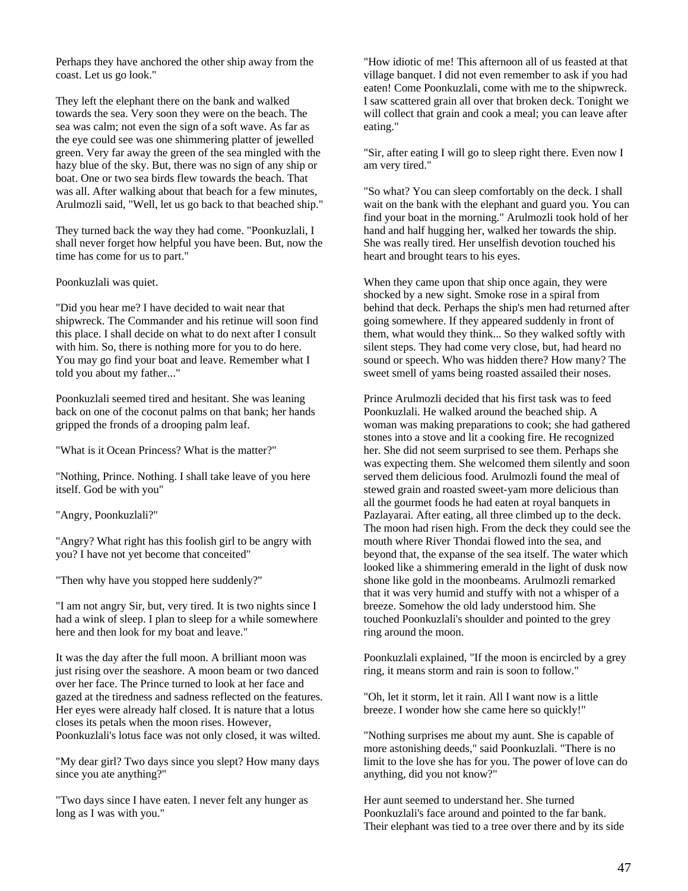Perhaps they have anchored the other ship away from the coast. Let us go look."

They left the elephant there on the bank and walked towards the sea. Very soon they were on the beach. The sea was calm; not even the sign of a soft wave. As far as the eye could see was one shimmering platter of jewelled green. Very far away the green of the sea mingled with the hazy blue of the sky. But, there was no sign of any ship or boat. One or two sea birds flew towards the beach. That was all. After walking about that beach for a few minutes, Arulmozli said, "Well, let us go back to that beached ship."

They turned back the way they had come. "Poonkuzlali, I shall never forget how helpful you have been. But, now the time has come for us to part."

Poonkuzlali was quiet.

"Did you hear me? I have decided to wait near that shipwreck. The Commander and his retinue will soon find this place. I shall decide on what to do next after I consult with him. So, there is nothing more for you to do here. You may go find your boat and leave. Remember what I told you about my father..."

Poonkuzlali seemed tired and hesitant. She was leaning back on one of the coconut palms on that bank; her hands gripped the fronds of a drooping palm leaf.

"What is it Ocean Princess? What is the matter?"

"Nothing, Prince. Nothing. I shall take leave of you here itself. God be with you"

"Angry, Poonkuzlali?"

"Angry? What right has this foolish girl to be angry with you? I have not yet become that conceited"

"Then why have you stopped here suddenly?"

"I am not angry Sir, but, very tired. It is two nights since I had a wink of sleep. I plan to sleep for a while somewhere here and then look for my boat and leave."

It was the day after the full moon. A brilliant moon was just rising over the seashore. A moon beam or two danced over her face. The Prince turned to look at her face and gazed at the tiredness and sadness reflected on the features. Her eyes were already half closed. It is nature that a lotus closes its petals when the moon rises. However, Poonkuzlali's lotus face was not only closed, it was wilted.

"My dear girl? Two days since you slept? How many days since you ate anything?"

"Two days since I have eaten. I never felt any hunger as long as I was with you."

"How idiotic of me! This afternoon all of us feasted at that village banquet. I did not even remember to ask if you had eaten! Come Poonkuzlali, come with me to the shipwreck. I saw scattered grain all over that broken deck. Tonight we will collect that grain and cook a meal; you can leave after eating."

"Sir, after eating I will go to sleep right there. Even now I am very tired."

"So what? You can sleep comfortably on the deck. I shall wait on the bank with the elephant and guard you. You can find your boat in the morning." Arulmozli took hold of her hand and half hugging her, walked her towards the ship. She was really tired. Her unselfish devotion touched his heart and brought tears to his eyes.

When they came upon that ship once again, they were shocked by a new sight. Smoke rose in a spiral from behind that deck. Perhaps the ship's men had returned after going somewhere. If they appeared suddenly in front of them, what would they think... So they walked softly with silent steps. They had come very close, but, had heard no sound or speech. Who was hidden there? How many? The sweet smell of yams being roasted assailed their noses.

Prince Arulmozli decided that his first task was to feed Poonkuzlali. He walked around the beached ship. A woman was making preparations to cook; she had gathered stones into a stove and lit a cooking fire. He recognized her. She did not seem surprised to see them. Perhaps she was expecting them. She welcomed them silently and soon served them delicious food. Arulmozli found the meal of stewed grain and roasted sweet-yam more delicious than all the gourmet foods he had eaten at royal banquets in Pazlayarai. After eating, all three climbed up to the deck. The moon had risen high. From the deck they could see the mouth where River Thondai flowed into the sea, and beyond that, the expanse of the sea itself. The water which looked like a shimmering emerald in the light of dusk now shone like gold in the moonbeams. Arulmozli remarked that it was very humid and stuffy with not a whisper of a breeze. Somehow the old lady understood him. She touched Poonkuzlali's shoulder and pointed to the grey ring around the moon.

Poonkuzlali explained, "If the moon is encircled by a grey ring, it means storm and rain is soon to follow."

"Oh, let it storm, let it rain. All I want now is a little breeze. I wonder how she came here so quickly!"

"Nothing surprises me about my aunt. She is capable of more astonishing deeds," said Poonkuzlali. "There is no limit to the love she has for you. The power of love can do anything, did you not know?"

Her aunt seemed to understand her. She turned Poonkuzlali's face around and pointed to the far bank. Their elephant was tied to a tree over there and by its side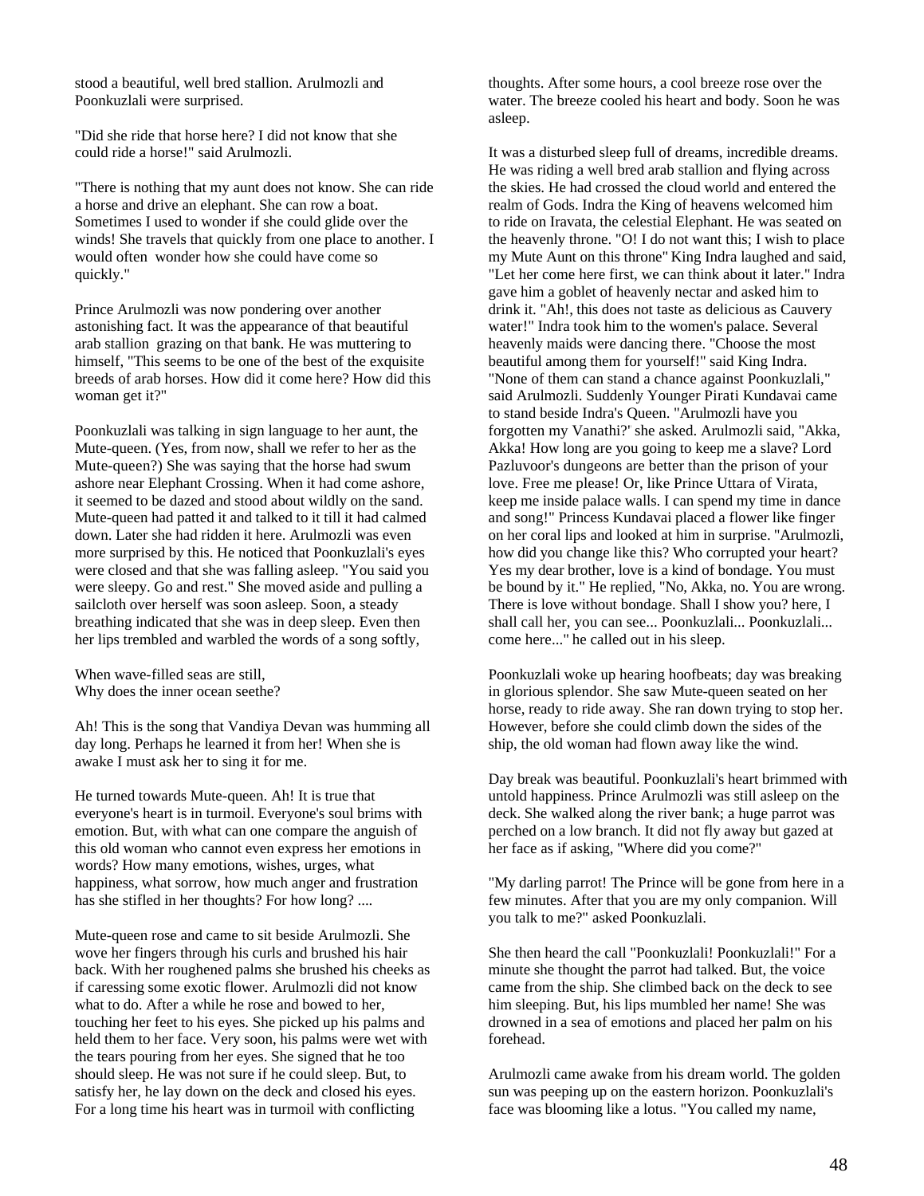stood a beautiful, well bred stallion. Arulmozli and Poonkuzlali were surprised.

"Did she ride that horse here? I did not know that she could ride a horse!" said Arulmozli.

"There is nothing that my aunt does not know. She can ride a horse and drive an elephant. She can row a boat. Sometimes I used to wonder if she could glide over the winds! She travels that quickly from one place to another. I would often wonder how she could have come so quickly."

Prince Arulmozli was now pondering over another astonishing fact. It was the appearance of that beautiful arab stallion grazing on that bank. He was muttering to himself, "This seems to be one of the best of the exquisite breeds of arab horses. How did it come here? How did this woman get it?"

Poonkuzlali was talking in sign language to her aunt, the Mute-queen. (Yes, from now, shall we refer to her as the Mute-queen?) She was saying that the horse had swum ashore near Elephant Crossing. When it had come ashore, it seemed to be dazed and stood about wildly on the sand. Mute-queen had patted it and talked to it till it had calmed down. Later she had ridden it here. Arulmozli was even more surprised by this. He noticed that Poonkuzlali's eyes were closed and that she was falling asleep. "You said you were sleepy. Go and rest." She moved aside and pulling a sailcloth over herself was soon asleep. Soon, a steady breathing indicated that she was in deep sleep. Even then her lips trembled and warbled the words of a song softly,

When wave-filled seas are still,
Why does the inner ocean seethe?

Ah! This is the song that Vandiya Devan was humming all day long. Perhaps he learned it from her! When she is awake I must ask her to sing it for me.

He turned towards Mute-queen. Ah! It is true that everyone's heart is in turmoil. Everyone's soul brims with emotion. But, with what can one compare the anguish of this old woman who cannot even express her emotions in words? How many emotions, wishes, urges, what happiness, what sorrow, how much anger and frustration has she stifled in her thoughts? For how long? ....

Mute-queen rose and came to sit beside Arulmozli. She wove her fingers through his curls and brushed his hair back. With her roughened palms she brushed his cheeks as if caressing some exotic flower. Arulmozli did not know what to do. After a while he rose and bowed to her, touching her feet to his eyes. She picked up his palms and held them to her face. Very soon, his palms were wet with the tears pouring from her eyes. She signed that he too should sleep. He was not sure if he could sleep. But, to satisfy her, he lay down on the deck and closed his eyes. For a long time his heart was in turmoil with conflicting thoughts. After some hours, a cool breeze rose over the water. The breeze cooled his heart and body. Soon he was asleep.

It was a disturbed sleep full of dreams, incredible dreams. He was riding a well bred arab stallion and flying across the skies. He had crossed the cloud world and entered the realm of Gods. Indra the King of heavens welcomed him to ride on Iravata, the celestial Elephant. He was seated on the heavenly throne. "O! I do not want this; I wish to place my Mute Aunt on this throne" King Indra laughed and said, "Let her come here first, we can think about it later." Indra gave him a goblet of heavenly nectar and asked him to drink it. "Ah!, this does not taste as delicious as Cauvery water!" Indra took him to the women's palace. Several heavenly maids were dancing there. "Choose the most beautiful among them for yourself!" said King Indra. "None of them can stand a chance against Poonkuzlali," said Arulmozli. Suddenly Younger Pirati Kundavai came to stand beside Indra's Queen. "Arulmozli have you forgotten my Vanathi?' she asked. Arulmozli said, "Akka, Akka! How long are you going to keep me a slave? Lord Pazluvoor's dungeons are better than the prison of your love. Free me please! Or, like Prince Uttara of Virata, keep me inside palace walls. I can spend my time in dance and song!" Princess Kundavai placed a flower like finger on her coral lips and looked at him in surprise. "Arulmozli, how did you change like this? Who corrupted your heart? Yes my dear brother, love is a kind of bondage. You must be bound by it." He replied, "No, Akka, no. You are wrong. There is love without bondage. Shall I show you? here, I shall call her, you can see... Poonkuzlali... Poonkuzlali... come here..." he called out in his sleep.

Poonkuzlali woke up hearing hoofbeats; day was breaking in glorious splendor. She saw Mute-queen seated on her horse, ready to ride away. She ran down trying to stop her. However, before she could climb down the sides of the ship, the old woman had flown away like the wind.

Day break was beautiful. Poonkuzlali's heart brimmed with untold happiness. Prince Arulmozli was still asleep on the deck. She walked along the river bank; a huge parrot was perched on a low branch. It did not fly away but gazed at her face as if asking, "Where did you come?"

"My darling parrot! The Prince will be gone from here in a few minutes. After that you are my only companion. Will you talk to me?" asked Poonkuzlali.

She then heard the call "Poonkuzlali! Poonkuzlali!" For a minute she thought the parrot had talked. But, the voice came from the ship. She climbed back on the deck to see him sleeping. But, his lips mumbled her name! She was drowned in a sea of emotions and placed her palm on his forehead.

Arulmozli came awake from his dream world. The golden sun was peeping up on the eastern horizon. Poonkuzlali's face was blooming like a lotus. "You called my name,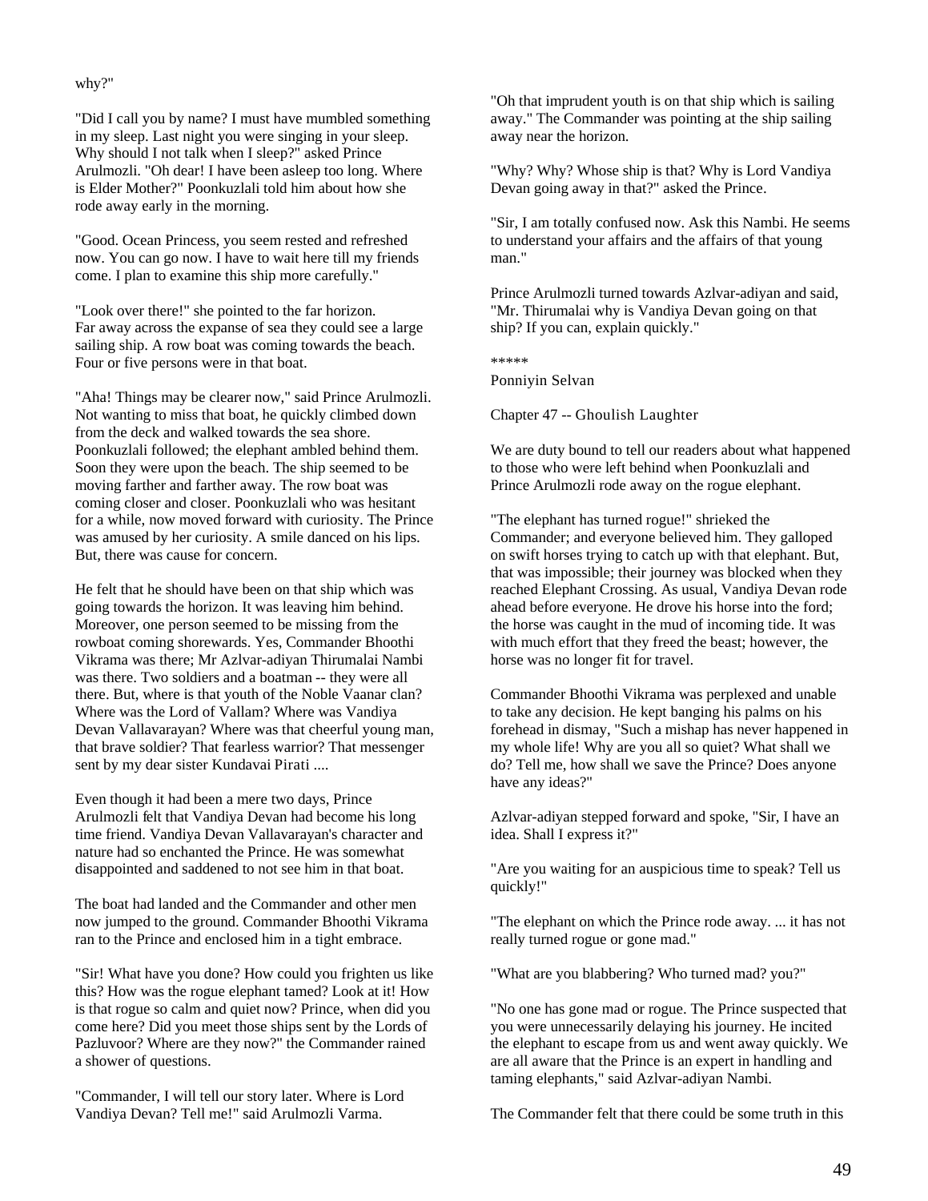why?"

"Did I call you by name? I must have mumbled something in my sleep. Last night you were singing in your sleep. Why should I not talk when I sleep?" asked Prince Arulmozli. "Oh dear! I have been asleep too long. Where is Elder Mother?" Poonkuzlali told him about how she rode away early in the morning.

"Good. Ocean Princess, you seem rested and refreshed now. You can go now. I have to wait here till my friends come. I plan to examine this ship more carefully."

"Look over there!" she pointed to the far horizon. Far away across the expanse of sea they could see a large sailing ship. A row boat was coming towards the beach. Four or five persons were in that boat.

"Aha! Things may be clearer now," said Prince Arulmozli. Not wanting to miss that boat, he quickly climbed down from the deck and walked towards the sea shore. Poonkuzlali followed; the elephant ambled behind them. Soon they were upon the beach. The ship seemed to be moving farther and farther away. The row boat was coming closer and closer. Poonkuzlali who was hesitant for a while, now moved forward with curiosity. The Prince was amused by her curiosity. A smile danced on his lips. But, there was cause for concern.

He felt that he should have been on that ship which was going towards the horizon. It was leaving him behind. Moreover, one person seemed to be missing from the rowboat coming shorewards. Yes, Commander Bhoothi Vikrama was there; Mr Azlvar-adiyan Thirumalai Nambi was there. Two soldiers and a boatman -- they were all there. But, where is that youth of the Noble Vaanar clan? Where was the Lord of Vallam? Where was Vandiya Devan Vallavarayan? Where was that cheerful young man, that brave soldier? That fearless warrior? That messenger sent by my dear sister Kundavai Pirati ....

Even though it had been a mere two days, Prince Arulmozli felt that Vandiya Devan had become his long time friend. Vandiya Devan Vallavarayan's character and nature had so enchanted the Prince. He was somewhat disappointed and saddened to not see him in that boat.

The boat had landed and the Commander and other men now jumped to the ground. Commander Bhoothi Vikrama ran to the Prince and enclosed him in a tight embrace.

"Sir! What have you done? How could you frighten us like this? How was the rogue elephant tamed? Look at it! How is that rogue so calm and quiet now? Prince, when did you come here? Did you meet those ships sent by the Lords of Pazluvoor? Where are they now?" the Commander rained a shower of questions.

"Commander, I will tell our story later. Where is Lord Vandiya Devan? Tell me!" said Arulmozli Varma.

"Oh that imprudent youth is on that ship which is sailing away." The Commander was pointing at the ship sailing away near the horizon.

"Why? Why? Whose ship is that? Why is Lord Vandiya Devan going away in that?" asked the Prince.

"Sir, I am totally confused now. Ask this Nambi. He seems to understand your affairs and the affairs of that young man."

Prince Arulmozli turned towards Azlvar-adiyan and said, "Mr. Thirumalai why is Vandiya Devan going on that ship? If you can, explain quickly."

*****

Ponniyin Selvan

## Chapter 47 -- Ghoulish Laughter

We are duty bound to tell our readers about what happened to those who were left behind when Poonkuzlali and Prince Arulmozli rode away on the rogue elephant.

"The elephant has turned rogue!" shrieked the Commander; and everyone believed him. They galloped on swift horses trying to catch up with that elephant. But, that was impossible; their journey was blocked when they reached Elephant Crossing. As usual, Vandiya Devan rode ahead before everyone. He drove his horse into the ford; the horse was caught in the mud of incoming tide. It was with much effort that they freed the beast; however, the horse was no longer fit for travel.

Commander Bhoothi Vikrama was perplexed and unable to take any decision. He kept banging his palms on his forehead in dismay, "Such a mishap has never happened in my whole life! Why are you all so quiet? What shall we do? Tell me, how shall we save the Prince? Does anyone have any ideas?"

Azlvar-adiyan stepped forward and spoke, "Sir, I have an idea. Shall I express it?"

"Are you waiting for an auspicious time to speak? Tell us quickly!"

"The elephant on which the Prince rode away. ... it has not really turned rogue or gone mad."

"What are you blabbering? Who turned mad? you?"

"No one has gone mad or rogue. The Prince suspected that you were unnecessarily delaying his journey. He incited the elephant to escape from us and went away quickly. We are all aware that the Prince is an expert in handling and taming elephants," said Azlvar-adiyan Nambi.

The Commander felt that there could be some truth in this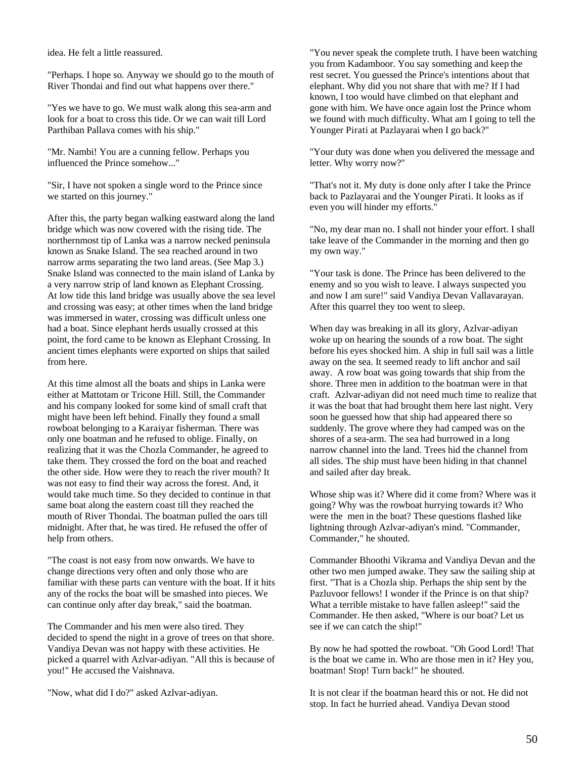idea. He felt a little reassured.

"Perhaps. I hope so. Anyway we should go to the mouth of River Thondai and find out what happens over there."

"Yes we have to go. We must walk along this sea-arm and look for a boat to cross this tide. Or we can wait till Lord Parthiban Pallava comes with his ship."

"Mr. Nambi! You are a cunning fellow. Perhaps you influenced the Prince somehow..."

"Sir, I have not spoken a single word to the Prince since we started on this journey."

After this, the party began walking eastward along the land bridge which was now covered with the rising tide. The northernmost tip of Lanka was a narrow necked peninsula known as Snake Island. The sea reached around in two narrow arms separating the two land areas. (See Map 3.) Snake Island was connected to the main island of Lanka by a very narrow strip of land known as Elephant Crossing. At low tide this land bridge was usually above the sea level and crossing was easy; at other times when the land bridge was immersed in water, crossing was difficult unless one had a boat. Since elephant herds usually crossed at this point, the ford came to be known as Elephant Crossing. In ancient times elephants were exported on ships that sailed from here.

At this time almost all the boats and ships in Lanka were either at Mattotam or Tricone Hill. Still, the Commander and his company looked for some kind of small craft that might have been left behind. Finally they found a small rowboat belonging to a Karaiyar fisherman. There was only one boatman and he refused to oblige. Finally, on realizing that it was the Chozla Commander, he agreed to take them. They crossed the ford on the boat and reached the other side. How were they to reach the river mouth? It was not easy to find their way across the forest. And, it would take much time. So they decided to continue in that same boat along the eastern coast till they reached the mouth of River Thondai. The boatman pulled the oars till midnight. After that, he was tired. He refused the offer of help from others.

"The coast is not easy from now onwards. We have to change directions very often and only those who are familiar with these parts can venture with the boat. If it hits any of the rocks the boat will be smashed into pieces. We can continue only after day break," said the boatman.

The Commander and his men were also tired. They decided to spend the night in a grove of trees on that shore. Vandiya Devan was not happy with these activities. He picked a quarrel with Azlvar-adiyan. "All this is because of you!" He accused the Vaishnava.

"Now, what did I do?" asked Azlvar-adiyan.

"You never speak the complete truth. I have been watching you from Kadamboor. You say something and keep the rest secret. You guessed the Prince's intentions about that elephant. Why did you not share that with me? If I had known, I too would have climbed on that elephant and gone with him. We have once again lost the Prince whom we found with much difficulty. What am I going to tell the Younger Pirati at Pazlayarai when I go back?"

"Your duty was done when you delivered the message and letter. Why worry now?"

"That's not it. My duty is done only after I take the Prince back to Pazlayarai and the Younger Pirati. It looks as if even you will hinder my efforts."

"No, my dear man no. I shall not hinder your effort. I shall take leave of the Commander in the morning and then go my own way."

"Your task is done. The Prince has been delivered to the enemy and so you wish to leave. I always suspected you and now I am sure!" said Vandiya Devan Vallavarayan. After this quarrel they too went to sleep.

When day was breaking in all its glory, Azlvar-adiyan woke up on hearing the sounds of a row boat. The sight before his eyes shocked him. A ship in full sail was a little away on the sea. It seemed ready to lift anchor and sail away. A row boat was going towards that ship from the shore. Three men in addition to the boatman were in that craft. Azlvar-adiyan did not need much time to realize that it was the boat that had brought them here last night. Very soon he guessed how that ship had appeared there so suddenly. The grove where they had camped was on the shores of a sea-arm. The sea had burrowed in a long narrow channel into the land. Trees hid the channel from all sides. The ship must have been hiding in that channel and sailed after day break.

Whose ship was it? Where did it come from? Where was it going? Why was the rowboat hurrying towards it? Who were the men in the boat? These questions flashed like lightning through Azlvar-adiyan's mind. "Commander, Commander," he shouted.

Commander Bhoothi Vikrama and Vandiya Devan and the other two men jumped awake. They saw the sailing ship at first. "That is a Chozla ship. Perhaps the ship sent by the Pazluvoor fellows! I wonder if the Prince is on that ship? What a terrible mistake to have fallen asleep!" said the Commander. He then asked, "Where is our boat? Let us see if we can catch the ship!"

By now he had spotted the rowboat. "Oh Good Lord! That is the boat we came in. Who are those men in it? Hey you, boatman! Stop! Turn back!" he shouted.

It is not clear if the boatman heard this or not. He did not stop. In fact he hurried ahead. Vandiya Devan stood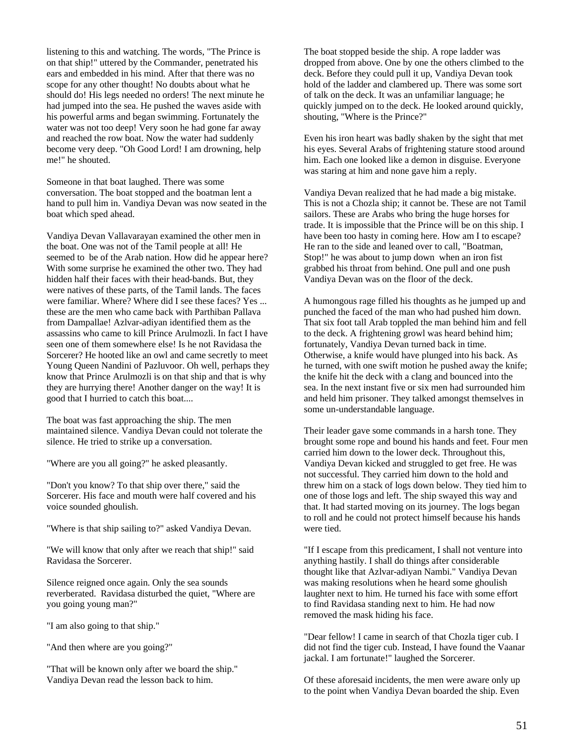listening to this and watching. The words, "The Prince is on that ship!" uttered by the Commander, penetrated his ears and embedded in his mind. After that there was no scope for any other thought! No doubts about what he should do! His legs needed no orders! The next minute he had jumped into the sea. He pushed the waves aside with his powerful arms and began swimming. Fortunately the water was not too deep! Very soon he had gone far away and reached the row boat. Now the water had suddenly become very deep. "Oh Good Lord! I am drowning, help me!" he shouted.

Someone in that boat laughed. There was some conversation. The boat stopped and the boatman lent a hand to pull him in. Vandiya Devan was now seated in the boat which sped ahead.

Vandiya Devan Vallavarayan examined the other men in the boat. One was not of the Tamil people at all! He seemed to be of the Arab nation. How did he appear here? With some surprise he examined the other two. They had hidden half their faces with their head-bands. But, they were natives of these parts, of the Tamil lands. The faces were familiar. Where? Where did I see these faces? Yes ... these are the men who came back with Parthiban Pallava from Dampallae! Azlvar-adiyan identified them as the assassins who came to kill Prince Arulmozli. In fact I have seen one of them somewhere else! Is he not Ravidasa the Sorcerer? He hooted like an owl and came secretly to meet Young Queen Nandini of Pazluvoor. Oh well, perhaps they know that Prince Arulmozli is on that ship and that is why they are hurrying there! Another danger on the way! It is good that I hurried to catch this boat....

The boat was fast approaching the ship. The men maintained silence. Vandiya Devan could not tolerate the silence. He tried to strike up a conversation.

"Where are you all going?" he asked pleasantly.

"Don't you know? To that ship over there," said the Sorcerer. His face and mouth were half covered and his voice sounded ghoulish.

"Where is that ship sailing to?" asked Vandiya Devan.

"We will know that only after we reach that ship!" said Ravidasa the Sorcerer.

Silence reigned once again. Only the sea sounds reverberated. Ravidasa disturbed the quiet, "Where are you going young man?"

"I am also going to that ship."

"And then where are you going?"

"That will be known only after we board the ship." Vandiya Devan read the lesson back to him.

The boat stopped beside the ship. A rope ladder was dropped from above. One by one the others climbed to the deck. Before they could pull it up, Vandiya Devan took hold of the ladder and clambered up. There was some sort of talk on the deck. It was an unfamiliar language; he quickly jumped on to the deck. He looked around quickly, shouting, "Where is the Prince?"

Even his iron heart was badly shaken by the sight that met his eyes. Several Arabs of frightening stature stood around him. Each one looked like a demon in disguise. Everyone was staring at him and none gave him a reply.

Vandiya Devan realized that he had made a big mistake. This is not a Chozla ship; it cannot be. These are not Tamil sailors. These are Arabs who bring the huge horses for trade. It is impossible that the Prince will be on this ship. I have been too hasty in coming here. How am I to escape? He ran to the side and leaned over to call, "Boatman, Stop!" he was about to jump down when an iron fist grabbed his throat from behind. One pull and one push Vandiya Devan was on the floor of the deck.

A humongous rage filled his thoughts as he jumped up and punched the faced of the man who had pushed him down. That six foot tall Arab toppled the man behind him and fell to the deck. A frightening growl was heard behind him; fortunately, Vandiya Devan turned back in time. Otherwise, a knife would have plunged into his back. As he turned, with one swift motion he pushed away the knife; the knife hit the deck with a clang and bounced into the sea. In the next instant five or six men had surrounded him and held him prisoner. They talked amongst themselves in some un-understandable language.

Their leader gave some commands in a harsh tone. They brought some rope and bound his hands and feet. Four men carried him down to the lower deck. Throughout this, Vandiya Devan kicked and struggled to get free. He was not successful. They carried him down to the hold and threw him on a stack of logs down below. They tied him to one of those logs and left. The ship swayed this way and that. It had started moving on its journey. The logs began to roll and he could not protect himself because his hands were tied.

"If I escape from this predicament, I shall not venture into anything hastily. I shall do things after considerable thought like that Azlvar-adiyan Nambi." Vandiya Devan was making resolutions when he heard some ghoulish laughter next to him. He turned his face with some effort to find Ravidasa standing next to him. He had now removed the mask hiding his face.

"Dear fellow! I came in search of that Chozla tiger cub. I did not find the tiger cub. Instead, I have found the Vaanar jackal. I am fortunate!" laughed the Sorcerer.

Of these aforesaid incidents, the men were aware only up to the point when Vandiya Devan boarded the ship. Even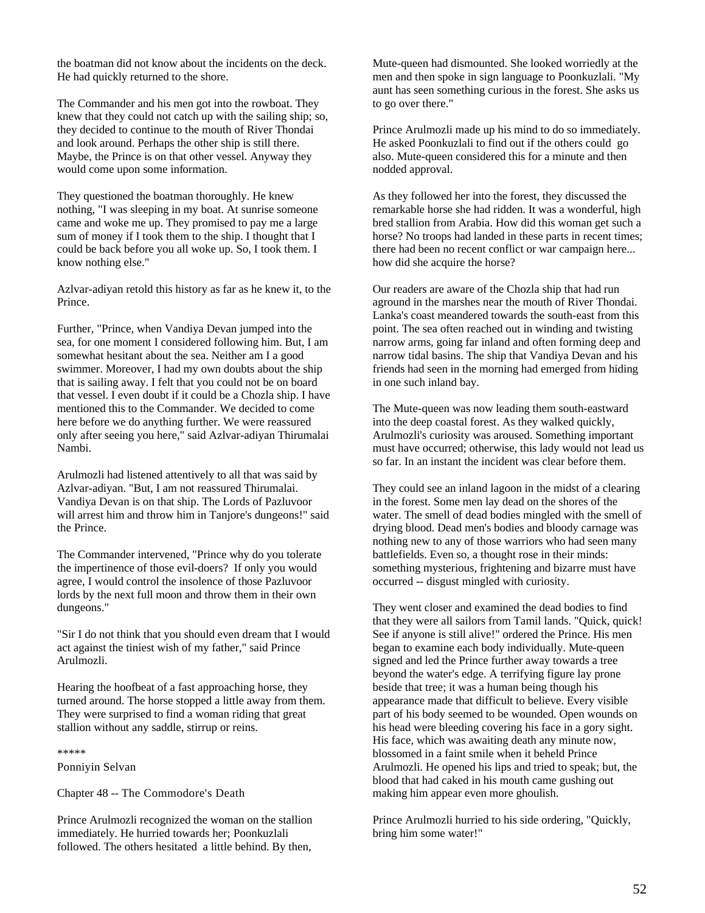the boatman did not know about the incidents on the deck. He had quickly returned to the shore.

The Commander and his men got into the rowboat. They knew that they could not catch up with the sailing ship; so, they decided to continue to the mouth of River Thondai and look around. Perhaps the other ship is still there. Maybe, the Prince is on that other vessel. Anyway they would come upon some information.

They questioned the boatman thoroughly. He knew nothing, "I was sleeping in my boat. At sunrise someone came and woke me up. They promised to pay me a large sum of money if I took them to the ship. I thought that I could be back before you all woke up. So, I took them. I know nothing else."

Azlvar-adiyan retold this history as far as he knew it, to the Prince.

Further, "Prince, when Vandiya Devan jumped into the sea, for one moment I considered following him. But, I am somewhat hesitant about the sea. Neither am I a good swimmer. Moreover, I had my own doubts about the ship that is sailing away. I felt that you could not be on board that vessel. I even doubt if it could be a Chozla ship. I have mentioned this to the Commander. We decided to come here before we do anything further. We were reassured only after seeing you here," said Azlvar-adiyan Thirumalai Nambi.

Arulmozli had listened attentively to all that was said by Azlvar-adiyan. "But, I am not reassured Thirumalai. Vandiya Devan is on that ship. The Lords of Pazluvoor will arrest him and throw him in Tanjore's dungeons!" said the Prince.

The Commander intervened, "Prince why do you tolerate the impertinence of those evil-doers? If only you would agree, I would control the insolence of those Pazluvoor lords by the next full moon and throw them in their own dungeons."

"Sir I do not think that you should even dream that I would act against the tiniest wish of my father," said Prince Arulmozli.

Hearing the hoofbeat of a fast approaching horse, they turned around. The horse stopped a little away from them. They were surprised to find a woman riding that great stallion without any saddle, stirrup or reins.

*****

Ponniyin Selvan

## Chapter 48 -- The Commodore's Death

Prince Arulmozli recognized the woman on the stallion immediately. He hurried towards her; Poonkuzlali followed. The others hesitated a little behind. By then, Mute-queen had dismounted. She looked worriedly at the men and then spoke in sign language to Poonkuzlali. "My aunt has seen something curious in the forest. She asks us to go over there."

Prince Arulmozli made up his mind to do so immediately. He asked Poonkuzlali to find out if the others could go also. Mute-queen considered this for a minute and then nodded approval.

As they followed her into the forest, they discussed the remarkable horse she had ridden. It was a wonderful, high bred stallion from Arabia. How did this woman get such a horse? No troops had landed in these parts in recent times; there had been no recent conflict or war campaign here... how did she acquire the horse?

Our readers are aware of the Chozla ship that had run aground in the marshes near the mouth of River Thondai. Lanka's coast meandered towards the south-east from this point. The sea often reached out in winding and twisting narrow arms, going far inland and often forming deep and narrow tidal basins. The ship that Vandiya Devan and his friends had seen in the morning had emerged from hiding in one such inland bay.

The Mute-queen was now leading them south-eastward into the deep coastal forest. As they walked quickly, Arulmozli's curiosity was aroused. Something important must have occurred; otherwise, this lady would not lead us so far. In an instant the incident was clear before them.

They could see an inland lagoon in the midst of a clearing in the forest. Some men lay dead on the shores of the water. The smell of dead bodies mingled with the smell of drying blood. Dead men's bodies and bloody carnage was nothing new to any of those warriors who had seen many battlefields. Even so, a thought rose in their minds: something mysterious, frightening and bizarre must have occurred -- disgust mingled with curiosity.

They went closer and examined the dead bodies to find that they were all sailors from Tamil lands. "Quick, quick! See if anyone is still alive!" ordered the Prince. His men began to examine each body individually. Mute-queen signed and led the Prince further away towards a tree beyond the water's edge. A terrifying figure lay prone beside that tree; it was a human being though his appearance made that difficult to believe. Every visible part of his body seemed to be wounded. Open wounds on his head were bleeding covering his face in a gory sight. His face, which was awaiting death any minute now, blossomed in a faint smile when it beheld Prince Arulmozli. He opened his lips and tried to speak; but, the blood that had caked in his mouth came gushing out making him appear even more ghoulish.

Prince Arulmozli hurried to his side ordering, "Quickly, bring him some water!"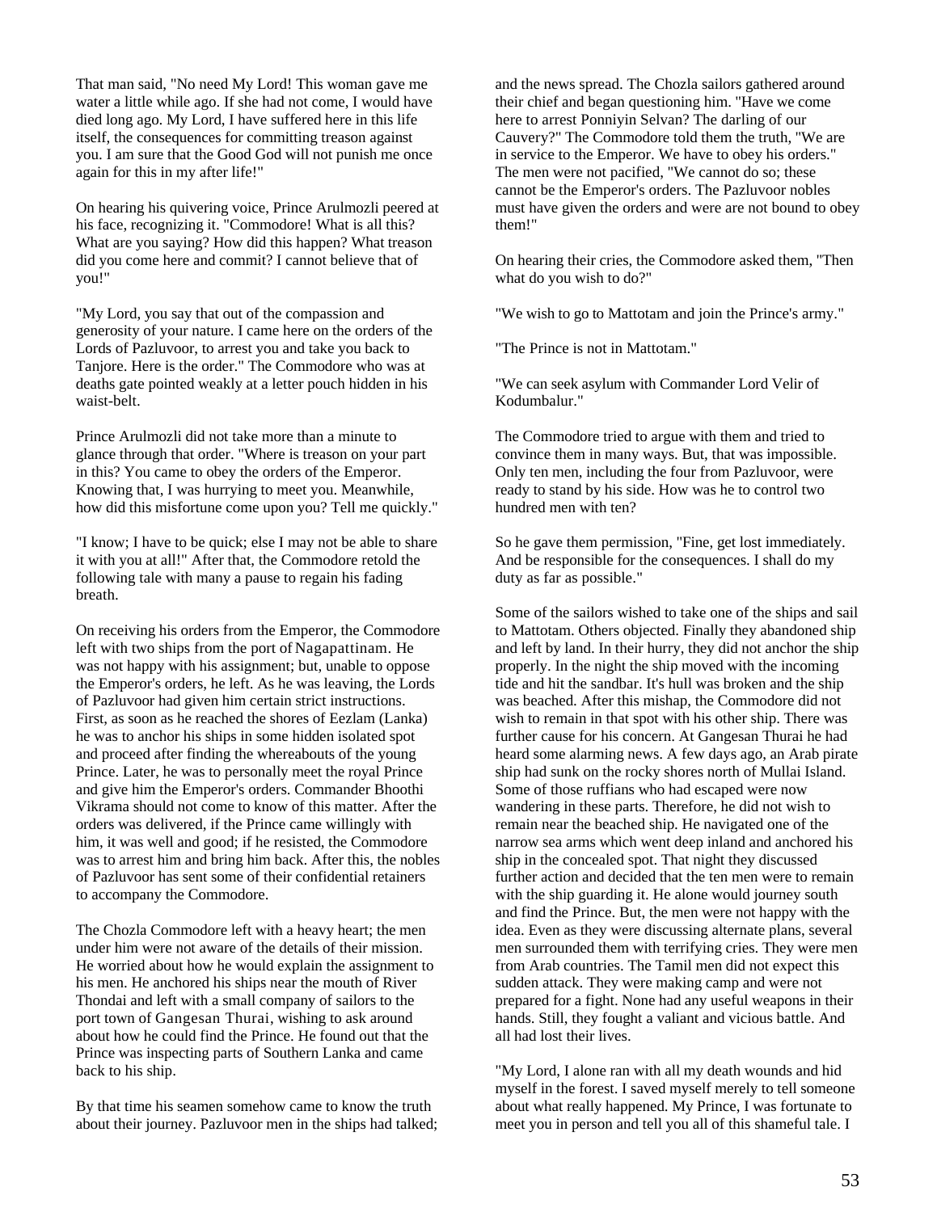That man said, "No need My Lord! This woman gave me water a little while ago. If she had not come, I would have died long ago. My Lord, I have suffered here in this life itself, the consequences for committing treason against you. I am sure that the Good God will not punish me once again for this in my after life!"

On hearing his quivering voice, Prince Arulmozli peered at his face, recognizing it. "Commodore! What is all this? What are you saying? How did this happen? What treason did you come here and commit? I cannot believe that of you!"

"My Lord, you say that out of the compassion and generosity of your nature. I came here on the orders of the Lords of Pazluvoor, to arrest you and take you back to Tanjore. Here is the order." The Commodore who was at deaths gate pointed weakly at a letter pouch hidden in his waist-belt.

Prince Arulmozli did not take more than a minute to glance through that order. "Where is treason on your part in this? You came to obey the orders of the Emperor. Knowing that, I was hurrying to meet you. Meanwhile, how did this misfortune come upon you? Tell me quickly."

"I know; I have to be quick; else I may not be able to share it with you at all!" After that, the Commodore retold the following tale with many a pause to regain his fading breath.

On receiving his orders from the Emperor, the Commodore left with two ships from the port of Nagapattinam. He was not happy with his assignment; but, unable to oppose the Emperor's orders, he left. As he was leaving, the Lords of Pazluvoor had given him certain strict instructions. First, as soon as he reached the shores of Eezlam (Lanka) he was to anchor his ships in some hidden isolated spot and proceed after finding the whereabouts of the young Prince. Later, he was to personally meet the royal Prince and give him the Emperor's orders. Commander Bhoothi Vikrama should not come to know of this matter. After the orders was delivered, if the Prince came willingly with him, it was well and good; if he resisted, the Commodore was to arrest him and bring him back. After this, the nobles of Pazluvoor has sent some of their confidential retainers to accompany the Commodore.

The Chozla Commodore left with a heavy heart; the men under him were not aware of the details of their mission. He worried about how he would explain the assignment to his men. He anchored his ships near the mouth of River Thondai and left with a small company of sailors to the port town of Gangesan Thurai, wishing to ask around about how he could find the Prince. He found out that the Prince was inspecting parts of Southern Lanka and came back to his ship.

By that time his seamen somehow came to know the truth about their journey. Pazluvoor men in the ships had talked; and the news spread. The Chozla sailors gathered around their chief and began questioning him. "Have we come here to arrest Ponniyin Selvan? The darling of our Cauvery?" The Commodore told them the truth, "We are in service to the Emperor. We have to obey his orders." The men were not pacified, "We cannot do so; these cannot be the Emperor's orders. The Pazluvoor nobles must have given the orders and were are not bound to obey them!"

On hearing their cries, the Commodore asked them, "Then what do you wish to do?"

"We wish to go to Mattotam and join the Prince's army."

"The Prince is not in Mattotam."

"We can seek asylum with Commander Lord Velir of Kodumbalur."

The Commodore tried to argue with them and tried to convince them in many ways. But, that was impossible. Only ten men, including the four from Pazluvoor, were ready to stand by his side. How was he to control two hundred men with ten?

So he gave them permission, "Fine, get lost immediately. And be responsible for the consequences. I shall do my duty as far as possible."

Some of the sailors wished to take one of the ships and sail to Mattotam. Others objected. Finally they abandoned ship and left by land. In their hurry, they did not anchor the ship properly. In the night the ship moved with the incoming tide and hit the sandbar. It's hull was broken and the ship was beached. After this mishap, the Commodore did not wish to remain in that spot with his other ship. There was further cause for his concern. At Gangesan Thurai he had heard some alarming news. A few days ago, an Arab pirate ship had sunk on the rocky shores north of Mullai Island. Some of those ruffians who had escaped were now wandering in these parts. Therefore, he did not wish to remain near the beached ship. He navigated one of the narrow sea arms which went deep inland and anchored his ship in the concealed spot. That night they discussed further action and decided that the ten men were to remain with the ship guarding it. He alone would journey south and find the Prince. But, the men were not happy with the idea. Even as they were discussing alternate plans, several men surrounded them with terrifying cries. They were men from Arab countries. The Tamil men did not expect this sudden attack. They were making camp and were not prepared for a fight. None had any useful weapons in their hands. Still, they fought a valiant and vicious battle. And all had lost their lives.

"My Lord, I alone ran with all my death wounds and hid myself in the forest. I saved myself merely to tell someone about what really happened. My Prince, I was fortunate to meet you in person and tell you all of this shameful tale. I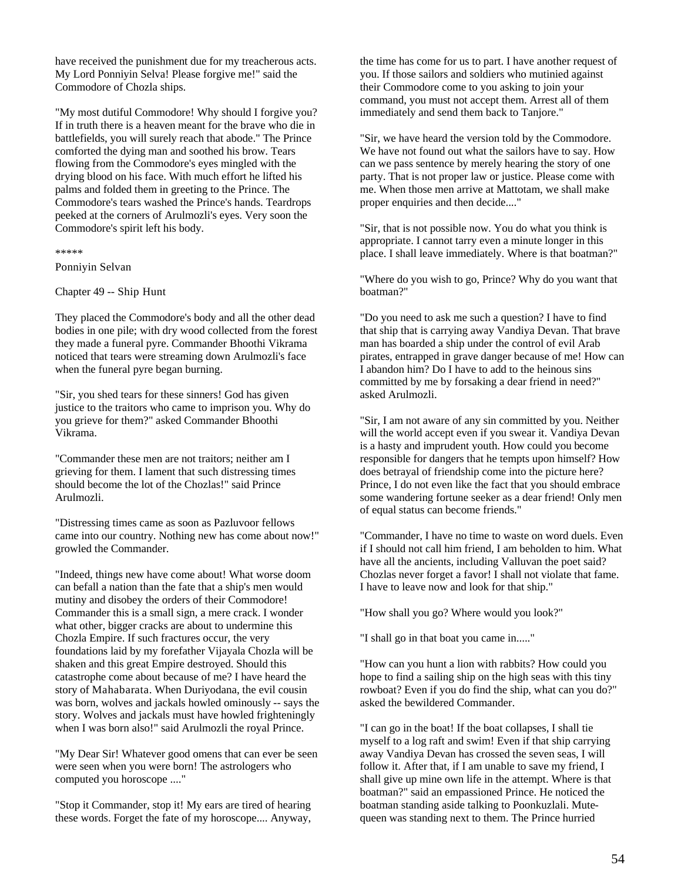have received the punishment due for my treacherous acts. My Lord Ponniyin Selva! Please forgive me!" said the Commodore of Chozla ships.

"My most dutiful Commodore! Why should I forgive you? If in truth there is a heaven meant for the brave who die in battlefields, you will surely reach that abode." The Prince comforted the dying man and soothed his brow. Tears flowing from the Commodore's eyes mingled with the drying blood on his face. With much effort he lifted his palms and folded them in greeting to the Prince. The Commodore's tears washed the Prince's hands. Teardrops peeked at the corners of Arulmozli's eyes. Very soon the Commodore's spirit left his body.

*****

Ponniyin Selvan

## Chapter 49 -- Ship Hunt

They placed the Commodore's body and all the other dead bodies in one pile; with dry wood collected from the forest they made a funeral pyre. Commander Bhoothi Vikrama noticed that tears were streaming down Arulmozli's face when the funeral pyre began burning.

"Sir, you shed tears for these sinners! God has given justice to the traitors who came to imprison you. Why do you grieve for them?" asked Commander Bhoothi Vikrama.

"Commander these men are not traitors; neither am I grieving for them. I lament that such distressing times should become the lot of the Chozlas!" said Prince Arulmozli.

"Distressing times came as soon as Pazluvoor fellows came into our country. Nothing new has come about now!" growled the Commander.

"Indeed, things new have come about! What worse doom can befall a nation than the fate that a ship's men would mutiny and disobey the orders of their Commodore! Commander this is a small sign, a mere crack. I wonder what other, bigger cracks are about to undermine this Chozla Empire. If such fractures occur, the very foundations laid by my forefather Vijayala Chozla will be shaken and this great Empire destroyed. Should this catastrophe come about because of me? I have heard the story of Mahabarata. When Duriyodana, the evil cousin was born, wolves and jackals howled ominously -- says the story. Wolves and jackals must have howled frighteningly when I was born also!" said Arulmozli the royal Prince.

"My Dear Sir! Whatever good omens that can ever be seen were seen when you were born! The astrologers who computed you horoscope ...."

"Stop it Commander, stop it! My ears are tired of hearing these words. Forget the fate of my horoscope.... Anyway, the time has come for us to part. I have another request of you. If those sailors and soldiers who mutinied against their Commodore come to you asking to join your command, you must not accept them. Arrest all of them immediately and send them back to Tanjore."

"Sir, we have heard the version told by the Commodore. We have not found out what the sailors have to say. How can we pass sentence by merely hearing the story of one party. That is not proper law or justice. Please come with me. When those men arrive at Mattotam, we shall make proper enquiries and then decide...."

"Sir, that is not possible now. You do what you think is appropriate. I cannot tarry even a minute longer in this place. I shall leave immediately. Where is that boatman?"

"Where do you wish to go, Prince? Why do you want that boatman?"

"Do you need to ask me such a question? I have to find that ship that is carrying away Vandiya Devan. That brave man has boarded a ship under the control of evil Arab pirates, entrapped in grave danger because of me! How can I abandon him? Do I have to add to the heinous sins committed by me by forsaking a dear friend in need?" asked Arulmozli.

"Sir, I am not aware of any sin committed by you. Neither will the world accept even if you swear it. Vandiya Devan is a hasty and imprudent youth. How could you become responsible for dangers that he tempts upon himself? How does betrayal of friendship come into the picture here? Prince, I do not even like the fact that you should embrace some wandering fortune seeker as a dear friend! Only men of equal status can become friends."

"Commander, I have no time to waste on word duels. Even if I should not call him friend, I am beholden to him. What have all the ancients, including Valluvan the poet said? Chozlas never forget a favor! I shall not violate that fame. I have to leave now and look for that ship."

"How shall you go? Where would you look?"

"I shall go in that boat you came in....."

"How can you hunt a lion with rabbits? How could you hope to find a sailing ship on the high seas with this tiny rowboat? Even if you do find the ship, what can you do?" asked the bewildered Commander.

"I can go in the boat! If the boat collapses, I shall tie myself to a log raft and swim! Even if that ship carrying away Vandiya Devan has crossed the seven seas, I will follow it. After that, if I am unable to save my friend, I shall give up mine own life in the attempt. Where is that boatman?" said an empassioned Prince. He noticed the boatman standing aside talking to Poonkuzlali. Mute-queen was standing next to them. The Prince hurried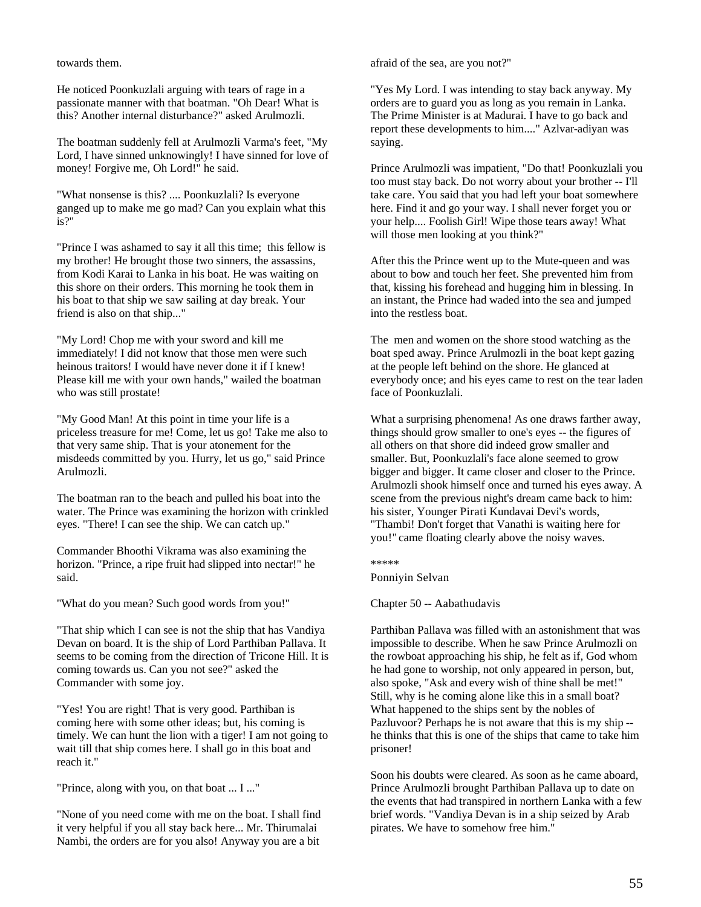towards them.

He noticed Poonkuzlali arguing with tears of rage in a passionate manner with that boatman. "Oh Dear! What is this? Another internal disturbance?" asked Arulmozli.

The boatman suddenly fell at Arulmozli Varma's feet, "My Lord, I have sinned unknowingly! I have sinned for love of money! Forgive me, Oh Lord!" he said.

"What nonsense is this? .... Poonkuzlali? Is everyone ganged up to make me go mad? Can you explain what this is?"

"Prince I was ashamed to say it all this time; this fellow is my brother! He brought those two sinners, the assassins, from Kodi Karai to Lanka in his boat. He was waiting on this shore on their orders. This morning he took them in his boat to that ship we saw sailing at day break. Your friend is also on that ship..."

"My Lord! Chop me with your sword and kill me immediately! I did not know that those men were such heinous traitors! I would have never done it if I knew! Please kill me with your own hands," wailed the boatman who was still prostate!

"My Good Man! At this point in time your life is a priceless treasure for me! Come, let us go! Take me also to that very same ship. That is your atonement for the misdeeds committed by you. Hurry, let us go," said Prince Arulmozli.

The boatman ran to the beach and pulled his boat into the water. The Prince was examining the horizon with crinkled eyes. "There! I can see the ship. We can catch up."

Commander Bhoothi Vikrama was also examining the horizon. "Prince, a ripe fruit had slipped into nectar!" he said.

"What do you mean? Such good words from you!"

"That ship which I can see is not the ship that has Vandiya Devan on board. It is the ship of Lord Parthiban Pallava. It seems to be coming from the direction of Tricone Hill. It is coming towards us. Can you not see?" asked the Commander with some joy.

"Yes! You are right! That is very good. Parthiban is coming here with some other ideas; but, his coming is timely. We can hunt the lion with a tiger! I am not going to wait till that ship comes here. I shall go in this boat and reach it."

"Prince, along with you, on that boat ... I ..."

"None of you need come with me on the boat. I shall find it very helpful if you all stay back here... Mr. Thirumalai Nambi, the orders are for you also! Anyway you are a bit afraid of the sea, are you not?"

"Yes My Lord. I was intending to stay back anyway. My orders are to guard you as long as you remain in Lanka. The Prime Minister is at Madurai. I have to go back and report these developments to him...." Azlvar-adiyan was saying.

Prince Arulmozli was impatient, "Do that! Poonkuzlali you too must stay back. Do not worry about your brother -- I'll take care. You said that you had left your boat somewhere here. Find it and go your way. I shall never forget you or your help.... Foolish Girl! Wipe those tears away! What will those men looking at you think?"

After this the Prince went up to the Mute-queen and was about to bow and touch her feet. She prevented him from that, kissing his forehead and hugging him in blessing. In an instant, the Prince had waded into the sea and jumped into the restless boat.

The men and women on the shore stood watching as the boat sped away. Prince Arulmozli in the boat kept gazing at the people left behind on the shore. He glanced at everybody once; and his eyes came to rest on the tear laden face of Poonkuzlali.

What a surprising phenomena! As one draws farther away, things should grow smaller to one's eyes -- the figures of all others on that shore did indeed grow smaller and smaller. But, Poonkuzlali's face alone seemed to grow bigger and bigger. It came closer and closer to the Prince. Arulmozli shook himself once and turned his eyes away. A scene from the previous night's dream came back to him: his sister, Younger Pirati Kundavai Devi's words, "Thambi! Don't forget that Vanathi is waiting here for you!" came floating clearly above the noisy waves.

*****

Ponniyin Selvan

## Chapter 50 -- Aabathudavis

Parthiban Pallava was filled with an astonishment that was impossible to describe. When he saw Prince Arulmozli on the rowboat approaching his ship, he felt as if, God whom he had gone to worship, not only appeared in person, but, also spoke, "Ask and every wish of thine shall be met!" Still, why is he coming alone like this in a small boat? What happened to the ships sent by the nobles of Pazluvoor? Perhaps he is not aware that this is my ship -- he thinks that this is one of the ships that came to take him prisoner!

Soon his doubts were cleared. As soon as he came aboard, Prince Arulmozli brought Parthiban Pallava up to date on the events that had transpired in northern Lanka with a few brief words. "Vandiya Devan is in a ship seized by Arab pirates. We have to somehow free him."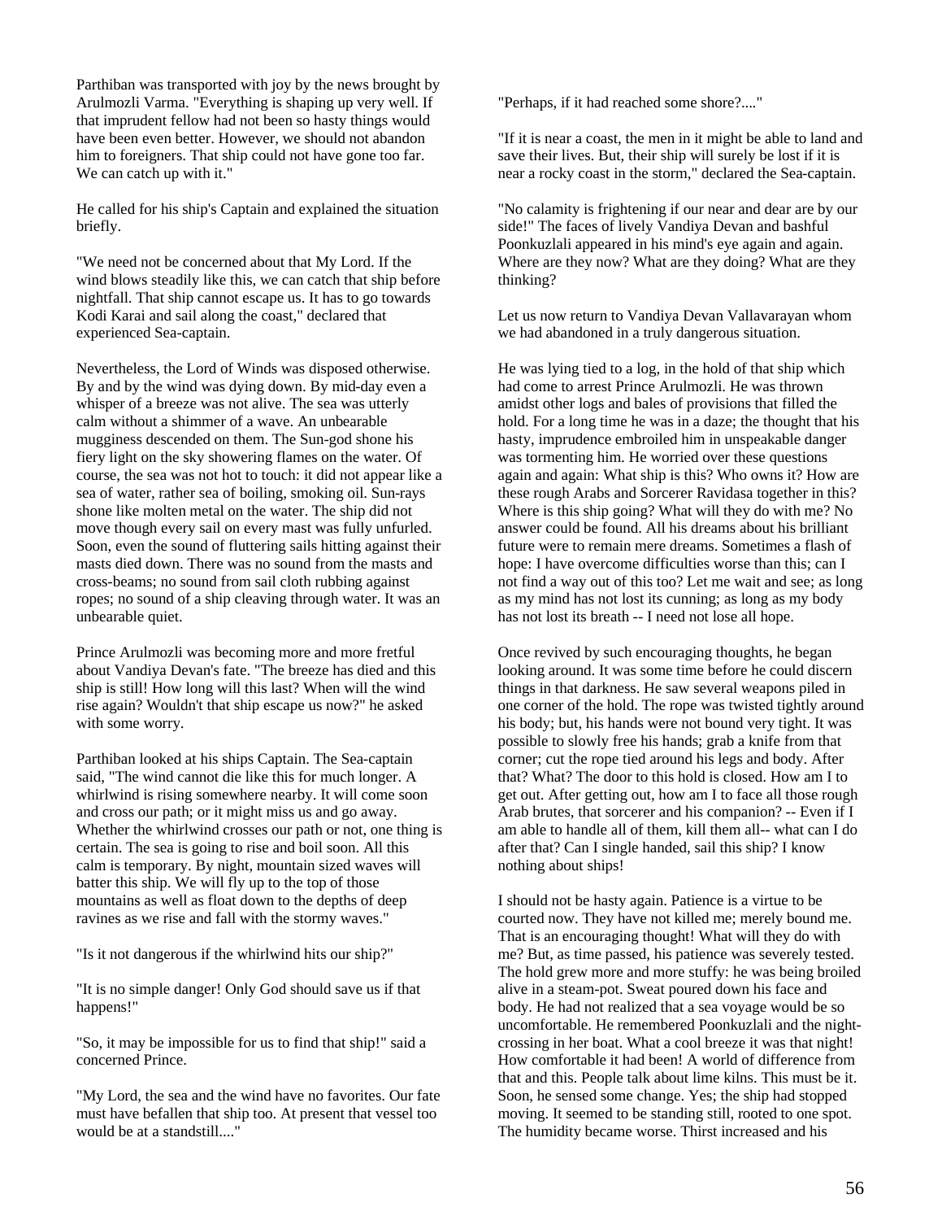Parthiban was transported with joy by the news brought by Arulmozli Varma. "Everything is shaping up very well. If that imprudent fellow had not been so hasty things would have been even better. However, we should not abandon him to foreigners. That ship could not have gone too far. We can catch up with it."

He called for his ship's Captain and explained the situation briefly.

"We need not be concerned about that My Lord. If the wind blows steadily like this, we can catch that ship before nightfall. That ship cannot escape us. It has to go towards Kodi Karai and sail along the coast," declared that experienced Sea-captain.

Nevertheless, the Lord of Winds was disposed otherwise. By and by the wind was dying down. By mid-day even a whisper of a breeze was not alive. The sea was utterly calm without a shimmer of a wave. An unbearable mugginess descended on them. The Sun-god shone his fiery light on the sky showering flames on the water. Of course, the sea was not hot to touch: it did not appear like a sea of water, rather sea of boiling, smoking oil. Sun-rays shone like molten metal on the water. The ship did not move though every sail on every mast was fully unfurled. Soon, even the sound of fluttering sails hitting against their masts died down. There was no sound from the masts and cross-beams; no sound from sail cloth rubbing against ropes; no sound of a ship cleaving through water. It was an unbearable quiet.

Prince Arulmozli was becoming more and more fretful about Vandiya Devan's fate. "The breeze has died and this ship is still! How long will this last? When will the wind rise again? Wouldn't that ship escape us now?" he asked with some worry.

Parthiban looked at his ships Captain. The Sea-captain said, "The wind cannot die like this for much longer. A whirlwind is rising somewhere nearby. It will come soon and cross our path; or it might miss us and go away. Whether the whirlwind crosses our path or not, one thing is certain. The sea is going to rise and boil soon. All this calm is temporary. By night, mountain sized waves will batter this ship. We will fly up to the top of those mountains as well as float down to the depths of deep ravines as we rise and fall with the stormy waves."

"Is it not dangerous if the whirlwind hits our ship?"

"It is no simple danger! Only God should save us if that happens!"

"So, it may be impossible for us to find that ship!" said a concerned Prince.

"My Lord, the sea and the wind have no favorites. Our fate must have befallen that ship too. At present that vessel too would be at a standstill...."

"Perhaps, if it had reached some shore?...."

"If it is near a coast, the men in it might be able to land and save their lives. But, their ship will surely be lost if it is near a rocky coast in the storm," declared the Sea-captain.

"No calamity is frightening if our near and dear are by our side!" The faces of lively Vandiya Devan and bashful Poonkuzlali appeared in his mind's eye again and again. Where are they now? What are they doing? What are they thinking?

Let us now return to Vandiya Devan Vallavarayan whom we had abandoned in a truly dangerous situation.

He was lying tied to a log, in the hold of that ship which had come to arrest Prince Arulmozli. He was thrown amidst other logs and bales of provisions that filled the hold. For a long time he was in a daze; the thought that his hasty, imprudence embroiled him in unspeakable danger was tormenting him. He worried over these questions again and again: What ship is this? Who owns it? How are these rough Arabs and Sorcerer Ravidasa together in this? Where is this ship going? What will they do with me? No answer could be found. All his dreams about his brilliant future were to remain mere dreams. Sometimes a flash of hope: I have overcome difficulties worse than this; can I not find a way out of this too? Let me wait and see; as long as my mind has not lost its cunning; as long as my body has not lost its breath -- I need not lose all hope.

Once revived by such encouraging thoughts, he began looking around. It was some time before he could discern things in that darkness. He saw several weapons piled in one corner of the hold. The rope was twisted tightly around his body; but, his hands were not bound very tight. It was possible to slowly free his hands; grab a knife from that corner; cut the rope tied around his legs and body. After that? What? The door to this hold is closed. How am I to get out. After getting out, how am I to face all those rough Arab brutes, that sorcerer and his companion? -- Even if I am able to handle all of them, kill them all-- what can I do after that? Can I single handed, sail this ship? I know nothing about ships!

I should not be hasty again. Patience is a virtue to be courted now. They have not killed me; merely bound me. That is an encouraging thought! What will they do with me? But, as time passed, his patience was severely tested. The hold grew more and more stuffy: he was being broiled alive in a steam-pot. Sweat poured down his face and body. He had not realized that a sea voyage would be so uncomfortable. He remembered Poonkuzlali and the night-crossing in her boat. What a cool breeze it was that night! How comfortable it had been! A world of difference from that and this. People talk about lime kilns. This must be it. Soon, he sensed some change. Yes; the ship had stopped moving. It seemed to be standing still, rooted to one spot. The humidity became worse. Thirst increased and his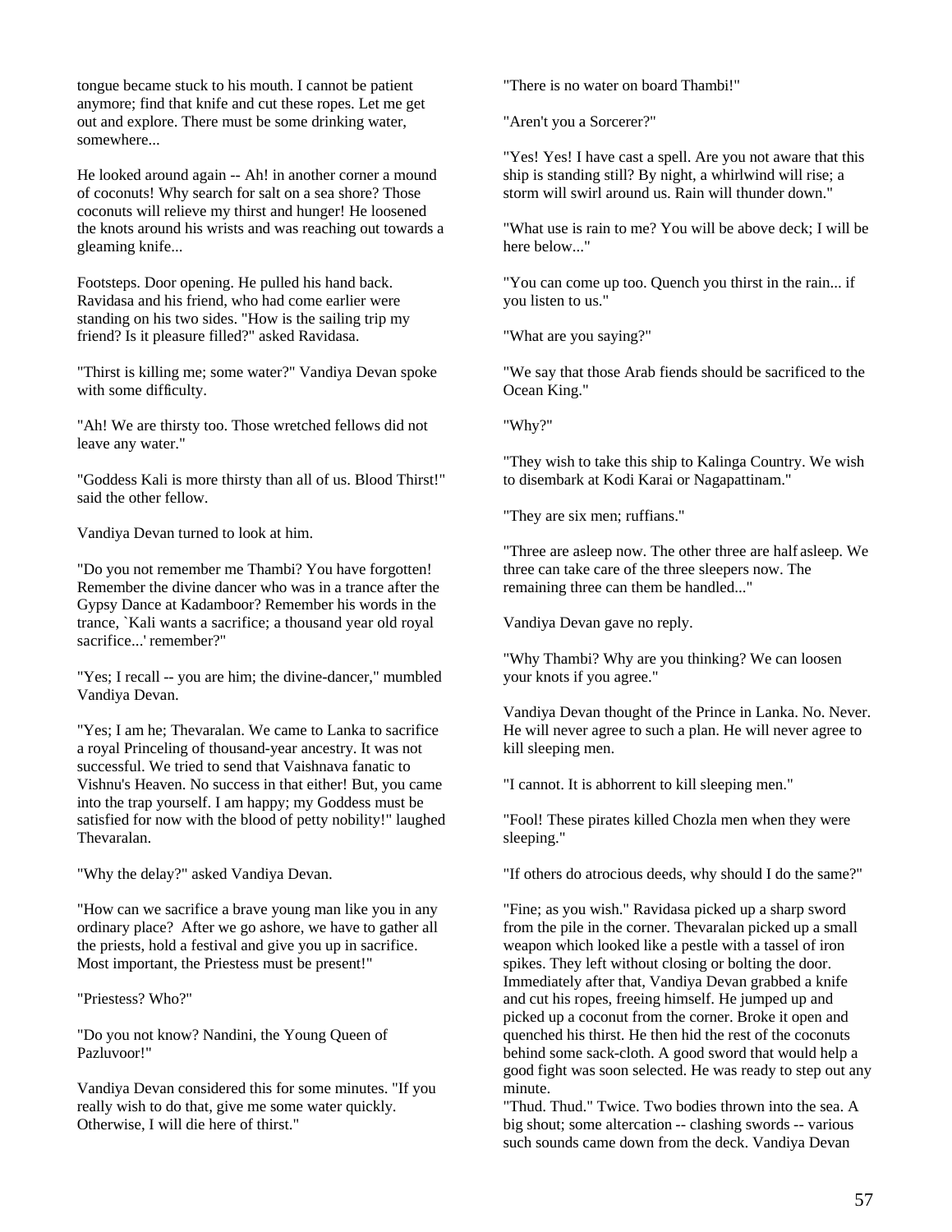tongue became stuck to his mouth. I cannot be patient anymore; find that knife and cut these ropes. Let me get out and explore. There must be some drinking water, somewhere...

He looked around again -- Ah! in another corner a mound of coconuts! Why search for salt on a sea shore? Those coconuts will relieve my thirst and hunger! He loosened the knots around his wrists and was reaching out towards a gleaming knife...

Footsteps. Door opening. He pulled his hand back. Ravidasa and his friend, who had come earlier were standing on his two sides. "How is the sailing trip my friend? Is it pleasure filled?" asked Ravidasa.

"Thirst is killing me; some water?" Vandiya Devan spoke with some difficulty.

"Ah! We are thirsty too. Those wretched fellows did not leave any water."

"Goddess Kali is more thirsty than all of us. Blood Thirst!" said the other fellow.

Vandiya Devan turned to look at him.

"Do you not remember me Thambi? You have forgotten! Remember the divine dancer who was in a trance after the Gypsy Dance at Kadamboor? Remember his words in the trance, `Kali wants a sacrifice; a thousand year old royal sacrifice...' remember?"

"Yes; I recall -- you are him; the divine-dancer," mumbled Vandiya Devan.

"Yes; I am he; Thevaralan. We came to Lanka to sacrifice a royal Princeling of thousand-year ancestry. It was not successful. We tried to send that Vaishnava fanatic to Vishnu's Heaven. No success in that either! But, you came into the trap yourself. I am happy; my Goddess must be satisfied for now with the blood of petty nobility!" laughed Thevaralan.

"Why the delay?" asked Vandiya Devan.

"How can we sacrifice a brave young man like you in any ordinary place? After we go ashore, we have to gather all the priests, hold a festival and give you up in sacrifice. Most important, the Priestess must be present!"

"Priestess? Who?"

"Do you not know? Nandini, the Young Queen of Pazluvoor!"

Vandiya Devan considered this for some minutes. "If you really wish to do that, give me some water quickly. Otherwise, I will die here of thirst."

"There is no water on board Thambi!"

"Aren't you a Sorcerer?"

"Yes! Yes! I have cast a spell. Are you not aware that this ship is standing still? By night, a whirlwind will rise; a storm will swirl around us. Rain will thunder down."

"What use is rain to me? You will be above deck; I will be here below..."

"You can come up too. Quench you thirst in the rain... if you listen to us."

"What are you saying?"

"We say that those Arab fiends should be sacrificed to the Ocean King."

"Why?"

"They wish to take this ship to Kalinga Country. We wish to disembark at Kodi Karai or Nagapattinam."

"They are six men; ruffians."

"Three are asleep now. The other three are half asleep. We three can take care of the three sleepers now. The remaining three can them be handled..."

Vandiya Devan gave no reply.

"Why Thambi? Why are you thinking? We can loosen your knots if you agree."

Vandiya Devan thought of the Prince in Lanka. No. Never. He will never agree to such a plan. He will never agree to kill sleeping men.

"I cannot. It is abhorrent to kill sleeping men."

"Fool! These pirates killed Chozla men when they were sleeping."

"If others do atrocious deeds, why should I do the same?"

"Fine; as you wish." Ravidasa picked up a sharp sword from the pile in the corner. Thevaralan picked up a small weapon which looked like a pestle with a tassel of iron spikes. They left without closing or bolting the door. Immediately after that, Vandiya Devan grabbed a knife and cut his ropes, freeing himself. He jumped up and picked up a coconut from the corner. Broke it open and quenched his thirst. He then hid the rest of the coconuts behind some sack-cloth. A good sword that would help a good fight was soon selected. He was ready to step out any minute.

"Thud. Thud." Twice. Two bodies thrown into the sea. A big shout; some altercation -- clashing swords -- various such sounds came down from the deck. Vandiya Devan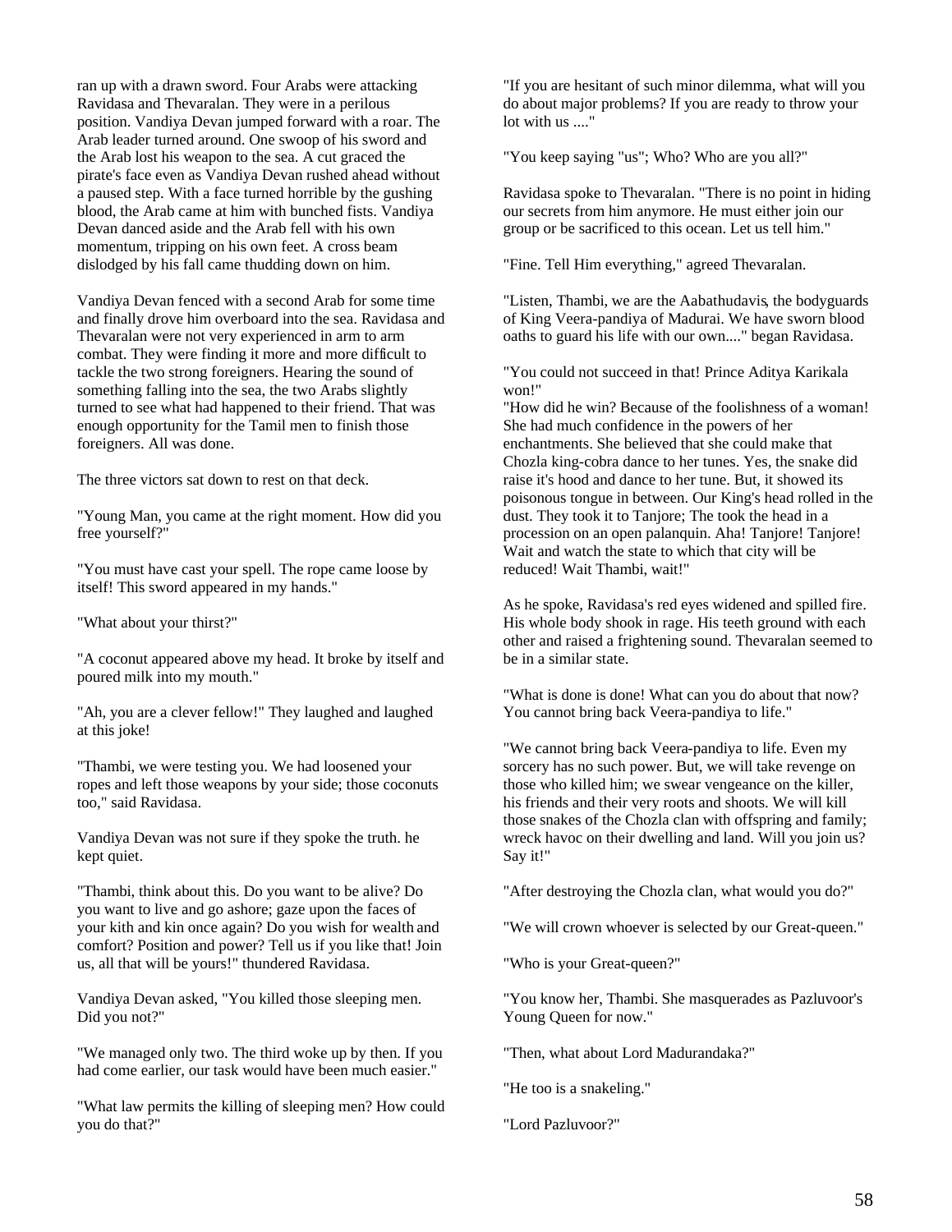ran up with a drawn sword. Four Arabs were attacking Ravidasa and Thevaralan. They were in a perilous position. Vandiya Devan jumped forward with a roar. The Arab leader turned around. One swoop of his sword and the Arab lost his weapon to the sea. A cut graced the pirate's face even as Vandiya Devan rushed ahead without a paused step. With a face turned horrible by the gushing blood, the Arab came at him with bunched fists. Vandiya Devan danced aside and the Arab fell with his own momentum, tripping on his own feet. A cross beam dislodged by his fall came thudding down on him.

Vandiya Devan fenced with a second Arab for some time and finally drove him overboard into the sea. Ravidasa and Thevaralan were not very experienced in arm to arm combat. They were finding it more and more difficult to tackle the two strong foreigners. Hearing the sound of something falling into the sea, the two Arabs slightly turned to see what had happened to their friend. That was enough opportunity for the Tamil men to finish those foreigners. All was done.

The three victors sat down to rest on that deck.

"Young Man, you came at the right moment. How did you free yourself?"

"You must have cast your spell. The rope came loose by itself! This sword appeared in my hands."

"What about your thirst?"

"A coconut appeared above my head. It broke by itself and poured milk into my mouth."

"Ah, you are a clever fellow!" They laughed and laughed at this joke!

"Thambi, we were testing you. We had loosened your ropes and left those weapons by your side; those coconuts too," said Ravidasa.

Vandiya Devan was not sure if they spoke the truth. he kept quiet.

"Thambi, think about this. Do you want to be alive? Do you want to live and go ashore; gaze upon the faces of your kith and kin once again? Do you wish for wealth and comfort? Position and power? Tell us if you like that! Join us, all that will be yours!" thundered Ravidasa.

Vandiya Devan asked, "You killed those sleeping men. Did you not?"

"We managed only two. The third woke up by then. If you had come earlier, our task would have been much easier."

"What law permits the killing of sleeping men? How could you do that?"

"If you are hesitant of such minor dilemma, what will you do about major problems? If you are ready to throw your lot with us ...."

"You keep saying "us"; Who? Who are you all?"

Ravidasa spoke to Thevaralan. "There is no point in hiding our secrets from him anymore. He must either join our group or be sacrificed to this ocean. Let us tell him."

"Fine. Tell Him everything," agreed Thevaralan.

"Listen, Thambi, we are the Aabathudavis, the bodyguards of King Veera-pandiya of Madurai. We have sworn blood oaths to guard his life with our own...." began Ravidasa.

"You could not succeed in that! Prince Aditya Karikala won!"

"How did he win? Because of the foolishness of a woman! She had much confidence in the powers of her enchantments. She believed that she could make that Chozla king-cobra dance to her tunes. Yes, the snake did raise it's hood and dance to her tune. But, it showed its poisonous tongue in between. Our King's head rolled in the dust. They took it to Tanjore; The took the head in a procession on an open palanquin. Aha! Tanjore! Tanjore! Wait and watch the state to which that city will be reduced! Wait Thambi, wait!"

As he spoke, Ravidasa's red eyes widened and spilled fire. His whole body shook in rage. His teeth ground with each other and raised a frightening sound. Thevaralan seemed to be in a similar state.

"What is done is done! What can you do about that now? You cannot bring back Veera-pandiya to life."

"We cannot bring back Veera-pandiya to life. Even my sorcery has no such power. But, we will take revenge on those who killed him; we swear vengeance on the killer, his friends and their very roots and shoots. We will kill those snakes of the Chozla clan with offspring and family; wreck havoc on their dwelling and land. Will you join us? Say it!"

"After destroying the Chozla clan, what would you do?"

"We will crown whoever is selected by our Great-queen."

"Who is your Great-queen?"

"You know her, Thambi. She masquerades as Pazluvoor's Young Queen for now."

"Then, what about Lord Madurandaka?"

"He too is a snakeling."

"Lord Pazluvoor?"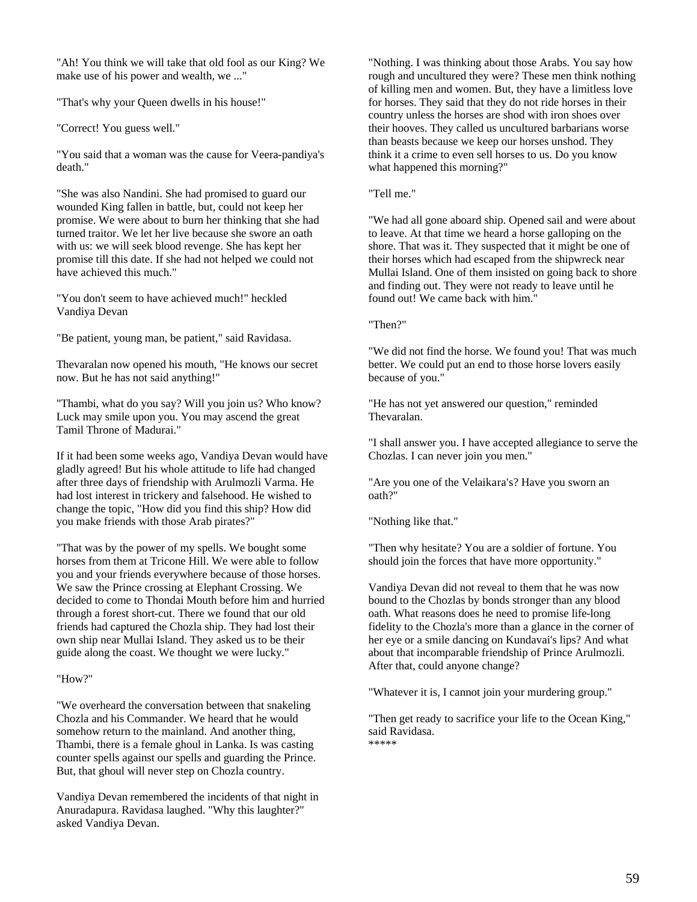"Ah! You think we will take that old fool as our King? We make use of his power and wealth, we ..."

"That's why your Queen dwells in his house!"

"Correct! You guess well."

"You said that a woman was the cause for Veera-pandiya's death."

"She was also Nandini. She had promised to guard our wounded King fallen in battle, but, could not keep her promise. We were about to burn her thinking that she had turned traitor. We let her live because she swore an oath with us: we will seek blood revenge. She has kept her promise till this date. If she had not helped we could not have achieved this much."

"You don't seem to have achieved much!" heckled Vandiya Devan

"Be patient, young man, be patient," said Ravidasa.

Thevaralan now opened his mouth, "He knows our secret now. But he has not said anything!"

"Thambi, what do you say? Will you join us? Who know? Luck may smile upon you. You may ascend the great Tamil Throne of Madurai."

If it had been some weeks ago, Vandiya Devan would have gladly agreed! But his whole attitude to life had changed after three days of friendship with Arulmozli Varma. He had lost interest in trickery and falsehood. He wished to change the topic, "How did you find this ship? How did you make friends with those Arab pirates?"

"That was by the power of my spells. We bought some horses from them at Tricone Hill. We were able to follow you and your friends everywhere because of those horses. We saw the Prince crossing at Elephant Crossing. We decided to come to Thondai Mouth before him and hurried through a forest short-cut. There we found that our old friends had captured the Chozla ship. They had lost their own ship near Mullai Island. They asked us to be their guide along the coast. We thought we were lucky."

"How?"

"We overheard the conversation between that snakeling Chozla and his Commander. We heard that he would somehow return to the mainland. And another thing, Thambi, there is a female ghoul in Lanka. Is was casting counter spells against our spells and guarding the Prince. But, that ghoul will never step on Chozla country.

Vandiya Devan remembered the incidents of that night in Anuradapura. Ravidasa laughed. "Why this laughter?" asked Vandiya Devan.

"Nothing. I was thinking about those Arabs. You say how rough and uncultured they were? These men think nothing of killing men and women. But, they have a limitless love for horses. They said that they do not ride horses in their country unless the horses are shod with iron shoes over their hooves. They called us uncultured barbarians worse than beasts because we keep our horses unshod. They think it a crime to even sell horses to us. Do you know what happened this morning?"

"Tell me."

"We had all gone aboard ship. Opened sail and were about to leave. At that time we heard a horse galloping on the shore. That was it. They suspected that it might be one of their horses which had escaped from the shipwreck near Mullai Island. One of them insisted on going back to shore and finding out. They were not ready to leave until he found out! We came back with him."

"Then?"

"We did not find the horse. We found you! That was much better. We could put an end to those horse lovers easily because of you."

"He has not yet answered our question," reminded Thevaralan.

"I shall answer you. I have accepted allegiance to serve the Chozlas. I can never join you men."

"Are you one of the Velaikara's? Have you sworn an oath?"

"Nothing like that."

"Then why hesitate? You are a soldier of fortune. You should join the forces that have more opportunity."

Vandiya Devan did not reveal to them that he was now bound to the Chozlas by bonds stronger than any blood oath. What reasons does he need to promise life-long fidelity to the Chozla's more than a glance in the corner of her eye or a smile dancing on Kundavai's lips? And what about that incomparable friendship of Prince Arulmozli. After that, could anyone change?

"Whatever it is, I cannot join your murdering group."

"Then get ready to sacrifice your life to the Ocean King," said Ravidasa.

*****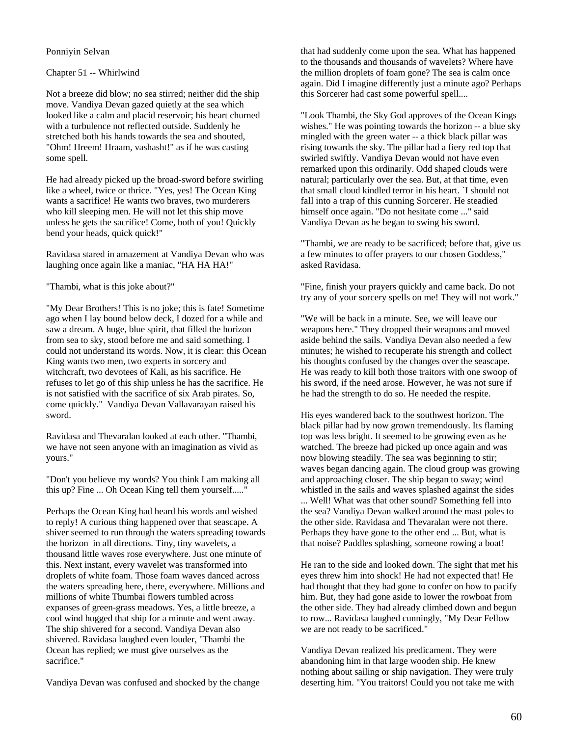Ponniyin Selvan

## Chapter 51 -- Whirlwind

Not a breeze did blow; no sea stirred; neither did the ship move. Vandiya Devan gazed quietly at the sea which looked like a calm and placid reservoir; his heart churned with a turbulence not reflected outside. Suddenly he stretched both his hands towards the sea and shouted, "Ohm! Hreem! Hraam, vashasht!" as if he was casting some spell.

He had already picked up the broad-sword before swirling like a wheel, twice or thrice. "Yes, yes! The Ocean King wants a sacrifice! He wants two braves, two murderers who kill sleeping men. He will not let this ship move unless he gets the sacrifice! Come, both of you! Quickly bend your heads, quick quick!"

Ravidasa stared in amazement at Vandiya Devan who was laughing once again like a maniac, "HA HA HA!"

"Thambi, what is this joke about?"

"My Dear Brothers! This is no joke; this is fate! Sometime ago when I lay bound below deck, I dozed for a while and saw a dream. A huge, blue spirit, that filled the horizon from sea to sky, stood before me and said something. I could not understand its words. Now, it is clear: this Ocean King wants two men, two experts in sorcery and witchcraft, two devotees of Kali, as his sacrifice. He refuses to let go of this ship unless he has the sacrifice. He is not satisfied with the sacrifice of six Arab pirates. So, come quickly." Vandiya Devan Vallavarayan raised his sword.

Ravidasa and Thevaralan looked at each other. "Thambi, we have not seen anyone with an imagination as vivid as yours."

"Don't you believe my words? You think I am making all this up? Fine ... Oh Ocean King tell them yourself....."

Perhaps the Ocean King had heard his words and wished to reply! A curious thing happened over that seascape. A shiver seemed to run through the waters spreading towards the horizon in all directions. Tiny, tiny wavelets, a thousand little waves rose everywhere. Just one minute of this. Next instant, every wavelet was transformed into droplets of white foam. Those foam waves danced across the waters spreading here, there, everywhere. Millions and millions of white Thumbai flowers tumbled across expanses of green-grass meadows. Yes, a little breeze, a cool wind hugged that ship for a minute and went away. The ship shivered for a second. Vandiya Devan also shivered. Ravidasa laughed even louder, "Thambi the Ocean has replied; we must give ourselves as the sacrifice."

Vandiya Devan was confused and shocked by the change that had suddenly come upon the sea. What has happened to the thousands and thousands of wavelets? Where have the million droplets of foam gone? The sea is calm once again. Did I imagine differently just a minute ago? Perhaps this Sorcerer had cast some powerful spell....

"Look Thambi, the Sky God approves of the Ocean Kings wishes." He was pointing towards the horizon -- a blue sky mingled with the green water -- a thick black pillar was rising towards the sky. The pillar had a fiery red top that swirled swiftly. Vandiya Devan would not have even remarked upon this ordinarily. Odd shaped clouds were natural; particularly over the sea. But, at that time, even that small cloud kindled terror in his heart. `I should not fall into a trap of this cunning Sorcerer. He steadied himself once again. "Do not hesitate come ..." said Vandiya Devan as he began to swing his sword.

"Thambi, we are ready to be sacrificed; before that, give us a few minutes to offer prayers to our chosen Goddess," asked Ravidasa.

"Fine, finish your prayers quickly and came back. Do not try any of your sorcery spells on me! They will not work."

"We will be back in a minute. See, we will leave our weapons here." They dropped their weapons and moved aside behind the sails. Vandiya Devan also needed a few minutes; he wished to recuperate his strength and collect his thoughts confused by the changes over the seascape. He was ready to kill both those traitors with one swoop of his sword, if the need arose. However, he was not sure if he had the strength to do so. He needed the respite.

His eyes wandered back to the southwest horizon. The black pillar had by now grown tremendously. Its flaming top was less bright. It seemed to be growing even as he watched. The breeze had picked up once again and was now blowing steadily. The sea was beginning to stir; waves began dancing again. The cloud group was growing and approaching closer. The ship began to sway; wind whistled in the sails and waves splashed against the sides ... Well! What was that other sound? Something fell into the sea? Vandiya Devan walked around the mast poles to the other side. Ravidasa and Thevaralan were not there. Perhaps they have gone to the other end ... But, what is that noise? Paddles splashing, someone rowing a boat!

He ran to the side and looked down. The sight that met his eyes threw him into shock! He had not expected that! He had thought that they had gone to confer on how to pacify him. But, they had gone aside to lower the rowboat from the other side. They had already climbed down and begun to row... Ravidasa laughed cunningly, "My Dear Fellow we are not ready to be sacrificed."

Vandiya Devan realized his predicament. They were abandoning him in that large wooden ship. He knew nothing about sailing or ship navigation. They were truly deserting him. "You traitors! Could you not take me with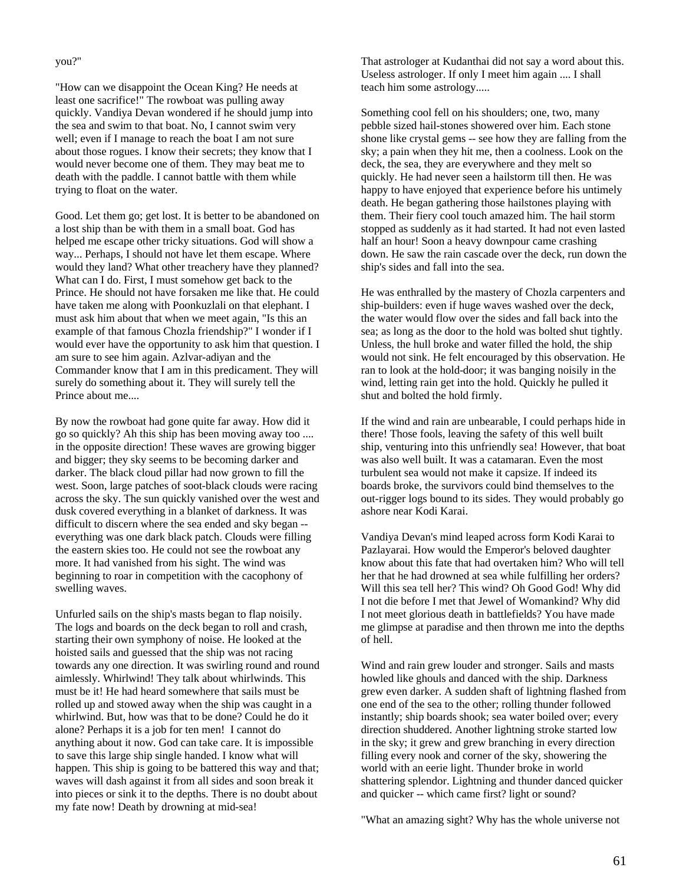you?"

"How can we disappoint the Ocean King? He needs at least one sacrifice!" The rowboat was pulling away quickly. Vandiya Devan wondered if he should jump into the sea and swim to that boat. No, I cannot swim very well; even if I manage to reach the boat I am not sure about those rogues. I know their secrets; they know that I would never become one of them. They may beat me to death with the paddle. I cannot battle with them while trying to float on the water.

Good. Let them go; get lost. It is better to be abandoned on a lost ship than be with them in a small boat. God has helped me escape other tricky situations. God will show a way... Perhaps, I should not have let them escape. Where would they land? What other treachery have they planned? What can I do. First, I must somehow get back to the Prince. He should not have forsaken me like that. He could have taken me along with Poonkuzlali on that elephant. I must ask him about that when we meet again, "Is this an example of that famous Chozla friendship?" I wonder if I would ever have the opportunity to ask him that question. I am sure to see him again. Azlvar-adiyan and the Commander know that I am in this predicament. They will surely do something about it. They will surely tell the Prince about me....

By now the rowboat had gone quite far away. How did it go so quickly? Ah this ship has been moving away too .... in the opposite direction! These waves are growing bigger and bigger; they sky seems to be becoming darker and darker. The black cloud pillar had now grown to fill the west. Soon, large patches of soot-black clouds were racing across the sky. The sun quickly vanished over the west and dusk covered everything in a blanket of darkness. It was difficult to discern where the sea ended and sky began -- everything was one dark black patch. Clouds were filling the eastern skies too. He could not see the rowboat any more. It had vanished from his sight. The wind was beginning to roar in competition with the cacophony of swelling waves.

Unfurled sails on the ship's masts began to flap noisily. The logs and boards on the deck began to roll and crash, starting their own symphony of noise. He looked at the hoisted sails and guessed that the ship was not racing towards any one direction. It was swirling round and round aimlessly. Whirlwind! They talk about whirlwinds. This must be it! He had heard somewhere that sails must be rolled up and stowed away when the ship was caught in a whirlwind. But, how was that to be done? Could he do it alone? Perhaps it is a job for ten men! I cannot do anything about it now. God can take care. It is impossible to save this large ship single handed. I know what will happen. This ship is going to be battered this way and that; waves will dash against it from all sides and soon break it into pieces or sink it to the depths. There is no doubt about my fate now! Death by drowning at mid-sea!

That astrologer at Kudanthai did not say a word about this. Useless astrologer. If only I meet him again .... I shall teach him some astrology.....

Something cool fell on his shoulders; one, two, many pebble sized hail-stones showered over him. Each stone shone like crystal gems -- see how they are falling from the sky; a pain when they hit me, then a coolness. Look on the deck, the sea, they are everywhere and they melt so quickly. He had never seen a hailstorm till then. He was happy to have enjoyed that experience before his untimely death. He began gathering those hailstones playing with them. Their fiery cool touch amazed him. The hail storm stopped as suddenly as it had started. It had not even lasted half an hour! Soon a heavy downpour came crashing down. He saw the rain cascade over the deck, run down the ship's sides and fall into the sea.

He was enthralled by the mastery of Chozla carpenters and ship-builders: even if huge waves washed over the deck, the water would flow over the sides and fall back into the sea; as long as the door to the hold was bolted shut tightly. Unless, the hull broke and water filled the hold, the ship would not sink. He felt encouraged by this observation. He ran to look at the hold-door; it was banging noisily in the wind, letting rain get into the hold. Quickly he pulled it shut and bolted the hold firmly.

If the wind and rain are unbearable, I could perhaps hide in there! Those fools, leaving the safety of this well built ship, venturing into this unfriendly sea! However, that boat was also well built. It was a catamaran. Even the most turbulent sea would not make it capsize. If indeed its boards broke, the survivors could bind themselves to the out-rigger logs bound to its sides. They would probably go ashore near Kodi Karai.

Vandiya Devan's mind leaped across form Kodi Karai to Pazlayarai. How would the Emperor's beloved daughter know about this fate that had overtaken him? Who will tell her that he had drowned at sea while fulfilling her orders? Will this sea tell her? This wind? Oh Good God! Why did I not die before I met that Jewel of Womankind? Why did I not meet glorious death in battlefields? You have made me glimpse at paradise and then thrown me into the depths of hell.

Wind and rain grew louder and stronger. Sails and masts howled like ghouls and danced with the ship. Darkness grew even darker. A sudden shaft of lightning flashed from one end of the sea to the other; rolling thunder followed instantly; ship boards shook; sea water boiled over; every direction shuddered. Another lightning stroke started low in the sky; it grew and grew branching in every direction filling every nook and corner of the sky, showering the world with an eerie light. Thunder broke in world shattering splendor. Lightning and thunder danced quicker and quicker -- which came first? light or sound?

"What an amazing sight? Why has the whole universe not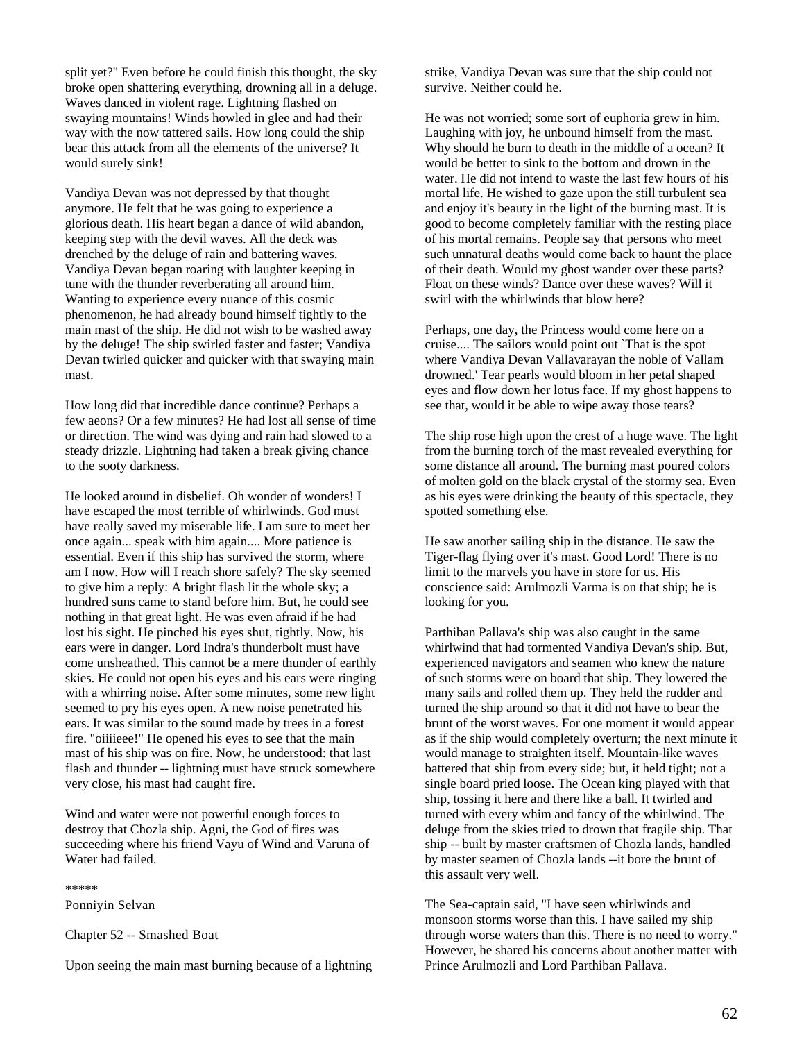split yet?" Even before he could finish this thought, the sky broke open shattering everything, drowning all in a deluge. Waves danced in violent rage. Lightning flashed on swaying mountains! Winds howled in glee and had their way with the now tattered sails. How long could the ship bear this attack from all the elements of the universe? It would surely sink!

Vandiya Devan was not depressed by that thought anymore. He felt that he was going to experience a glorious death. His heart began a dance of wild abandon, keeping step with the devil waves. All the deck was drenched by the deluge of rain and battering waves. Vandiya Devan began roaring with laughter keeping in tune with the thunder reverberating all around him. Wanting to experience every nuance of this cosmic phenomenon, he had already bound himself tightly to the main mast of the ship. He did not wish to be washed away by the deluge! The ship swirled faster and faster; Vandiya Devan twirled quicker and quicker with that swaying main mast.

How long did that incredible dance continue? Perhaps a few aeons? Or a few minutes? He had lost all sense of time or direction. The wind was dying and rain had slowed to a steady drizzle. Lightning had taken a break giving chance to the sooty darkness.

He looked around in disbelief. Oh wonder of wonders! I have escaped the most terrible of whirlwinds. God must have really saved my miserable life. I am sure to meet her once again... speak with him again.... More patience is essential. Even if this ship has survived the storm, where am I now. How will I reach shore safely? The sky seemed to give him a reply: A bright flash lit the whole sky; a hundred suns came to stand before him. But, he could see nothing in that great light. He was even afraid if he had lost his sight. He pinched his eyes shut, tightly. Now, his ears were in danger. Lord Indra's thunderbolt must have come unsheathed. This cannot be a mere thunder of earthly skies. He could not open his eyes and his ears were ringing with a whirring noise. After some minutes, some new light seemed to pry his eyes open. A new noise penetrated his ears. It was similar to the sound made by trees in a forest fire. "oiiiieee!" He opened his eyes to see that the main mast of his ship was on fire. Now, he understood: that last flash and thunder -- lightning must have struck somewhere very close, his mast had caught fire.

Wind and water were not powerful enough forces to destroy that Chozla ship. Agni, the God of fires was succeeding where his friend Vayu of Wind and Varuna of Water had failed.

*****

Ponniyin Selvan

## Chapter 52 -- Smashed Boat

Upon seeing the main mast burning because of a lightning strike, Vandiya Devan was sure that the ship could not survive. Neither could he.

He was not worried; some sort of euphoria grew in him. Laughing with joy, he unbound himself from the mast. Why should he burn to death in the middle of a ocean? It would be better to sink to the bottom and drown in the water. He did not intend to waste the last few hours of his mortal life. He wished to gaze upon the still turbulent sea and enjoy it's beauty in the light of the burning mast. It is good to become completely familiar with the resting place of his mortal remains. People say that persons who meet such unnatural deaths would come back to haunt the place of their death. Would my ghost wander over these parts? Float on these winds? Dance over these waves? Will it swirl with the whirlwinds that blow here?

Perhaps, one day, the Princess would come here on a cruise.... The sailors would point out `That is the spot where Vandiya Devan Vallavarayan the noble of Vallam drowned.' Tear pearls would bloom in her petal shaped eyes and flow down her lotus face. If my ghost happens to see that, would it be able to wipe away those tears?

The ship rose high upon the crest of a huge wave. The light from the burning torch of the mast revealed everything for some distance all around. The burning mast poured colors of molten gold on the black crystal of the stormy sea. Even as his eyes were drinking the beauty of this spectacle, they spotted something else.

He saw another sailing ship in the distance. He saw the Tiger-flag flying over it's mast. Good Lord! There is no limit to the marvels you have in store for us. His conscience said: Arulmozli Varma is on that ship; he is looking for you.

Parthiban Pallava's ship was also caught in the same whirlwind that had tormented Vandiya Devan's ship. But, experienced navigators and seamen who knew the nature of such storms were on board that ship. They lowered the many sails and rolled them up. They held the rudder and turned the ship around so that it did not have to bear the brunt of the worst waves. For one moment it would appear as if the ship would completely overturn; the next minute it would manage to straighten itself. Mountain-like waves battered that ship from every side; but, it held tight; not a single board pried loose. The Ocean king played with that ship, tossing it here and there like a ball. It twirled and turned with every whim and fancy of the whirlwind. The deluge from the skies tried to drown that fragile ship. That ship -- built by master craftsmen of Chozla lands, handled by master seamen of Chozla lands --it bore the brunt of this assault very well.

The Sea-captain said, "I have seen whirlwinds and monsoon storms worse than this. I have sailed my ship through worse waters than this. There is no need to worry." However, he shared his concerns about another matter with Prince Arulmozli and Lord Parthiban Pallava.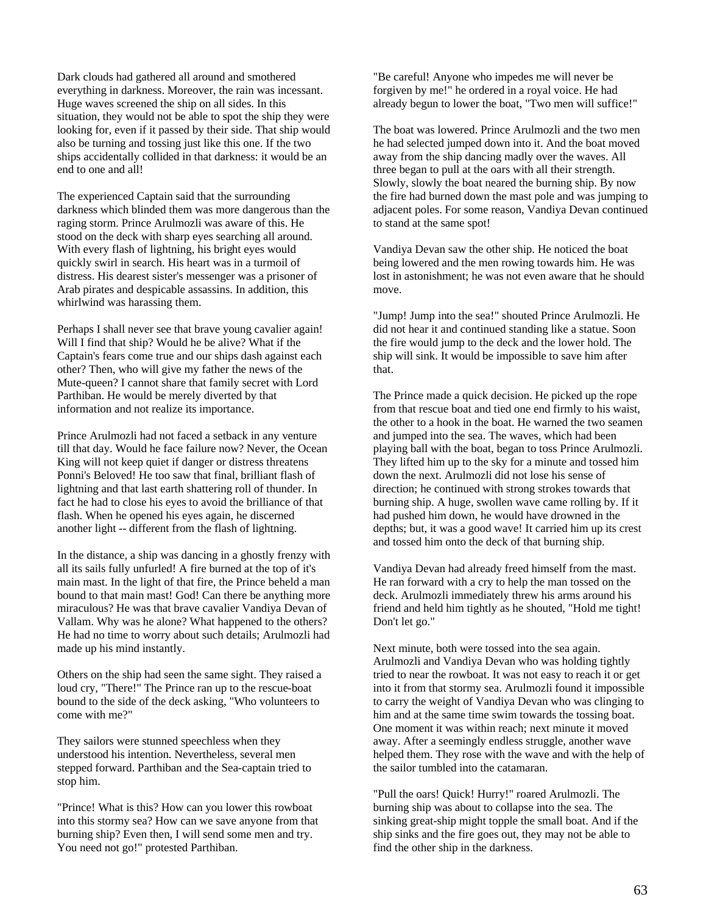Dark clouds had gathered all around and smothered everything in darkness. Moreover, the rain was incessant. Huge waves screened the ship on all sides. In this situation, they would not be able to spot the ship they were looking for, even if it passed by their side. That ship would also be turning and tossing just like this one. If the two ships accidentally collided in that darkness: it would be an end to one and all!

The experienced Captain said that the surrounding darkness which blinded them was more dangerous than the raging storm. Prince Arulmozli was aware of this. He stood on the deck with sharp eyes searching all around. With every flash of lightning, his bright eyes would quickly swirl in search. His heart was in a turmoil of distress. His dearest sister's messenger was a prisoner of Arab pirates and despicable assassins. In addition, this whirlwind was harassing them.

Perhaps I shall never see that brave young cavalier again! Will I find that ship? Would he be alive? What if the Captain's fears come true and our ships dash against each other? Then, who will give my father the news of the Mute-queen? I cannot share that family secret with Lord Parthiban. He would be merely diverted by that information and not realize its importance.

Prince Arulmozli had not faced a setback in any venture till that day. Would he face failure now? Never, the Ocean King will not keep quiet if danger or distress threatens Ponni's Beloved! He too saw that final, brilliant flash of lightning and that last earth shattering roll of thunder. In fact he had to close his eyes to avoid the brilliance of that flash. When he opened his eyes again, he discerned another light -- different from the flash of lightning.

In the distance, a ship was dancing in a ghostly frenzy with all its sails fully unfurled! A fire burned at the top of it's main mast. In the light of that fire, the Prince beheld a man bound to that main mast! God! Can there be anything more miraculous? He was that brave cavalier Vandiya Devan of Vallam. Why was he alone? What happened to the others? He had no time to worry about such details; Arulmozli had made up his mind instantly.

Others on the ship had seen the same sight. They raised a loud cry, "There!" The Prince ran up to the rescue-boat bound to the side of the deck asking, "Who volunteers to come with me?"

They sailors were stunned speechless when they understood his intention. Nevertheless, several men stepped forward. Parthiban and the Sea-captain tried to stop him.

"Prince! What is this? How can you lower this rowboat into this stormy sea? How can we save anyone from that burning ship? Even then, I will send some men and try. You need not go!" protested Parthiban.

"Be careful! Anyone who impedes me will never be forgiven by me!" he ordered in a royal voice. He had already begun to lower the boat, "Two men will suffice!"

The boat was lowered. Prince Arulmozli and the two men he had selected jumped down into it. And the boat moved away from the ship dancing madly over the waves. All three began to pull at the oars with all their strength. Slowly, slowly the boat neared the burning ship. By now the fire had burned down the mast pole and was jumping to adjacent poles. For some reason, Vandiya Devan continued to stand at the same spot!

Vandiya Devan saw the other ship. He noticed the boat being lowered and the men rowing towards him. He was lost in astonishment; he was not even aware that he should move.

"Jump! Jump into the sea!" shouted Prince Arulmozli. He did not hear it and continued standing like a statue. Soon the fire would jump to the deck and the lower hold. The ship will sink. It would be impossible to save him after that.

The Prince made a quick decision. He picked up the rope from that rescue boat and tied one end firmly to his waist, the other to a hook in the boat. He warned the two seamen and jumped into the sea. The waves, which had been playing ball with the boat, began to toss Prince Arulmozli. They lifted him up to the sky for a minute and tossed him down the next. Arulmozli did not lose his sense of direction; he continued with strong strokes towards that burning ship. A huge, swollen wave came rolling by. If it had pushed him down, he would have drowned in the depths; but, it was a good wave! It carried him up its crest and tossed him onto the deck of that burning ship.

Vandiya Devan had already freed himself from the mast. He ran forward with a cry to help the man tossed on the deck. Arulmozli immediately threw his arms around his friend and held him tightly as he shouted, "Hold me tight! Don't let go."

Next minute, both were tossed into the sea again. Arulmozli and Vandiya Devan who was holding tightly tried to near the rowboat. It was not easy to reach it or get into it from that stormy sea. Arulmozli found it impossible to carry the weight of Vandiya Devan who was clinging to him and at the same time swim towards the tossing boat. One moment it was within reach; next minute it moved away. After a seemingly endless struggle, another wave helped them. They rose with the wave and with the help of the sailor tumbled into the catamaran.

"Pull the oars! Quick! Hurry!" roared Arulmozli. The burning ship was about to collapse into the sea. The sinking great-ship might topple the small boat. And if the ship sinks and the fire goes out, they may not be able to find the other ship in the darkness.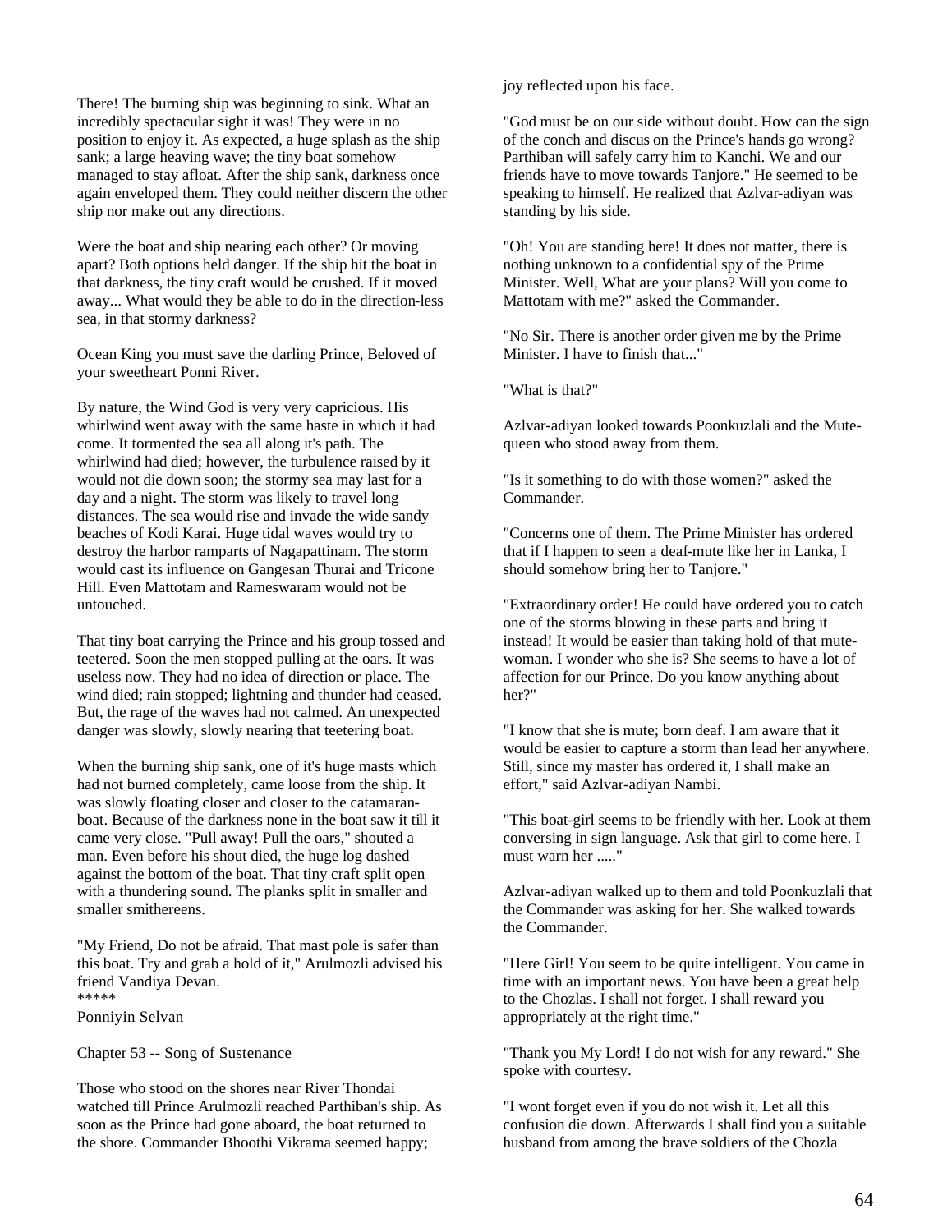There! The burning ship was beginning to sink. What an incredibly spectacular sight it was! They were in no position to enjoy it. As expected, a huge splash as the ship sank; a large heaving wave; the tiny boat somehow managed to stay afloat. After the ship sank, darkness once again enveloped them. They could neither discern the other ship nor make out any directions.

Were the boat and ship nearing each other? Or moving apart? Both options held danger. If the ship hit the boat in that darkness, the tiny craft would be crushed. If it moved away... What would they be able to do in the direction-less sea, in that stormy darkness?

Ocean King you must save the darling Prince, Beloved of your sweetheart Ponni River.

By nature, the Wind God is very very capricious. His whirlwind went away with the same haste in which it had come. It tormented the sea all along it's path. The whirlwind had died; however, the turbulence raised by it would not die down soon; the stormy sea may last for a day and a night. The storm was likely to travel long distances. The sea would rise and invade the wide sandy beaches of Kodi Karai. Huge tidal waves would try to destroy the harbor ramparts of Nagapattinam. The storm would cast its influence on Gangesan Thurai and Tricone Hill. Even Mattotam and Rameswaram would not be untouched.

That tiny boat carrying the Prince and his group tossed and teetered. Soon the men stopped pulling at the oars. It was useless now. They had no idea of direction or place. The wind died; rain stopped; lightning and thunder had ceased. But, the rage of the waves had not calmed. An unexpected danger was slowly, slowly nearing that teetering boat.

When the burning ship sank, one of it's huge masts which had not burned completely, came loose from the ship. It was slowly floating closer and closer to the catamaran-boat. Because of the darkness none in the boat saw it till it came very close. "Pull away! Pull the oars," shouted a man. Even before his shout died, the huge log dashed against the bottom of the boat. That tiny craft split open with a thundering sound. The planks split in smaller and smaller smithereens.

"My Friend, Do not be afraid. That mast pole is safer than this boat. Try and grab a hold of it," Arulmozli advised his friend Vandiya Devan.

*****

Ponniyin Selvan

## Chapter 53 -- Song of Sustenance

Those who stood on the shores near River Thondai watched till Prince Arulmozli reached Parthiban's ship. As soon as the Prince had gone aboard, the boat returned to the shore. Commander Bhoothi Vikrama seemed happy; joy reflected upon his face.

"God must be on our side without doubt. How can the sign of the conch and discus on the Prince's hands go wrong? Parthiban will safely carry him to Kanchi. We and our friends have to move towards Tanjore." He seemed to be speaking to himself. He realized that Azlvar-adiyan was standing by his side.

"Oh! You are standing here! It does not matter, there is nothing unknown to a confidential spy of the Prime Minister. Well, What are your plans? Will you come to Mattotam with me?" asked the Commander.

"No Sir. There is another order given me by the Prime Minister. I have to finish that..."

"What is that?"

Azlvar-adiyan looked towards Poonkuzlali and the Mute-queen who stood away from them.

"Is it something to do with those women?" asked the Commander.

"Concerns one of them. The Prime Minister has ordered that if I happen to seen a deaf-mute like her in Lanka, I should somehow bring her to Tanjore."

"Extraordinary order! He could have ordered you to catch one of the storms blowing in these parts and bring it instead! It would be easier than taking hold of that mute-woman. I wonder who she is? She seems to have a lot of affection for our Prince. Do you know anything about her?"

"I know that she is mute; born deaf. I am aware that it would be easier to capture a storm than lead her anywhere. Still, since my master has ordered it, I shall make an effort," said Azlvar-adiyan Nambi.

"This boat-girl seems to be friendly with her. Look at them conversing in sign language. Ask that girl to come here. I must warn her ....."

Azlvar-adiyan walked up to them and told Poonkuzlali that the Commander was asking for her. She walked towards the Commander.

"Here Girl! You seem to be quite intelligent. You came in time with an important news. You have been a great help to the Chozlas. I shall not forget. I shall reward you appropriately at the right time."

"Thank you My Lord! I do not wish for any reward." She spoke with courtesy.

"I wont forget even if you do not wish it. Let all this confusion die down. Afterwards I shall find you a suitable husband from among the brave soldiers of the Chozla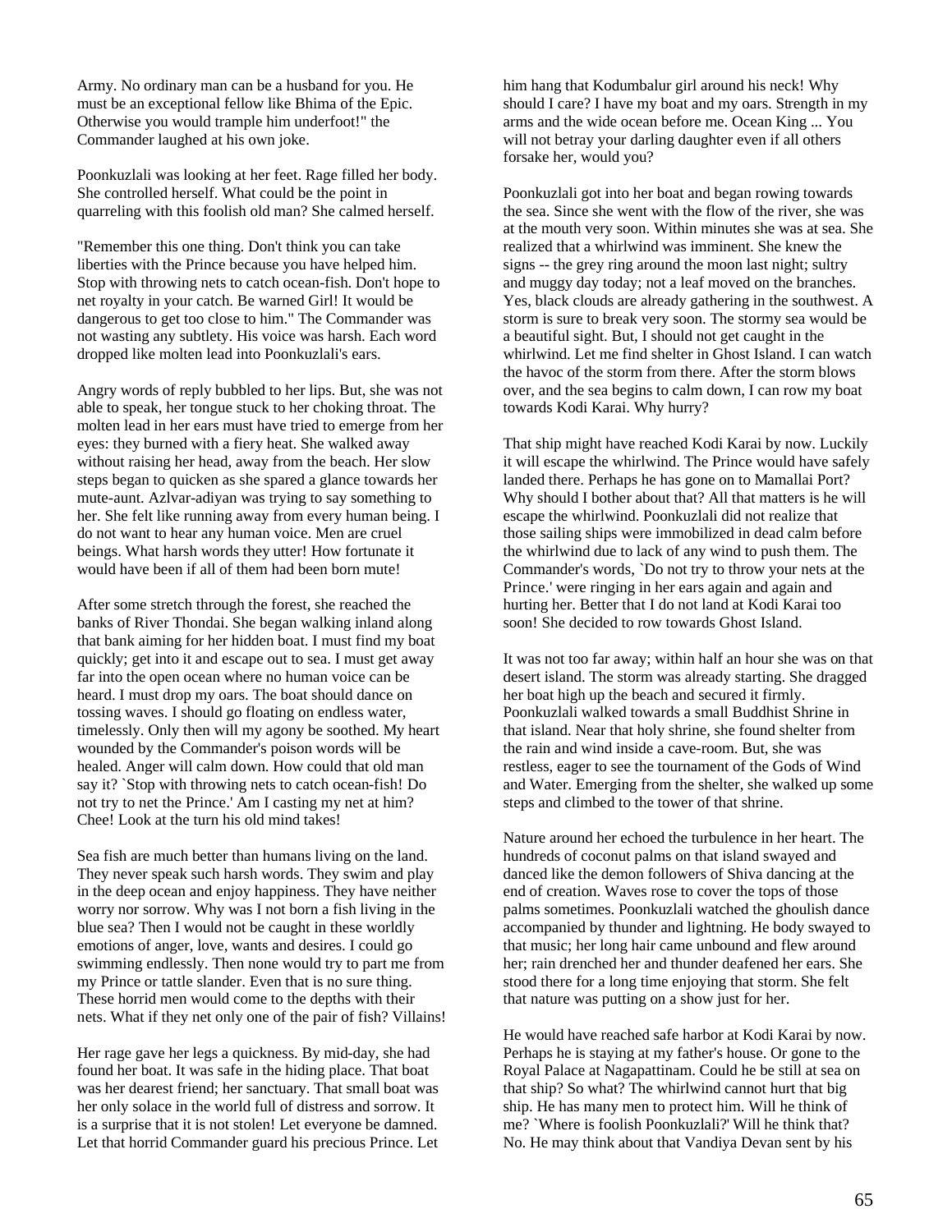Army. No ordinary man can be a husband for you. He must be an exceptional fellow like Bhima of the Epic. Otherwise you would trample him underfoot!" the Commander laughed at his own joke.

Poonkuzlali was looking at her feet. Rage filled her body. She controlled herself. What could be the point in quarreling with this foolish old man? She calmed herself.

"Remember this one thing. Don't think you can take liberties with the Prince because you have helped him. Stop with throwing nets to catch ocean-fish. Don't hope to net royalty in your catch. Be warned Girl! It would be dangerous to get too close to him." The Commander was not wasting any subtlety. His voice was harsh. Each word dropped like molten lead into Poonkuzlali's ears.

Angry words of reply bubbled to her lips. But, she was not able to speak, her tongue stuck to her choking throat. The molten lead in her ears must have tried to emerge from her eyes: they burned with a fiery heat. She walked away without raising her head, away from the beach. Her slow steps began to quicken as she spared a glance towards her mute-aunt. Azlvar-adiyan was trying to say something to her. She felt like running away from every human being. I do not want to hear any human voice. Men are cruel beings. What harsh words they utter! How fortunate it would have been if all of them had been born mute!

After some stretch through the forest, she reached the banks of River Thondai. She began walking inland along that bank aiming for her hidden boat. I must find my boat quickly; get into it and escape out to sea. I must get away far into the open ocean where no human voice can be heard. I must drop my oars. The boat should dance on tossing waves. I should go floating on endless water, timelessly. Only then will my agony be soothed. My heart wounded by the Commander's poison words will be healed. Anger will calm down. How could that old man say it? `Stop with throwing nets to catch ocean-fish! Do not try to net the Prince.' Am I casting my net at him? Chee! Look at the turn his old mind takes!

Sea fish are much better than humans living on the land. They never speak such harsh words. They swim and play in the deep ocean and enjoy happiness. They have neither worry nor sorrow. Why was I not born a fish living in the blue sea? Then I would not be caught in these worldly emotions of anger, love, wants and desires. I could go swimming endlessly. Then none would try to part me from my Prince or tattle slander. Even that is no sure thing. These horrid men would come to the depths with their nets. What if they net only one of the pair of fish? Villains!

Her rage gave her legs a quickness. By mid-day, she had found her boat. It was safe in the hiding place. That boat was her dearest friend; her sanctuary. That small boat was her only solace in the world full of distress and sorrow. It is a surprise that it is not stolen! Let everyone be damned. Let that horrid Commander guard his precious Prince. Let him hang that Kodumbalur girl around his neck! Why should I care? I have my boat and my oars. Strength in my arms and the wide ocean before me. Ocean King ... You will not betray your darling daughter even if all others forsake her, would you?

Poonkuzlali got into her boat and began rowing towards the sea. Since she went with the flow of the river, she was at the mouth very soon. Within minutes she was at sea. She realized that a whirlwind was imminent. She knew the signs -- the grey ring around the moon last night; sultry and muggy day today; not a leaf moved on the branches. Yes, black clouds are already gathering in the southwest. A storm is sure to break very soon. The stormy sea would be a beautiful sight. But, I should not get caught in the whirlwind. Let me find shelter in Ghost Island. I can watch the havoc of the storm from there. After the storm blows over, and the sea begins to calm down, I can row my boat towards Kodi Karai. Why hurry?

That ship might have reached Kodi Karai by now. Luckily it will escape the whirlwind. The Prince would have safely landed there. Perhaps he has gone on to Mamallai Port? Why should I bother about that? All that matters is he will escape the whirlwind. Poonkuzlali did not realize that those sailing ships were immobilized in dead calm before the whirlwind due to lack of any wind to push them. The Commander's words, `Do not try to throw your nets at the Prince.' were ringing in her ears again and again and hurting her. Better that I do not land at Kodi Karai too soon! She decided to row towards Ghost Island.

It was not too far away; within half an hour she was on that desert island. The storm was already starting. She dragged her boat high up the beach and secured it firmly. Poonkuzlali walked towards a small Buddhist Shrine in that island. Near that holy shrine, she found shelter from the rain and wind inside a cave-room. But, she was restless, eager to see the tournament of the Gods of Wind and Water. Emerging from the shelter, she walked up some steps and climbed to the tower of that shrine.

Nature around her echoed the turbulence in her heart. The hundreds of coconut palms on that island swayed and danced like the demon followers of Shiva dancing at the end of creation. Waves rose to cover the tops of those palms sometimes. Poonkuzlali watched the ghoulish dance accompanied by thunder and lightning. He body swayed to that music; her long hair came unbound and flew around her; rain drenched her and thunder deafened her ears. She stood there for a long time enjoying that storm. She felt that nature was putting on a show just for her.

He would have reached safe harbor at Kodi Karai by now. Perhaps he is staying at my father's house. Or gone to the Royal Palace at Nagapattinam. Could he be still at sea on that ship? So what? The whirlwind cannot hurt that big ship. He has many men to protect him. Will he think of me? `Where is foolish Poonkuzlali?' Will he think that? No. He may think about that Vandiya Devan sent by his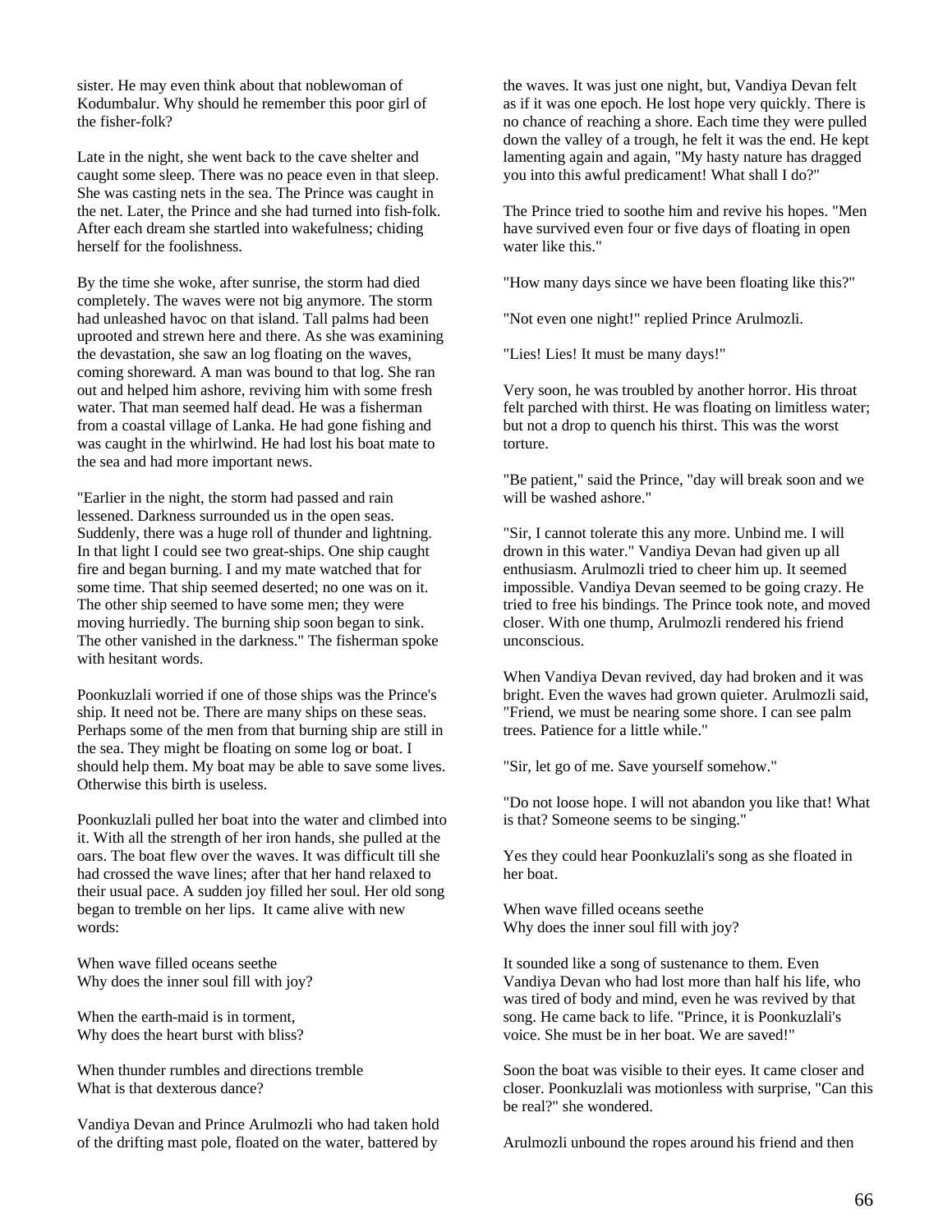sister. He may even think about that noblewoman of Kodumbalur. Why should he remember this poor girl of the fisher-folk?

Late in the night, she went back to the cave shelter and caught some sleep. There was no peace even in that sleep. She was casting nets in the sea. The Prince was caught in the net. Later, the Prince and she had turned into fish-folk. After each dream she startled into wakefulness; chiding herself for the foolishness.

By the time she woke, after sunrise, the storm had died completely. The waves were not big anymore. The storm had unleashed havoc on that island. Tall palms had been uprooted and strewn here and there. As she was examining the devastation, she saw an log floating on the waves, coming shoreward. A man was bound to that log. She ran out and helped him ashore, reviving him with some fresh water. That man seemed half dead. He was a fisherman from a coastal village of Lanka. He had gone fishing and was caught in the whirlwind. He had lost his boat mate to the sea and had more important news.

"Earlier in the night, the storm had passed and rain lessened. Darkness surrounded us in the open seas. Suddenly, there was a huge roll of thunder and lightning. In that light I could see two great-ships. One ship caught fire and began burning. I and my mate watched that for some time. That ship seemed deserted; no one was on it. The other ship seemed to have some men; they were moving hurriedly. The burning ship soon began to sink. The other vanished in the darkness." The fisherman spoke with hesitant words.

Poonkuzlali worried if one of those ships was the Prince's ship. It need not be. There are many ships on these seas. Perhaps some of the men from that burning ship are still in the sea. They might be floating on some log or boat. I should help them. My boat may be able to save some lives. Otherwise this birth is useless.

Poonkuzlali pulled her boat into the water and climbed into it. With all the strength of her iron hands, she pulled at the oars. The boat flew over the waves. It was difficult till she had crossed the wave lines; after that her hand relaxed to their usual pace. A sudden joy filled her soul. Her old song began to tremble on her lips. It came alive with new words:

When wave filled oceans seethe
Why does the inner soul fill with joy?

When the earth-maid is in torment,
Why does the heart burst with bliss?

When thunder rumbles and directions tremble
What is that dexterous dance?

Vandiya Devan and Prince Arulmozli who had taken hold of the drifting mast pole, floated on the water, battered by the waves. It was just one night, but, Vandiya Devan felt as if it was one epoch. He lost hope very quickly. There is no chance of reaching a shore. Each time they were pulled down the valley of a trough, he felt it was the end. He kept lamenting again and again, "My hasty nature has dragged you into this awful predicament! What shall I do?"

The Prince tried to soothe him and revive his hopes. "Men have survived even four or five days of floating in open water like this."

"How many days since we have been floating like this?"

"Not even one night!" replied Prince Arulmozli.

"Lies! Lies! It must be many days!"

Very soon, he was troubled by another horror. His throat felt parched with thirst. He was floating on limitless water; but not a drop to quench his thirst. This was the worst torture.

"Be patient," said the Prince, "day will break soon and we will be washed ashore."

"Sir, I cannot tolerate this any more. Unbind me. I will drown in this water." Vandiya Devan had given up all enthusiasm. Arulmozli tried to cheer him up. It seemed impossible. Vandiya Devan seemed to be going crazy. He tried to free his bindings. The Prince took note, and moved closer. With one thump, Arulmozli rendered his friend unconscious.

When Vandiya Devan revived, day had broken and it was bright. Even the waves had grown quieter. Arulmozli said, "Friend, we must be nearing some shore. I can see palm trees. Patience for a little while."

"Sir, let go of me. Save yourself somehow."

"Do not loose hope. I will not abandon you like that! What is that? Someone seems to be singing."

Yes they could hear Poonkuzlali's song as she floated in her boat.

When wave filled oceans seethe
Why does the inner soul fill with joy?

It sounded like a song of sustenance to them. Even Vandiya Devan who had lost more than half his life, who was tired of body and mind, even he was revived by that song. He came back to life. "Prince, it is Poonkuzlali's voice. She must be in her boat. We are saved!"

Soon the boat was visible to their eyes. It came closer and closer. Poonkuzlali was motionless with surprise, "Can this be real?" she wondered.

Arulmozli unbound the ropes around his friend and then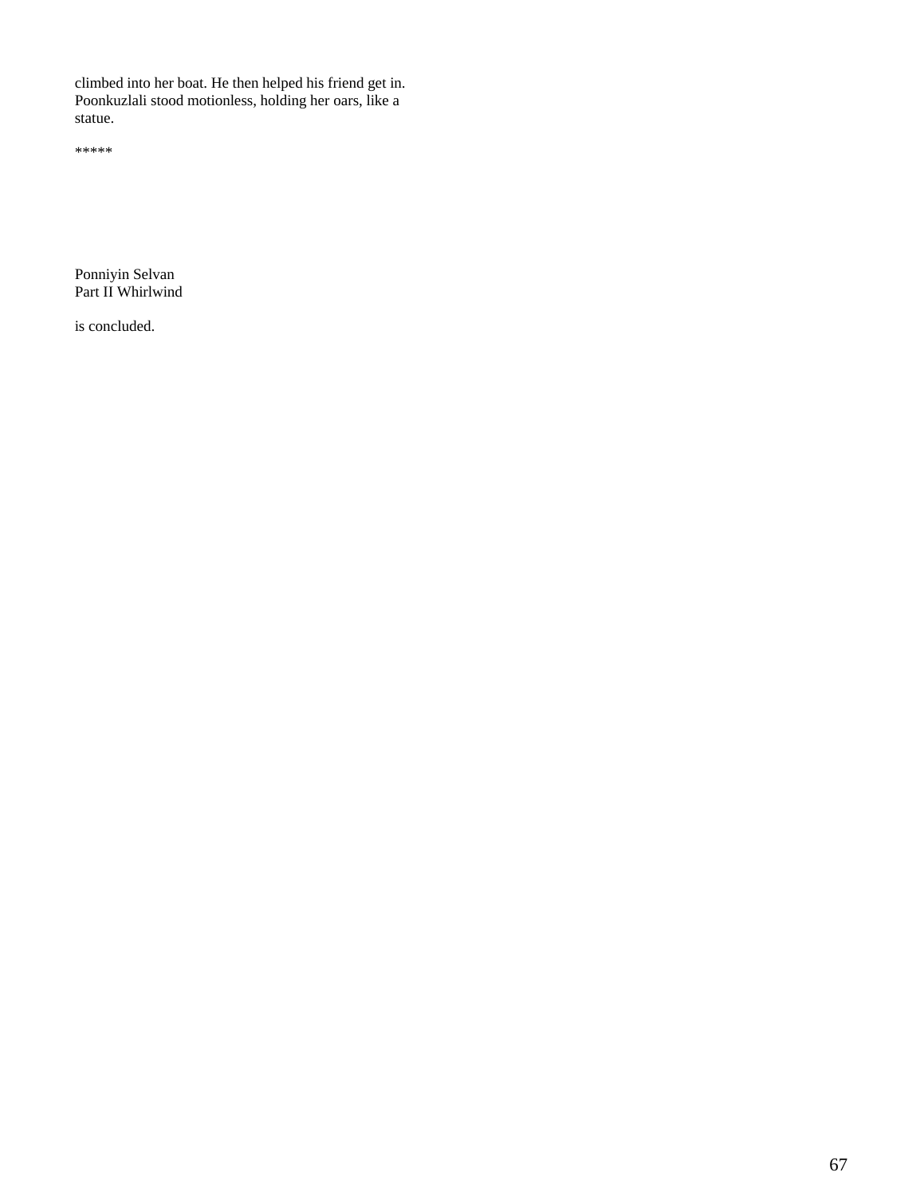climbed into her boat. He then helped his friend get in. Poonkuzlali stood motionless, holding her oars, like a statue.

*****

Ponniyin Selvan
Part II Whirlwind

is concluded.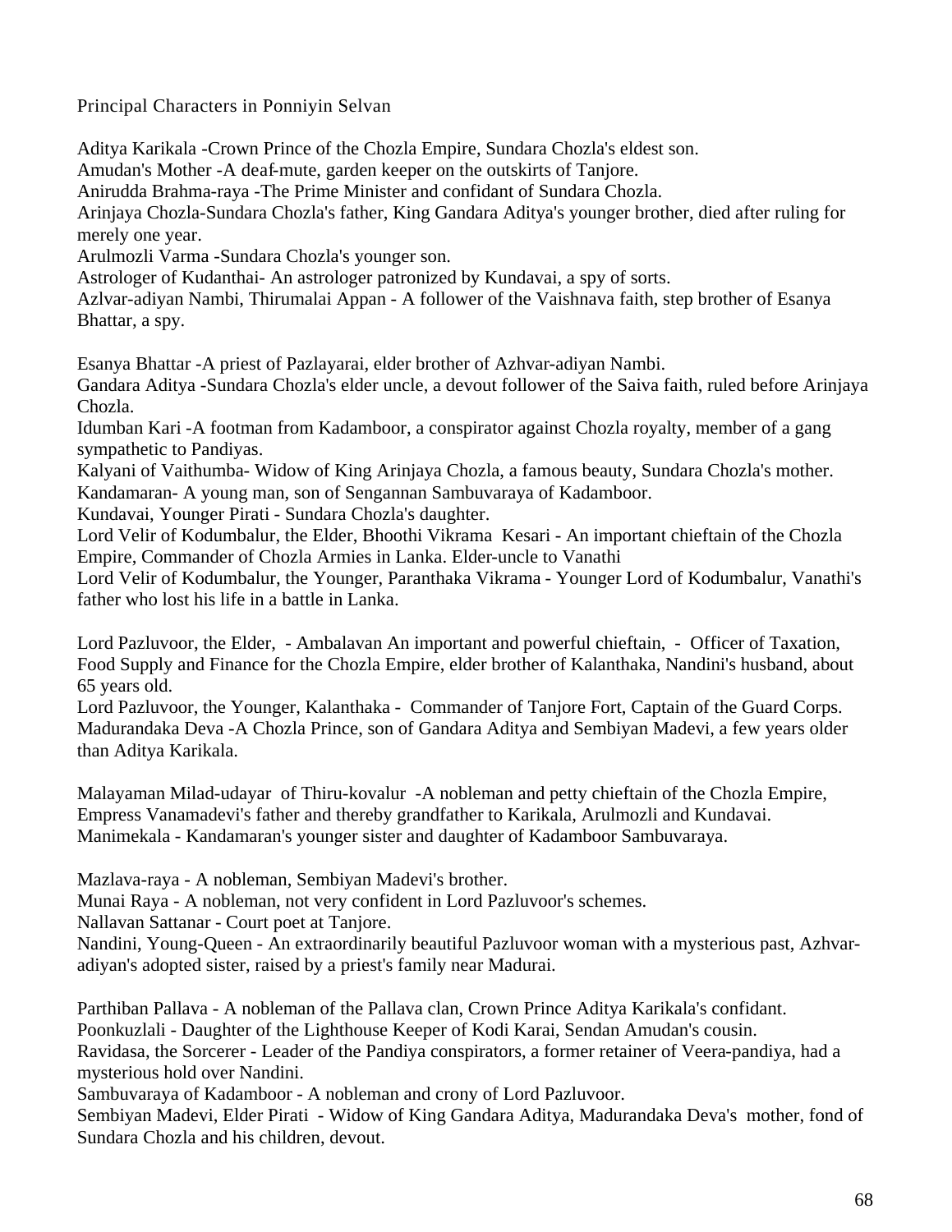Principal Characters in Ponniyin Selvan

Aditya Karikala -Crown Prince of the Chozla Empire, Sundara Chozla's eldest son.
Amudan's Mother -A deaf-mute, garden keeper on the outskirts of Tanjore.
Anirudda Brahma-raya -The Prime Minister and confidant of Sundara Chozla.
Arinjaya Chozla-Sundara Chozla's father, King Gandara Aditya's younger brother, died after ruling for merely one year.
Arulmozli Varma -Sundara Chozla's younger son.
Astrologer of Kudanthai- An astrologer patronized by Kundavai, a spy of sorts.
Azlvar-adiyan Nambi, Thirumalai Appan - A follower of the Vaishnava faith, step brother of Esanya Bhattar, a spy.

Esanya Bhattar -A priest of Pazlayarai, elder brother of Azhvar-adiyan Nambi.
Gandara Aditya -Sundara Chozla's elder uncle, a devout follower of the Saiva faith, ruled before Arinjaya Chozla.
Idumban Kari -A footman from Kadamboor, a conspirator against Chozla royalty, member of a gang sympathetic to Pandiyas.
Kalyani of Vaithumba- Widow of King Arinjaya Chozla, a famous beauty, Sundara Chozla's mother.
Kandamaran- A young man, son of Sengannan Sambuvaraya of Kadamboor.
Kundavai, Younger Pirati - Sundara Chozla's daughter.
Lord Velir of Kodumbalur, the Elder, Bhoothi Vikrama Kesari - An important chieftain of the Chozla Empire, Commander of Chozla Armies in Lanka. Elder-uncle to Vanathi
Lord Velir of Kodumbalur, the Younger, Paranthaka Vikrama - Younger Lord of Kodumbalur, Vanathi's father who lost his life in a battle in Lanka.

Lord Pazluvoor, the Elder, - Ambalavan An important and powerful chieftain, - Officer of Taxation, Food Supply and Finance for the Chozla Empire, elder brother of Kalanthaka, Nandini's husband, about 65 years old.
Lord Pazluvoor, the Younger, Kalanthaka - Commander of Tanjore Fort, Captain of the Guard Corps.
Madurandaka Deva -A Chozla Prince, son of Gandara Aditya and Sembiyan Madevi, a few years older than Aditya Karikala.

Malayaman Milad-udayar of Thiru-kovalur -A nobleman and petty chieftain of the Chozla Empire, Empress Vanamadevi's father and thereby grandfather to Karikala, Arulmozli and Kundavai.
Manimekala - Kandamaran's younger sister and daughter of Kadamboor Sambuvaraya.

Mazlava-raya - A nobleman, Sembiyan Madevi's brother.
Munai Raya - A nobleman, not very confident in Lord Pazluvoor's schemes.
Nallavan Sattanar - Court poet at Tanjore.
Nandini, Young-Queen - An extraordinarily beautiful Pazluvoor woman with a mysterious past, Azhvar-adiyan's adopted sister, raised by a priest's family near Madurai.

Parthiban Pallava - A nobleman of the Pallava clan, Crown Prince Aditya Karikala's confidant.
Poonkuzlali - Daughter of the Lighthouse Keeper of Kodi Karai, Sendan Amudan's cousin.
Ravidasa, the Sorcerer - Leader of the Pandiya conspirators, a former retainer of Veera-pandiya, had a mysterious hold over Nandini.
Sambuvaraya of Kadamboor - A nobleman and crony of Lord Pazluvoor.
Sembiyan Madevi, Elder Pirati - Widow of King Gandara Aditya, Madurandaka Deva's mother, fond of Sundara Chozla and his children, devout.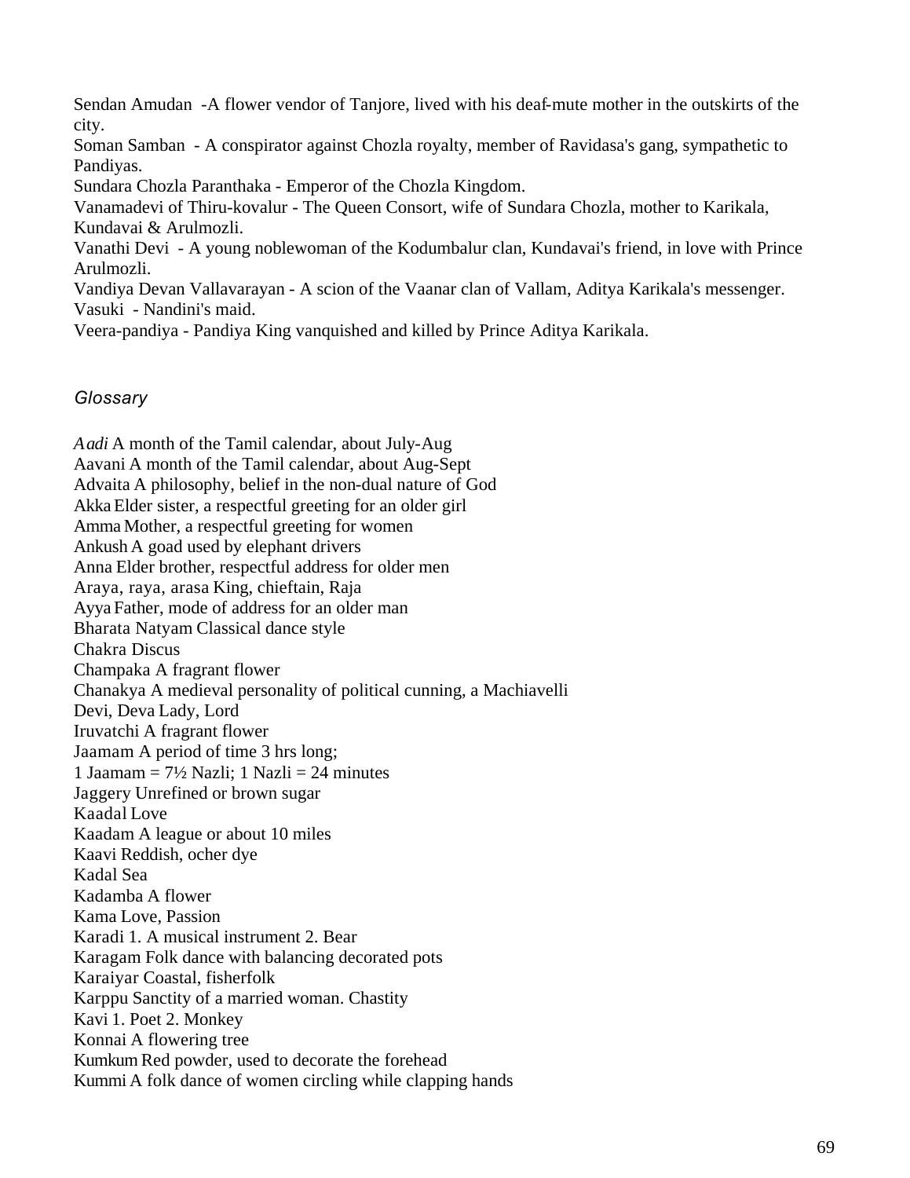Sendan Amudan -A flower vendor of Tanjore, lived with his deaf-mute mother in the outskirts of the city.
Soman Samban - A conspirator against Chozla royalty, member of Ravidasa's gang, sympathetic to Pandiyas.
Sundara Chozla Paranthaka - Emperor of the Chozla Kingdom.
Vanamadevi of Thiru-kovalur - The Queen Consort, wife of Sundara Chozla, mother to Karikala, Kundavai & Arulmozli.
Vanathi Devi - A young noblewoman of the Kodumbalur clan, Kundavai's friend, in love with Prince Arulmozli.
Vandiya Devan Vallavarayan - A scion of the Vaanar clan of Vallam, Aditya Karikala's messenger.
Vasuki - Nandini's maid.
Veera-pandiya - Pandiya King vanquished and killed by Prince Aditya Karikala.

## *Glossary*

*Aadi* A month of the Tamil calendar, about July-Aug
Aavani A month of the Tamil calendar, about Aug-Sept
Advaita A philosophy, belief in the non-dual nature of God
Akka Elder sister, a respectful greeting for an older girl
Amma Mother, a respectful greeting for women
Ankush A goad used by elephant drivers
Anna Elder brother, respectful address for older men
Araya, raya, arasa King, chieftain, Raja
Ayya Father, mode of address for an older man
Bharata Natyam Classical dance style
Chakra Discus
Champaka A fragrant flower
Chanakya A medieval personality of political cunning, a Machiavelli
Devi, Deva Lady, Lord
Iruvatchi A fragrant flower
Jaamam A period of time 3 hrs long;
1 Jaamam = 7½ Nazli; 1 Nazli = 24 minutes
Jaggery Unrefined or brown sugar
Kaadal Love
Kaadam A league or about 10 miles
Kaavi Reddish, ocher dye
Kadal Sea
Kadamba A flower
Kama Love, Passion
Karadi 1. A musical instrument 2. Bear
Karagam Folk dance with balancing decorated pots
Karaiyar Coastal, fisherfolk
Karppu Sanctity of a married woman. Chastity
Kavi 1. Poet 2. Monkey
Konnai A flowering tree
Kumkum Red powder, used to decorate the forehead
Kummi A folk dance of women circling while clapping hands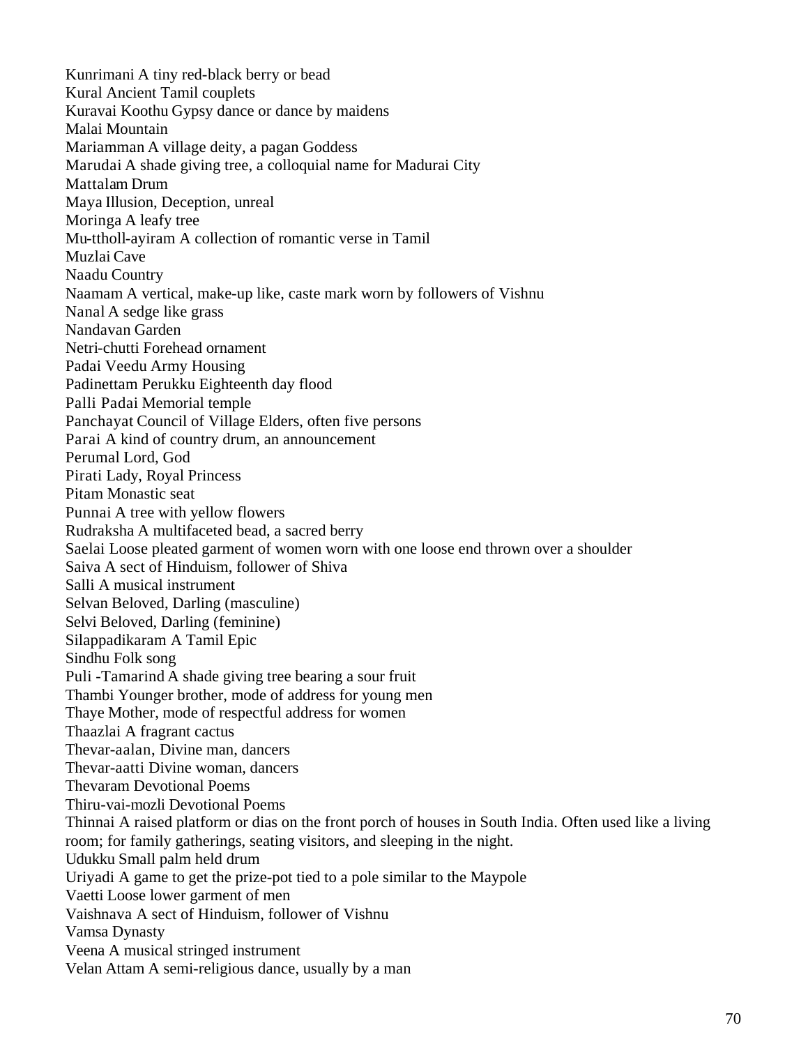Kunrimani A tiny red-black berry or bead
Kural Ancient Tamil couplets
Kuravai Koothu Gypsy dance or dance by maidens
Malai Mountain
Mariamman A village deity, a pagan Goddess
Marudai A shade giving tree, a colloquial name for Madurai City
Mattalam Drum
Maya Illusion, Deception, unreal
Moringa A leafy tree
Mu-ttholl-ayiram A collection of romantic verse in Tamil
Muzlai Cave
Naadu Country
Naamam A vertical, make-up like, caste mark worn by followers of Vishnu
Nanal A sedge like grass
Nandavan Garden
Netri-chutti Forehead ornament
Padai Veedu Army Housing
Padinettam Perukku Eighteenth day flood
Palli Padai Memorial temple
Panchayat Council of Village Elders, often five persons
Parai A kind of country drum, an announcement
Perumal Lord, God
Pirati Lady, Royal Princess
Pitam Monastic seat
Punnai A tree with yellow flowers
Rudraksha A multifaceted bead, a sacred berry
Saelai Loose pleated garment of women worn with one loose end thrown over a shoulder
Saiva A sect of Hinduism, follower of Shiva
Salli A musical instrument
Selvan Beloved, Darling (masculine)
Selvi Beloved, Darling (feminine)
Silappadikaram A Tamil Epic
Sindhu Folk song
Puli -Tamarind A shade giving tree bearing a sour fruit
Thambi Younger brother, mode of address for young men
Thaye Mother, mode of respectful address for women
Thaazlai A fragrant cactus
Thevar-aalan, Divine man, dancers
Thevar-aatti Divine woman, dancers
Thevaram Devotional Poems
Thiru-vai-mozli Devotional Poems
Thinnai A raised platform or dias on the front porch of houses in South India. Often used like a living room; for family gatherings, seating visitors, and sleeping in the night.
Udukku Small palm held drum
Uriyadi A game to get the prize-pot tied to a pole similar to the Maypole
Vaetti Loose lower garment of men
Vaishnava A sect of Hinduism, follower of Vishnu
Vamsa Dynasty
Veena A musical stringed instrument
Velan Attam A semi-religious dance, usually by a man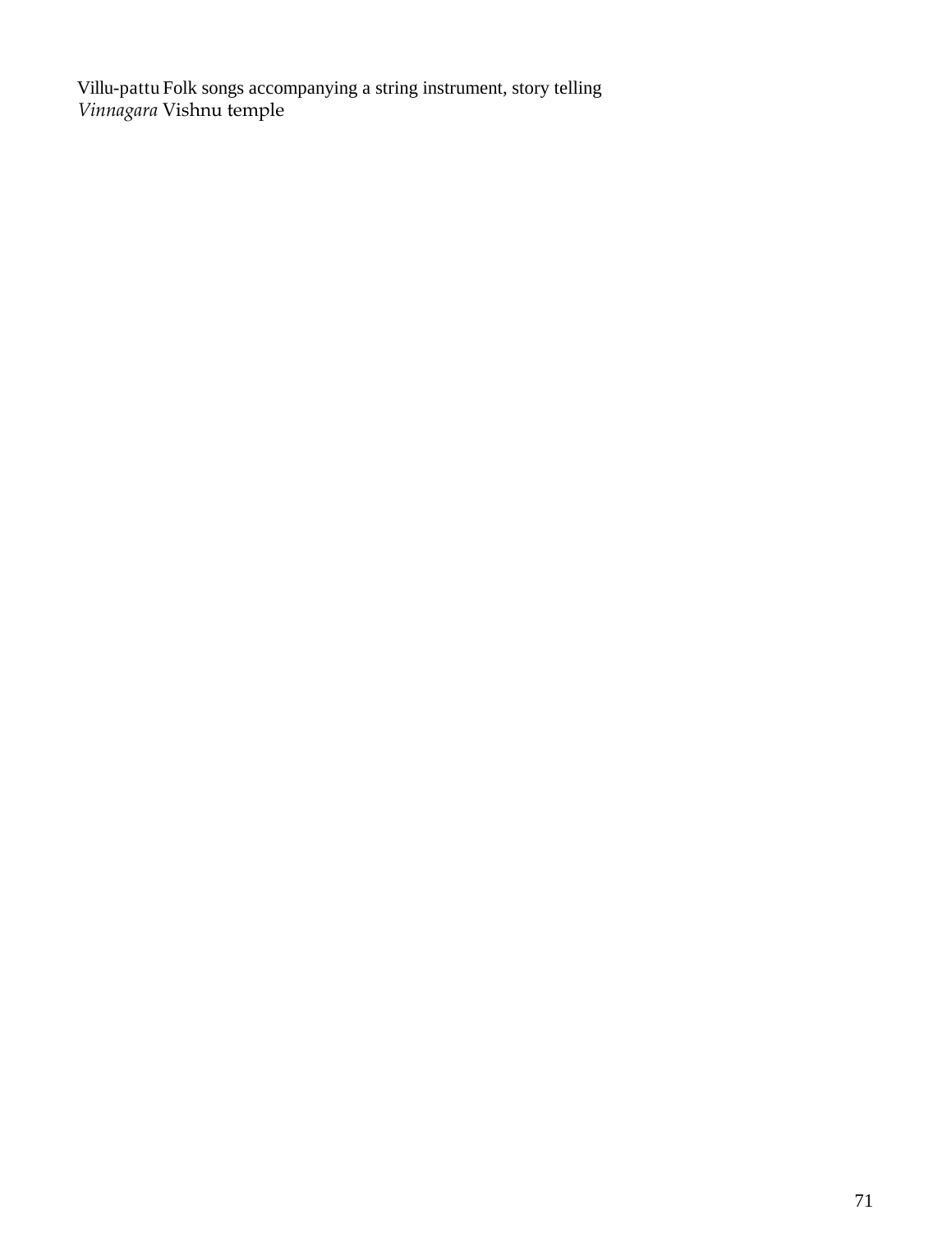Villu-pattu Folk songs accompanying a string instrument, story telling
*Vinnagara* Vishnu temple